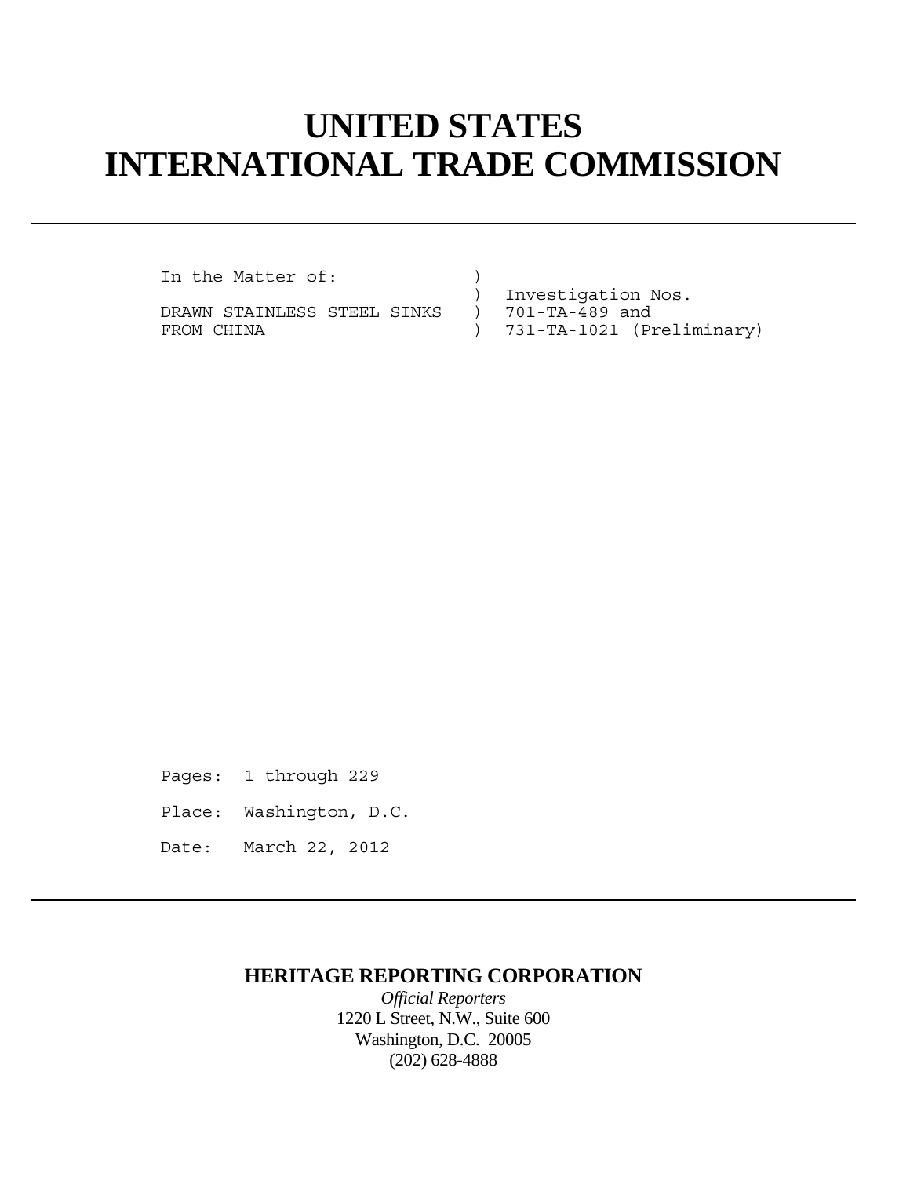# UNITED STATES
# INTERNATIONAL TRADE COMMISSION

---

```
In the Matter of:             )
                              )  Investigation Nos.
DRAWN STAINLESS STEEL SINKS   )  701-TA-489 and
FROM CHINA                    )  731-TA-1021 (Preliminary)
```

Pages: 1 through 229

Place: Washington, D.C.

Date: March 22, 2012

---

**HERITAGE REPORTING CORPORATION**

*Official Reporters*

1220 L Street, N.W., Suite 600

Washington, D.C. 20005

(202) 628-4888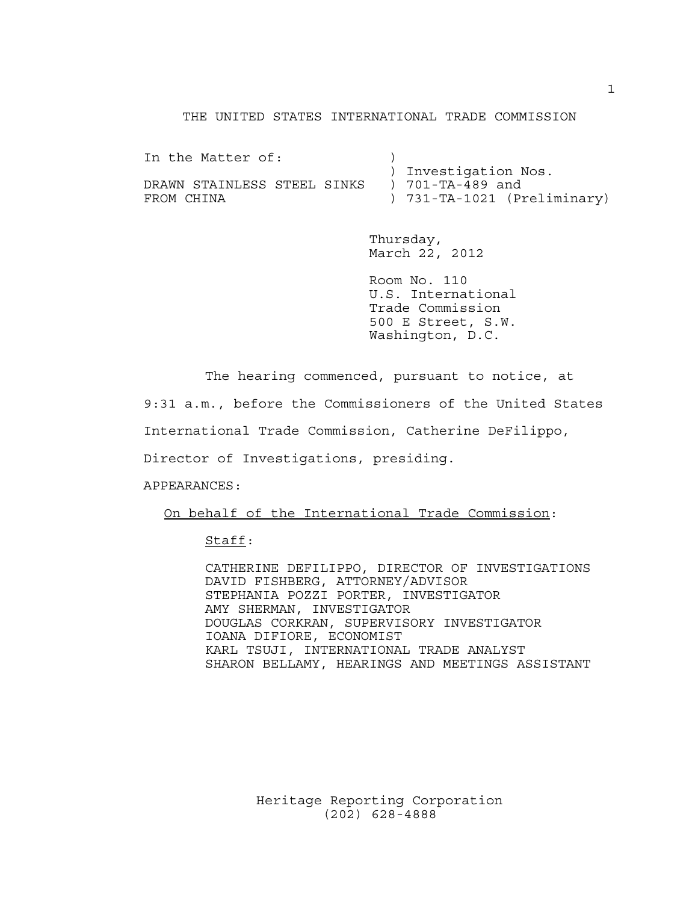THE UNITED STATES INTERNATIONAL TRADE COMMISSION

| | |
|---|---|
| In the Matter of: | ) |
| | ) Investigation Nos. |
| DRAWN STAINLESS STEEL SINKS | ) 701-TA-489 and |
| FROM CHINA | ) 731-TA-1021 (Preliminary) |

Thursday,
March 22, 2012

Room No. 110
U.S. International
Trade Commission
500 E Street, S.W.
Washington, D.C.

The hearing commenced, pursuant to notice, at 9:31 a.m., before the Commissioners of the United States International Trade Commission, Catherine DeFilippo, Director of Investigations, presiding.

APPEARANCES:

<u>On behalf of the International Trade Commission</u>:

<u>Staff</u>:

CATHERINE DEFILIPPO, DIRECTOR OF INVESTIGATIONS
DAVID FISHBERG, ATTORNEY/ADVISOR
STEPHANIA POZZI PORTER, INVESTIGATOR
AMY SHERMAN, INVESTIGATOR
DOUGLAS CORKRAN, SUPERVISORY INVESTIGATOR
IOANA DIFIORE, ECONOMIST
KARL TSUJI, INTERNATIONAL TRADE ANALYST
SHARON BELLAMY, HEARINGS AND MEETINGS ASSISTANT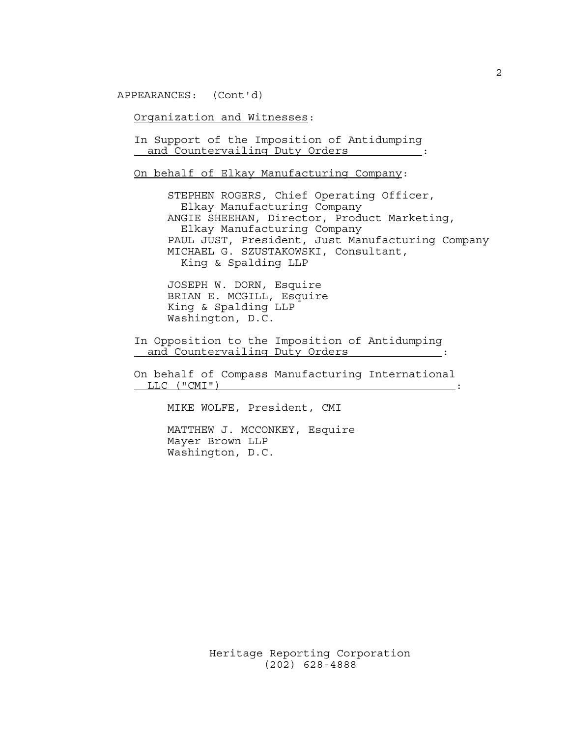APPEARANCES: (Cont'd)

Organization and Witnesses:

In Support of the Imposition of Antidumping and Countervailing Duty Orders:

On behalf of Elkay Manufacturing Company:

STEPHEN ROGERS, Chief Operating Officer, Elkay Manufacturing Company
ANGIE SHEEHAN, Director, Product Marketing, Elkay Manufacturing Company
PAUL JUST, President, Just Manufacturing Company
MICHAEL G. SZUSTAKOWSKI, Consultant, King & Spalding LLP

JOSEPH W. DORN, Esquire
BRIAN E. MCGILL, Esquire
King & Spalding LLP
Washington, D.C.

In Opposition to the Imposition of Antidumping and Countervailing Duty Orders:

On behalf of Compass Manufacturing International LLC ("CMI"):

MIKE WOLFE, President, CMI

MATTHEW J. MCCONKEY, Esquire
Mayer Brown LLP
Washington, D.C.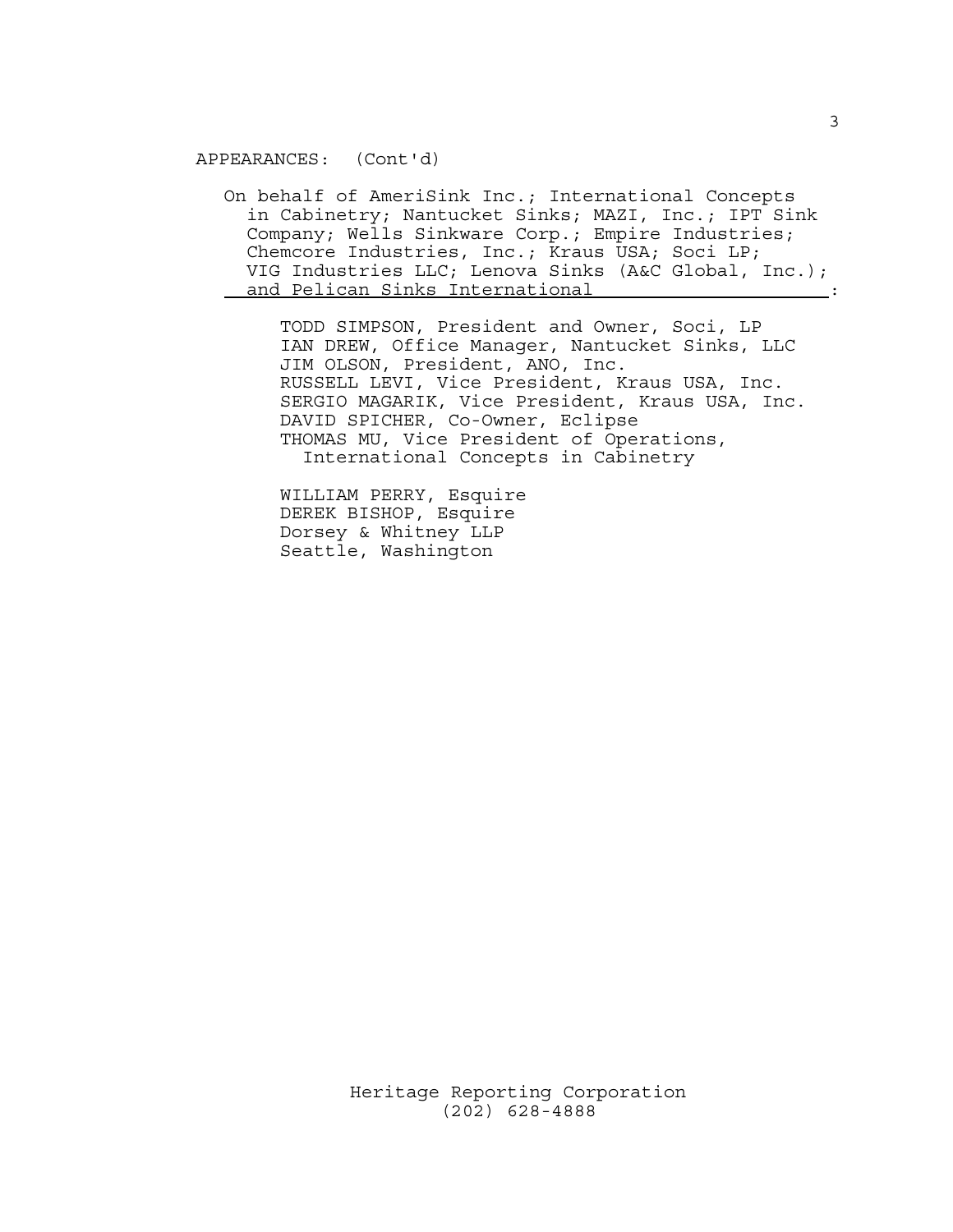APPEARANCES: (Cont'd)

On behalf of AmeriSink Inc.; International Concepts in Cabinetry; Nantucket Sinks; MAZI, Inc.; IPT Sink Company; Wells Sinkware Corp.; Empire Industries; Chemcore Industries, Inc.; Kraus USA; Soci LP; VIG Industries LLC; Lenova Sinks (A&C Global, Inc.); and Pelican Sinks International:

TODD SIMPSON, President and Owner, Soci, LP
IAN DREW, Office Manager, Nantucket Sinks, LLC
JIM OLSON, President, ANO, Inc.
RUSSELL LEVI, Vice President, Kraus USA, Inc.
SERGIO MAGARIK, Vice President, Kraus USA, Inc.
DAVID SPICHER, Co-Owner, Eclipse
THOMAS MU, Vice President of Operations, International Concepts in Cabinetry

WILLIAM PERRY, Esquire
DEREK BISHOP, Esquire
Dorsey & Whitney LLP
Seattle, Washington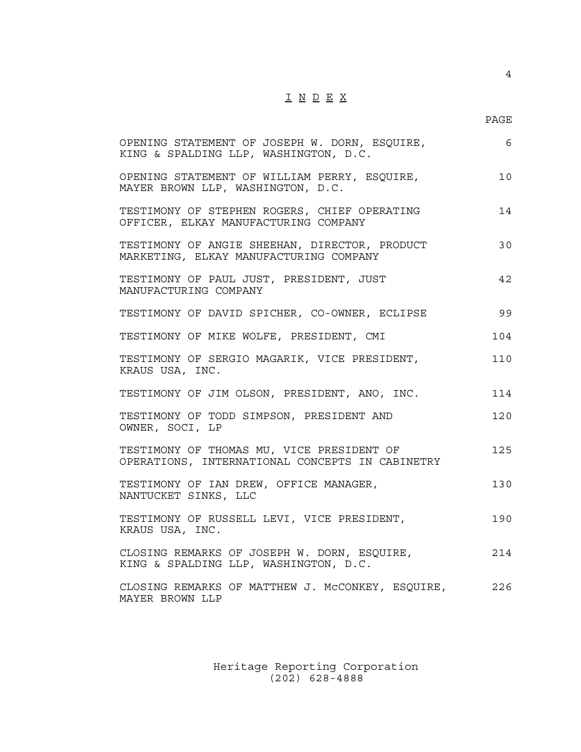# I N D E X

| | PAGE |
|---|---|
| OPENING STATEMENT OF JOSEPH W. DORN, ESQUIRE, KING & SPALDING LLP, WASHINGTON, D.C. | 6 |
| OPENING STATEMENT OF WILLIAM PERRY, ESQUIRE, MAYER BROWN LLP, WASHINGTON, D.C. | 10 |
| TESTIMONY OF STEPHEN ROGERS, CHIEF OPERATING OFFICER, ELKAY MANUFACTURING COMPANY | 14 |
| TESTIMONY OF ANGIE SHEEHAN, DIRECTOR, PRODUCT MARKETING, ELKAY MANUFACTURING COMPANY | 30 |
| TESTIMONY OF PAUL JUST, PRESIDENT, JUST MANUFACTURING COMPANY | 42 |
| TESTIMONY OF DAVID SPICHER, CO-OWNER, ECLIPSE | 99 |
| TESTIMONY OF MIKE WOLFE, PRESIDENT, CMI | 104 |
| TESTIMONY OF SERGIO MAGARIK, VICE PRESIDENT, KRAUS USA, INC. | 110 |
| TESTIMONY OF JIM OLSON, PRESIDENT, ANO, INC. | 114 |
| TESTIMONY OF TODD SIMPSON, PRESIDENT AND OWNER, SOCI, LP | 120 |
| TESTIMONY OF THOMAS MU, VICE PRESIDENT OF OPERATIONS, INTERNATIONAL CONCEPTS IN CABINETRY | 125 |
| TESTIMONY OF IAN DREW, OFFICE MANAGER, NANTUCKET SINKS, LLC | 130 |
| TESTIMONY OF RUSSELL LEVI, VICE PRESIDENT, KRAUS USA, INC. | 190 |
| CLOSING REMARKS OF JOSEPH W. DORN, ESQUIRE, KING & SPALDING LLP, WASHINGTON, D.C. | 214 |
| CLOSING REMARKS OF MATTHEW J. McCONKEY, ESQUIRE, MAYER BROWN LLP | 226 |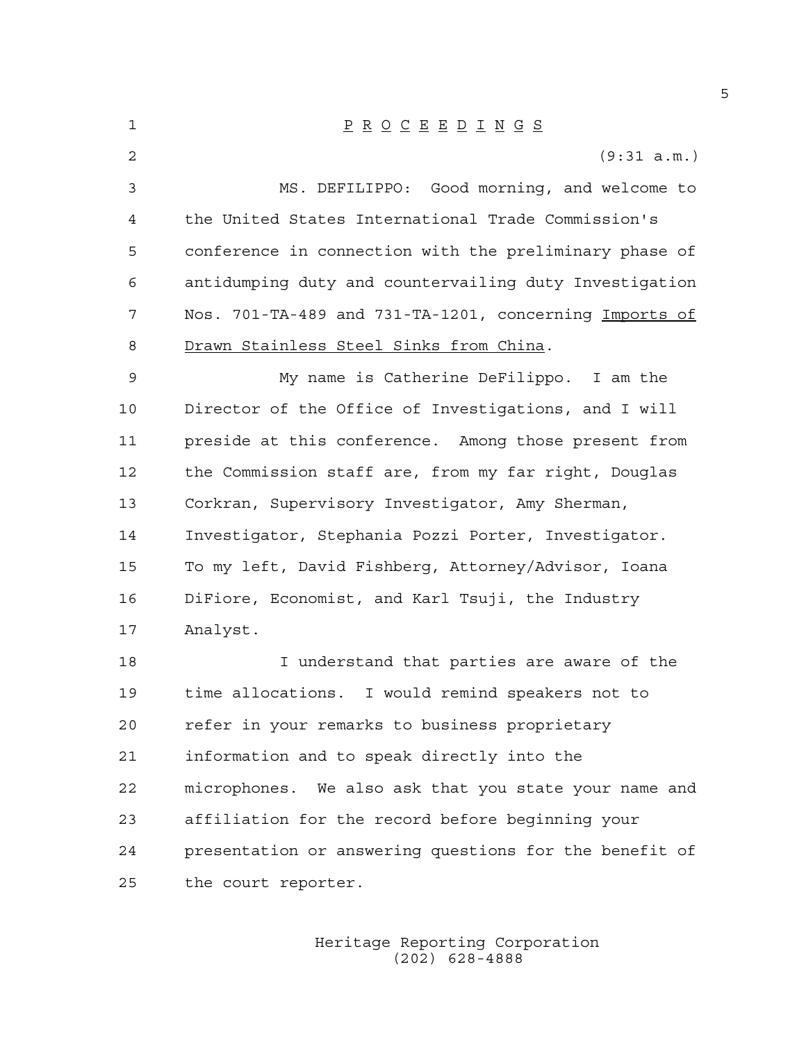P R O C E E D I N G S

(9:31 a.m.)

MS. DEFILIPPO: Good morning, and welcome to the United States International Trade Commission's conference in connection with the preliminary phase of antidumping duty and countervailing duty Investigation Nos. 701-TA-489 and 731-TA-1201, concerning Imports of Drawn Stainless Steel Sinks from China.

My name is Catherine DeFilippo. I am the Director of the Office of Investigations, and I will preside at this conference. Among those present from the Commission staff are, from my far right, Douglas Corkran, Supervisory Investigator, Amy Sherman, Investigator, Stephania Pozzi Porter, Investigator. To my left, David Fishberg, Attorney/Advisor, Ioana DiFiore, Economist, and Karl Tsuji, the Industry Analyst.

I understand that parties are aware of the time allocations. I would remind speakers not to refer in your remarks to business proprietary information and to speak directly into the microphones. We also ask that you state your name and affiliation for the record before beginning your presentation or answering questions for the benefit of the court reporter.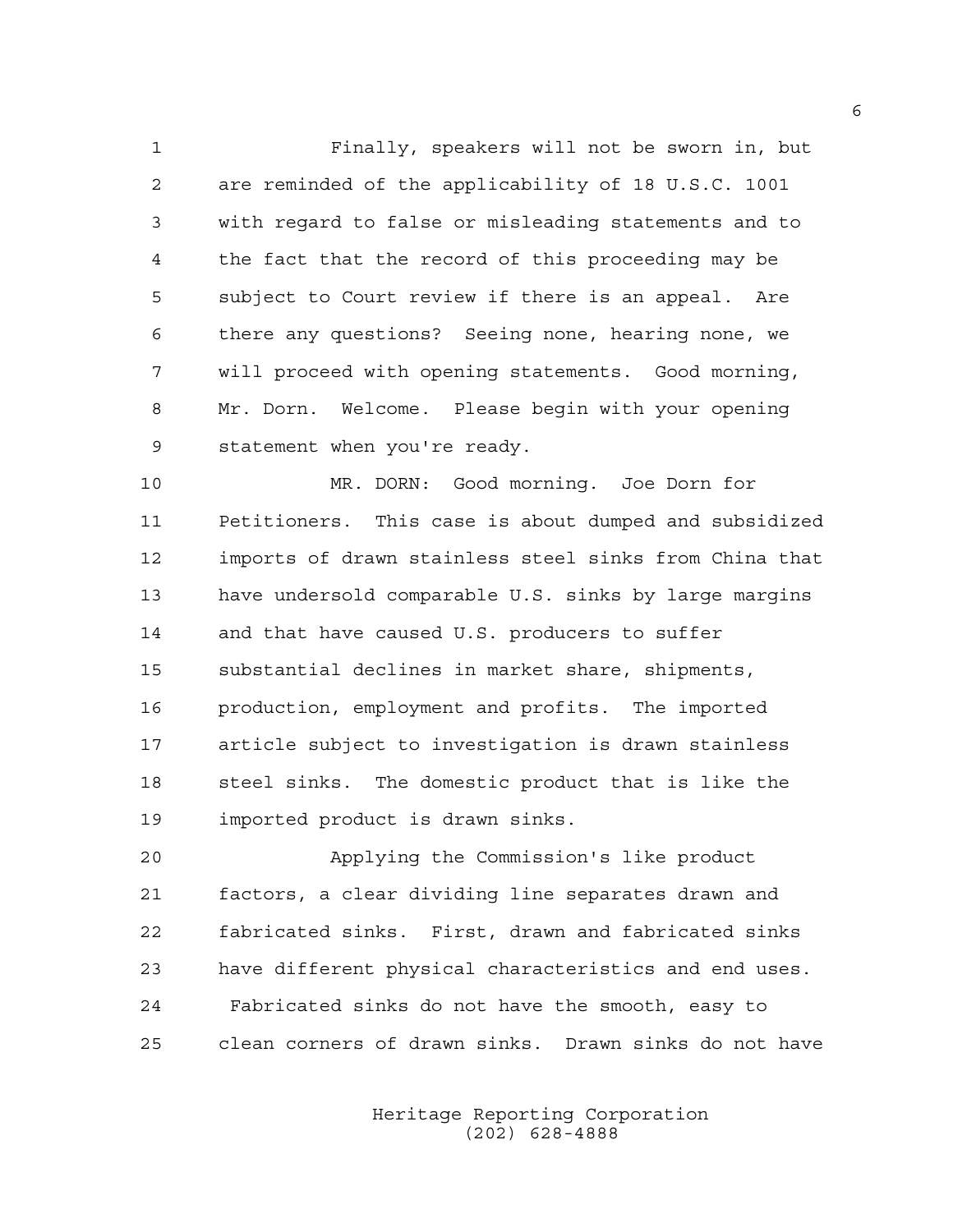Finally, speakers will not be sworn in, but are reminded of the applicability of 18 U.S.C. 1001 with regard to false or misleading statements and to the fact that the record of this proceeding may be subject to Court review if there is an appeal. Are there any questions? Seeing none, hearing none, we will proceed with opening statements. Good morning, Mr. Dorn. Welcome. Please begin with your opening statement when you're ready.

MR. DORN: Good morning. Joe Dorn for Petitioners. This case is about dumped and subsidized imports of drawn stainless steel sinks from China that have undersold comparable U.S. sinks by large margins and that have caused U.S. producers to suffer substantial declines in market share, shipments, production, employment and profits. The imported article subject to investigation is drawn stainless steel sinks. The domestic product that is like the imported product is drawn sinks.

Applying the Commission's like product factors, a clear dividing line separates drawn and fabricated sinks. First, drawn and fabricated sinks have different physical characteristics and end uses. Fabricated sinks do not have the smooth, easy to clean corners of drawn sinks. Drawn sinks do not have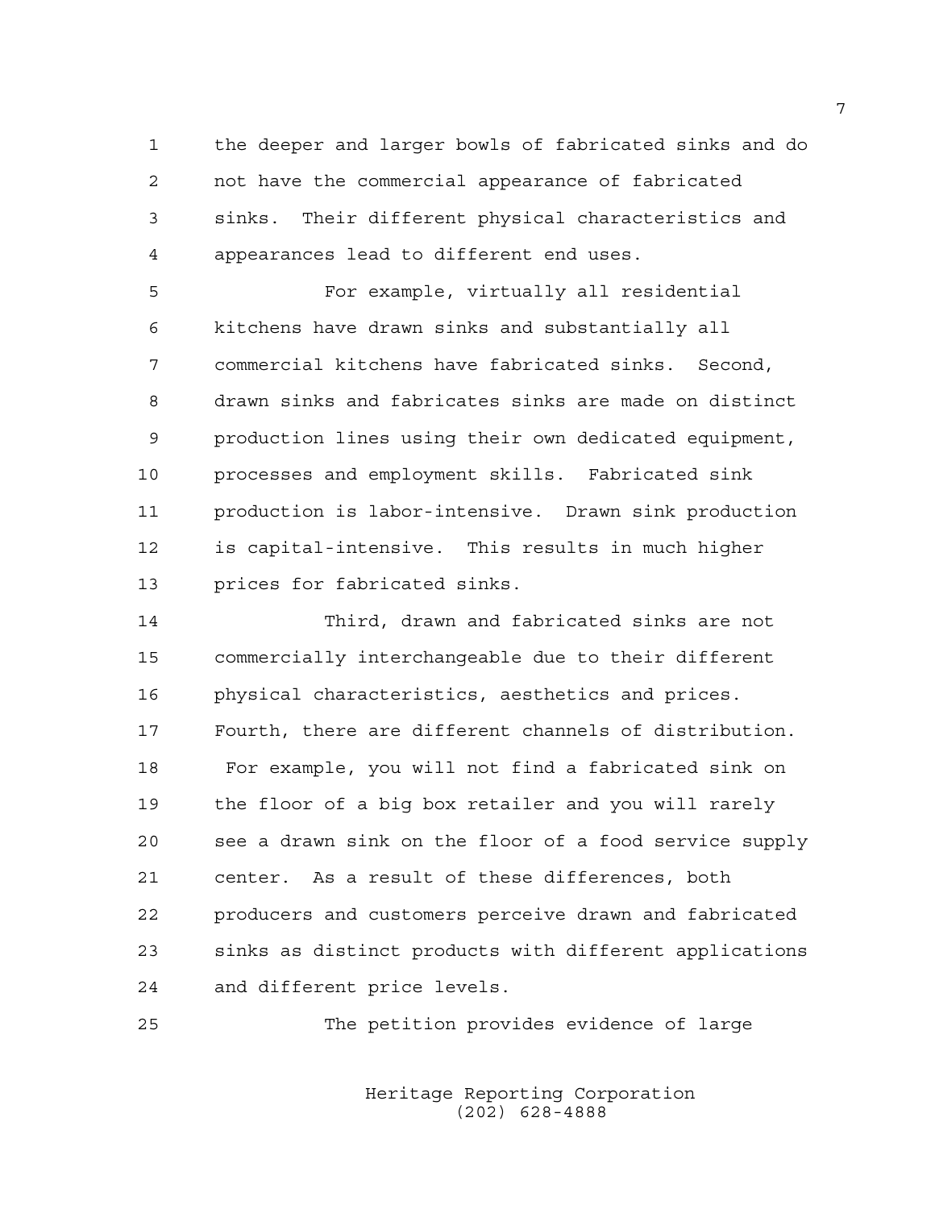the deeper and larger bowls of fabricated sinks and do not have the commercial appearance of fabricated sinks. Their different physical characteristics and appearances lead to different end uses.

For example, virtually all residential kitchens have drawn sinks and substantially all commercial kitchens have fabricated sinks. Second, drawn sinks and fabricates sinks are made on distinct production lines using their own dedicated equipment, processes and employment skills. Fabricated sink production is labor-intensive. Drawn sink production is capital-intensive. This results in much higher prices for fabricated sinks.

Third, drawn and fabricated sinks are not commercially interchangeable due to their different physical characteristics, aesthetics and prices. Fourth, there are different channels of distribution. For example, you will not find a fabricated sink on the floor of a big box retailer and you will rarely see a drawn sink on the floor of a food service supply center. As a result of these differences, both producers and customers perceive drawn and fabricated sinks as distinct products with different applications and different price levels.

The petition provides evidence of large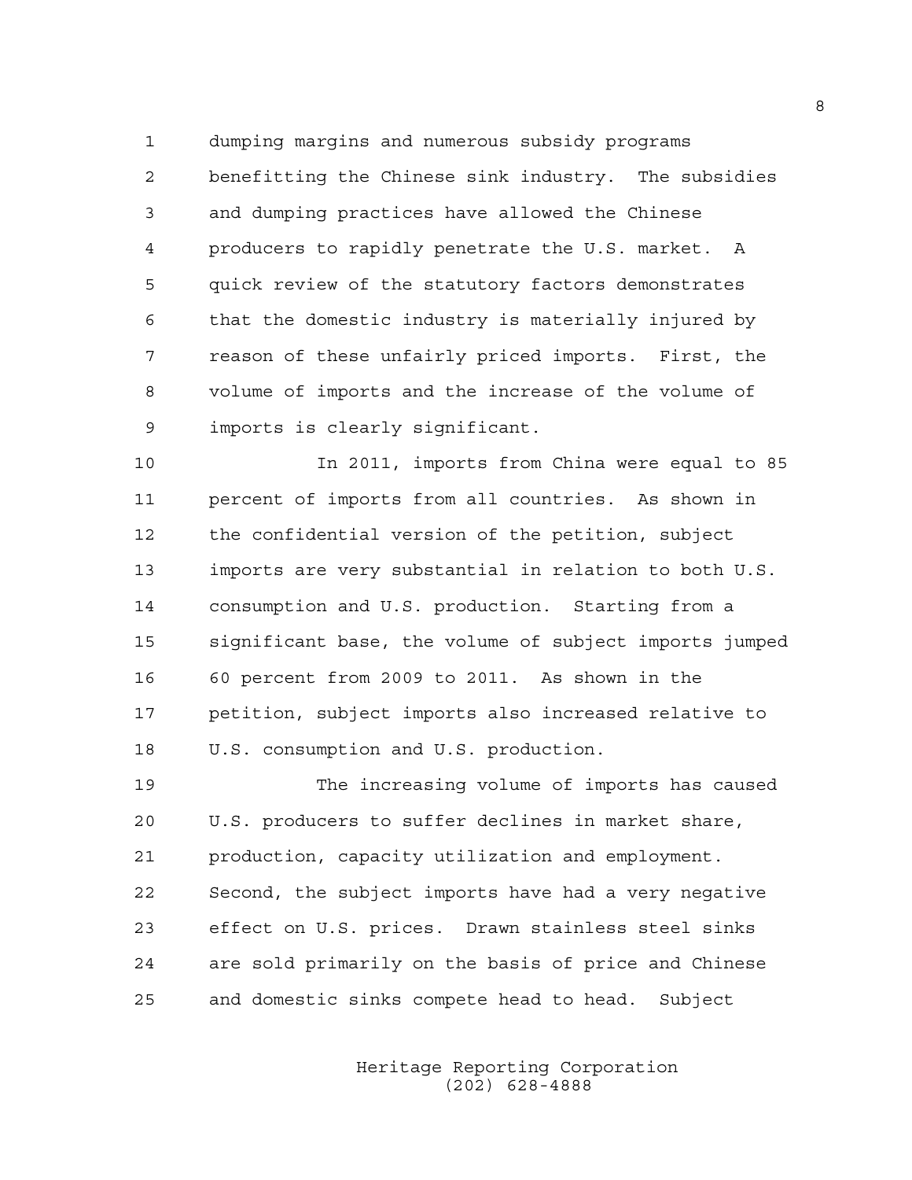dumping margins and numerous subsidy programs benefitting the Chinese sink industry. The subsidies and dumping practices have allowed the Chinese producers to rapidly penetrate the U.S. market. A quick review of the statutory factors demonstrates that the domestic industry is materially injured by reason of these unfairly priced imports. First, the volume of imports and the increase of the volume of imports is clearly significant.

In 2011, imports from China were equal to 85 percent of imports from all countries. As shown in the confidential version of the petition, subject imports are very substantial in relation to both U.S. consumption and U.S. production. Starting from a significant base, the volume of subject imports jumped 60 percent from 2009 to 2011. As shown in the petition, subject imports also increased relative to U.S. consumption and U.S. production.

The increasing volume of imports has caused U.S. producers to suffer declines in market share, production, capacity utilization and employment. Second, the subject imports have had a very negative effect on U.S. prices. Drawn stainless steel sinks are sold primarily on the basis of price and Chinese and domestic sinks compete head to head. Subject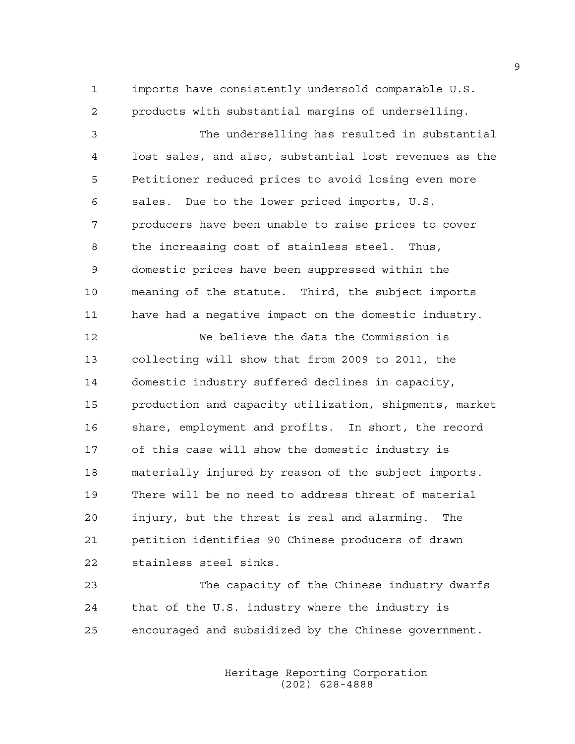imports have consistently undersold comparable U.S. products with substantial margins of underselling.

The underselling has resulted in substantial lost sales, and also, substantial lost revenues as the Petitioner reduced prices to avoid losing even more sales. Due to the lower priced imports, U.S. producers have been unable to raise prices to cover the increasing cost of stainless steel. Thus, domestic prices have been suppressed within the meaning of the statute. Third, the subject imports have had a negative impact on the domestic industry.

We believe the data the Commission is collecting will show that from 2009 to 2011, the domestic industry suffered declines in capacity, production and capacity utilization, shipments, market share, employment and profits. In short, the record of this case will show the domestic industry is materially injured by reason of the subject imports. There will be no need to address threat of material injury, but the threat is real and alarming. The petition identifies 90 Chinese producers of drawn stainless steel sinks.

The capacity of the Chinese industry dwarfs that of the U.S. industry where the industry is encouraged and subsidized by the Chinese government.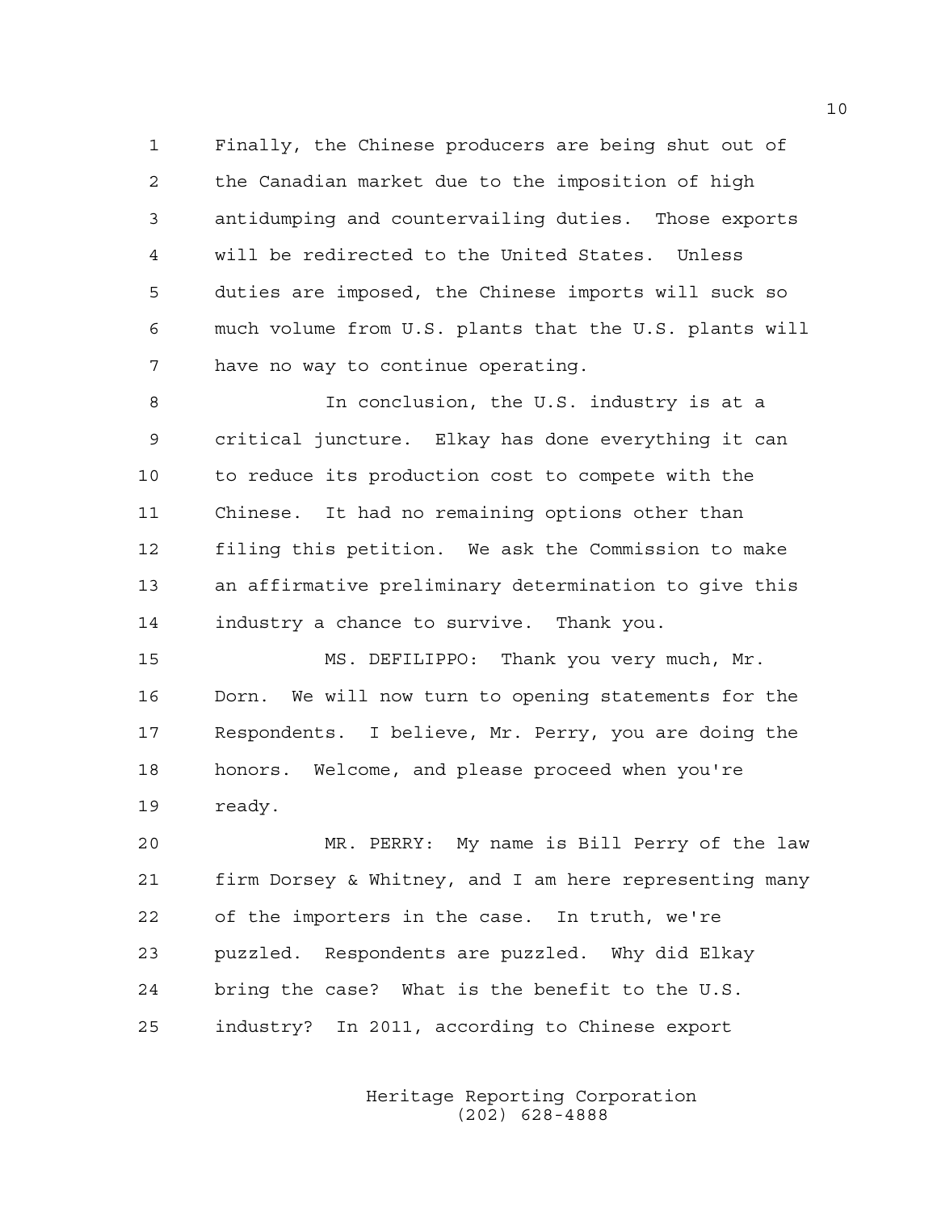Finally, the Chinese producers are being shut out of the Canadian market due to the imposition of high antidumping and countervailing duties. Those exports will be redirected to the United States. Unless duties are imposed, the Chinese imports will suck so much volume from U.S. plants that the U.S. plants will have no way to continue operating.

In conclusion, the U.S. industry is at a critical juncture. Elkay has done everything it can to reduce its production cost to compete with the Chinese. It had no remaining options other than filing this petition. We ask the Commission to make an affirmative preliminary determination to give this industry a chance to survive. Thank you.

MS. DEFILIPPO: Thank you very much, Mr. Dorn. We will now turn to opening statements for the Respondents. I believe, Mr. Perry, you are doing the honors. Welcome, and please proceed when you're ready.

MR. PERRY: My name is Bill Perry of the law firm Dorsey & Whitney, and I am here representing many of the importers in the case. In truth, we're puzzled. Respondents are puzzled. Why did Elkay bring the case? What is the benefit to the U.S. industry? In 2011, according to Chinese export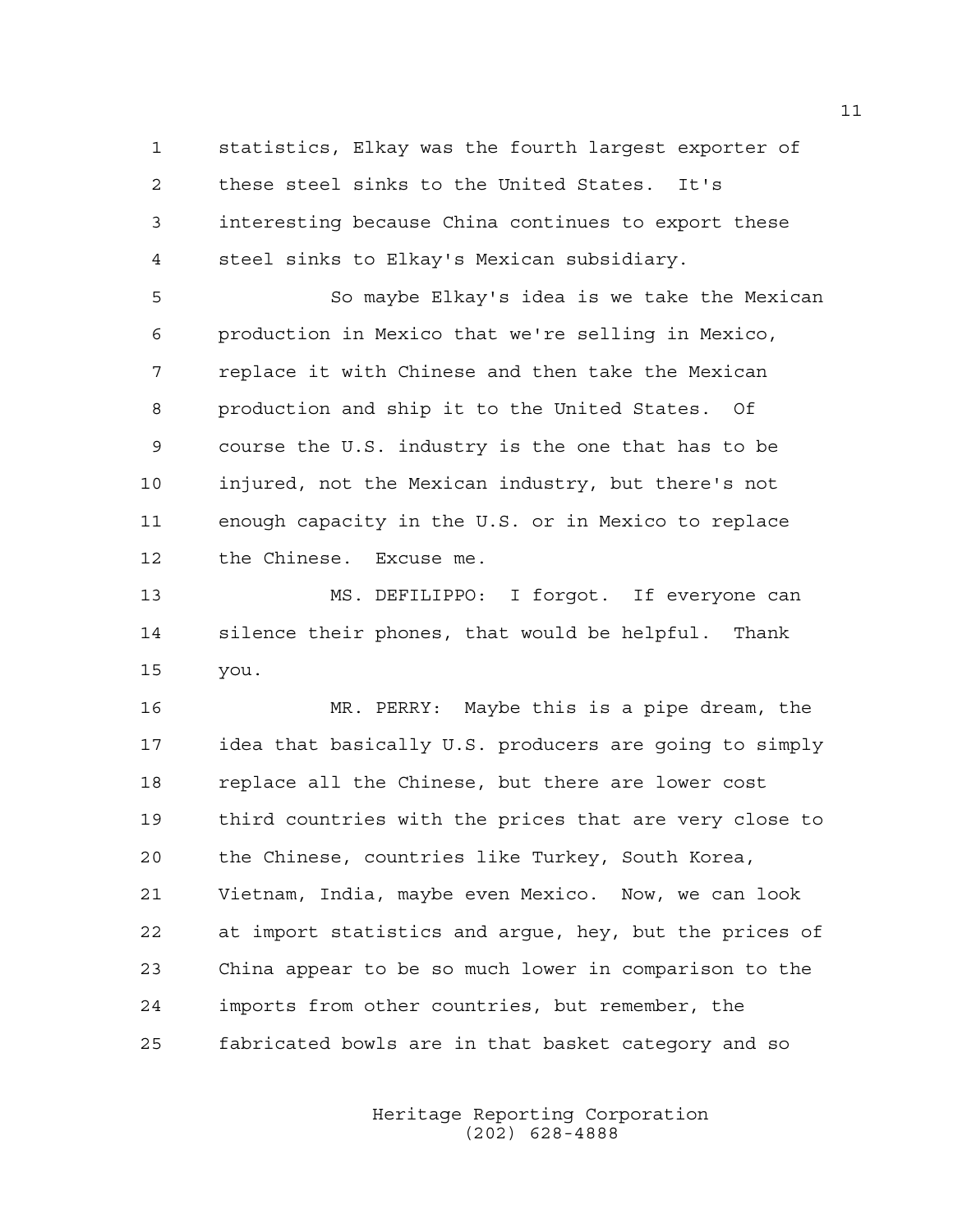statistics, Elkay was the fourth largest exporter of these steel sinks to the United States. It's interesting because China continues to export these steel sinks to Elkay's Mexican subsidiary.

So maybe Elkay's idea is we take the Mexican production in Mexico that we're selling in Mexico, replace it with Chinese and then take the Mexican production and ship it to the United States. Of course the U.S. industry is the one that has to be injured, not the Mexican industry, but there's not enough capacity in the U.S. or in Mexico to replace the Chinese. Excuse me.

MS. DEFILIPPO: I forgot. If everyone can silence their phones, that would be helpful. Thank you.

MR. PERRY: Maybe this is a pipe dream, the idea that basically U.S. producers are going to simply replace all the Chinese, but there are lower cost third countries with the prices that are very close to the Chinese, countries like Turkey, South Korea, Vietnam, India, maybe even Mexico. Now, we can look at import statistics and argue, hey, but the prices of China appear to be so much lower in comparison to the imports from other countries, but remember, the fabricated bowls are in that basket category and so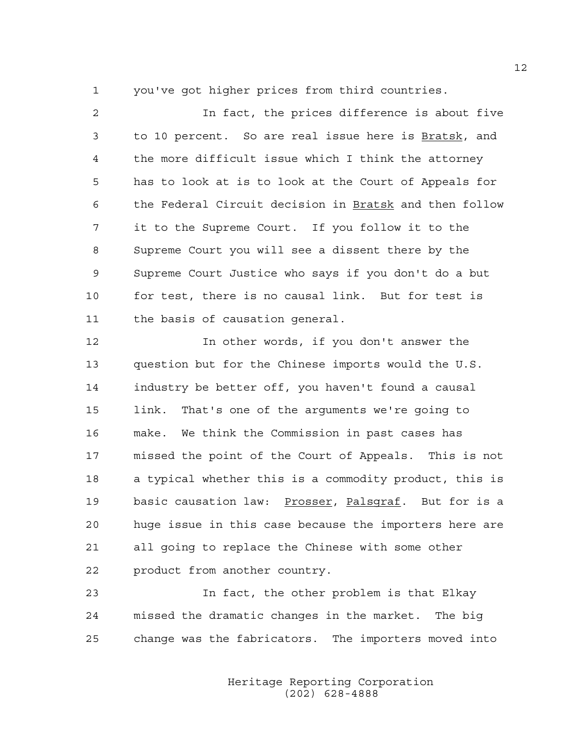you've got higher prices from third countries.

In fact, the prices difference is about five to 10 percent. So are real issue here is _Bratsk_, and the more difficult issue which I think the attorney has to look at is to look at the Court of Appeals for the Federal Circuit decision in _Bratsk_ and then follow it to the Supreme Court. If you follow it to the Supreme Court you will see a dissent there by the Supreme Court Justice who says if you don't do a but for test, there is no causal link. But for test is the basis of causation general.

In other words, if you don't answer the question but for the Chinese imports would the U.S. industry be better off, you haven't found a causal link. That's one of the arguments we're going to make. We think the Commission in past cases has missed the point of the Court of Appeals. This is not a typical whether this is a commodity product, this is basic causation law: _Prosser_, _Palsgraf_. But for is a huge issue in this case because the importers here are all going to replace the Chinese with some other product from another country.

In fact, the other problem is that Elkay missed the dramatic changes in the market. The big change was the fabricators. The importers moved into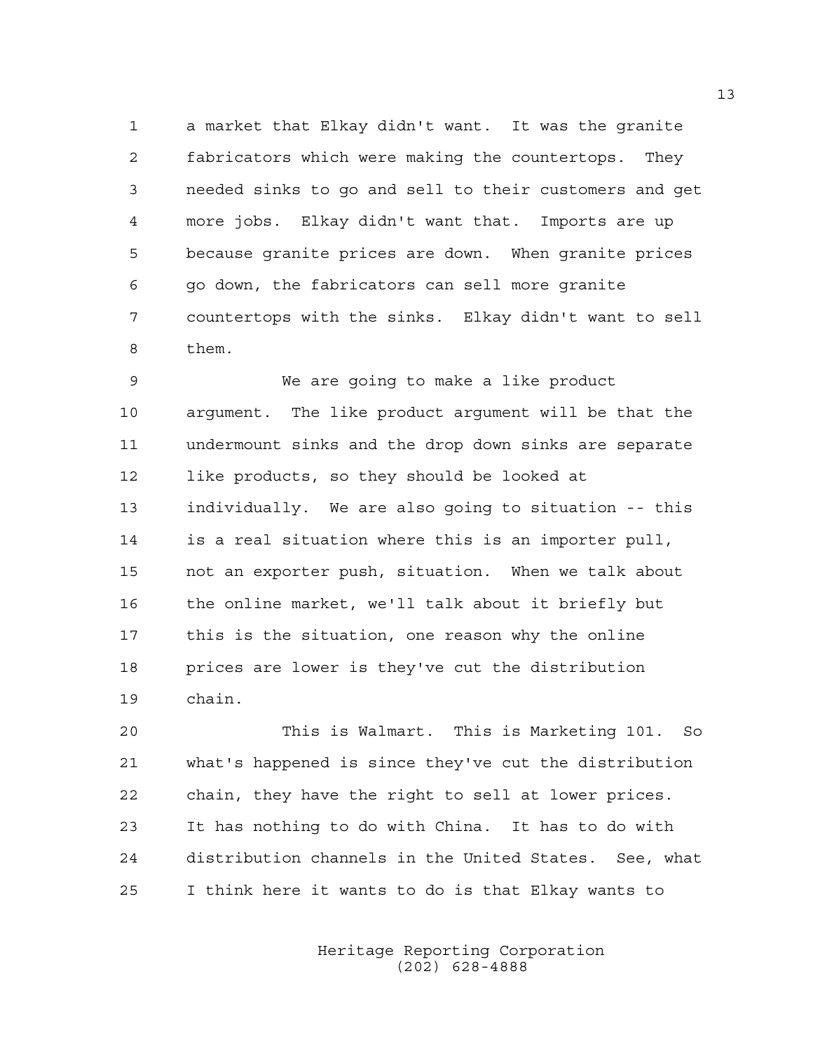a market that Elkay didn't want. It was the granite fabricators which were making the countertops. They needed sinks to go and sell to their customers and get more jobs. Elkay didn't want that. Imports are up because granite prices are down. When granite prices go down, the fabricators can sell more granite countertops with the sinks. Elkay didn't want to sell them.

We are going to make a like product argument. The like product argument will be that the undermount sinks and the drop down sinks are separate like products, so they should be looked at individually. We are also going to situation -- this is a real situation where this is an importer pull, not an exporter push, situation. When we talk about the online market, we'll talk about it briefly but this is the situation, one reason why the online prices are lower is they've cut the distribution chain.

This is Walmart. This is Marketing 101. So what's happened is since they've cut the distribution chain, they have the right to sell at lower prices. It has nothing to do with China. It has to do with distribution channels in the United States. See, what I think here it wants to do is that Elkay wants to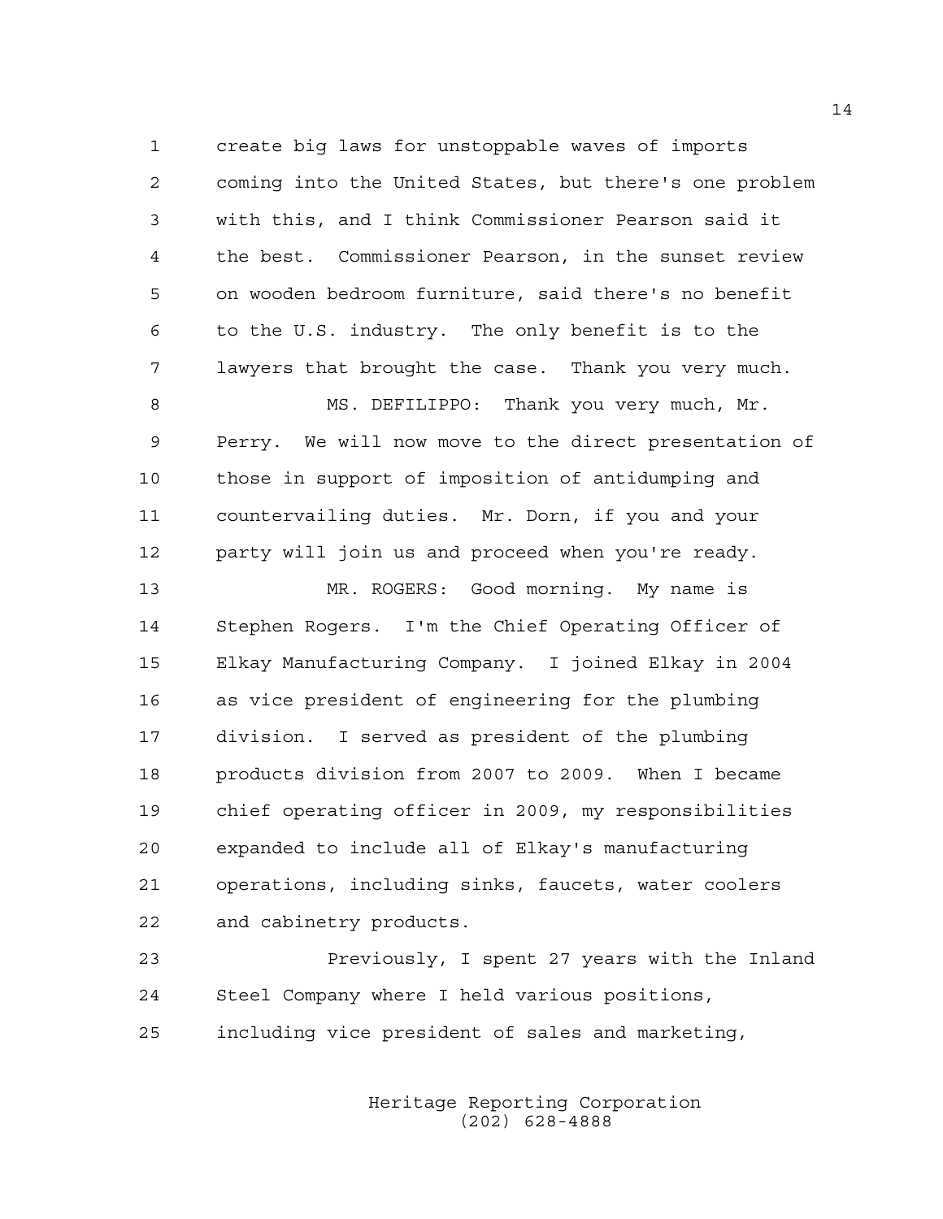create big laws for unstoppable waves of imports coming into the United States, but there's one problem with this, and I think Commissioner Pearson said it the best. Commissioner Pearson, in the sunset review on wooden bedroom furniture, said there's no benefit to the U.S. industry. The only benefit is to the lawyers that brought the case. Thank you very much.

MS. DEFILIPPO: Thank you very much, Mr. Perry. We will now move to the direct presentation of those in support of imposition of antidumping and countervailing duties. Mr. Dorn, if you and your party will join us and proceed when you're ready.

MR. ROGERS: Good morning. My name is Stephen Rogers. I'm the Chief Operating Officer of Elkay Manufacturing Company. I joined Elkay in 2004 as vice president of engineering for the plumbing division. I served as president of the plumbing products division from 2007 to 2009. When I became chief operating officer in 2009, my responsibilities expanded to include all of Elkay's manufacturing operations, including sinks, faucets, water coolers and cabinetry products.

Previously, I spent 27 years with the Inland Steel Company where I held various positions, including vice president of sales and marketing,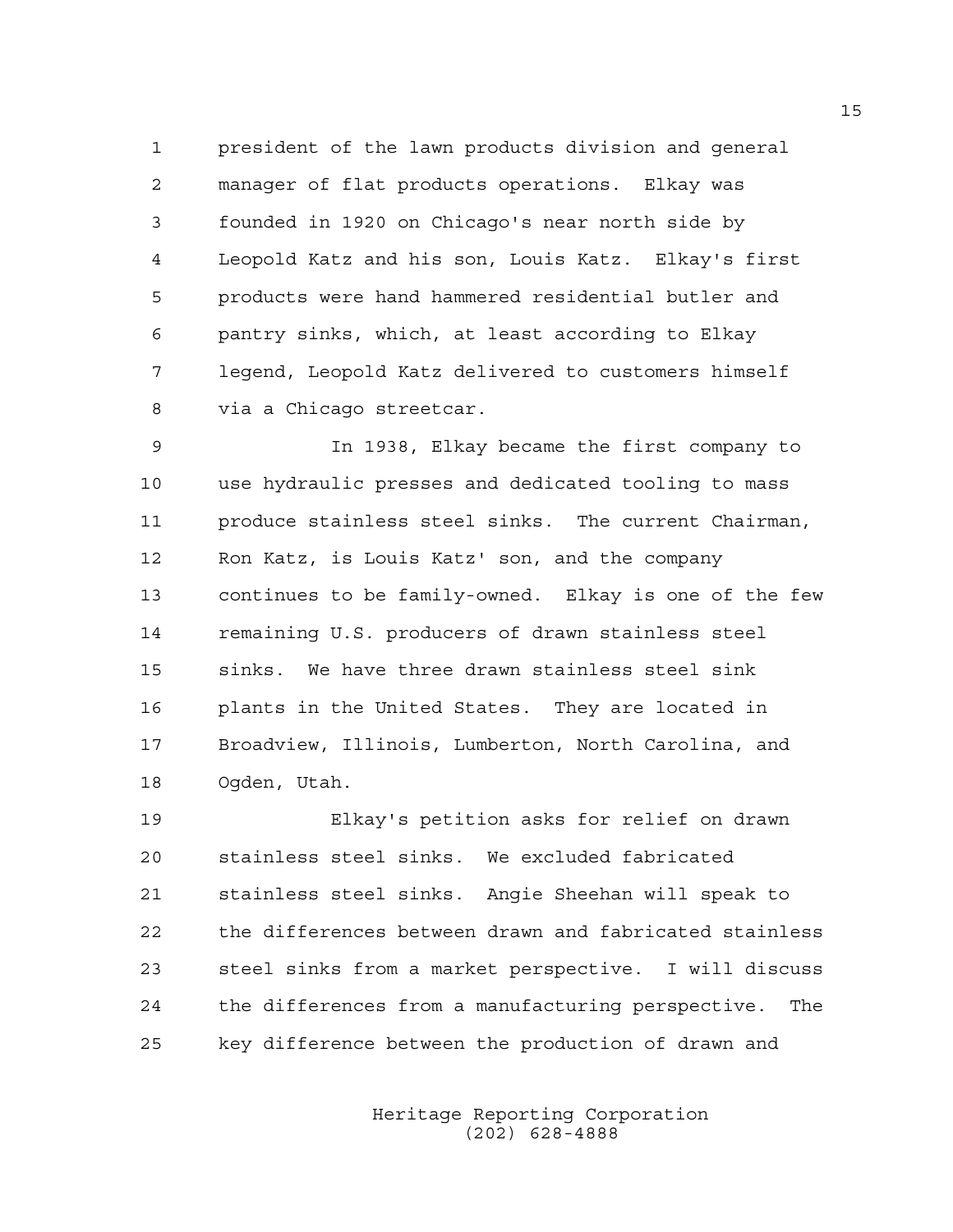president of the lawn products division and general manager of flat products operations. Elkay was founded in 1920 on Chicago's near north side by Leopold Katz and his son, Louis Katz. Elkay's first products were hand hammered residential butler and pantry sinks, which, at least according to Elkay legend, Leopold Katz delivered to customers himself via a Chicago streetcar.

In 1938, Elkay became the first company to use hydraulic presses and dedicated tooling to mass produce stainless steel sinks. The current Chairman, Ron Katz, is Louis Katz' son, and the company continues to be family-owned. Elkay is one of the few remaining U.S. producers of drawn stainless steel sinks. We have three drawn stainless steel sink plants in the United States. They are located in Broadview, Illinois, Lumberton, North Carolina, and Ogden, Utah.

Elkay's petition asks for relief on drawn stainless steel sinks. We excluded fabricated stainless steel sinks. Angie Sheehan will speak to the differences between drawn and fabricated stainless steel sinks from a market perspective. I will discuss the differences from a manufacturing perspective. The key difference between the production of drawn and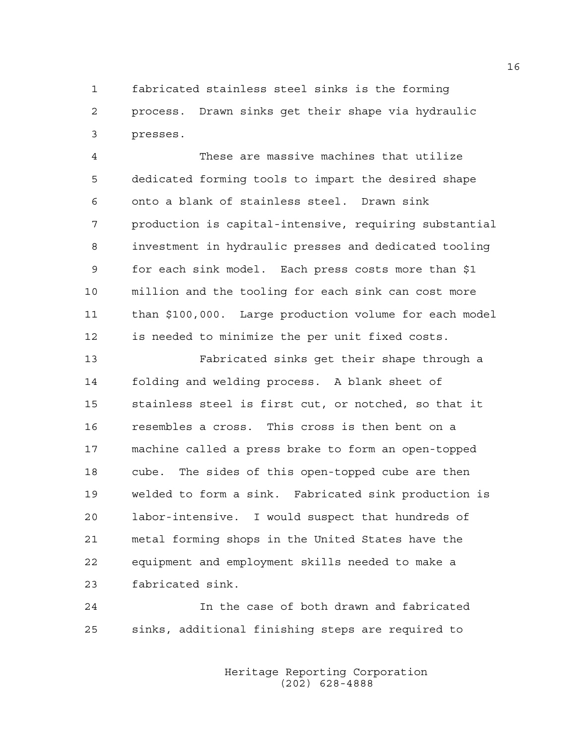fabricated stainless steel sinks is the forming process. Drawn sinks get their shape via hydraulic presses.

These are massive machines that utilize dedicated forming tools to impart the desired shape onto a blank of stainless steel. Drawn sink production is capital-intensive, requiring substantial investment in hydraulic presses and dedicated tooling for each sink model. Each press costs more than $1 million and the tooling for each sink can cost more than $100,000. Large production volume for each model is needed to minimize the per unit fixed costs.

Fabricated sinks get their shape through a folding and welding process. A blank sheet of stainless steel is first cut, or notched, so that it resembles a cross. This cross is then bent on a machine called a press brake to form an open-topped cube. The sides of this open-topped cube are then welded to form a sink. Fabricated sink production is labor-intensive. I would suspect that hundreds of metal forming shops in the United States have the equipment and employment skills needed to make a fabricated sink.

In the case of both drawn and fabricated sinks, additional finishing steps are required to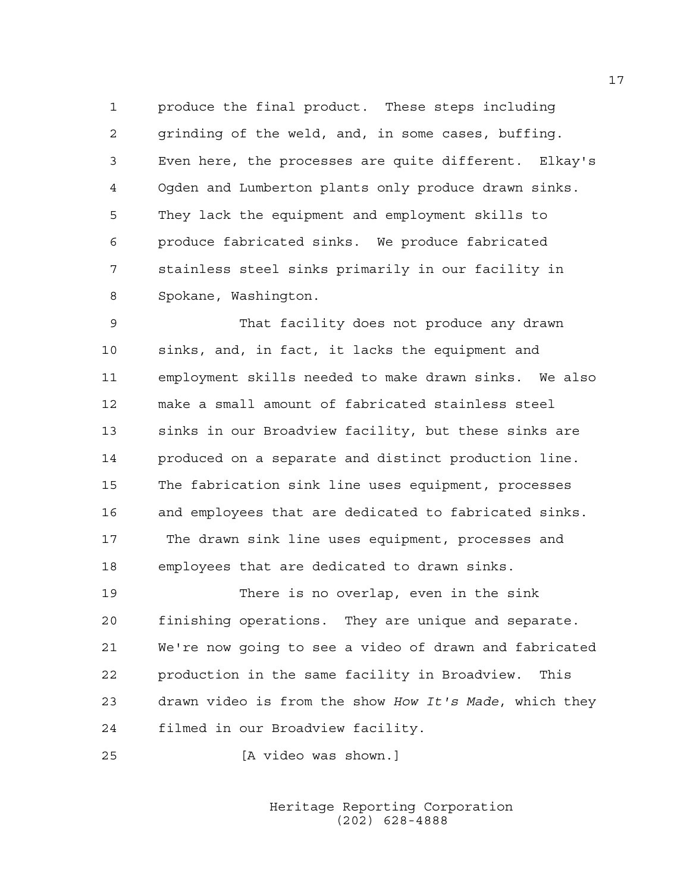produce the final product. These steps including grinding of the weld, and, in some cases, buffing. Even here, the processes are quite different. Elkay's Ogden and Lumberton plants only produce drawn sinks. They lack the equipment and employment skills to produce fabricated sinks. We produce fabricated stainless steel sinks primarily in our facility in Spokane, Washington.

That facility does not produce any drawn sinks, and, in fact, it lacks the equipment and employment skills needed to make drawn sinks. We also make a small amount of fabricated stainless steel sinks in our Broadview facility, but these sinks are produced on a separate and distinct production line. The fabrication sink line uses equipment, processes and employees that are dedicated to fabricated sinks. The drawn sink line uses equipment, processes and employees that are dedicated to drawn sinks.

There is no overlap, even in the sink finishing operations. They are unique and separate. We're now going to see a video of drawn and fabricated production in the same facility in Broadview. This drawn video is from the show *How It's Made*, which they filmed in our Broadview facility.

[A video was shown.]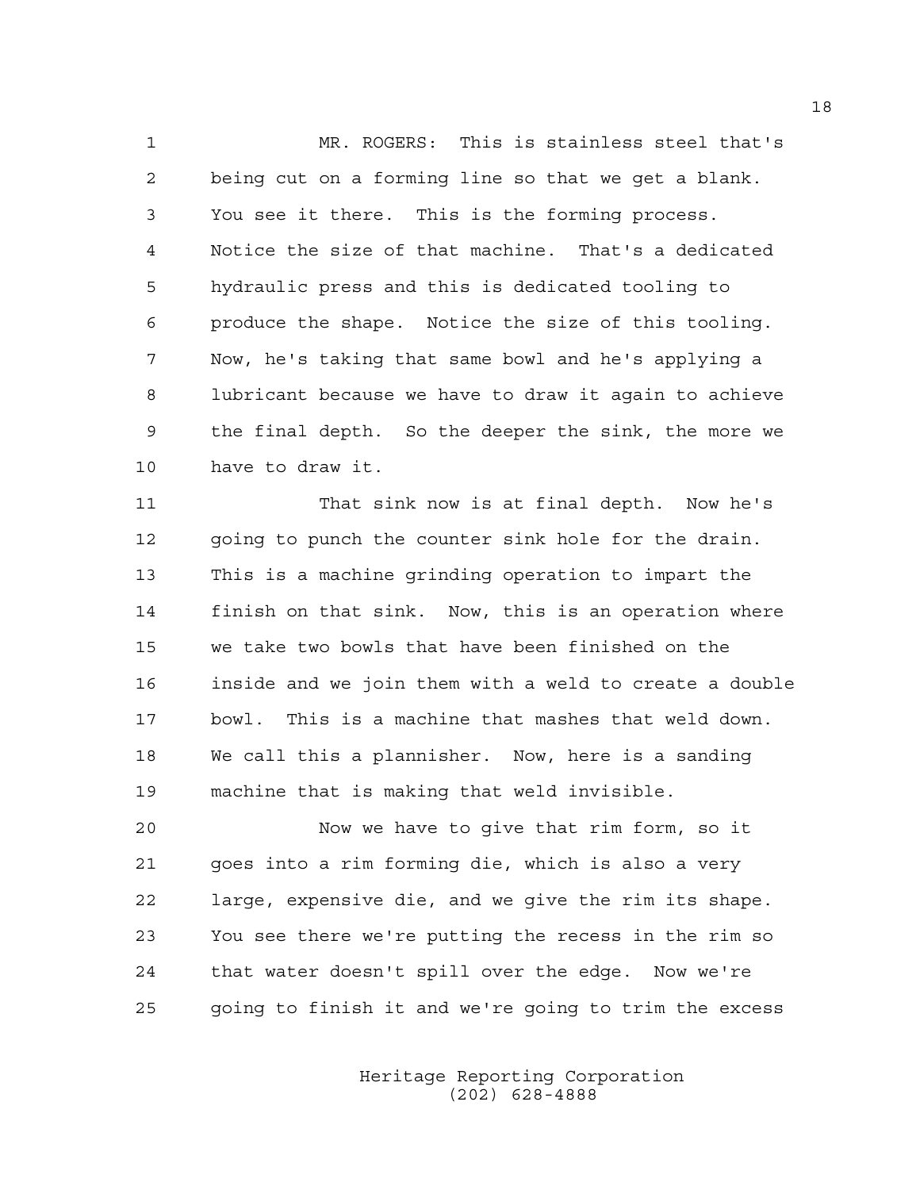MR. ROGERS: This is stainless steel that's being cut on a forming line so that we get a blank. You see it there. This is the forming process. Notice the size of that machine. That's a dedicated hydraulic press and this is dedicated tooling to produce the shape. Notice the size of this tooling. Now, he's taking that same bowl and he's applying a lubricant because we have to draw it again to achieve the final depth. So the deeper the sink, the more we have to draw it.

That sink now is at final depth. Now he's going to punch the counter sink hole for the drain. This is a machine grinding operation to impart the finish on that sink. Now, this is an operation where we take two bowls that have been finished on the inside and we join them with a weld to create a double bowl. This is a machine that mashes that weld down. We call this a plannisher. Now, here is a sanding machine that is making that weld invisible.

Now we have to give that rim form, so it goes into a rim forming die, which is also a very large, expensive die, and we give the rim its shape. You see there we're putting the recess in the rim so that water doesn't spill over the edge. Now we're going to finish it and we're going to trim the excess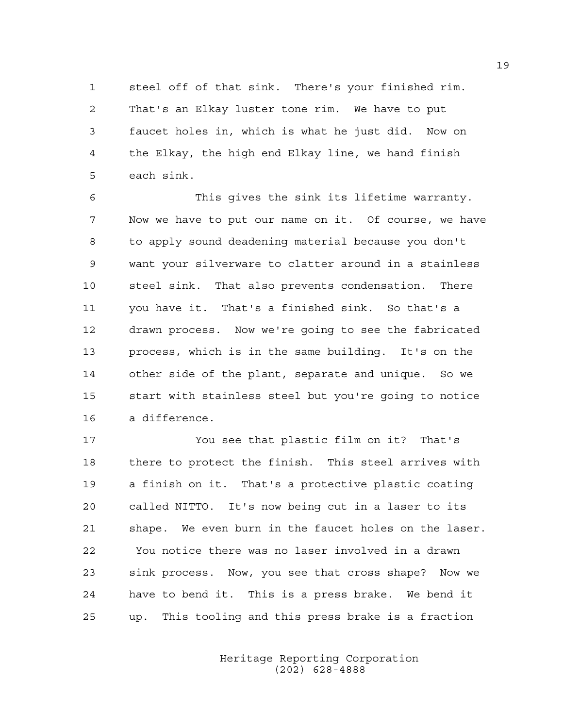steel off of that sink. There's your finished rim. That's an Elkay luster tone rim. We have to put faucet holes in, which is what he just did. Now on the Elkay, the high end Elkay line, we hand finish each sink.

This gives the sink its lifetime warranty. Now we have to put our name on it. Of course, we have to apply sound deadening material because you don't want your silverware to clatter around in a stainless steel sink. That also prevents condensation. There you have it. That's a finished sink. So that's a drawn process. Now we're going to see the fabricated process, which is in the same building. It's on the other side of the plant, separate and unique. So we start with stainless steel but you're going to notice a difference.

You see that plastic film on it? That's there to protect the finish. This steel arrives with a finish on it. That's a protective plastic coating called NITTO. It's now being cut in a laser to its shape. We even burn in the faucet holes on the laser. You notice there was no laser involved in a drawn sink process. Now, you see that cross shape? Now we have to bend it. This is a press brake. We bend it up. This tooling and this press brake is a fraction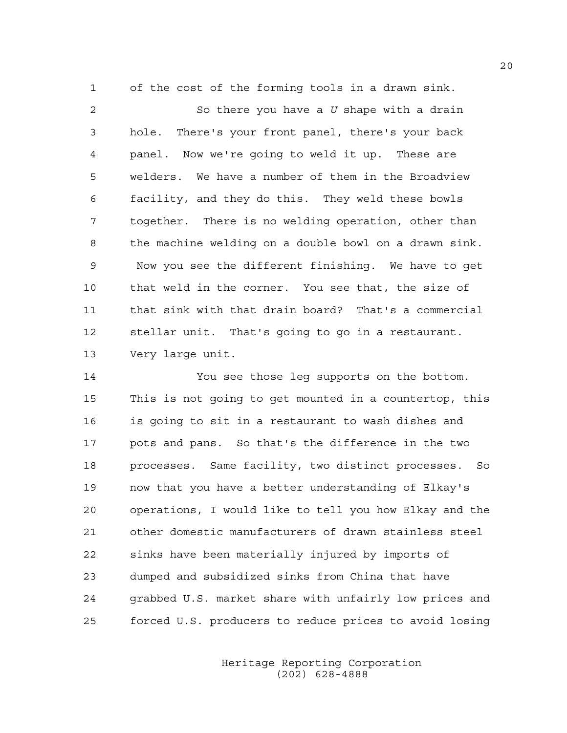of the cost of the forming tools in a drawn sink.

So there you have a *U* shape with a drain hole. There's your front panel, there's your back panel. Now we're going to weld it up. These are welders. We have a number of them in the Broadview facility, and they do this. They weld these bowls together. There is no welding operation, other than the machine welding on a double bowl on a drawn sink. Now you see the different finishing. We have to get that weld in the corner. You see that, the size of that sink with that drain board? That's a commercial stellar unit. That's going to go in a restaurant. Very large unit.

You see those leg supports on the bottom. This is not going to get mounted in a countertop, this is going to sit in a restaurant to wash dishes and pots and pans. So that's the difference in the two processes. Same facility, two distinct processes. So now that you have a better understanding of Elkay's operations, I would like to tell you how Elkay and the other domestic manufacturers of drawn stainless steel sinks have been materially injured by imports of dumped and subsidized sinks from China that have grabbed U.S. market share with unfairly low prices and forced U.S. producers to reduce prices to avoid losing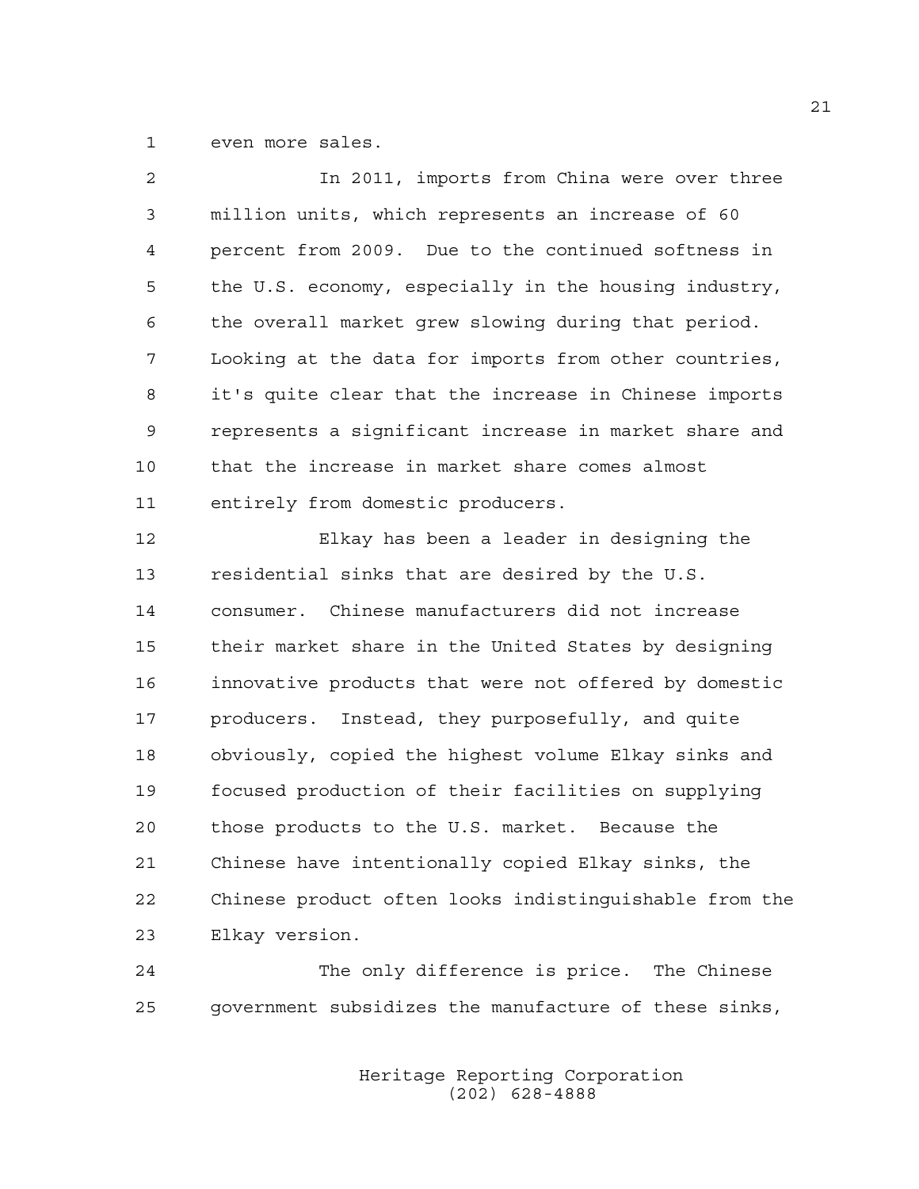even more sales.

In 2011, imports from China were over three million units, which represents an increase of 60 percent from 2009. Due to the continued softness in the U.S. economy, especially in the housing industry, the overall market grew slowing during that period. Looking at the data for imports from other countries, it's quite clear that the increase in Chinese imports represents a significant increase in market share and that the increase in market share comes almost entirely from domestic producers.

Elkay has been a leader in designing the residential sinks that are desired by the U.S. consumer. Chinese manufacturers did not increase their market share in the United States by designing innovative products that were not offered by domestic producers. Instead, they purposefully, and quite obviously, copied the highest volume Elkay sinks and focused production of their facilities on supplying those products to the U.S. market. Because the Chinese have intentionally copied Elkay sinks, the Chinese product often looks indistinguishable from the Elkay version.

The only difference is price. The Chinese government subsidizes the manufacture of these sinks,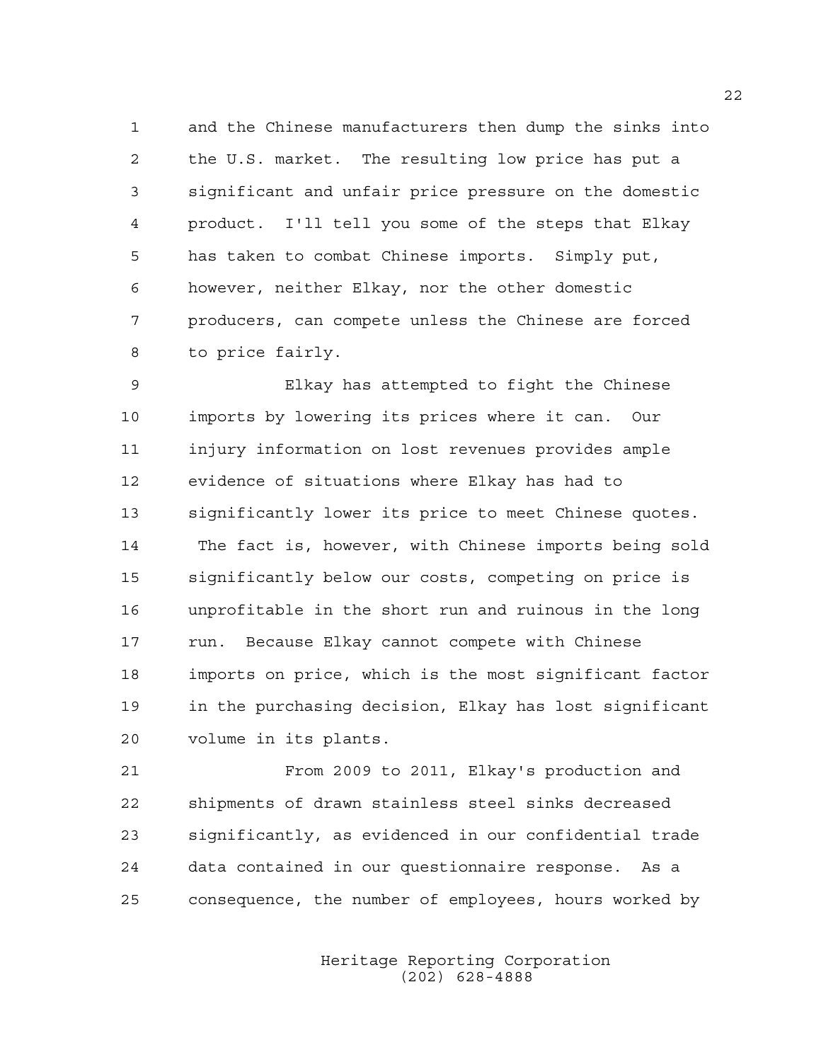and the Chinese manufacturers then dump the sinks into the U.S. market. The resulting low price has put a significant and unfair price pressure on the domestic product. I'll tell you some of the steps that Elkay has taken to combat Chinese imports. Simply put, however, neither Elkay, nor the other domestic producers, can compete unless the Chinese are forced to price fairly.

Elkay has attempted to fight the Chinese imports by lowering its prices where it can. Our injury information on lost revenues provides ample evidence of situations where Elkay has had to significantly lower its price to meet Chinese quotes. The fact is, however, with Chinese imports being sold significantly below our costs, competing on price is unprofitable in the short run and ruinous in the long run. Because Elkay cannot compete with Chinese imports on price, which is the most significant factor in the purchasing decision, Elkay has lost significant volume in its plants.

From 2009 to 2011, Elkay's production and shipments of drawn stainless steel sinks decreased significantly, as evidenced in our confidential trade data contained in our questionnaire response. As a consequence, the number of employees, hours worked by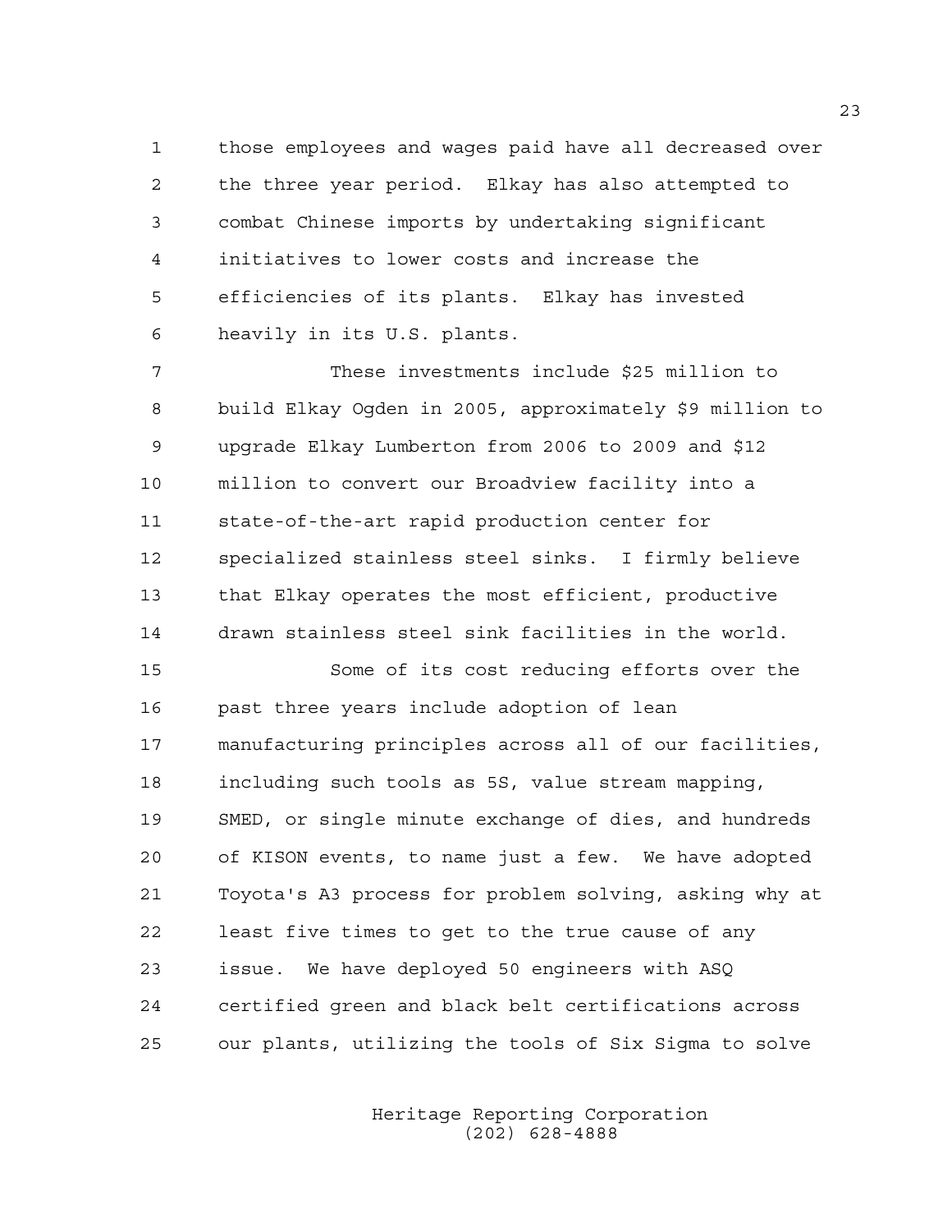those employees and wages paid have all decreased over the three year period. Elkay has also attempted to combat Chinese imports by undertaking significant initiatives to lower costs and increase the efficiencies of its plants. Elkay has invested heavily in its U.S. plants.

These investments include $25 million to build Elkay Ogden in 2005, approximately $9 million to upgrade Elkay Lumberton from 2006 to 2009 and $12 million to convert our Broadview facility into a state-of-the-art rapid production center for specialized stainless steel sinks. I firmly believe that Elkay operates the most efficient, productive drawn stainless steel sink facilities in the world.

Some of its cost reducing efforts over the past three years include adoption of lean manufacturing principles across all of our facilities, including such tools as 5S, value stream mapping, SMED, or single minute exchange of dies, and hundreds of KISON events, to name just a few. We have adopted Toyota's A3 process for problem solving, asking why at least five times to get to the true cause of any issue. We have deployed 50 engineers with ASQ certified green and black belt certifications across our plants, utilizing the tools of Six Sigma to solve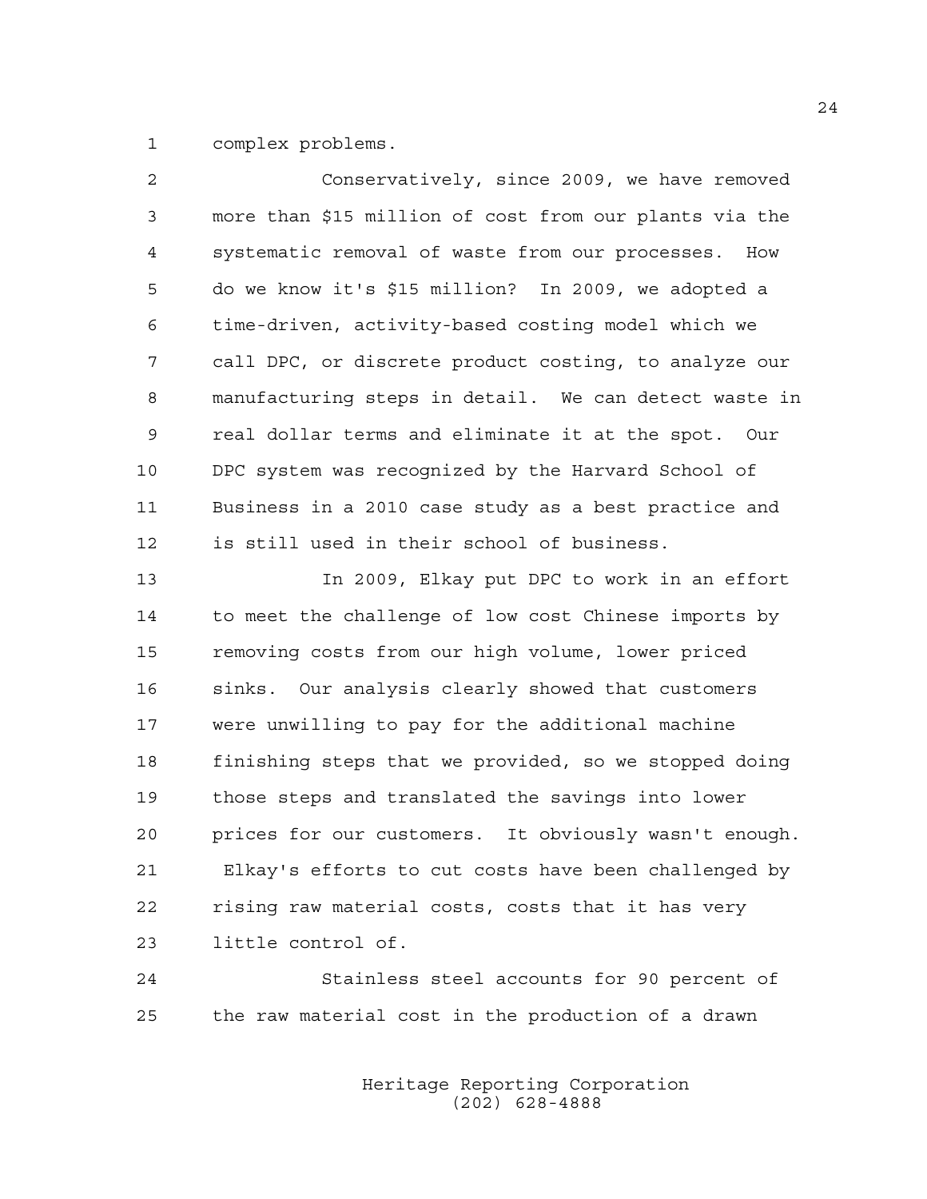complex problems.

Conservatively, since 2009, we have removed more than $15 million of cost from our plants via the systematic removal of waste from our processes. How do we know it's $15 million? In 2009, we adopted a time-driven, activity-based costing model which we call DPC, or discrete product costing, to analyze our manufacturing steps in detail. We can detect waste in real dollar terms and eliminate it at the spot. Our DPC system was recognized by the Harvard School of Business in a 2010 case study as a best practice and is still used in their school of business.

In 2009, Elkay put DPC to work in an effort to meet the challenge of low cost Chinese imports by removing costs from our high volume, lower priced sinks. Our analysis clearly showed that customers were unwilling to pay for the additional machine finishing steps that we provided, so we stopped doing those steps and translated the savings into lower prices for our customers. It obviously wasn't enough. Elkay's efforts to cut costs have been challenged by rising raw material costs, costs that it has very little control of.

Stainless steel accounts for 90 percent of the raw material cost in the production of a drawn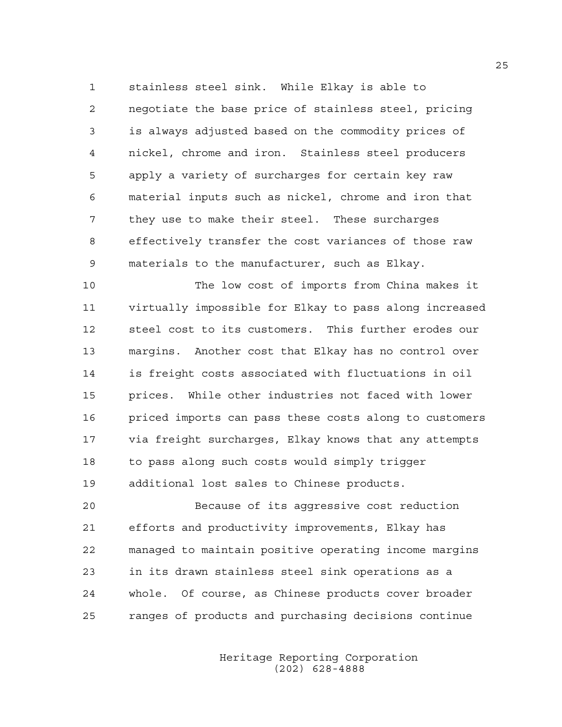stainless steel sink. While Elkay is able to negotiate the base price of stainless steel, pricing is always adjusted based on the commodity prices of nickel, chrome and iron. Stainless steel producers apply a variety of surcharges for certain key raw material inputs such as nickel, chrome and iron that they use to make their steel. These surcharges effectively transfer the cost variances of those raw materials to the manufacturer, such as Elkay.

The low cost of imports from China makes it virtually impossible for Elkay to pass along increased steel cost to its customers. This further erodes our margins. Another cost that Elkay has no control over is freight costs associated with fluctuations in oil prices. While other industries not faced with lower priced imports can pass these costs along to customers via freight surcharges, Elkay knows that any attempts to pass along such costs would simply trigger additional lost sales to Chinese products.

Because of its aggressive cost reduction efforts and productivity improvements, Elkay has managed to maintain positive operating income margins in its drawn stainless steel sink operations as a whole. Of course, as Chinese products cover broader ranges of products and purchasing decisions continue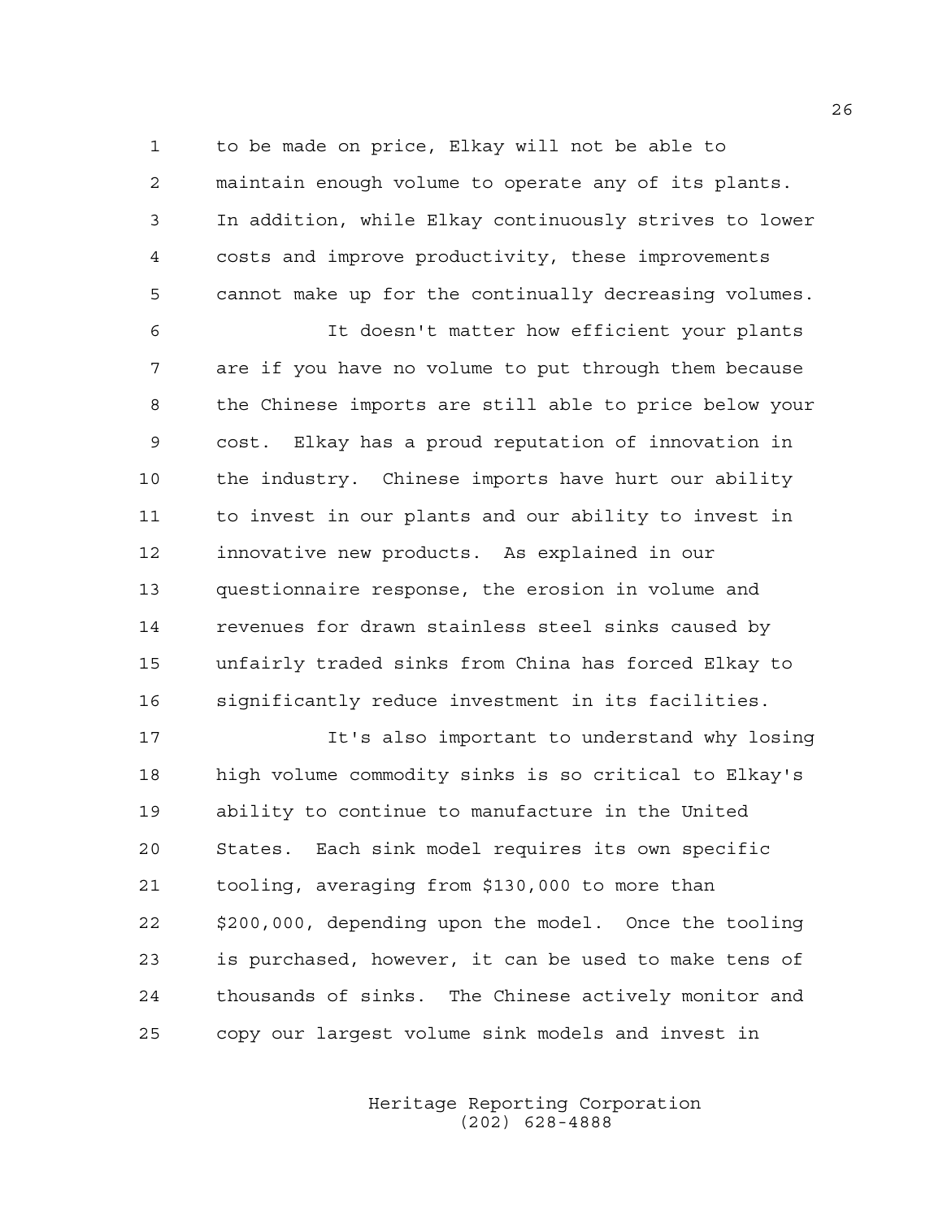to be made on price, Elkay will not be able to maintain enough volume to operate any of its plants. In addition, while Elkay continuously strives to lower costs and improve productivity, these improvements cannot make up for the continually decreasing volumes.

It doesn't matter how efficient your plants are if you have no volume to put through them because the Chinese imports are still able to price below your cost. Elkay has a proud reputation of innovation in the industry. Chinese imports have hurt our ability to invest in our plants and our ability to invest in innovative new products. As explained in our questionnaire response, the erosion in volume and revenues for drawn stainless steel sinks caused by unfairly traded sinks from China has forced Elkay to significantly reduce investment in its facilities.

It's also important to understand why losing high volume commodity sinks is so critical to Elkay's ability to continue to manufacture in the United States. Each sink model requires its own specific tooling, averaging from $130,000 to more than $200,000, depending upon the model. Once the tooling is purchased, however, it can be used to make tens of thousands of sinks. The Chinese actively monitor and copy our largest volume sink models and invest in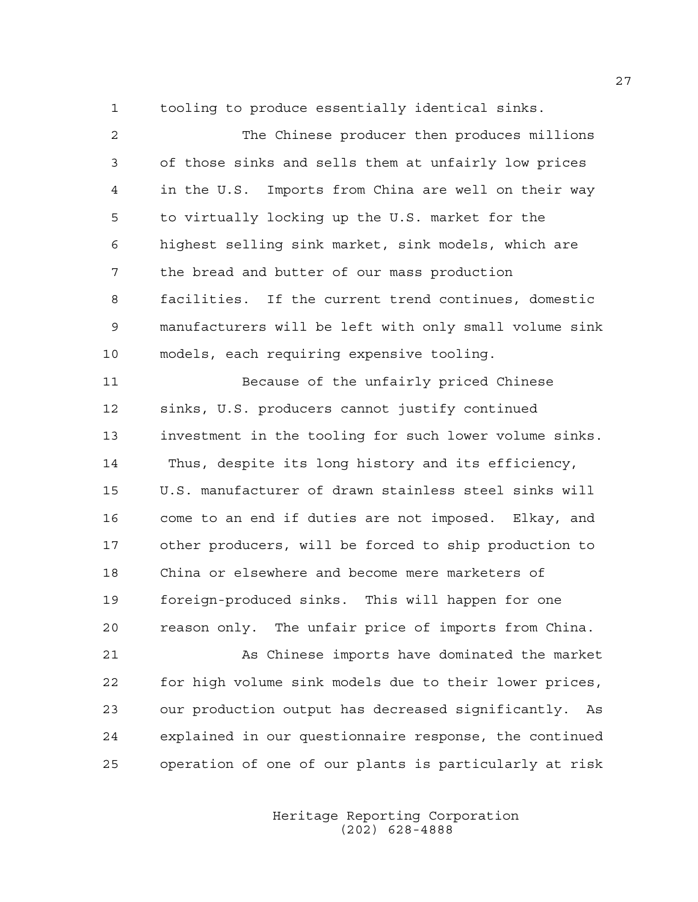tooling to produce essentially identical sinks.

The Chinese producer then produces millions of those sinks and sells them at unfairly low prices in the U.S. Imports from China are well on their way to virtually locking up the U.S. market for the highest selling sink market, sink models, which are the bread and butter of our mass production facilities. If the current trend continues, domestic manufacturers will be left with only small volume sink models, each requiring expensive tooling.

Because of the unfairly priced Chinese sinks, U.S. producers cannot justify continued investment in the tooling for such lower volume sinks. Thus, despite its long history and its efficiency, U.S. manufacturer of drawn stainless steel sinks will come to an end if duties are not imposed. Elkay, and other producers, will be forced to ship production to China or elsewhere and become mere marketers of foreign-produced sinks. This will happen for one reason only. The unfair price of imports from China.

As Chinese imports have dominated the market for high volume sink models due to their lower prices, our production output has decreased significantly. As explained in our questionnaire response, the continued operation of one of our plants is particularly at risk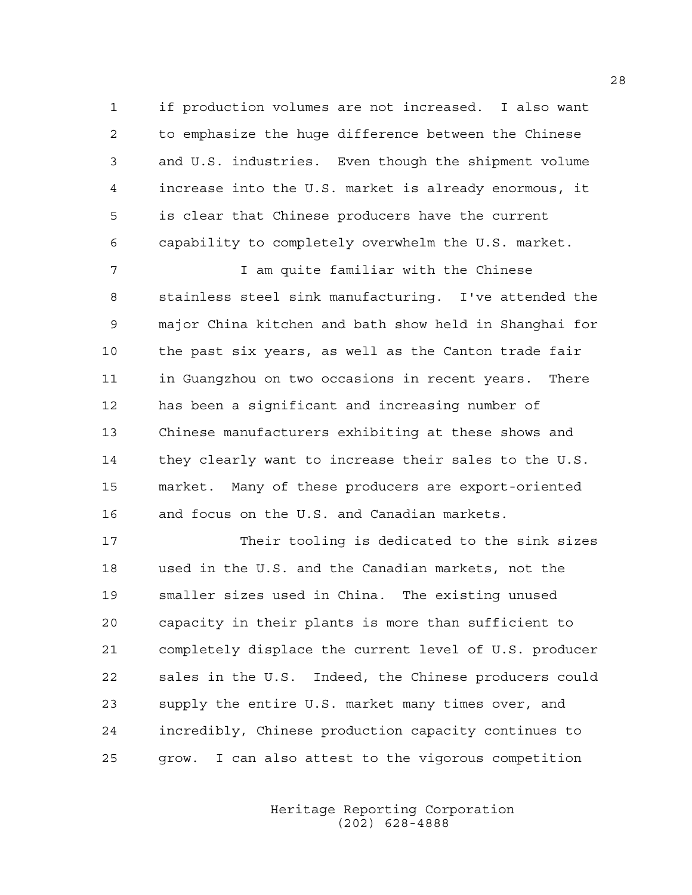if production volumes are not increased. I also want to emphasize the huge difference between the Chinese and U.S. industries. Even though the shipment volume increase into the U.S. market is already enormous, it is clear that Chinese producers have the current capability to completely overwhelm the U.S. market.

I am quite familiar with the Chinese stainless steel sink manufacturing. I've attended the major China kitchen and bath show held in Shanghai for the past six years, as well as the Canton trade fair in Guangzhou on two occasions in recent years. There has been a significant and increasing number of Chinese manufacturers exhibiting at these shows and they clearly want to increase their sales to the U.S. market. Many of these producers are export-oriented and focus on the U.S. and Canadian markets.

Their tooling is dedicated to the sink sizes used in the U.S. and the Canadian markets, not the smaller sizes used in China. The existing unused capacity in their plants is more than sufficient to completely displace the current level of U.S. producer sales in the U.S. Indeed, the Chinese producers could supply the entire U.S. market many times over, and incredibly, Chinese production capacity continues to grow. I can also attest to the vigorous competition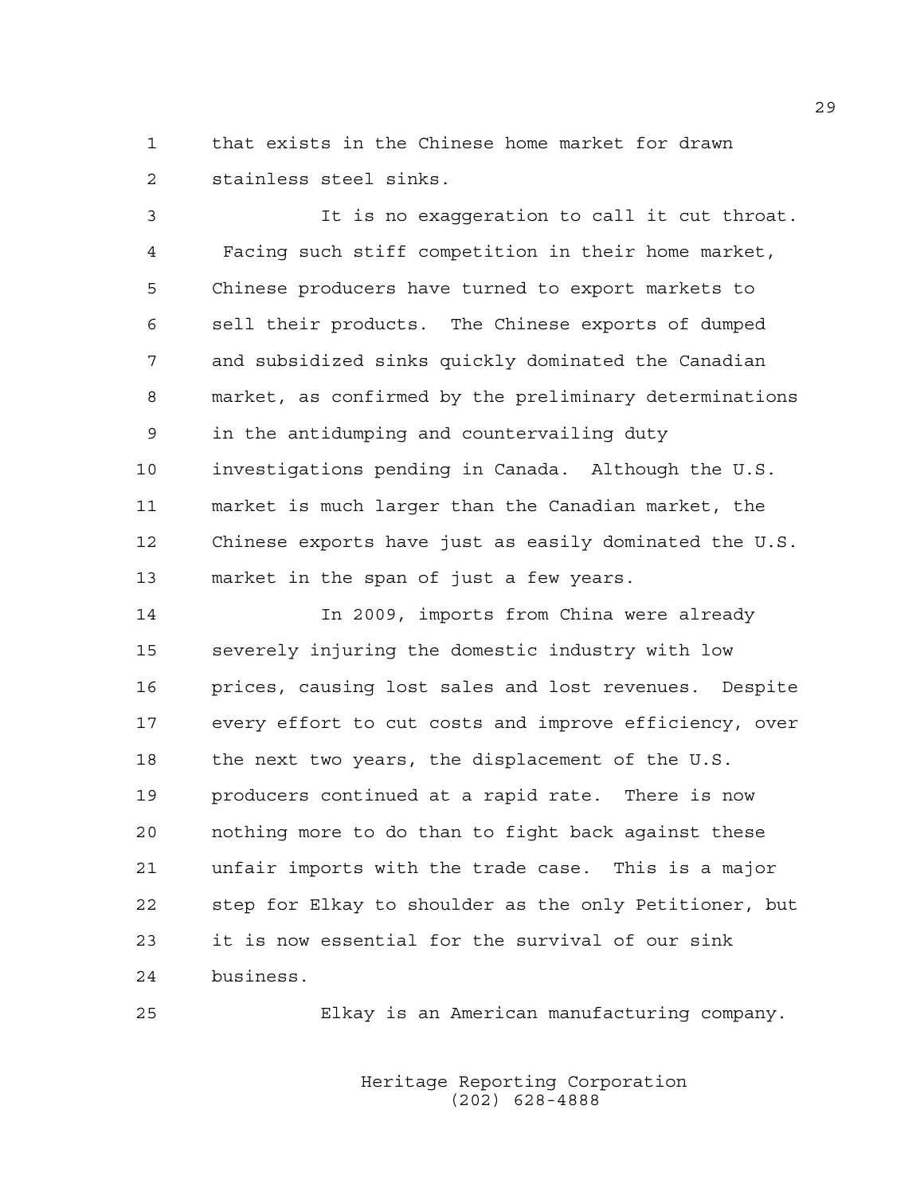that exists in the Chinese home market for drawn stainless steel sinks.

It is no exaggeration to call it cut throat. Facing such stiff competition in their home market, Chinese producers have turned to export markets to sell their products. The Chinese exports of dumped and subsidized sinks quickly dominated the Canadian market, as confirmed by the preliminary determinations in the antidumping and countervailing duty investigations pending in Canada. Although the U.S. market is much larger than the Canadian market, the Chinese exports have just as easily dominated the U.S. market in the span of just a few years.

In 2009, imports from China were already severely injuring the domestic industry with low prices, causing lost sales and lost revenues. Despite every effort to cut costs and improve efficiency, over the next two years, the displacement of the U.S. producers continued at a rapid rate. There is now nothing more to do than to fight back against these unfair imports with the trade case. This is a major step for Elkay to shoulder as the only Petitioner, but it is now essential for the survival of our sink business.

Elkay is an American manufacturing company.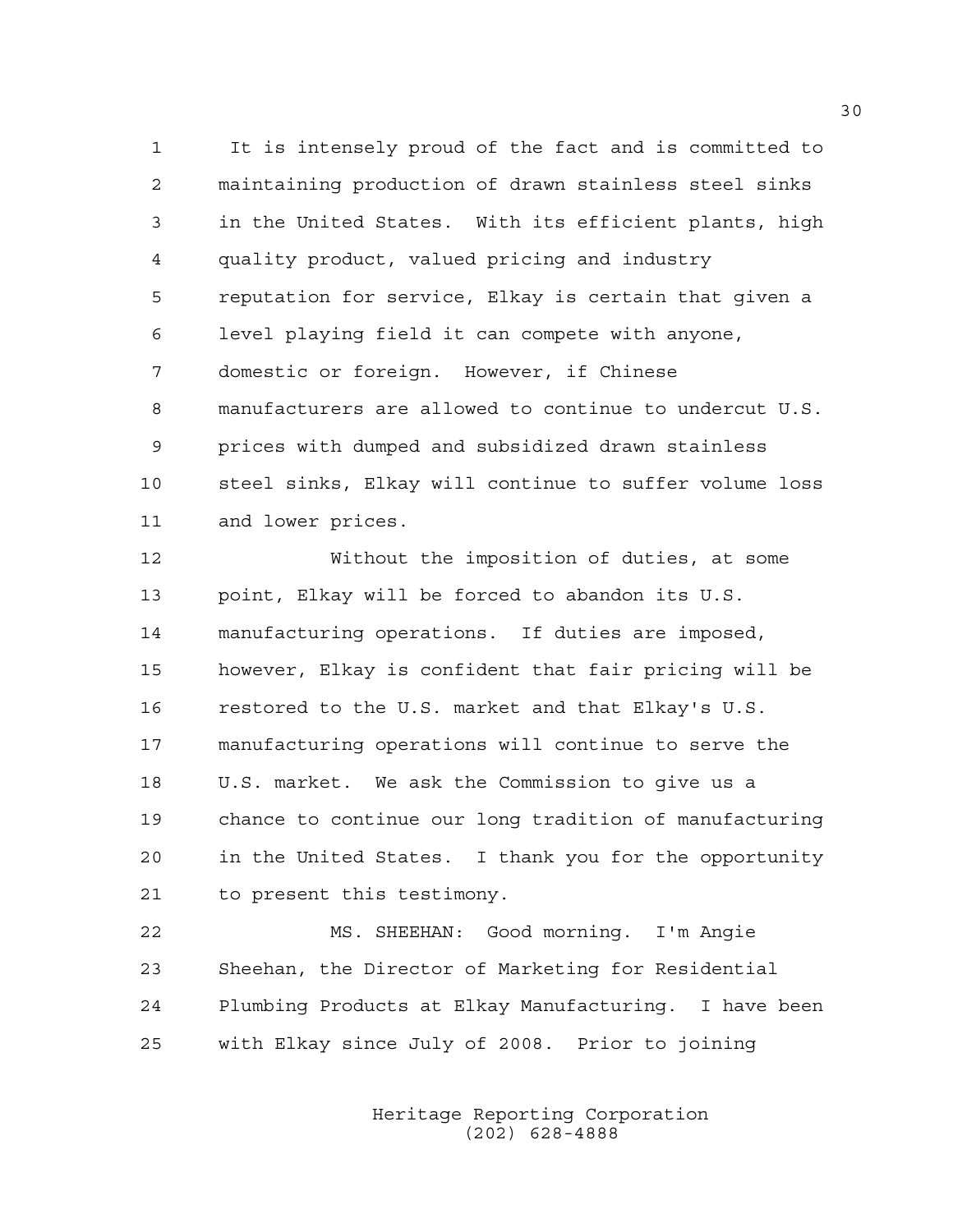It is intensely proud of the fact and is committed to maintaining production of drawn stainless steel sinks in the United States. With its efficient plants, high quality product, valued pricing and industry reputation for service, Elkay is certain that given a level playing field it can compete with anyone, domestic or foreign. However, if Chinese manufacturers are allowed to continue to undercut U.S. prices with dumped and subsidized drawn stainless steel sinks, Elkay will continue to suffer volume loss and lower prices.

Without the imposition of duties, at some point, Elkay will be forced to abandon its U.S. manufacturing operations. If duties are imposed, however, Elkay is confident that fair pricing will be restored to the U.S. market and that Elkay's U.S. manufacturing operations will continue to serve the U.S. market. We ask the Commission to give us a chance to continue our long tradition of manufacturing in the United States. I thank you for the opportunity to present this testimony.

MS. SHEEHAN: Good morning. I'm Angie Sheehan, the Director of Marketing for Residential Plumbing Products at Elkay Manufacturing. I have been with Elkay since July of 2008. Prior to joining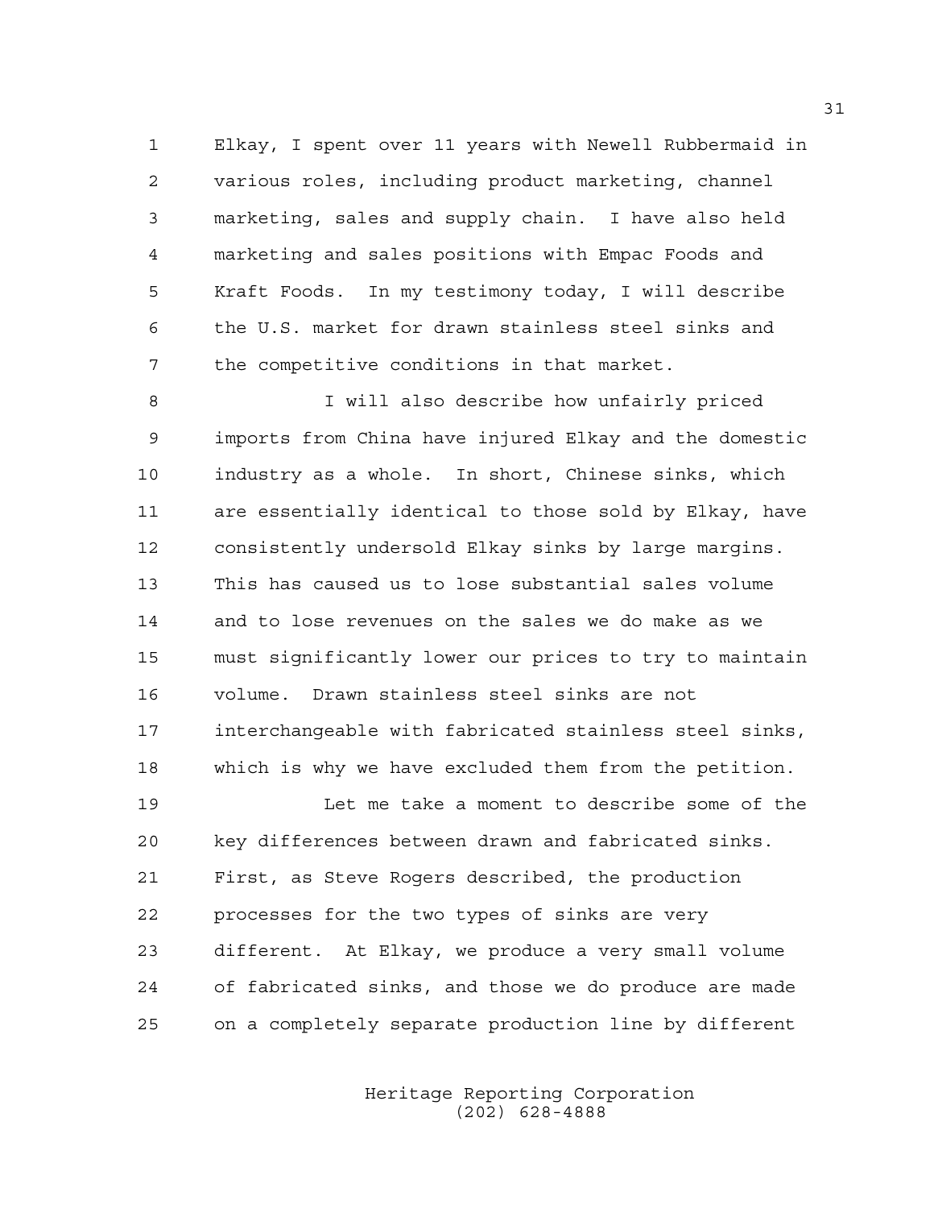Elkay, I spent over 11 years with Newell Rubbermaid in various roles, including product marketing, channel marketing, sales and supply chain. I have also held marketing and sales positions with Empac Foods and Kraft Foods. In my testimony today, I will describe the U.S. market for drawn stainless steel sinks and the competitive conditions in that market.

I will also describe how unfairly priced imports from China have injured Elkay and the domestic industry as a whole. In short, Chinese sinks, which are essentially identical to those sold by Elkay, have consistently undersold Elkay sinks by large margins. This has caused us to lose substantial sales volume and to lose revenues on the sales we do make as we must significantly lower our prices to try to maintain volume. Drawn stainless steel sinks are not interchangeable with fabricated stainless steel sinks, which is why we have excluded them from the petition.

Let me take a moment to describe some of the key differences between drawn and fabricated sinks. First, as Steve Rogers described, the production processes for the two types of sinks are very different. At Elkay, we produce a very small volume of fabricated sinks, and those we do produce are made on a completely separate production line by different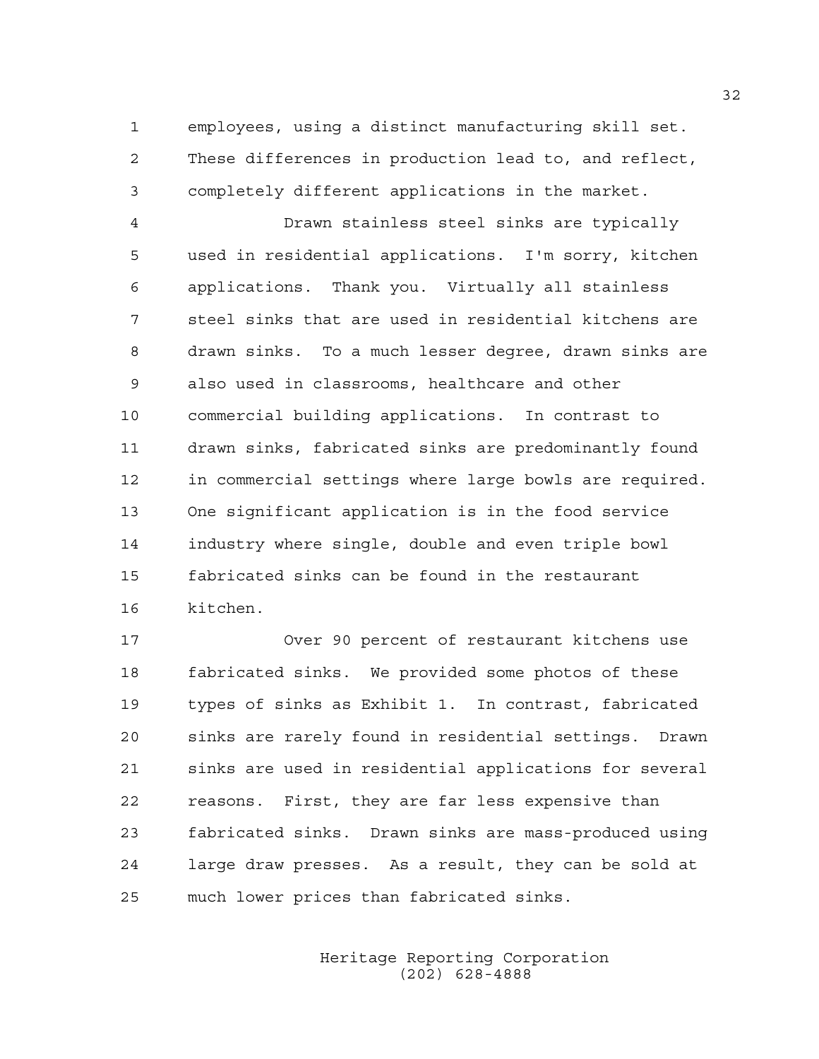employees, using a distinct manufacturing skill set. These differences in production lead to, and reflect, completely different applications in the market.

Drawn stainless steel sinks are typically used in residential applications. I'm sorry, kitchen applications. Thank you. Virtually all stainless steel sinks that are used in residential kitchens are drawn sinks. To a much lesser degree, drawn sinks are also used in classrooms, healthcare and other commercial building applications. In contrast to drawn sinks, fabricated sinks are predominantly found in commercial settings where large bowls are required. One significant application is in the food service industry where single, double and even triple bowl fabricated sinks can be found in the restaurant kitchen.

Over 90 percent of restaurant kitchens use fabricated sinks. We provided some photos of these types of sinks as Exhibit 1. In contrast, fabricated sinks are rarely found in residential settings. Drawn sinks are used in residential applications for several reasons. First, they are far less expensive than fabricated sinks. Drawn sinks are mass-produced using large draw presses. As a result, they can be sold at much lower prices than fabricated sinks.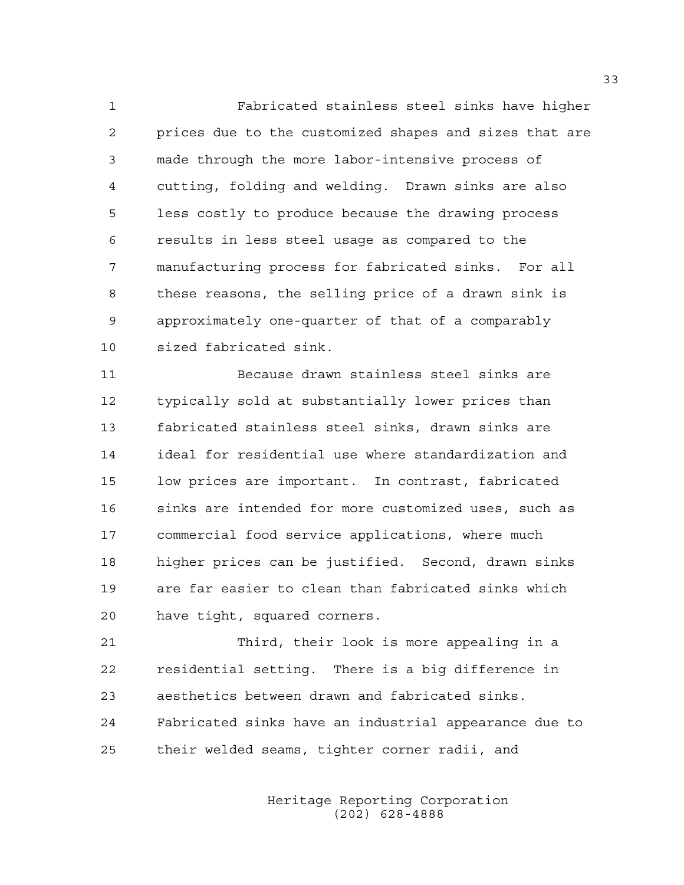Fabricated stainless steel sinks have higher prices due to the customized shapes and sizes that are made through the more labor-intensive process of cutting, folding and welding. Drawn sinks are also less costly to produce because the drawing process results in less steel usage as compared to the manufacturing process for fabricated sinks. For all these reasons, the selling price of a drawn sink is approximately one-quarter of that of a comparably sized fabricated sink.

Because drawn stainless steel sinks are typically sold at substantially lower prices than fabricated stainless steel sinks, drawn sinks are ideal for residential use where standardization and low prices are important. In contrast, fabricated sinks are intended for more customized uses, such as commercial food service applications, where much higher prices can be justified. Second, drawn sinks are far easier to clean than fabricated sinks which have tight, squared corners.

Third, their look is more appealing in a residential setting. There is a big difference in aesthetics between drawn and fabricated sinks. Fabricated sinks have an industrial appearance due to their welded seams, tighter corner radii, and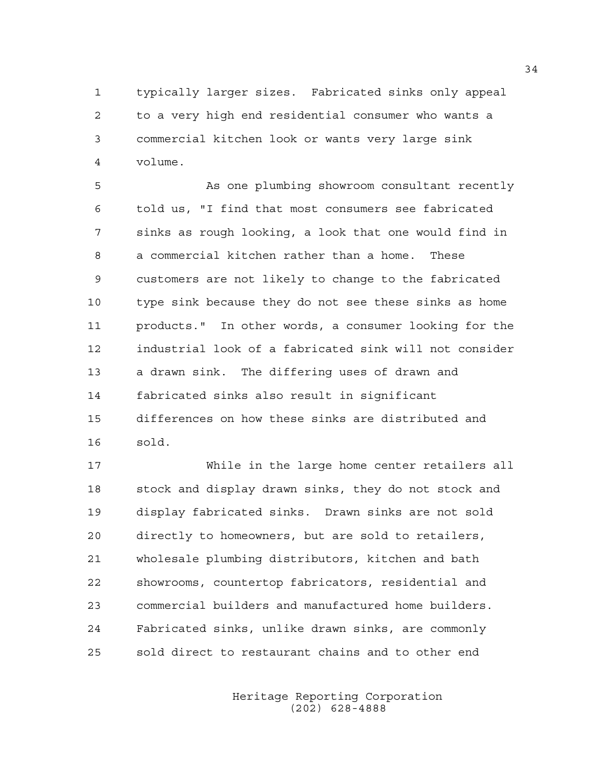typically larger sizes. Fabricated sinks only appeal to a very high end residential consumer who wants a commercial kitchen look or wants very large sink volume.

As one plumbing showroom consultant recently told us, "I find that most consumers see fabricated sinks as rough looking, a look that one would find in a commercial kitchen rather than a home. These customers are not likely to change to the fabricated type sink because they do not see these sinks as home products." In other words, a consumer looking for the industrial look of a fabricated sink will not consider a drawn sink. The differing uses of drawn and fabricated sinks also result in significant differences on how these sinks are distributed and sold.

While in the large home center retailers all stock and display drawn sinks, they do not stock and display fabricated sinks. Drawn sinks are not sold directly to homeowners, but are sold to retailers, wholesale plumbing distributors, kitchen and bath showrooms, countertop fabricators, residential and commercial builders and manufactured home builders. Fabricated sinks, unlike drawn sinks, are commonly sold direct to restaurant chains and to other end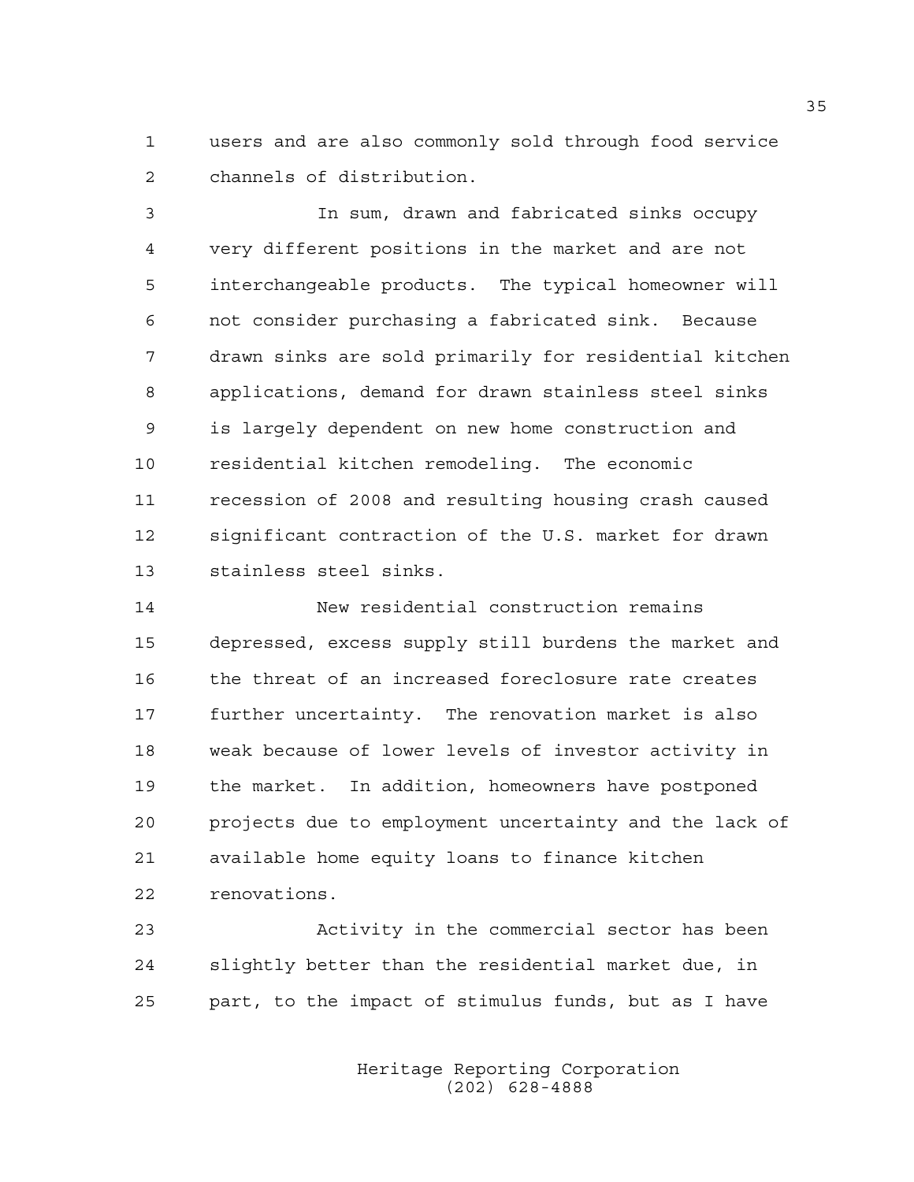users and are also commonly sold through food service channels of distribution.

In sum, drawn and fabricated sinks occupy very different positions in the market and are not interchangeable products. The typical homeowner will not consider purchasing a fabricated sink. Because drawn sinks are sold primarily for residential kitchen applications, demand for drawn stainless steel sinks is largely dependent on new home construction and residential kitchen remodeling. The economic recession of 2008 and resulting housing crash caused significant contraction of the U.S. market for drawn stainless steel sinks.

New residential construction remains depressed, excess supply still burdens the market and the threat of an increased foreclosure rate creates further uncertainty. The renovation market is also weak because of lower levels of investor activity in the market. In addition, homeowners have postponed projects due to employment uncertainty and the lack of available home equity loans to finance kitchen renovations.

Activity in the commercial sector has been slightly better than the residential market due, in part, to the impact of stimulus funds, but as I have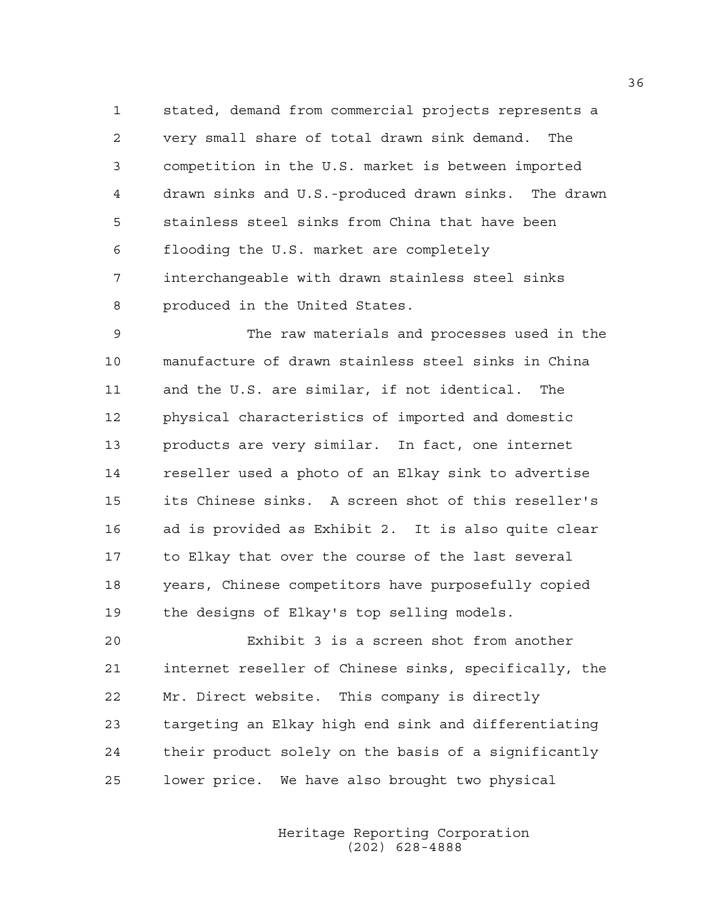stated, demand from commercial projects represents a very small share of total drawn sink demand. The competition in the U.S. market is between imported drawn sinks and U.S.-produced drawn sinks. The drawn stainless steel sinks from China that have been flooding the U.S. market are completely interchangeable with drawn stainless steel sinks produced in the United States.

The raw materials and processes used in the manufacture of drawn stainless steel sinks in China and the U.S. are similar, if not identical. The physical characteristics of imported and domestic products are very similar. In fact, one internet reseller used a photo of an Elkay sink to advertise its Chinese sinks. A screen shot of this reseller's ad is provided as Exhibit 2. It is also quite clear to Elkay that over the course of the last several years, Chinese competitors have purposefully copied the designs of Elkay's top selling models.

Exhibit 3 is a screen shot from another internet reseller of Chinese sinks, specifically, the Mr. Direct website. This company is directly targeting an Elkay high end sink and differentiating their product solely on the basis of a significantly lower price. We have also brought two physical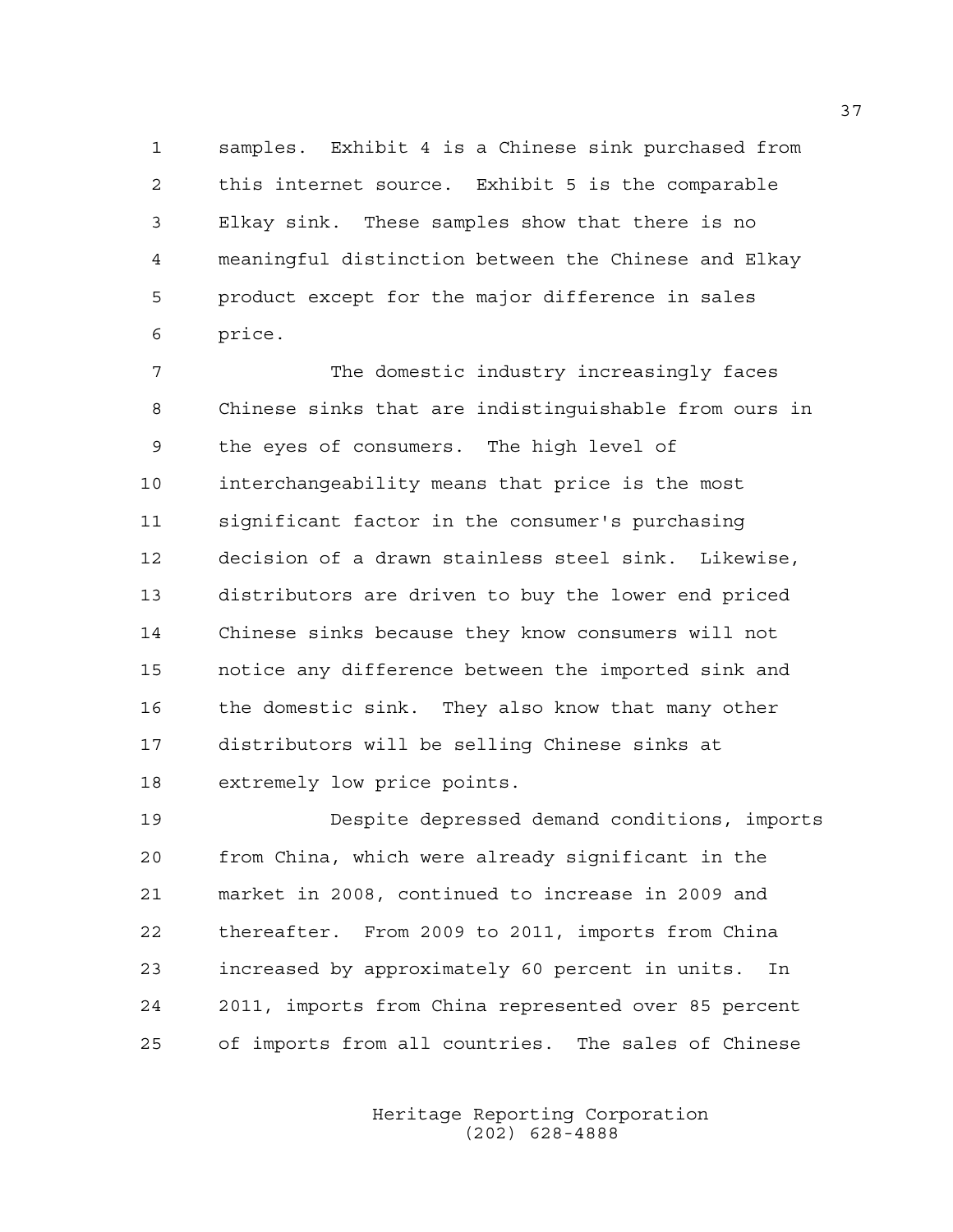samples. Exhibit 4 is a Chinese sink purchased from this internet source. Exhibit 5 is the comparable Elkay sink. These samples show that there is no meaningful distinction between the Chinese and Elkay product except for the major difference in sales price.

The domestic industry increasingly faces Chinese sinks that are indistinguishable from ours in the eyes of consumers. The high level of interchangeability means that price is the most significant factor in the consumer's purchasing decision of a drawn stainless steel sink. Likewise, distributors are driven to buy the lower end priced Chinese sinks because they know consumers will not notice any difference between the imported sink and the domestic sink. They also know that many other distributors will be selling Chinese sinks at extremely low price points.

Despite depressed demand conditions, imports from China, which were already significant in the market in 2008, continued to increase in 2009 and thereafter. From 2009 to 2011, imports from China increased by approximately 60 percent in units. In 2011, imports from China represented over 85 percent of imports from all countries. The sales of Chinese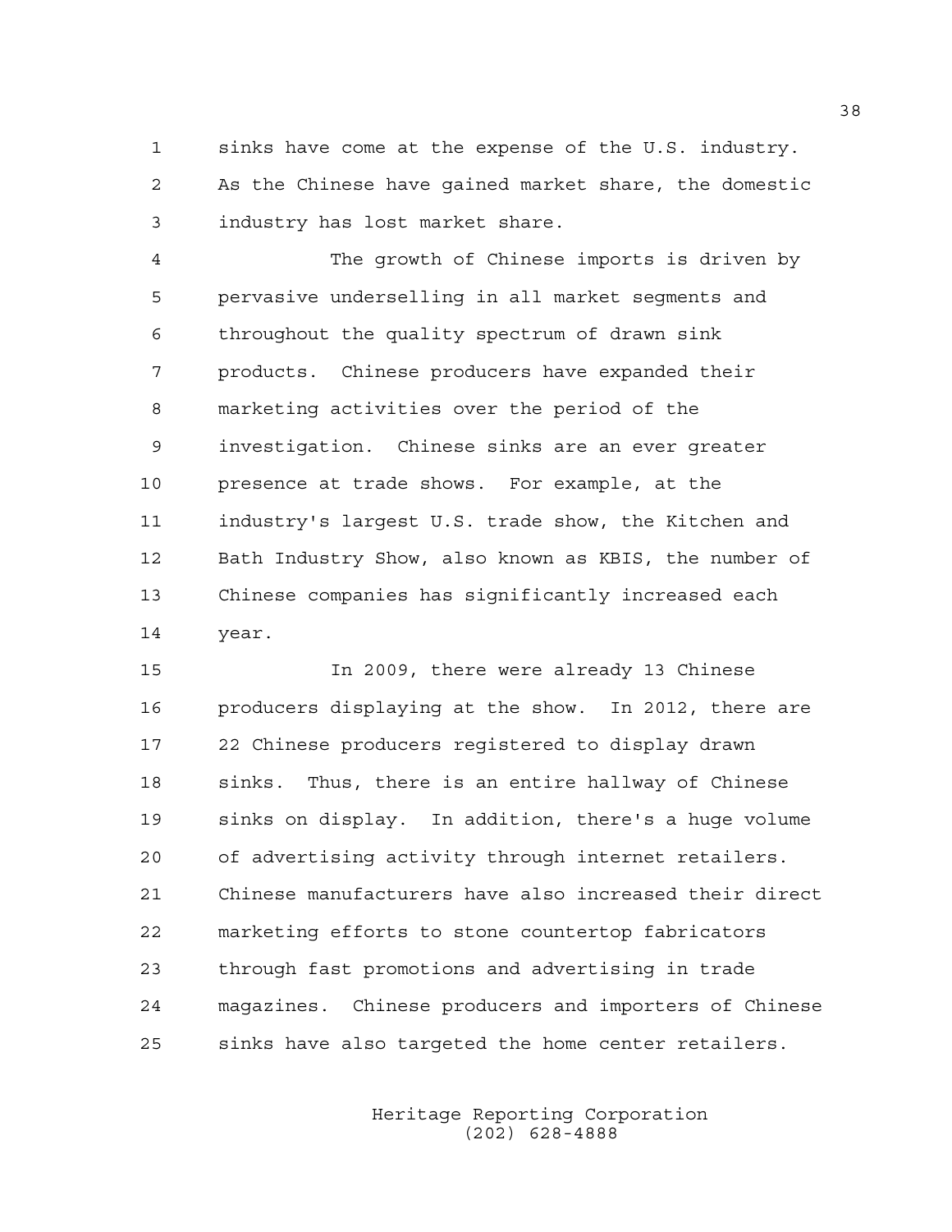sinks have come at the expense of the U.S. industry. As the Chinese have gained market share, the domestic industry has lost market share.

The growth of Chinese imports is driven by pervasive underselling in all market segments and throughout the quality spectrum of drawn sink products. Chinese producers have expanded their marketing activities over the period of the investigation. Chinese sinks are an ever greater presence at trade shows. For example, at the industry's largest U.S. trade show, the Kitchen and Bath Industry Show, also known as KBIS, the number of Chinese companies has significantly increased each year.

In 2009, there were already 13 Chinese producers displaying at the show. In 2012, there are 22 Chinese producers registered to display drawn sinks. Thus, there is an entire hallway of Chinese sinks on display. In addition, there's a huge volume of advertising activity through internet retailers. Chinese manufacturers have also increased their direct marketing efforts to stone countertop fabricators through fast promotions and advertising in trade magazines. Chinese producers and importers of Chinese sinks have also targeted the home center retailers.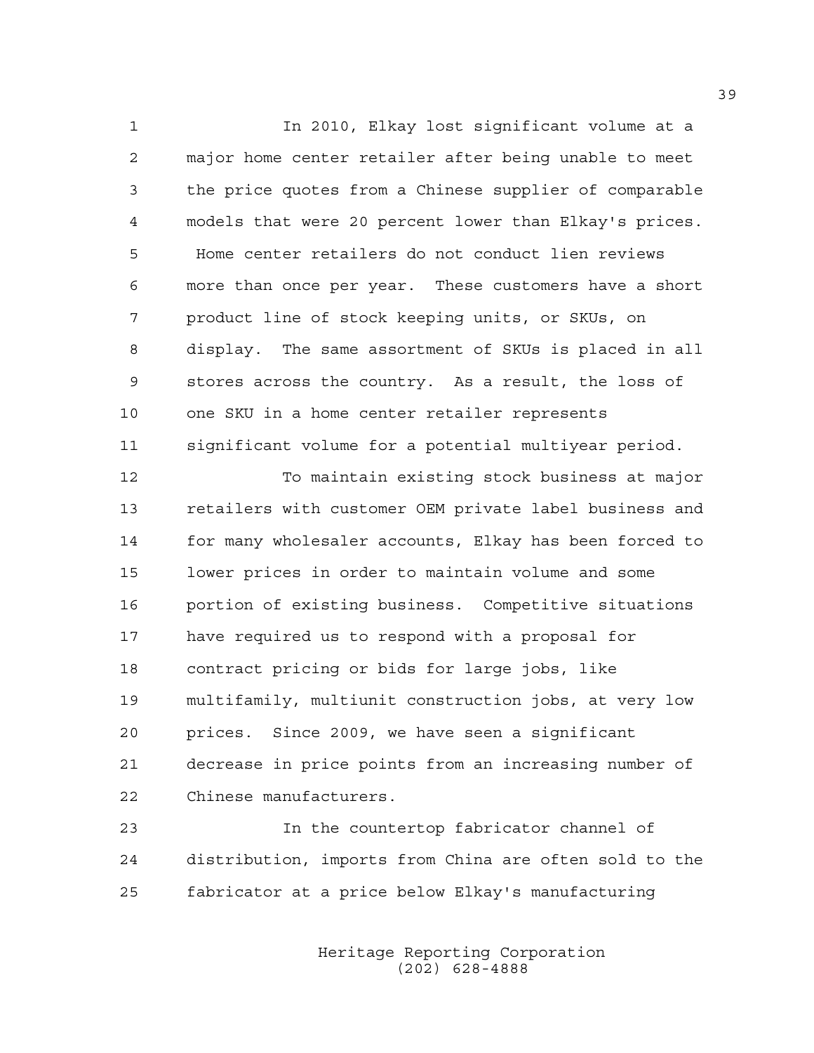In 2010, Elkay lost significant volume at a major home center retailer after being unable to meet the price quotes from a Chinese supplier of comparable models that were 20 percent lower than Elkay's prices. Home center retailers do not conduct lien reviews more than once per year. These customers have a short product line of stock keeping units, or SKUs, on display. The same assortment of SKUs is placed in all stores across the country. As a result, the loss of one SKU in a home center retailer represents significant volume for a potential multiyear period.

To maintain existing stock business at major retailers with customer OEM private label business and for many wholesaler accounts, Elkay has been forced to lower prices in order to maintain volume and some portion of existing business. Competitive situations have required us to respond with a proposal for contract pricing or bids for large jobs, like multifamily, multiunit construction jobs, at very low prices. Since 2009, we have seen a significant decrease in price points from an increasing number of Chinese manufacturers.

In the countertop fabricator channel of distribution, imports from China are often sold to the fabricator at a price below Elkay's manufacturing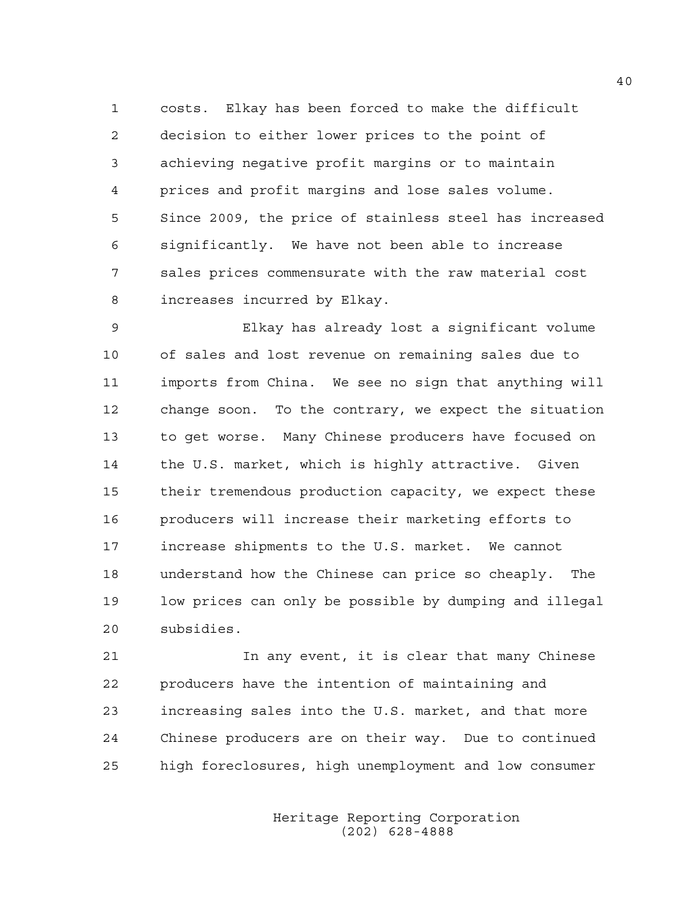costs. Elkay has been forced to make the difficult decision to either lower prices to the point of achieving negative profit margins or to maintain prices and profit margins and lose sales volume. Since 2009, the price of stainless steel has increased significantly. We have not been able to increase sales prices commensurate with the raw material cost increases incurred by Elkay.

Elkay has already lost a significant volume of sales and lost revenue on remaining sales due to imports from China. We see no sign that anything will change soon. To the contrary, we expect the situation to get worse. Many Chinese producers have focused on the U.S. market, which is highly attractive. Given their tremendous production capacity, we expect these producers will increase their marketing efforts to increase shipments to the U.S. market. We cannot understand how the Chinese can price so cheaply. The low prices can only be possible by dumping and illegal subsidies.

In any event, it is clear that many Chinese producers have the intention of maintaining and increasing sales into the U.S. market, and that more Chinese producers are on their way. Due to continued high foreclosures, high unemployment and low consumer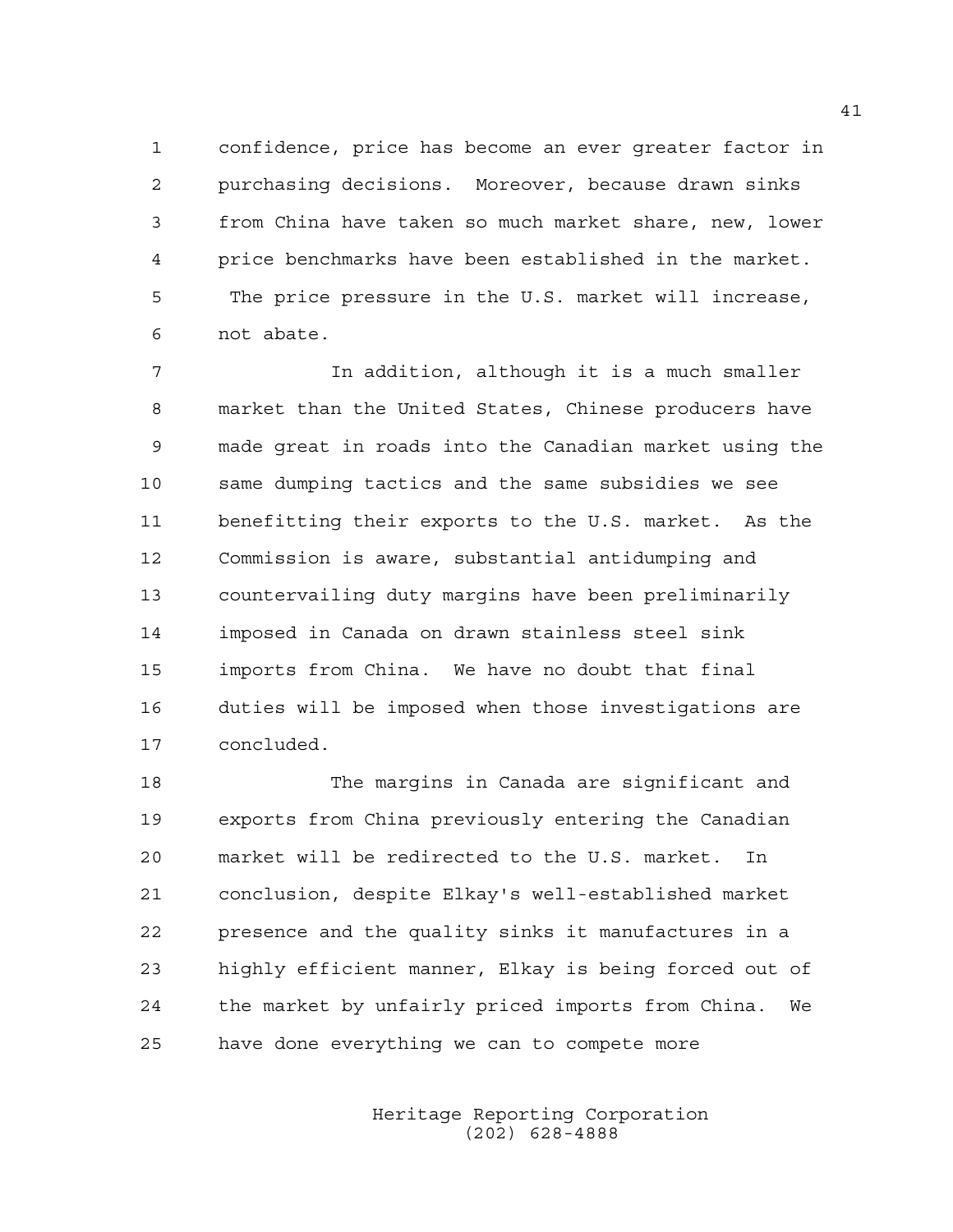confidence, price has become an ever greater factor in purchasing decisions. Moreover, because drawn sinks from China have taken so much market share, new, lower price benchmarks have been established in the market. The price pressure in the U.S. market will increase, not abate.

In addition, although it is a much smaller market than the United States, Chinese producers have made great in roads into the Canadian market using the same dumping tactics and the same subsidies we see benefitting their exports to the U.S. market. As the Commission is aware, substantial antidumping and countervailing duty margins have been preliminarily imposed in Canada on drawn stainless steel sink imports from China. We have no doubt that final duties will be imposed when those investigations are concluded.

The margins in Canada are significant and exports from China previously entering the Canadian market will be redirected to the U.S. market. In conclusion, despite Elkay's well-established market presence and the quality sinks it manufactures in a highly efficient manner, Elkay is being forced out of the market by unfairly priced imports from China. We have done everything we can to compete more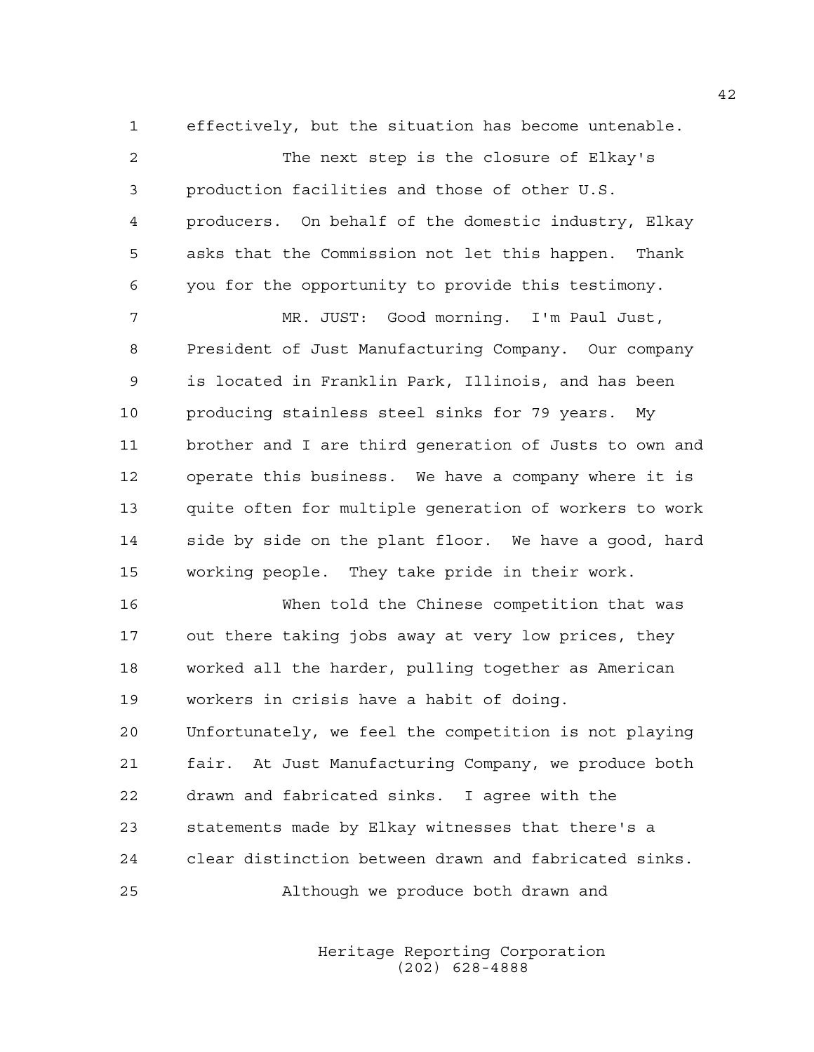effectively, but the situation has become untenable.

The next step is the closure of Elkay's production facilities and those of other U.S. producers. On behalf of the domestic industry, Elkay asks that the Commission not let this happen. Thank you for the opportunity to provide this testimony.

MR. JUST: Good morning. I'm Paul Just, President of Just Manufacturing Company. Our company is located in Franklin Park, Illinois, and has been producing stainless steel sinks for 79 years. My brother and I are third generation of Justs to own and operate this business. We have a company where it is quite often for multiple generation of workers to work side by side on the plant floor. We have a good, hard working people. They take pride in their work.

When told the Chinese competition that was out there taking jobs away at very low prices, they worked all the harder, pulling together as American workers in crisis have a habit of doing. Unfortunately, we feel the competition is not playing fair. At Just Manufacturing Company, we produce both drawn and fabricated sinks. I agree with the statements made by Elkay witnesses that there's a clear distinction between drawn and fabricated sinks.

Although we produce both drawn and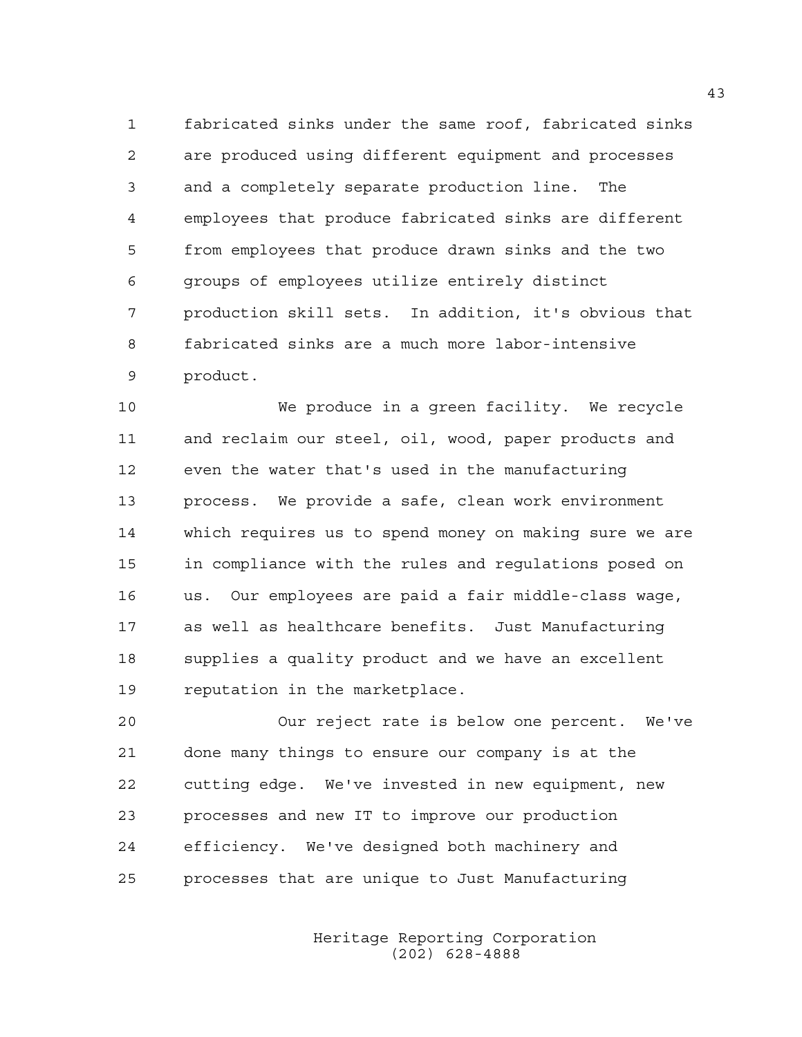fabricated sinks under the same roof, fabricated sinks are produced using different equipment and processes and a completely separate production line. The employees that produce fabricated sinks are different from employees that produce drawn sinks and the two groups of employees utilize entirely distinct production skill sets. In addition, it's obvious that fabricated sinks are a much more labor-intensive product.

We produce in a green facility. We recycle and reclaim our steel, oil, wood, paper products and even the water that's used in the manufacturing process. We provide a safe, clean work environment which requires us to spend money on making sure we are in compliance with the rules and regulations posed on us. Our employees are paid a fair middle-class wage, as well as healthcare benefits. Just Manufacturing supplies a quality product and we have an excellent reputation in the marketplace.

Our reject rate is below one percent. We've done many things to ensure our company is at the cutting edge. We've invested in new equipment, new processes and new IT to improve our production efficiency. We've designed both machinery and processes that are unique to Just Manufacturing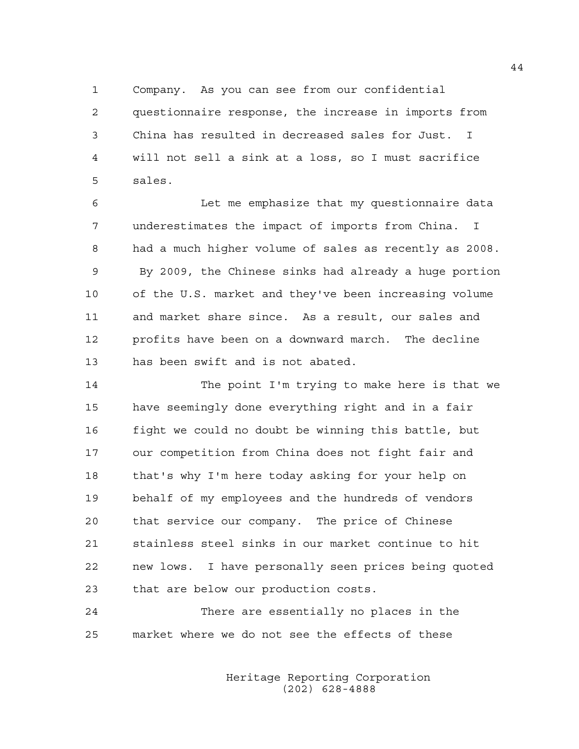Company. As you can see from our confidential questionnaire response, the increase in imports from China has resulted in decreased sales for Just. I will not sell a sink at a loss, so I must sacrifice sales.

Let me emphasize that my questionnaire data underestimates the impact of imports from China. I had a much higher volume of sales as recently as 2008. By 2009, the Chinese sinks had already a huge portion of the U.S. market and they've been increasing volume and market share since. As a result, our sales and profits have been on a downward march. The decline has been swift and is not abated.

The point I'm trying to make here is that we have seemingly done everything right and in a fair fight we could no doubt be winning this battle, but our competition from China does not fight fair and that's why I'm here today asking for your help on behalf of my employees and the hundreds of vendors that service our company. The price of Chinese stainless steel sinks in our market continue to hit new lows. I have personally seen prices being quoted that are below our production costs.

There are essentially no places in the market where we do not see the effects of these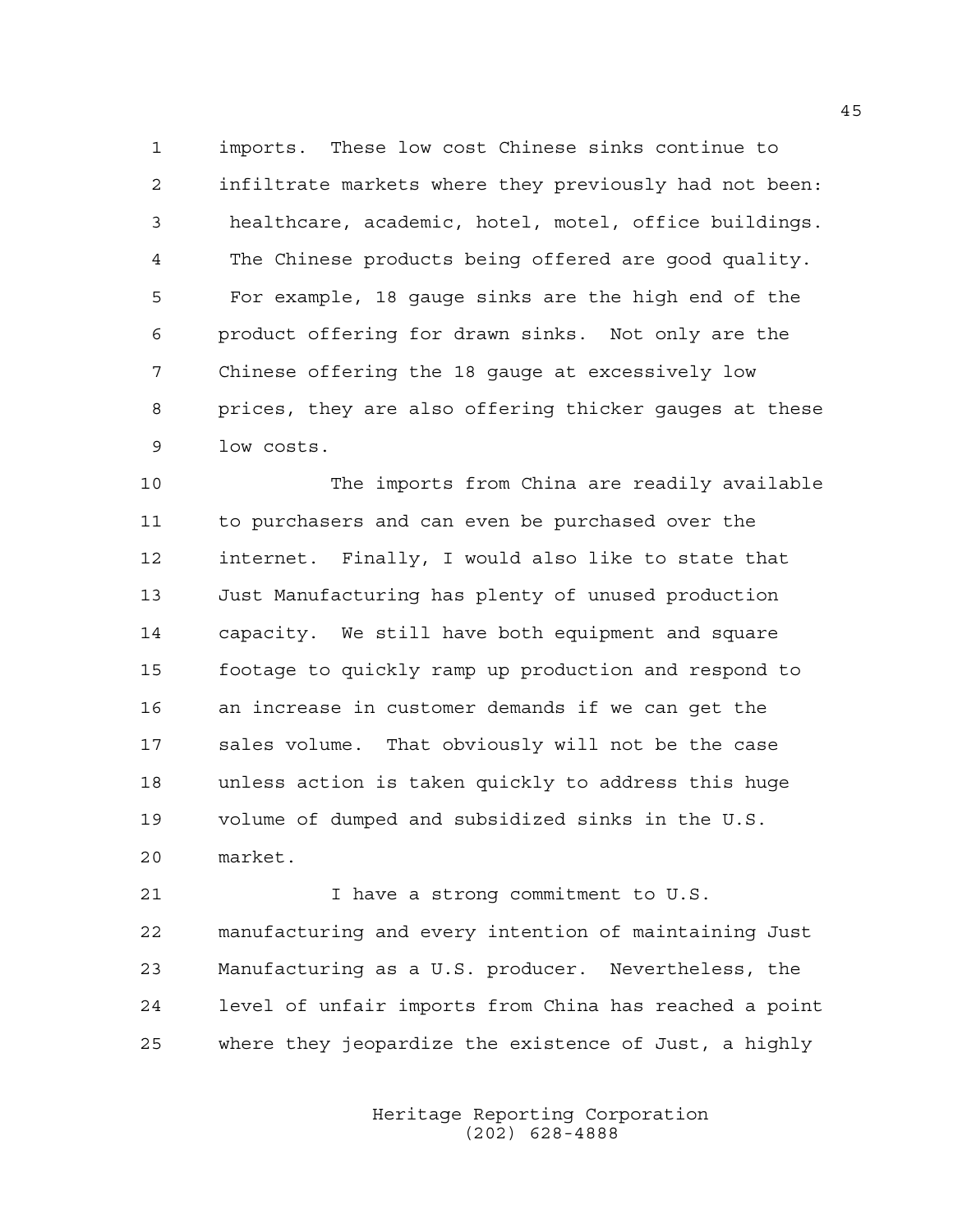imports. These low cost Chinese sinks continue to infiltrate markets where they previously had not been: healthcare, academic, hotel, motel, office buildings. The Chinese products being offered are good quality. For example, 18 gauge sinks are the high end of the product offering for drawn sinks. Not only are the Chinese offering the 18 gauge at excessively low prices, they are also offering thicker gauges at these low costs.

The imports from China are readily available to purchasers and can even be purchased over the internet. Finally, I would also like to state that Just Manufacturing has plenty of unused production capacity. We still have both equipment and square footage to quickly ramp up production and respond to an increase in customer demands if we can get the sales volume. That obviously will not be the case unless action is taken quickly to address this huge volume of dumped and subsidized sinks in the U.S. market.

I have a strong commitment to U.S. manufacturing and every intention of maintaining Just Manufacturing as a U.S. producer. Nevertheless, the level of unfair imports from China has reached a point where they jeopardize the existence of Just, a highly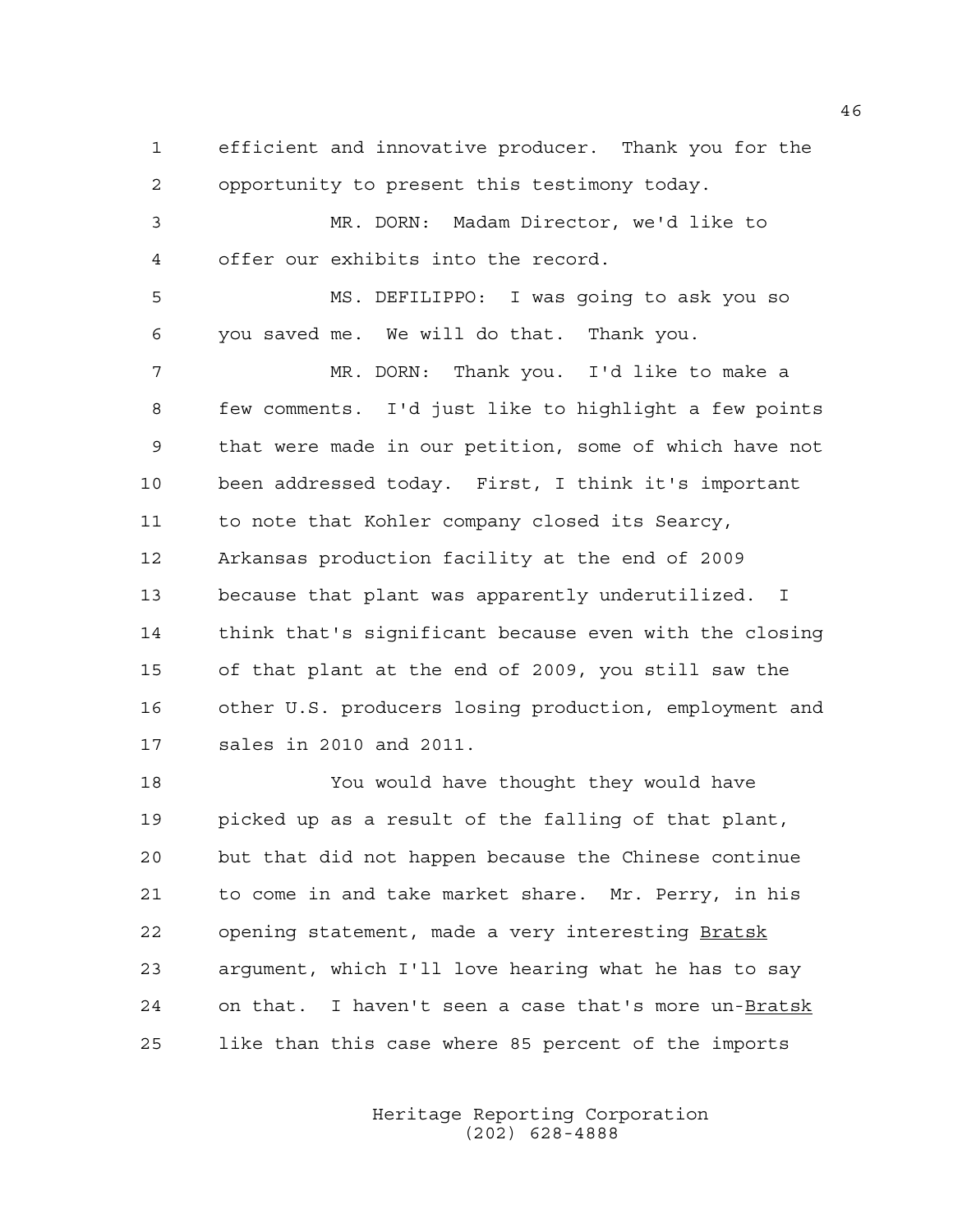efficient and innovative producer. Thank you for the opportunity to present this testimony today.

MR. DORN: Madam Director, we'd like to offer our exhibits into the record.

MS. DEFILIPPO: I was going to ask you so you saved me. We will do that. Thank you.

MR. DORN: Thank you. I'd like to make a few comments. I'd just like to highlight a few points that were made in our petition, some of which have not been addressed today. First, I think it's important to note that Kohler company closed its Searcy, Arkansas production facility at the end of 2009 because that plant was apparently underutilized. I think that's significant because even with the closing of that plant at the end of 2009, you still saw the other U.S. producers losing production, employment and sales in 2010 and 2011.

You would have thought they would have picked up as a result of the falling of that plant, but that did not happen because the Chinese continue to come in and take market share. Mr. Perry, in his opening statement, made a very interesting _Bratsk_ argument, which I'll love hearing what he has to say on that. I haven't seen a case that's more un-_Bratsk_ like than this case where 85 percent of the imports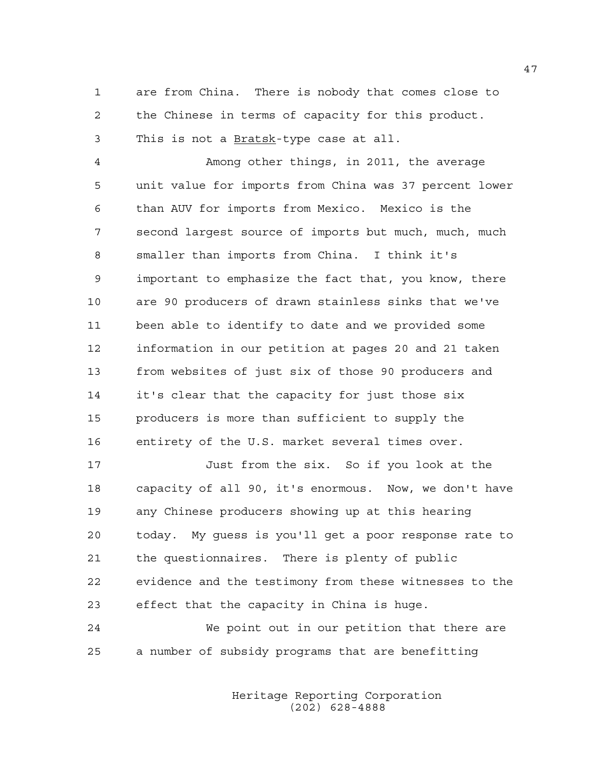are from China. There is nobody that comes close to the Chinese in terms of capacity for this product. This is not a _Bratsk_-type case at all.

Among other things, in 2011, the average unit value for imports from China was 37 percent lower than AUV for imports from Mexico. Mexico is the second largest source of imports but much, much, much smaller than imports from China. I think it's important to emphasize the fact that, you know, there are 90 producers of drawn stainless sinks that we've been able to identify to date and we provided some information in our petition at pages 20 and 21 taken from websites of just six of those 90 producers and it's clear that the capacity for just those six producers is more than sufficient to supply the entirety of the U.S. market several times over.

Just from the six. So if you look at the capacity of all 90, it's enormous. Now, we don't have any Chinese producers showing up at this hearing today. My guess is you'll get a poor response rate to the questionnaires. There is plenty of public evidence and the testimony from these witnesses to the effect that the capacity in China is huge.

We point out in our petition that there are a number of subsidy programs that are benefitting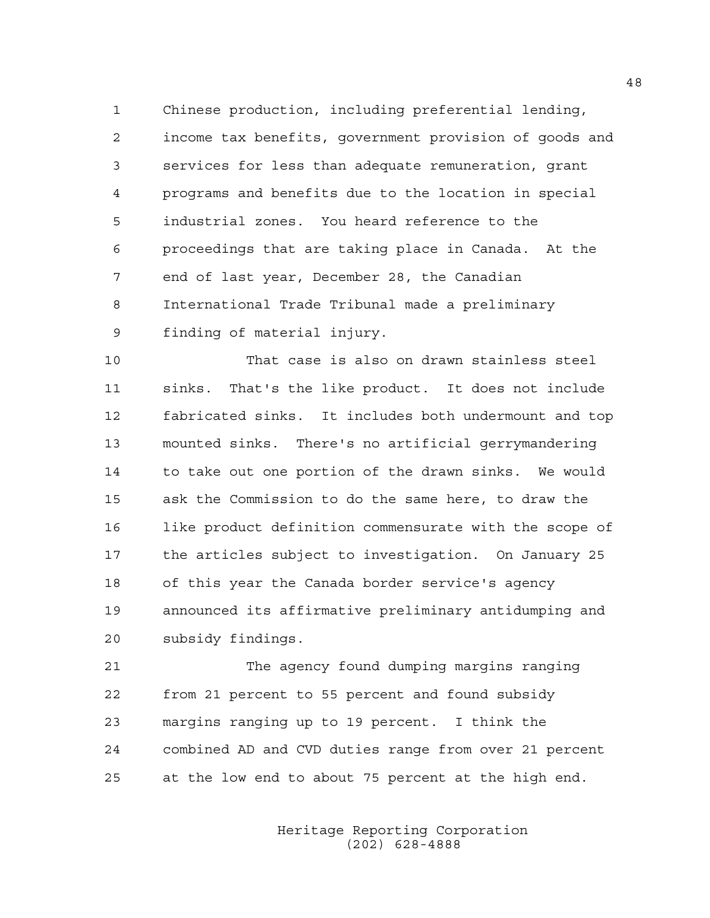Chinese production, including preferential lending, income tax benefits, government provision of goods and services for less than adequate remuneration, grant programs and benefits due to the location in special industrial zones. You heard reference to the proceedings that are taking place in Canada. At the end of last year, December 28, the Canadian International Trade Tribunal made a preliminary finding of material injury.

That case is also on drawn stainless steel sinks. That's the like product. It does not include fabricated sinks. It includes both undermount and top mounted sinks. There's no artificial gerrymandering to take out one portion of the drawn sinks. We would ask the Commission to do the same here, to draw the like product definition commensurate with the scope of the articles subject to investigation. On January 25 of this year the Canada border service's agency announced its affirmative preliminary antidumping and subsidy findings.

The agency found dumping margins ranging from 21 percent to 55 percent and found subsidy margins ranging up to 19 percent. I think the combined AD and CVD duties range from over 21 percent at the low end to about 75 percent at the high end.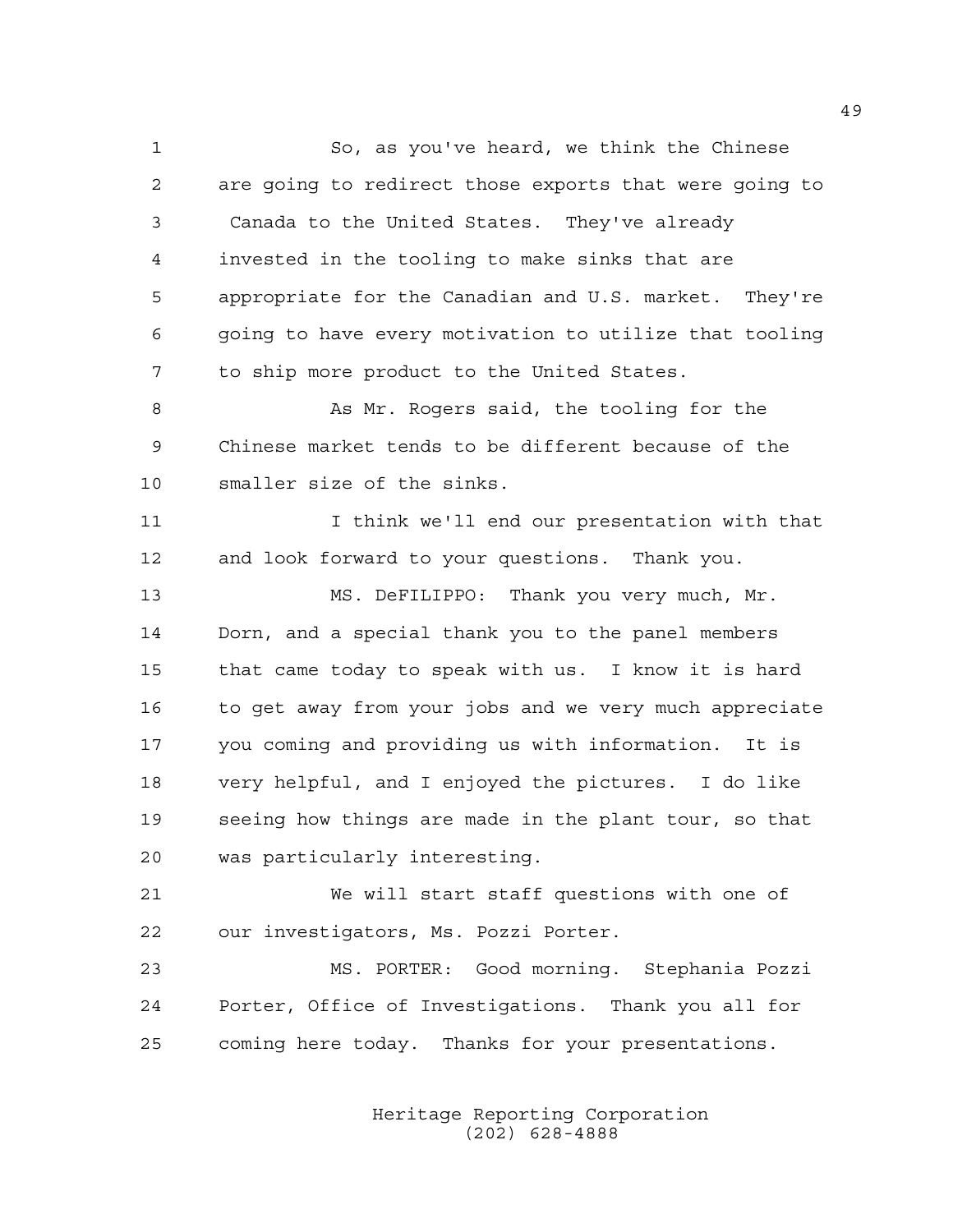So, as you've heard, we think the Chinese are going to redirect those exports that were going to Canada to the United States. They've already invested in the tooling to make sinks that are appropriate for the Canadian and U.S. market. They're going to have every motivation to utilize that tooling to ship more product to the United States.

As Mr. Rogers said, the tooling for the Chinese market tends to be different because of the smaller size of the sinks.

I think we'll end our presentation with that and look forward to your questions. Thank you.

MS. DeFILIPPO: Thank you very much, Mr. Dorn, and a special thank you to the panel members that came today to speak with us. I know it is hard to get away from your jobs and we very much appreciate you coming and providing us with information. It is very helpful, and I enjoyed the pictures. I do like seeing how things are made in the plant tour, so that was particularly interesting.

We will start staff questions with one of our investigators, Ms. Pozzi Porter.

MS. PORTER: Good morning. Stephania Pozzi Porter, Office of Investigations. Thank you all for coming here today. Thanks for your presentations.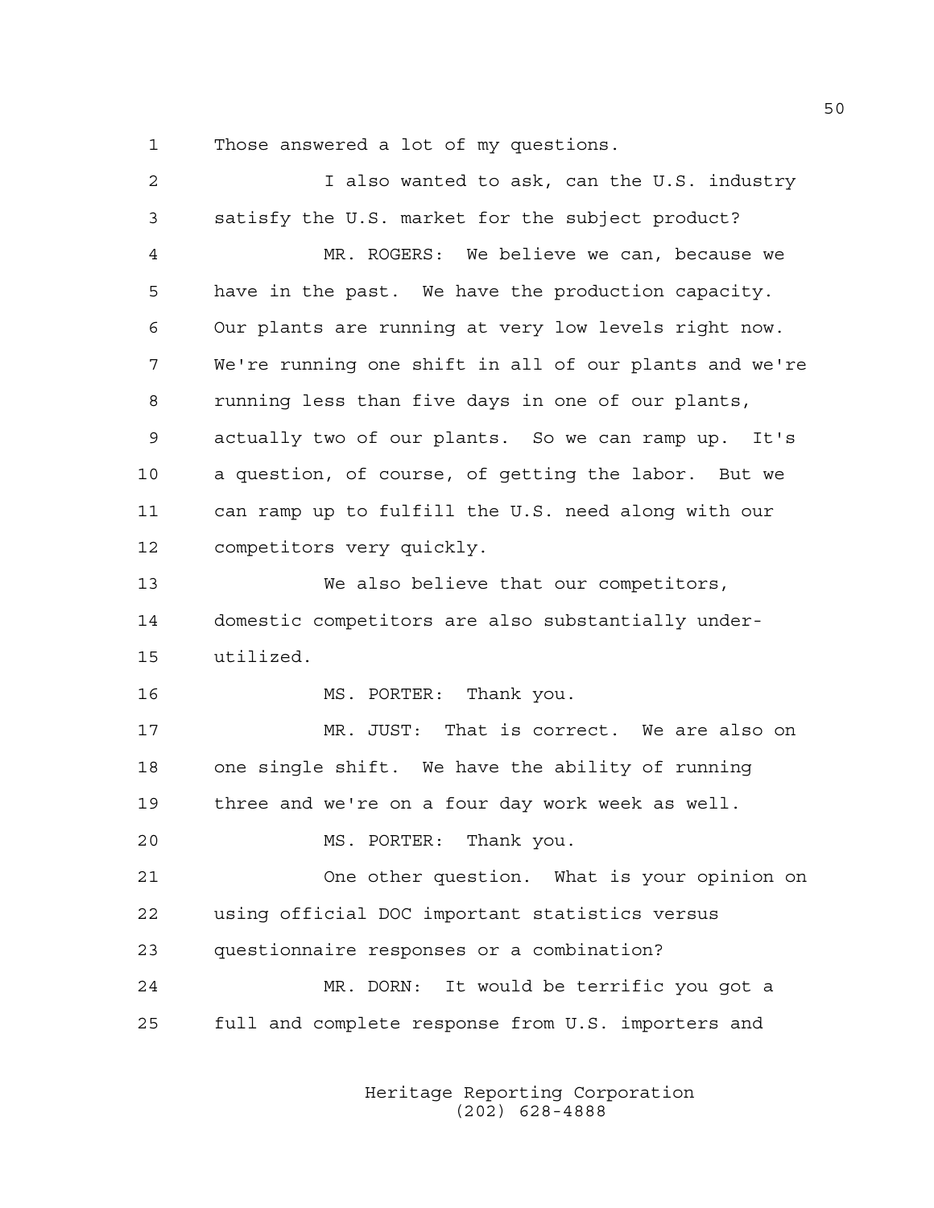1 Those answered a lot of my questions.

2 I also wanted to ask, can the U.S. industry
3 satisfy the U.S. market for the subject product?

4 MR. ROGERS: We believe we can, because we
5 have in the past. We have the production capacity.
6 Our plants are running at very low levels right now.
7 We're running one shift in all of our plants and we're
8 running less than five days in one of our plants,
9 actually two of our plants. So we can ramp up. It's
10 a question, of course, of getting the labor. But we
11 can ramp up to fulfill the U.S. need along with our
12 competitors very quickly.

13 We also believe that our competitors,
14 domestic competitors are also substantially under-
15 utilized.

16 MS. PORTER: Thank you.

17 MR. JUST: That is correct. We are also on
18 one single shift. We have the ability of running
19 three and we're on a four day work week as well.

20 MS. PORTER: Thank you.

21 One other question. What is your opinion on
22 using official DOC important statistics versus
23 questionnaire responses or a combination?

24 MR. DORN: It would be terrific you got a
25 full and complete response from U.S. importers and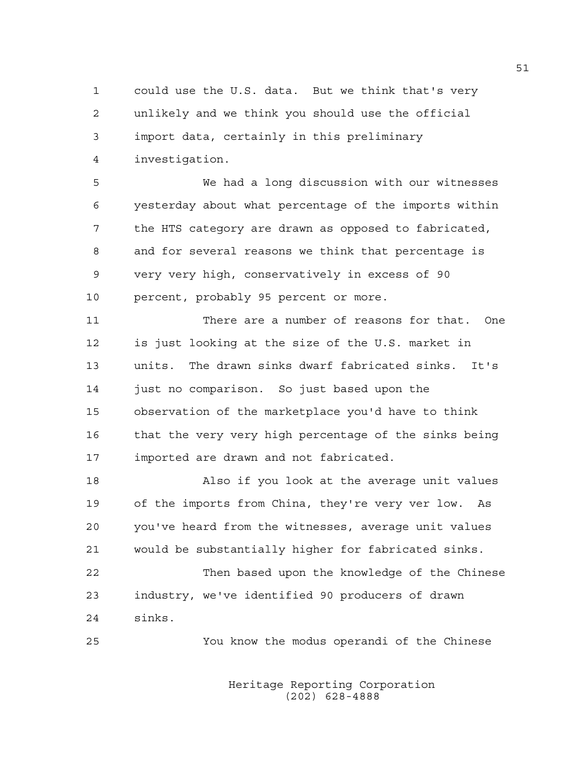could use the U.S. data. But we think that's very unlikely and we think you should use the official import data, certainly in this preliminary investigation.

We had a long discussion with our witnesses yesterday about what percentage of the imports within the HTS category are drawn as opposed to fabricated, and for several reasons we think that percentage is very very high, conservatively in excess of 90 percent, probably 95 percent or more.

There are a number of reasons for that. One is just looking at the size of the U.S. market in units. The drawn sinks dwarf fabricated sinks. It's just no comparison. So just based upon the observation of the marketplace you'd have to think that the very very high percentage of the sinks being imported are drawn and not fabricated.

Also if you look at the average unit values of the imports from China, they're very ver low. As you've heard from the witnesses, average unit values would be substantially higher for fabricated sinks.

Then based upon the knowledge of the Chinese industry, we've identified 90 producers of drawn sinks.

You know the modus operandi of the Chinese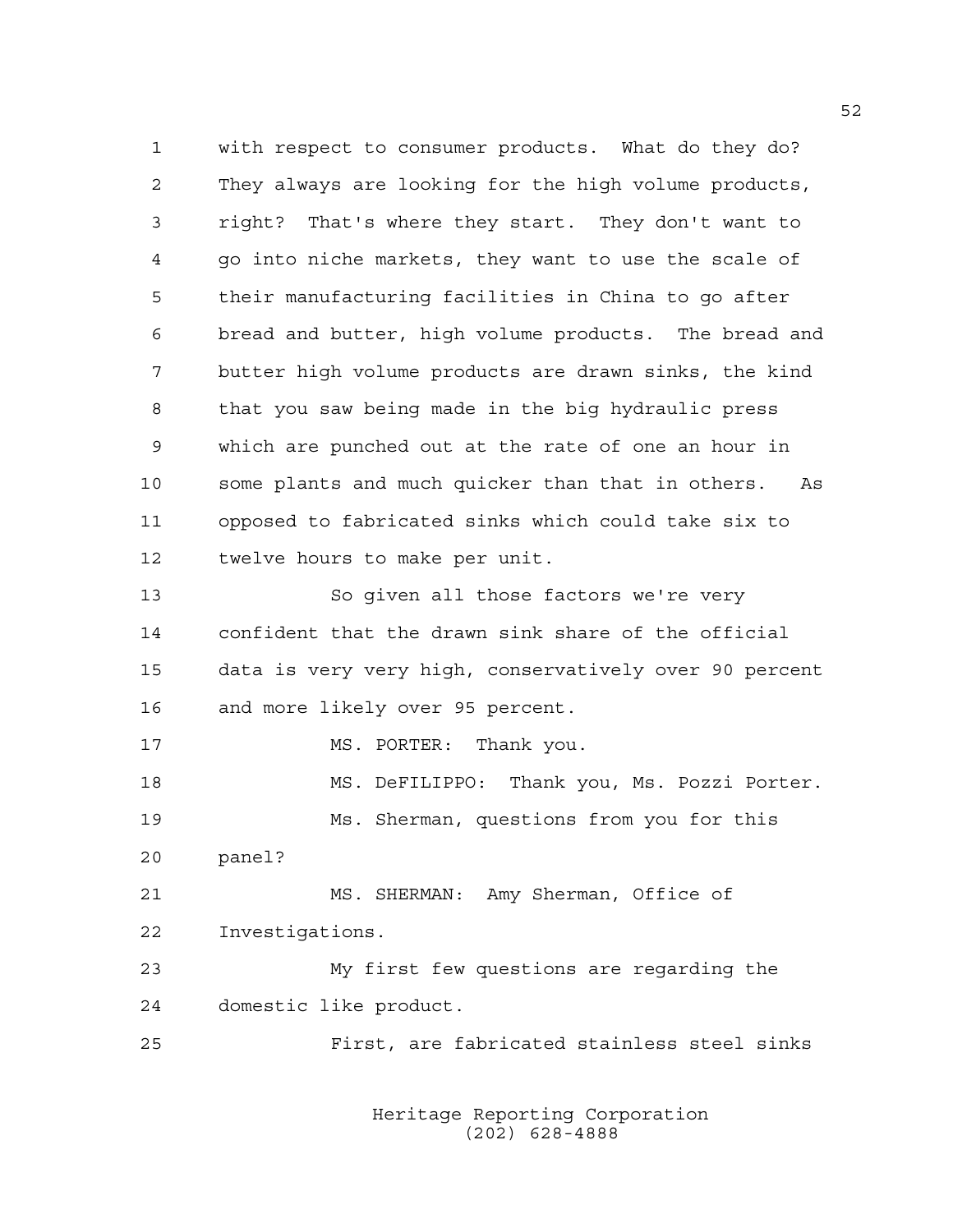with respect to consumer products. What do they do? They always are looking for the high volume products, right? That's where they start. They don't want to go into niche markets, they want to use the scale of their manufacturing facilities in China to go after bread and butter, high volume products. The bread and butter high volume products are drawn sinks, the kind that you saw being made in the big hydraulic press which are punched out at the rate of one an hour in some plants and much quicker than that in others. As opposed to fabricated sinks which could take six to twelve hours to make per unit.

So given all those factors we're very confident that the drawn sink share of the official data is very very high, conservatively over 90 percent and more likely over 95 percent.

MS. PORTER: Thank you.

MS. DeFILIPPO: Thank you, Ms. Pozzi Porter.

Ms. Sherman, questions from you for this panel?

MS. SHERMAN: Amy Sherman, Office of Investigations.

My first few questions are regarding the domestic like product.

First, are fabricated stainless steel sinks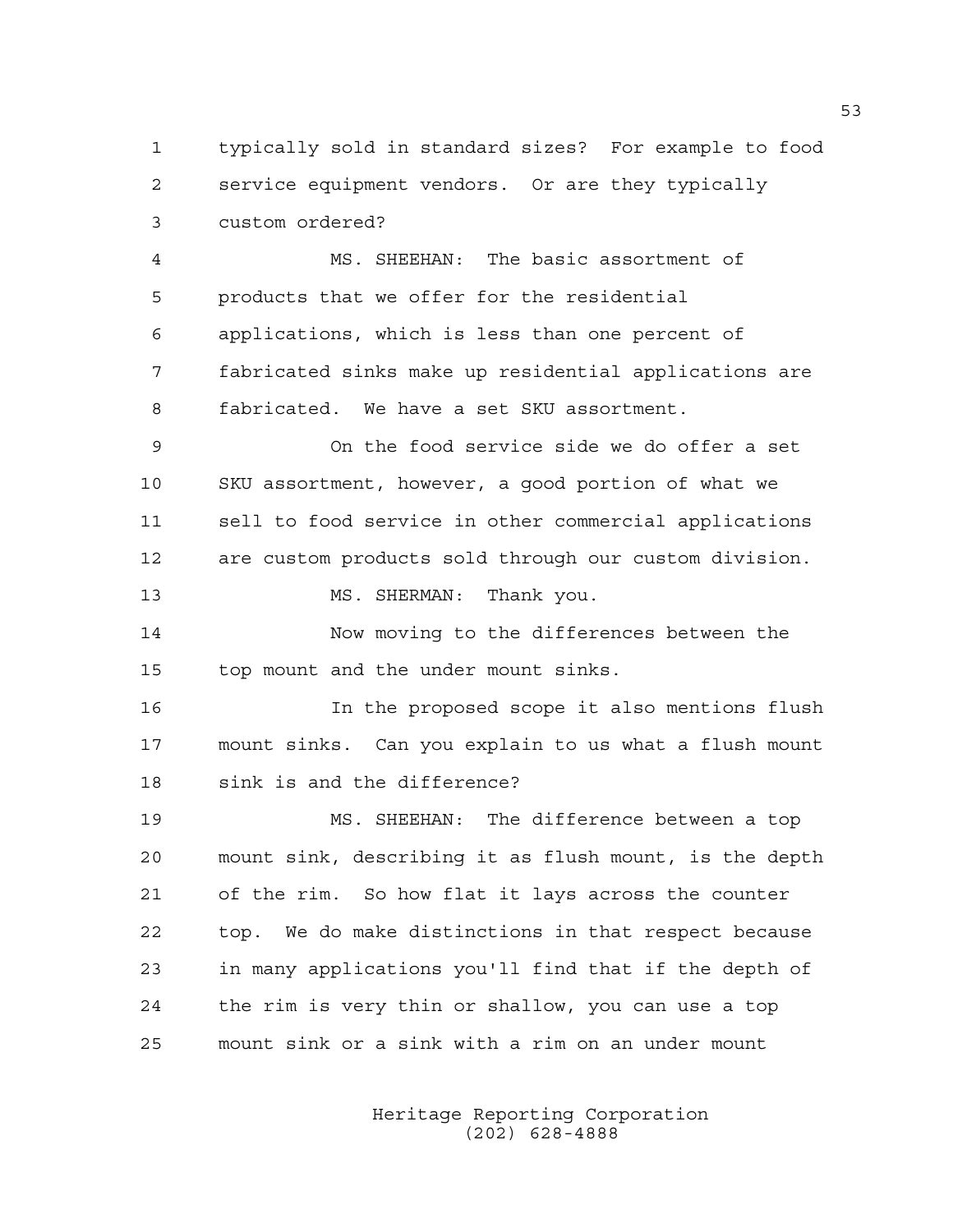typically sold in standard sizes? For example to food service equipment vendors. Or are they typically custom ordered?

MS. SHEEHAN: The basic assortment of products that we offer for the residential applications, which is less than one percent of fabricated sinks make up residential applications are fabricated. We have a set SKU assortment.

On the food service side we do offer a set SKU assortment, however, a good portion of what we sell to food service in other commercial applications are custom products sold through our custom division.

MS. SHERMAN: Thank you.

Now moving to the differences between the top mount and the under mount sinks.

In the proposed scope it also mentions flush mount sinks. Can you explain to us what a flush mount sink is and the difference?

MS. SHEEHAN: The difference between a top mount sink, describing it as flush mount, is the depth of the rim. So how flat it lays across the counter top. We do make distinctions in that respect because in many applications you'll find that if the depth of the rim is very thin or shallow, you can use a top mount sink or a sink with a rim on an under mount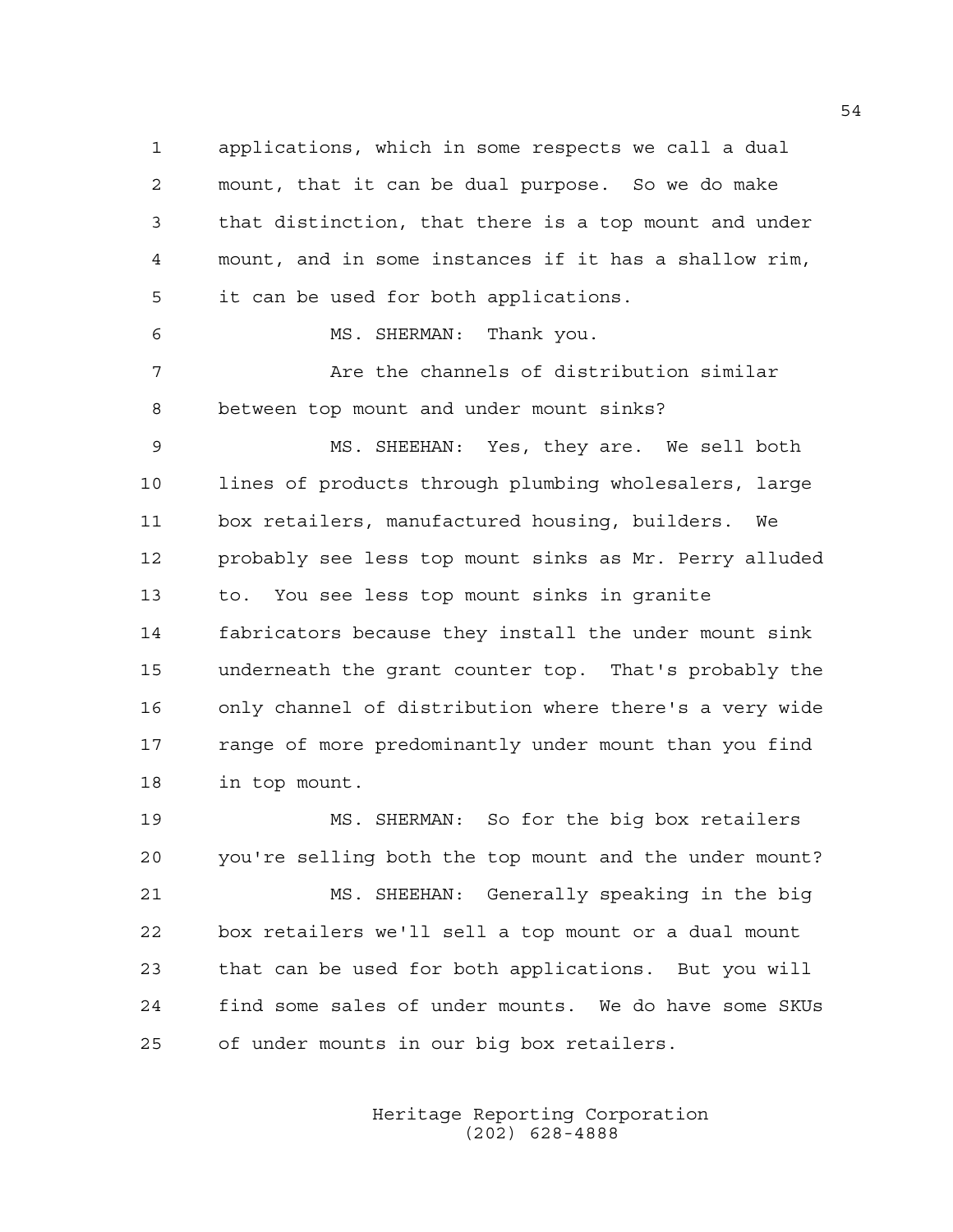applications, which in some respects we call a dual mount, that it can be dual purpose. So we do make that distinction, that there is a top mount and under mount, and in some instances if it has a shallow rim, it can be used for both applications.

MS. SHERMAN: Thank you.

Are the channels of distribution similar between top mount and under mount sinks?

MS. SHEEHAN: Yes, they are. We sell both lines of products through plumbing wholesalers, large box retailers, manufactured housing, builders. We probably see less top mount sinks as Mr. Perry alluded to. You see less top mount sinks in granite fabricators because they install the under mount sink underneath the grant counter top. That's probably the only channel of distribution where there's a very wide range of more predominantly under mount than you find in top mount.

MS. SHERMAN: So for the big box retailers you're selling both the top mount and the under mount?

MS. SHEEHAN: Generally speaking in the big box retailers we'll sell a top mount or a dual mount that can be used for both applications. But you will find some sales of under mounts. We do have some SKUs of under mounts in our big box retailers.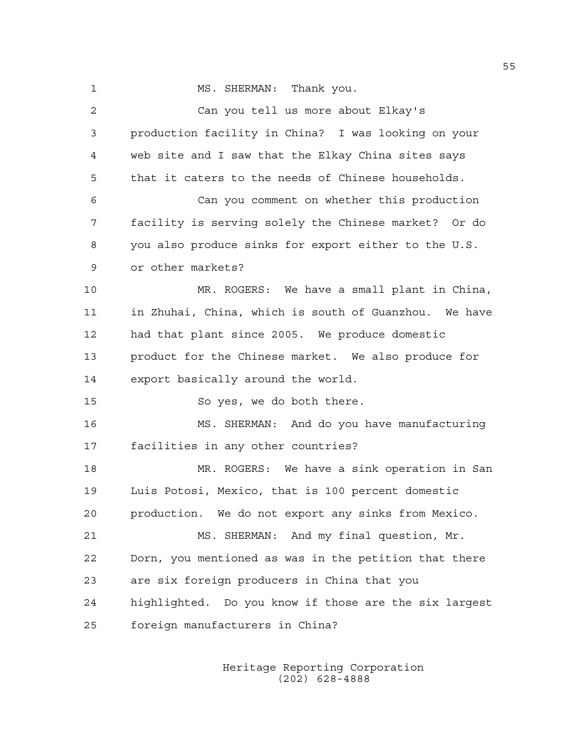MS. SHERMAN: Thank you.

Can you tell us more about Elkay's production facility in China? I was looking on your web site and I saw that the Elkay China sites says that it caters to the needs of Chinese households.

Can you comment on whether this production facility is serving solely the Chinese market? Or do you also produce sinks for export either to the U.S. or other markets?

MR. ROGERS: We have a small plant in China, in Zhuhai, China, which is south of Guanzhou. We have had that plant since 2005. We produce domestic product for the Chinese market. We also produce for export basically around the world.

So yes, we do both there.

MS. SHERMAN: And do you have manufacturing facilities in any other countries?

MR. ROGERS: We have a sink operation in San Luis Potosi, Mexico, that is 100 percent domestic production. We do not export any sinks from Mexico.

MS. SHERMAN: And my final question, Mr. Dorn, you mentioned as was in the petition that there are six foreign producers in China that you highlighted. Do you know if those are the six largest foreign manufacturers in China?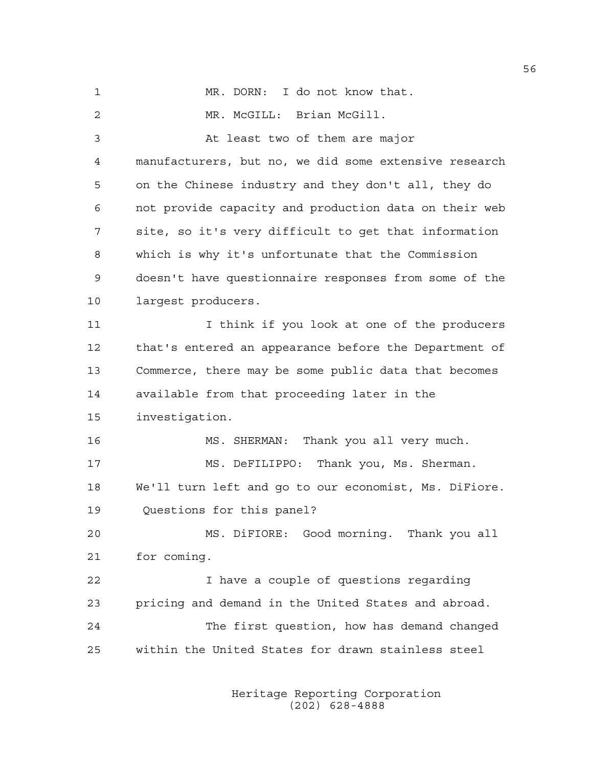MR. DORN: I do not know that.

MR. McGILL: Brian McGill.

At least two of them are major manufacturers, but no, we did some extensive research on the Chinese industry and they don't all, they do not provide capacity and production data on their web site, so it's very difficult to get that information which is why it's unfortunate that the Commission doesn't have questionnaire responses from some of the largest producers.

I think if you look at one of the producers that's entered an appearance before the Department of Commerce, there may be some public data that becomes available from that proceeding later in the investigation.

MS. SHERMAN: Thank you all very much.

MS. DeFILIPPO: Thank you, Ms. Sherman. We'll turn left and go to our economist, Ms. DiFiore. Questions for this panel?

MS. DiFIORE: Good morning. Thank you all for coming.

I have a couple of questions regarding pricing and demand in the United States and abroad.

The first question, how has demand changed within the United States for drawn stainless steel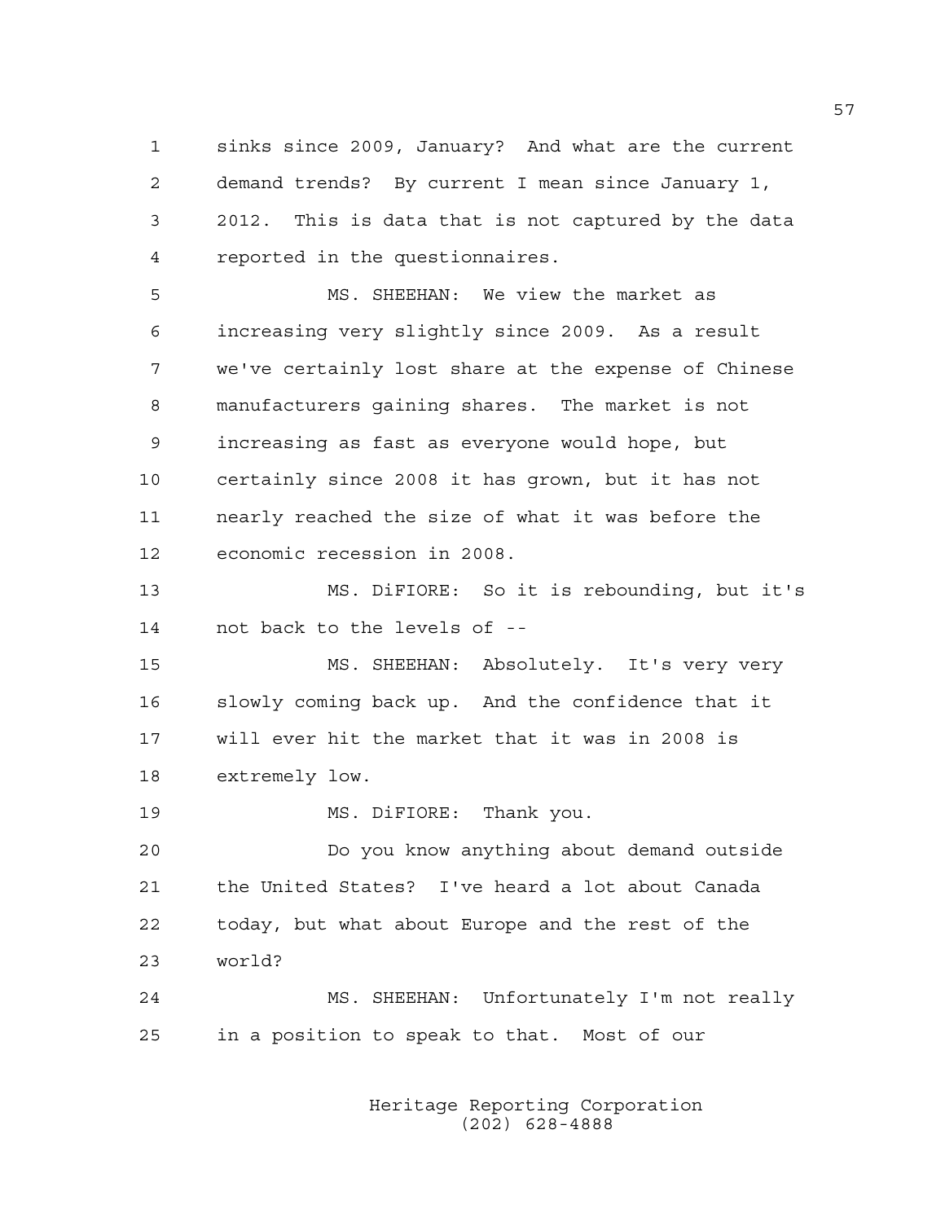sinks since 2009, January? And what are the current demand trends? By current I mean since January 1, 2012. This is data that is not captured by the data reported in the questionnaires.

MS. SHEEHAN: We view the market as increasing very slightly since 2009. As a result we've certainly lost share at the expense of Chinese manufacturers gaining shares. The market is not increasing as fast as everyone would hope, but certainly since 2008 it has grown, but it has not nearly reached the size of what it was before the economic recession in 2008.

MS. DiFIORE: So it is rebounding, but it's not back to the levels of --

MS. SHEEHAN: Absolutely. It's very very slowly coming back up. And the confidence that it will ever hit the market that it was in 2008 is extremely low.

MS. DiFIORE: Thank you.

Do you know anything about demand outside the United States? I've heard a lot about Canada today, but what about Europe and the rest of the world?

MS. SHEEHAN: Unfortunately I'm not really in a position to speak to that. Most of our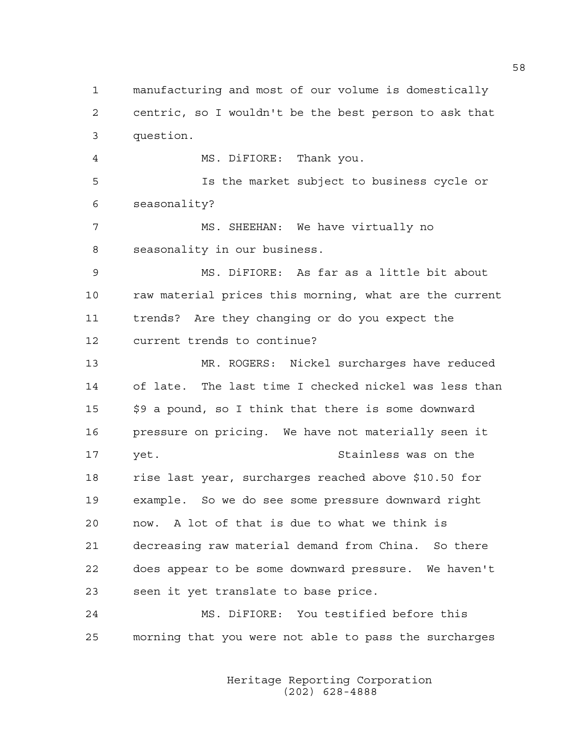manufacturing and most of our volume is domestically centric, so I wouldn't be the best person to ask that question.

MS. DiFIORE: Thank you.

Is the market subject to business cycle or seasonality?

MS. SHEEHAN: We have virtually no seasonality in our business.

MS. DiFIORE: As far as a little bit about raw material prices this morning, what are the current trends? Are they changing or do you expect the current trends to continue?

MR. ROGERS: Nickel surcharges have reduced of late. The last time I checked nickel was less than $9 a pound, so I think that there is some downward pressure on pricing. We have not materially seen it yet. Stainless was on the rise last year, surcharges reached above $10.50 for example. So we do see some pressure downward right now. A lot of that is due to what we think is decreasing raw material demand from China. So there does appear to be some downward pressure. We haven't seen it yet translate to base price.

MS. DiFIORE: You testified before this morning that you were not able to pass the surcharges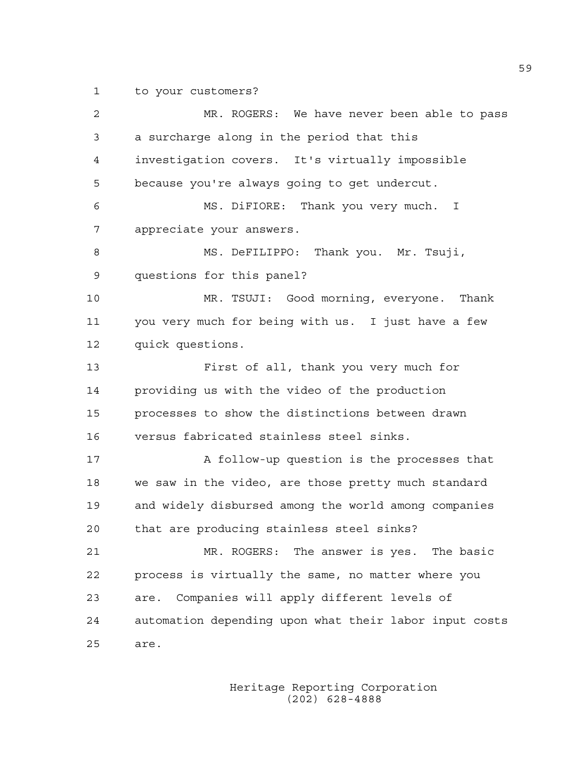to your customers?

MR. ROGERS: We have never been able to pass a surcharge along in the period that this investigation covers. It's virtually impossible because you're always going to get undercut.

MS. DiFIORE: Thank you very much. I appreciate your answers.

MS. DeFILIPPO: Thank you. Mr. Tsuji, questions for this panel?

MR. TSUJI: Good morning, everyone. Thank you very much for being with us. I just have a few quick questions.

First of all, thank you very much for providing us with the video of the production processes to show the distinctions between drawn versus fabricated stainless steel sinks.

A follow-up question is the processes that we saw in the video, are those pretty much standard and widely disbursed among the world among companies that are producing stainless steel sinks?

MR. ROGERS: The answer is yes. The basic process is virtually the same, no matter where you are. Companies will apply different levels of automation depending upon what their labor input costs are.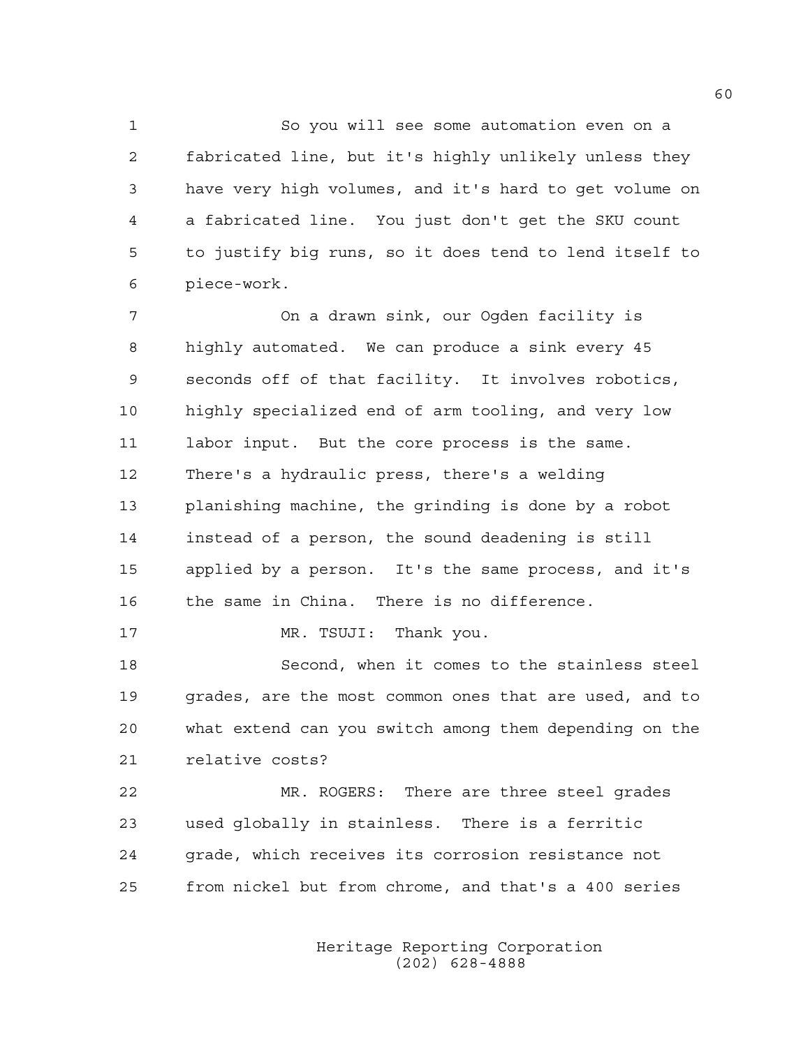So you will see some automation even on a fabricated line, but it's highly unlikely unless they have very high volumes, and it's hard to get volume on a fabricated line. You just don't get the SKU count to justify big runs, so it does tend to lend itself to piece-work.

On a drawn sink, our Ogden facility is highly automated. We can produce a sink every 45 seconds off of that facility. It involves robotics, highly specialized end of arm tooling, and very low labor input. But the core process is the same. There's a hydraulic press, there's a welding planishing machine, the grinding is done by a robot instead of a person, the sound deadening is still applied by a person. It's the same process, and it's the same in China. There is no difference.

MR. TSUJI: Thank you.

Second, when it comes to the stainless steel grades, are the most common ones that are used, and to what extend can you switch among them depending on the relative costs?

MR. ROGERS: There are three steel grades used globally in stainless. There is a ferritic grade, which receives its corrosion resistance not from nickel but from chrome, and that's a 400 series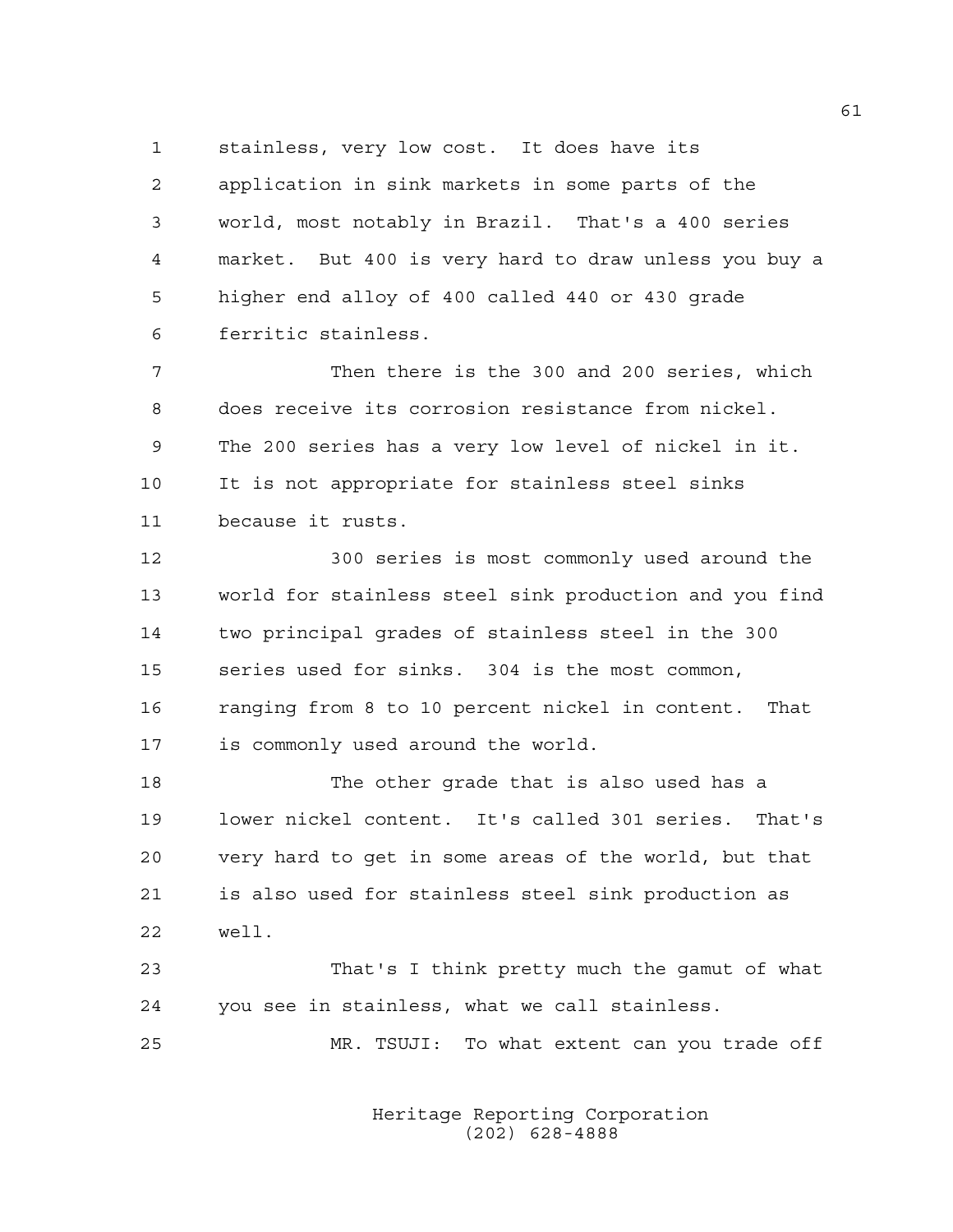stainless, very low cost. It does have its application in sink markets in some parts of the world, most notably in Brazil. That's a 400 series market. But 400 is very hard to draw unless you buy a higher end alloy of 400 called 440 or 430 grade ferritic stainless.

Then there is the 300 and 200 series, which does receive its corrosion resistance from nickel. The 200 series has a very low level of nickel in it. It is not appropriate for stainless steel sinks because it rusts.

300 series is most commonly used around the world for stainless steel sink production and you find two principal grades of stainless steel in the 300 series used for sinks. 304 is the most common, ranging from 8 to 10 percent nickel in content. That is commonly used around the world.

The other grade that is also used has a lower nickel content. It's called 301 series. That's very hard to get in some areas of the world, but that is also used for stainless steel sink production as well.

That's I think pretty much the gamut of what you see in stainless, what we call stainless.

MR. TSUJI: To what extent can you trade off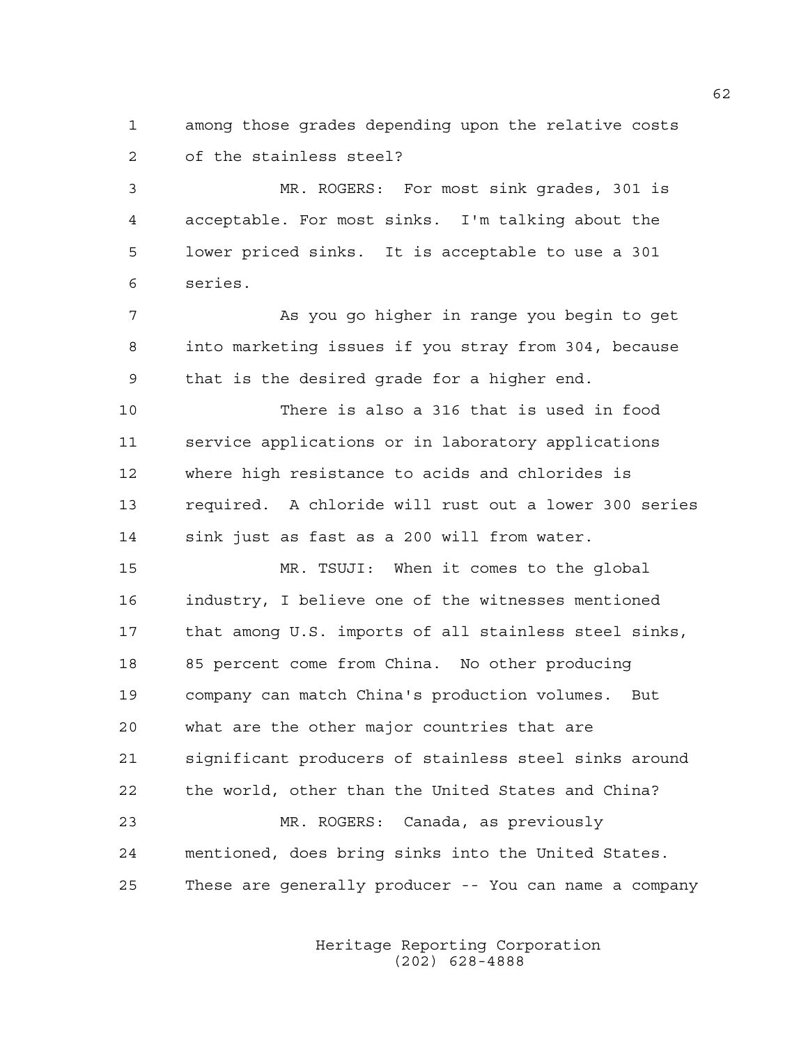among those grades depending upon the relative costs of the stainless steel?

MR. ROGERS: For most sink grades, 301 is acceptable. For most sinks. I'm talking about the lower priced sinks. It is acceptable to use a 301 series.

As you go higher in range you begin to get into marketing issues if you stray from 304, because that is the desired grade for a higher end.

There is also a 316 that is used in food service applications or in laboratory applications where high resistance to acids and chlorides is required. A chloride will rust out a lower 300 series sink just as fast as a 200 will from water.

MR. TSUJI: When it comes to the global industry, I believe one of the witnesses mentioned that among U.S. imports of all stainless steel sinks, 85 percent come from China. No other producing company can match China's production volumes. But what are the other major countries that are significant producers of stainless steel sinks around the world, other than the United States and China?

MR. ROGERS: Canada, as previously mentioned, does bring sinks into the United States. These are generally producer -- You can name a company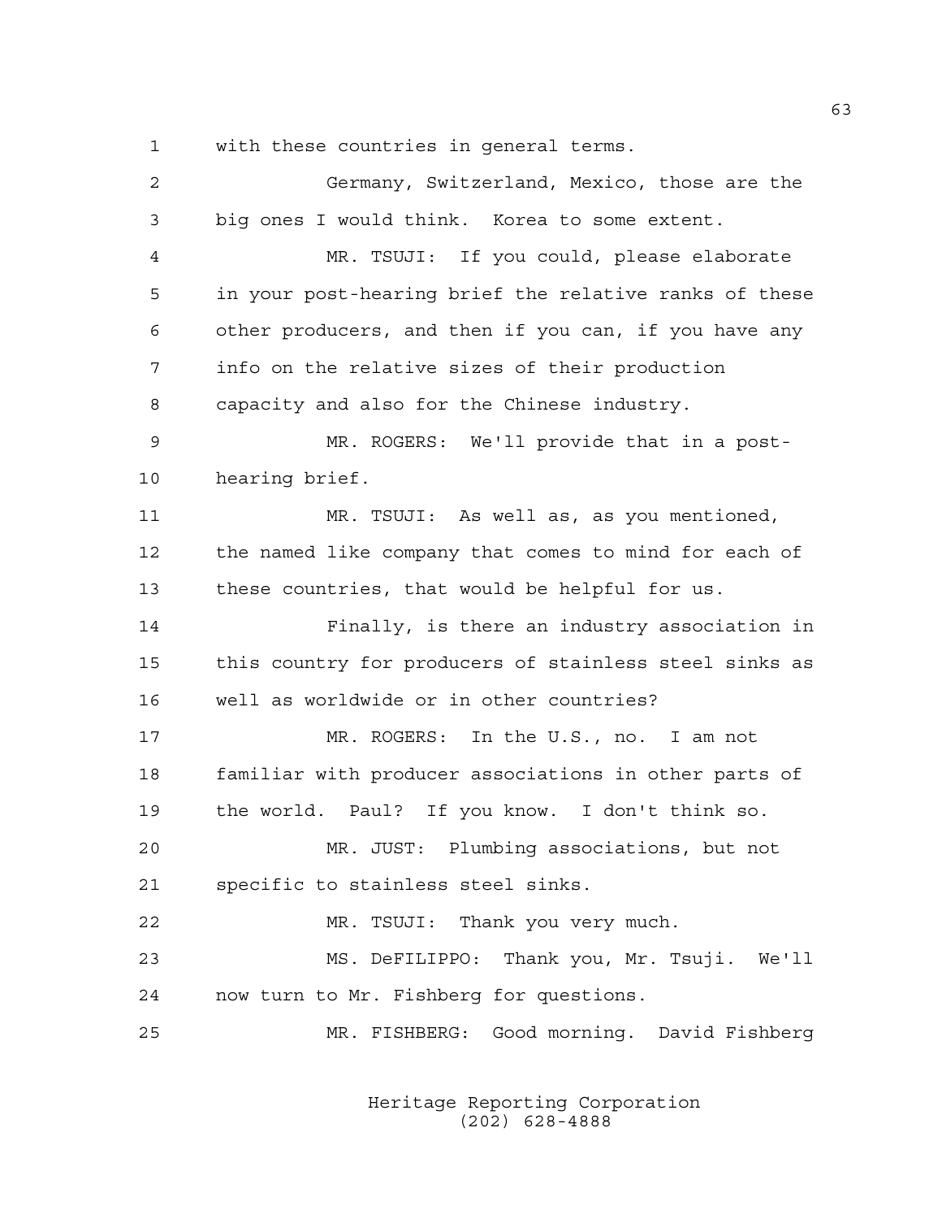with these countries in general terms.

Germany, Switzerland, Mexico, those are the big ones I would think. Korea to some extent.

MR. TSUJI: If you could, please elaborate in your post-hearing brief the relative ranks of these other producers, and then if you can, if you have any info on the relative sizes of their production capacity and also for the Chinese industry.

MR. ROGERS: We'll provide that in a post-hearing brief.

MR. TSUJI: As well as, as you mentioned, the named like company that comes to mind for each of these countries, that would be helpful for us.

Finally, is there an industry association in this country for producers of stainless steel sinks as well as worldwide or in other countries?

MR. ROGERS: In the U.S., no. I am not familiar with producer associations in other parts of the world. Paul? If you know. I don't think so.

MR. JUST: Plumbing associations, but not specific to stainless steel sinks.

MR. TSUJI: Thank you very much.

MS. DeFILIPPO: Thank you, Mr. Tsuji. We'll now turn to Mr. Fishberg for questions.

MR. FISHBERG: Good morning. David Fishberg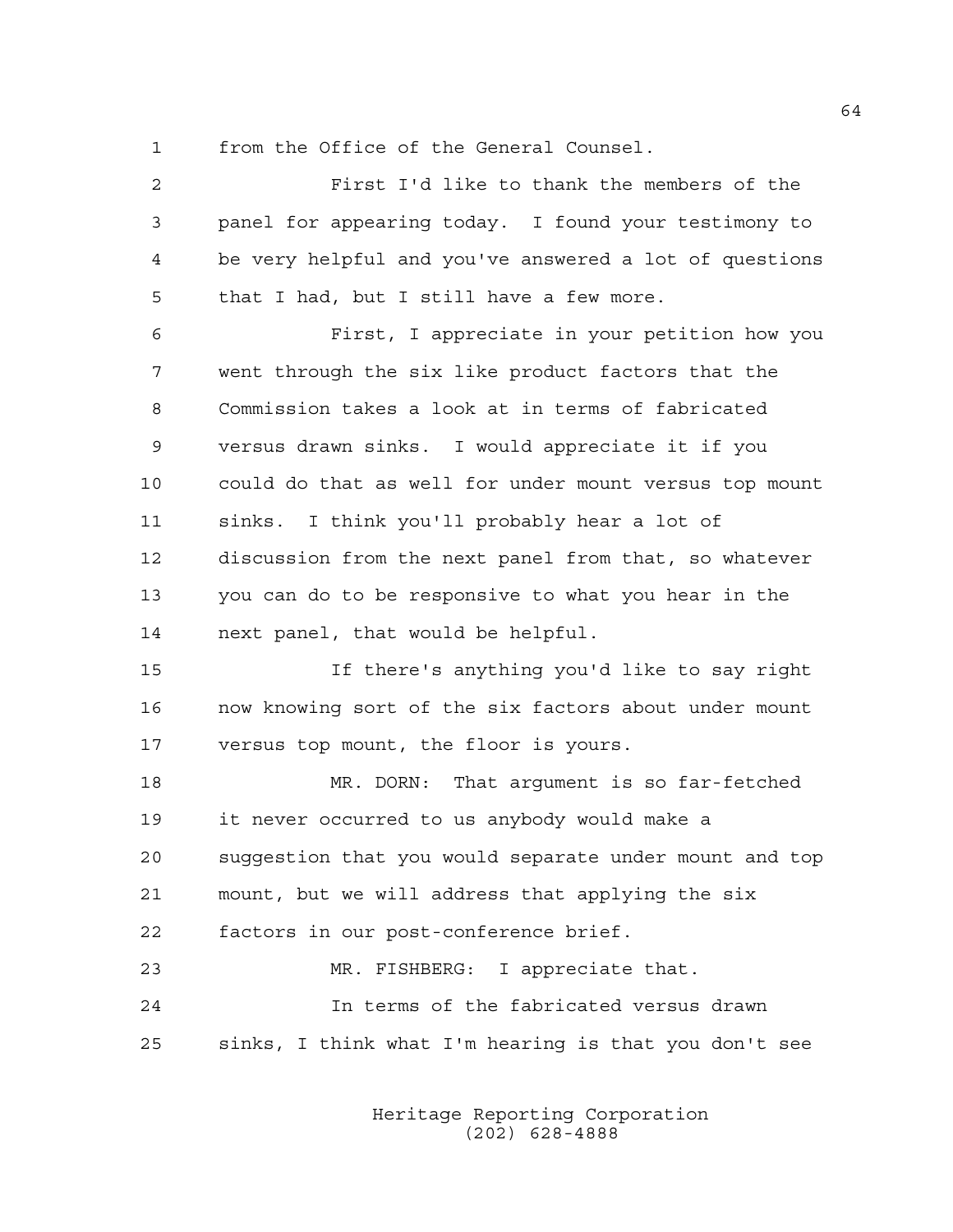from the Office of the General Counsel.

First I'd like to thank the members of the panel for appearing today. I found your testimony to be very helpful and you've answered a lot of questions that I had, but I still have a few more.

First, I appreciate in your petition how you went through the six like product factors that the Commission takes a look at in terms of fabricated versus drawn sinks. I would appreciate it if you could do that as well for under mount versus top mount sinks. I think you'll probably hear a lot of discussion from the next panel from that, so whatever you can do to be responsive to what you hear in the next panel, that would be helpful.

If there's anything you'd like to say right now knowing sort of the six factors about under mount versus top mount, the floor is yours.

MR. DORN: That argument is so far-fetched it never occurred to us anybody would make a suggestion that you would separate under mount and top mount, but we will address that applying the six factors in our post-conference brief.

MR. FISHBERG: I appreciate that.

In terms of the fabricated versus drawn sinks, I think what I'm hearing is that you don't see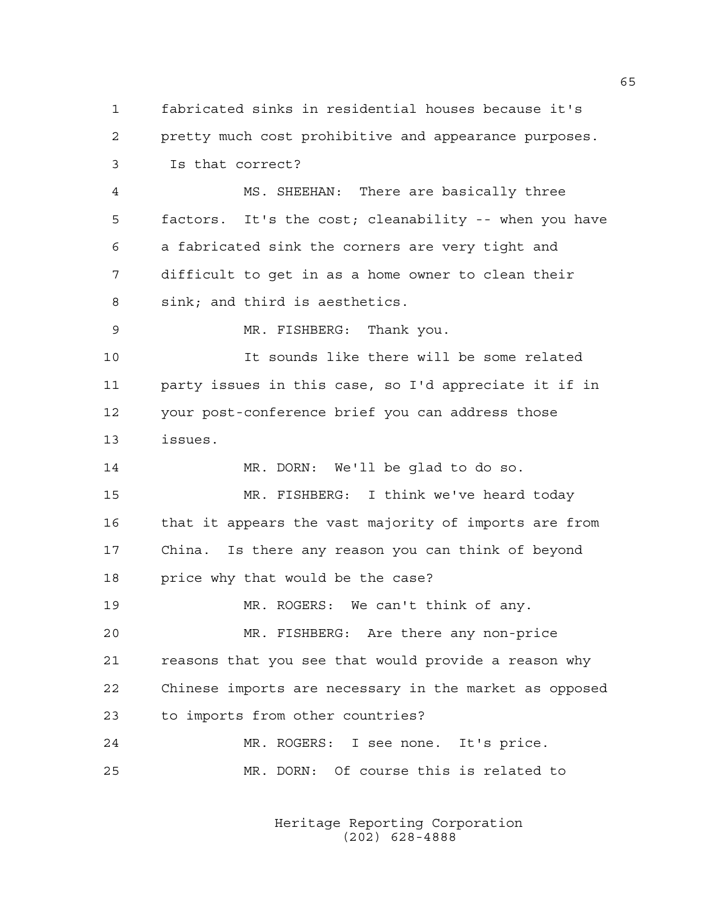fabricated sinks in residential houses because it's pretty much cost prohibitive and appearance purposes. Is that correct?

MS. SHEEHAN: There are basically three factors. It's the cost; cleanability -- when you have a fabricated sink the corners are very tight and difficult to get in as a home owner to clean their sink; and third is aesthetics.

MR. FISHBERG: Thank you.

It sounds like there will be some related party issues in this case, so I'd appreciate it if in your post-conference brief you can address those issues.

MR. DORN: We'll be glad to do so.

MR. FISHBERG: I think we've heard today that it appears the vast majority of imports are from China. Is there any reason you can think of beyond price why that would be the case?

MR. ROGERS: We can't think of any.

MR. FISHBERG: Are there any non-price reasons that you see that would provide a reason why Chinese imports are necessary in the market as opposed to imports from other countries?

MR. ROGERS: I see none. It's price.

MR. DORN: Of course this is related to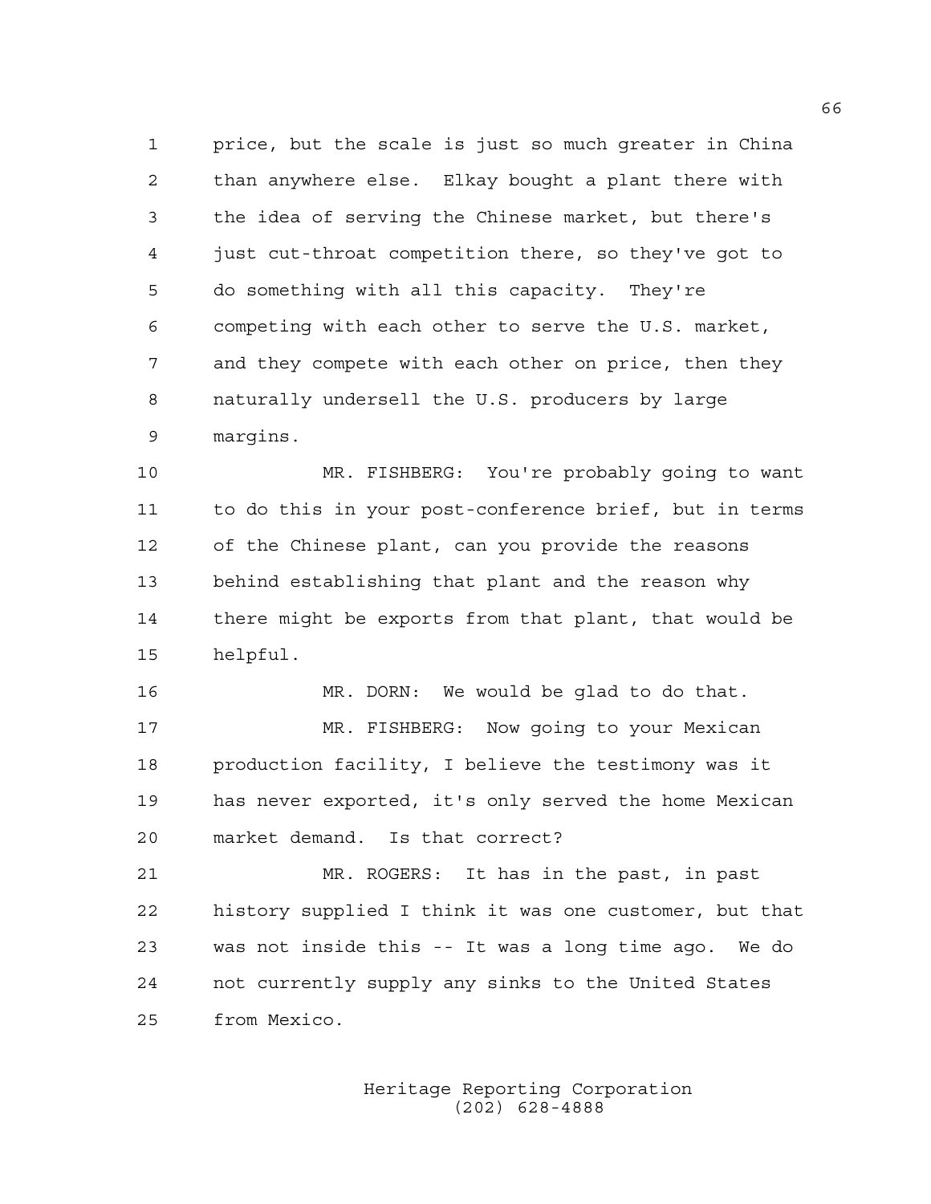price, but the scale is just so much greater in China than anywhere else. Elkay bought a plant there with the idea of serving the Chinese market, but there's just cut-throat competition there, so they've got to do something with all this capacity. They're competing with each other to serve the U.S. market, and they compete with each other on price, then they naturally undersell the U.S. producers by large margins.

MR. FISHBERG: You're probably going to want to do this in your post-conference brief, but in terms of the Chinese plant, can you provide the reasons behind establishing that plant and the reason why there might be exports from that plant, that would be helpful.

MR. DORN: We would be glad to do that.

MR. FISHBERG: Now going to your Mexican production facility, I believe the testimony was it has never exported, it's only served the home Mexican market demand. Is that correct?

MR. ROGERS: It has in the past, in past history supplied I think it was one customer, but that was not inside this -- It was a long time ago. We do not currently supply any sinks to the United States from Mexico.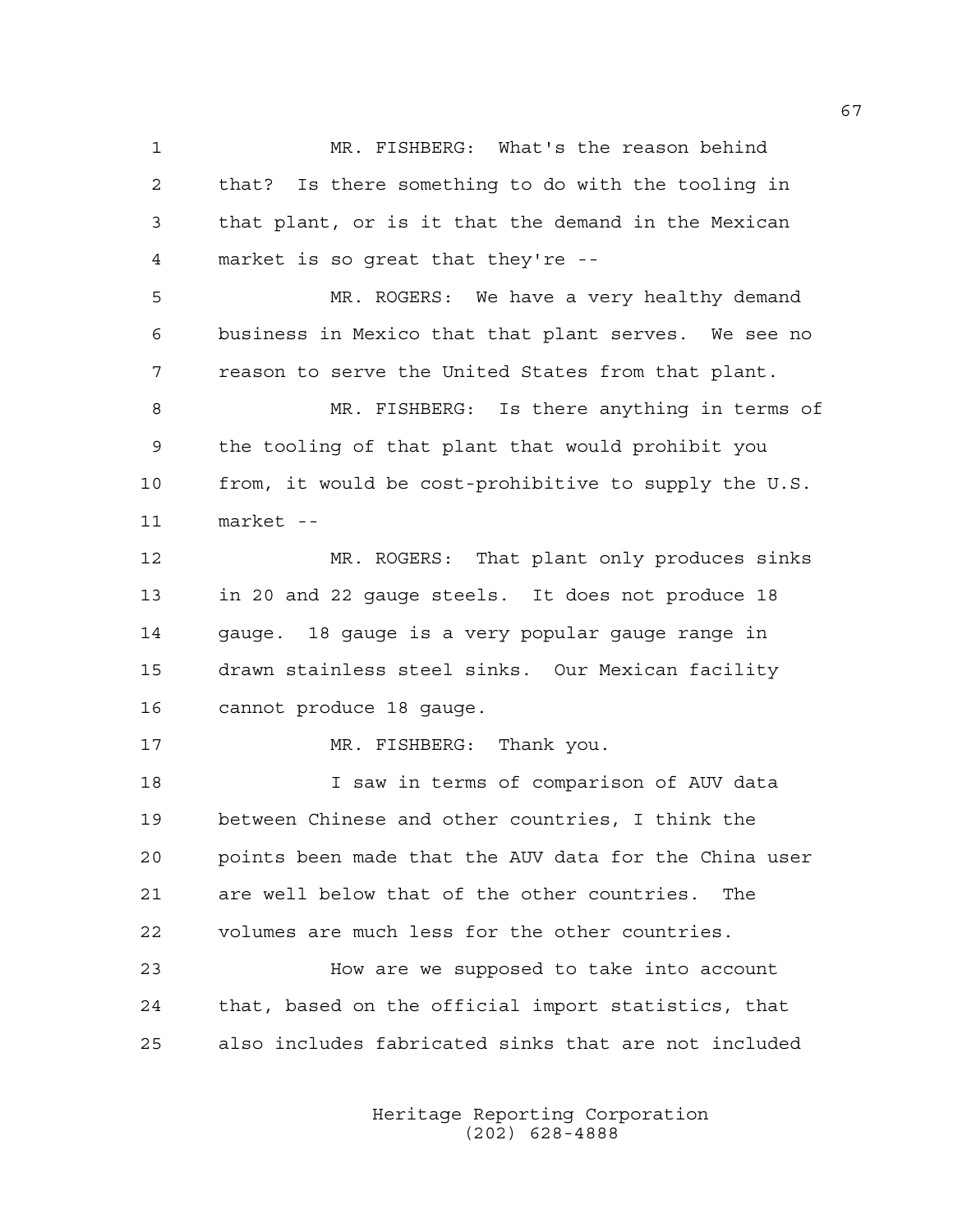MR. FISHBERG: What's the reason behind that? Is there something to do with the tooling in that plant, or is it that the demand in the Mexican market is so great that they're --

MR. ROGERS: We have a very healthy demand business in Mexico that that plant serves. We see no reason to serve the United States from that plant.

MR. FISHBERG: Is there anything in terms of the tooling of that plant that would prohibit you from, it would be cost-prohibitive to supply the U.S. market --

MR. ROGERS: That plant only produces sinks in 20 and 22 gauge steels. It does not produce 18 gauge. 18 gauge is a very popular gauge range in drawn stainless steel sinks. Our Mexican facility cannot produce 18 gauge.

MR. FISHBERG: Thank you.

I saw in terms of comparison of AUV data between Chinese and other countries, I think the points been made that the AUV data for the China user are well below that of the other countries. The volumes are much less for the other countries.

How are we supposed to take into account that, based on the official import statistics, that also includes fabricated sinks that are not included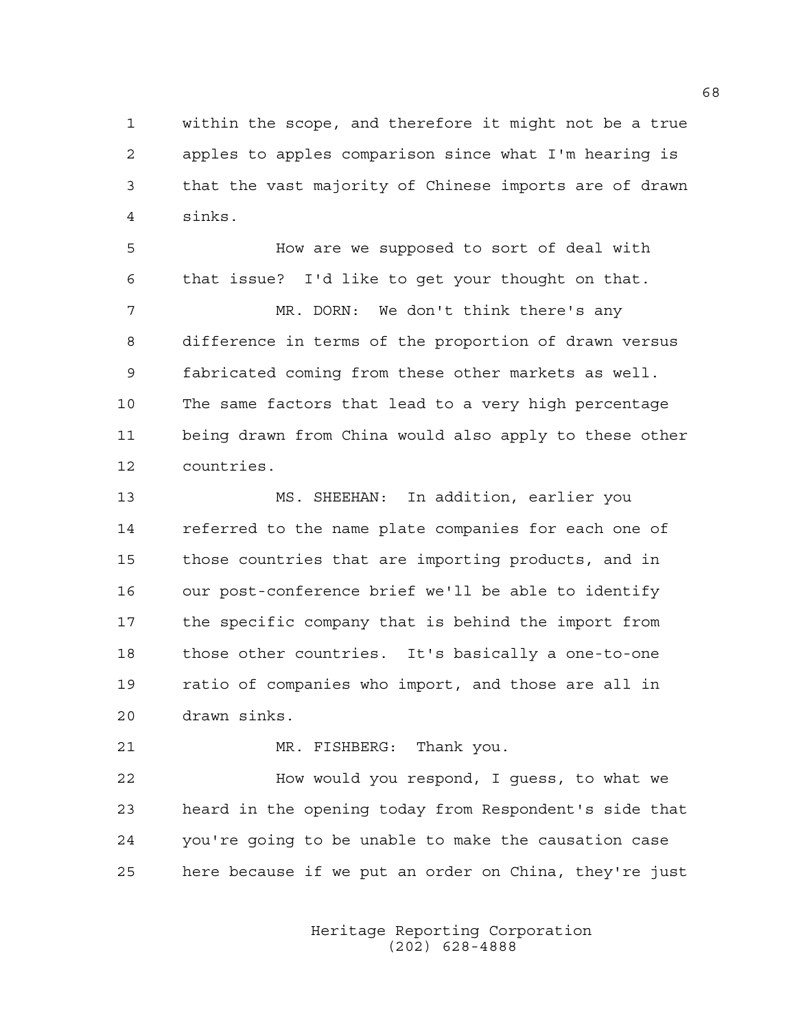within the scope, and therefore it might not be a true apples to apples comparison since what I'm hearing is that the vast majority of Chinese imports are of drawn sinks.

How are we supposed to sort of deal with that issue? I'd like to get your thought on that.

MR. DORN: We don't think there's any difference in terms of the proportion of drawn versus fabricated coming from these other markets as well. The same factors that lead to a very high percentage being drawn from China would also apply to these other countries.

MS. SHEEHAN: In addition, earlier you referred to the name plate companies for each one of those countries that are importing products, and in our post-conference brief we'll be able to identify the specific company that is behind the import from those other countries. It's basically a one-to-one ratio of companies who import, and those are all in drawn sinks.

MR. FISHBERG: Thank you.

How would you respond, I guess, to what we heard in the opening today from Respondent's side that you're going to be unable to make the causation case here because if we put an order on China, they're just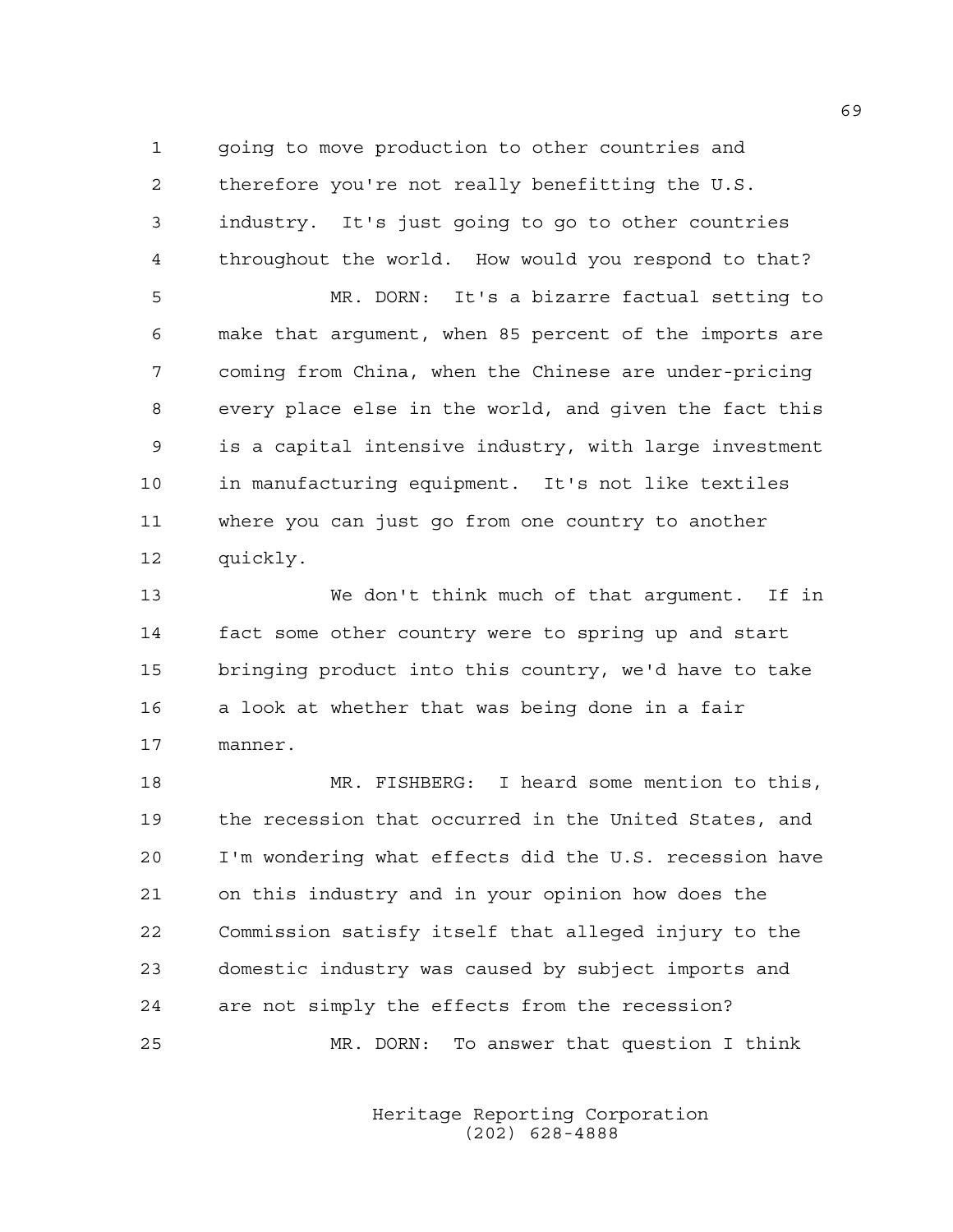going to move production to other countries and therefore you're not really benefitting the U.S. industry. It's just going to go to other countries throughout the world. How would you respond to that?

MR. DORN: It's a bizarre factual setting to make that argument, when 85 percent of the imports are coming from China, when the Chinese are under-pricing every place else in the world, and given the fact this is a capital intensive industry, with large investment in manufacturing equipment. It's not like textiles where you can just go from one country to another quickly.

We don't think much of that argument. If in fact some other country were to spring up and start bringing product into this country, we'd have to take a look at whether that was being done in a fair manner.

MR. FISHBERG: I heard some mention to this, the recession that occurred in the United States, and I'm wondering what effects did the U.S. recession have on this industry and in your opinion how does the Commission satisfy itself that alleged injury to the domestic industry was caused by subject imports and are not simply the effects from the recession?

MR. DORN: To answer that question I think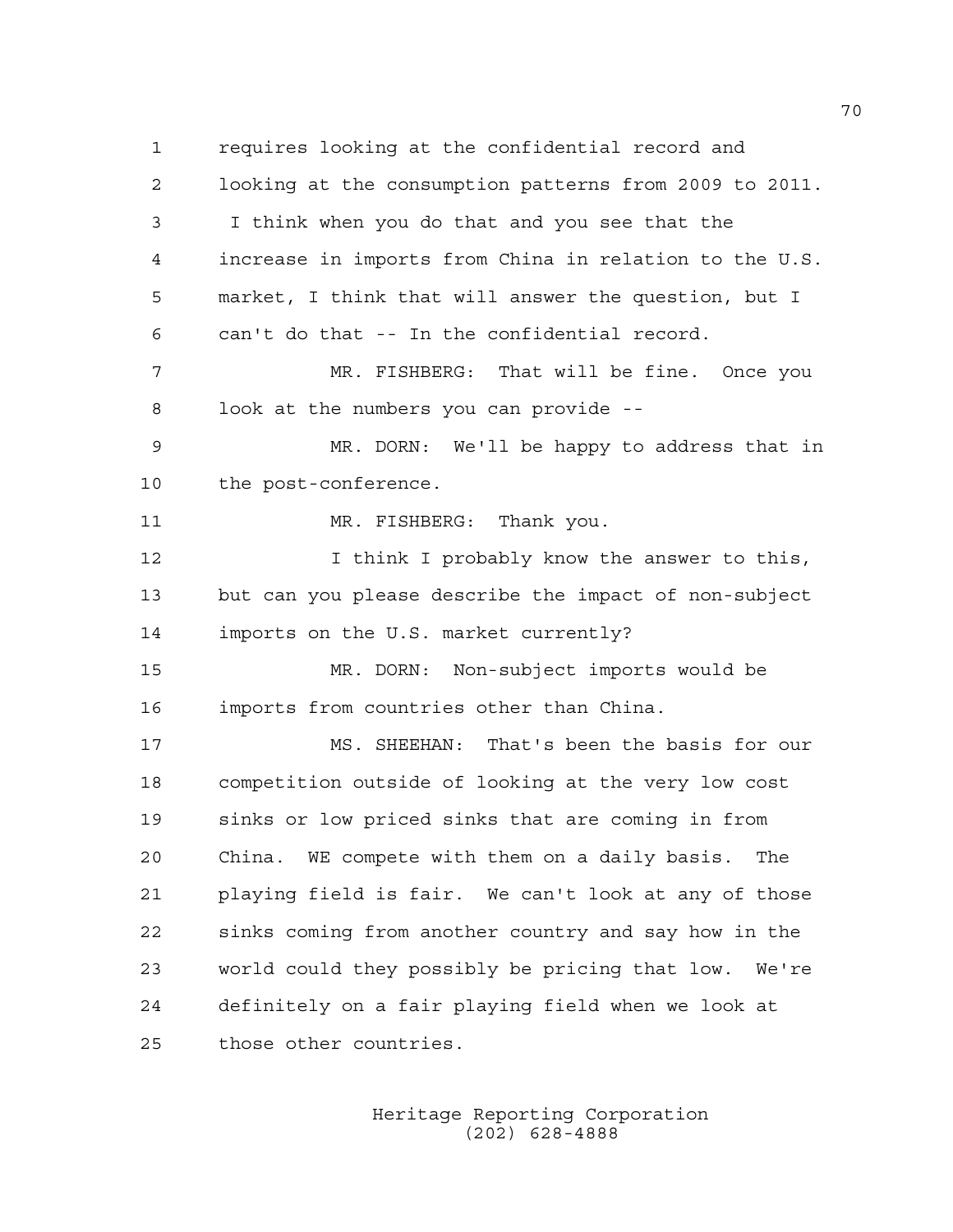requires looking at the confidential record and looking at the consumption patterns from 2009 to 2011. I think when you do that and you see that the increase in imports from China in relation to the U.S. market, I think that will answer the question, but I can't do that -- In the confidential record.

MR. FISHBERG: That will be fine. Once you look at the numbers you can provide --

MR. DORN: We'll be happy to address that in the post-conference.

MR. FISHBERG: Thank you.

I think I probably know the answer to this, but can you please describe the impact of non-subject imports on the U.S. market currently?

MR. DORN: Non-subject imports would be imports from countries other than China.

MS. SHEEHAN: That's been the basis for our competition outside of looking at the very low cost sinks or low priced sinks that are coming in from China. WE compete with them on a daily basis. The playing field is fair. We can't look at any of those sinks coming from another country and say how in the world could they possibly be pricing that low. We're definitely on a fair playing field when we look at those other countries.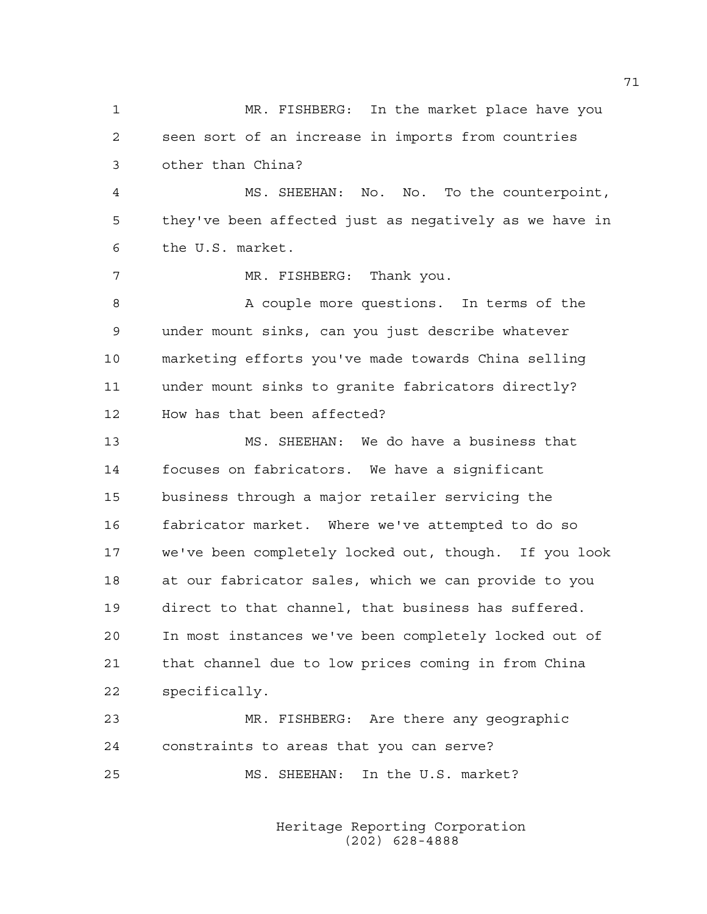MR. FISHBERG: In the market place have you seen sort of an increase in imports from countries other than China?

MS. SHEEHAN: No. No. To the counterpoint, they've been affected just as negatively as we have in the U.S. market.

MR. FISHBERG: Thank you.

A couple more questions. In terms of the under mount sinks, can you just describe whatever marketing efforts you've made towards China selling under mount sinks to granite fabricators directly? How has that been affected?

MS. SHEEHAN: We do have a business that focuses on fabricators. We have a significant business through a major retailer servicing the fabricator market. Where we've attempted to do so we've been completely locked out, though. If you look at our fabricator sales, which we can provide to you direct to that channel, that business has suffered. In most instances we've been completely locked out of that channel due to low prices coming in from China specifically.

MR. FISHBERG: Are there any geographic constraints to areas that you can serve?

MS. SHEEHAN: In the U.S. market?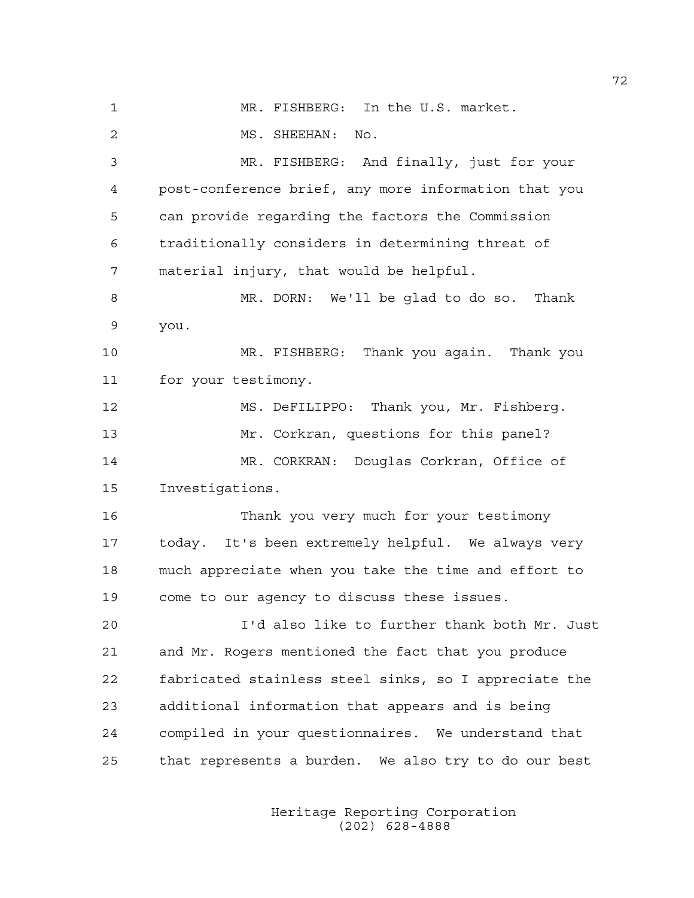MR. FISHBERG: In the U.S. market.

MS. SHEEHAN: No.

MR. FISHBERG: And finally, just for your post-conference brief, any more information that you can provide regarding the factors the Commission traditionally considers in determining threat of material injury, that would be helpful.

MR. DORN: We'll be glad to do so. Thank you.

MR. FISHBERG: Thank you again. Thank you for your testimony.

MS. DeFILIPPO: Thank you, Mr. Fishberg.

Mr. Corkran, questions for this panel?

MR. CORKRAN: Douglas Corkran, Office of Investigations.

Thank you very much for your testimony today. It's been extremely helpful. We always very much appreciate when you take the time and effort to come to our agency to discuss these issues.

I'd also like to further thank both Mr. Just and Mr. Rogers mentioned the fact that you produce fabricated stainless steel sinks, so I appreciate the additional information that appears and is being compiled in your questionnaires. We understand that that represents a burden. We also try to do our best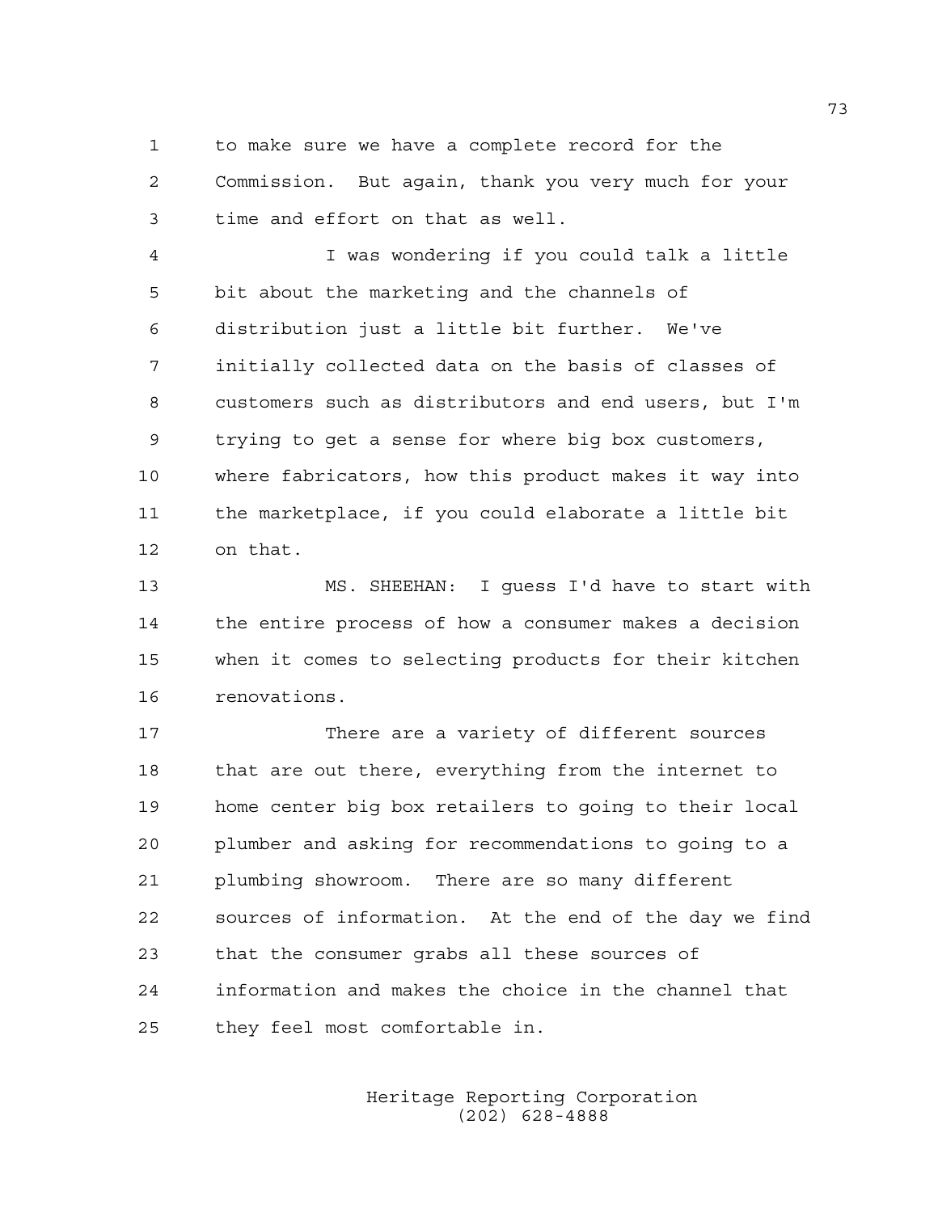to make sure we have a complete record for the Commission. But again, thank you very much for your time and effort on that as well.

I was wondering if you could talk a little bit about the marketing and the channels of distribution just a little bit further. We've initially collected data on the basis of classes of customers such as distributors and end users, but I'm trying to get a sense for where big box customers, where fabricators, how this product makes it way into the marketplace, if you could elaborate a little bit on that.

MS. SHEEHAN: I guess I'd have to start with the entire process of how a consumer makes a decision when it comes to selecting products for their kitchen renovations.

There are a variety of different sources that are out there, everything from the internet to home center big box retailers to going to their local plumber and asking for recommendations to going to a plumbing showroom. There are so many different sources of information. At the end of the day we find that the consumer grabs all these sources of information and makes the choice in the channel that they feel most comfortable in.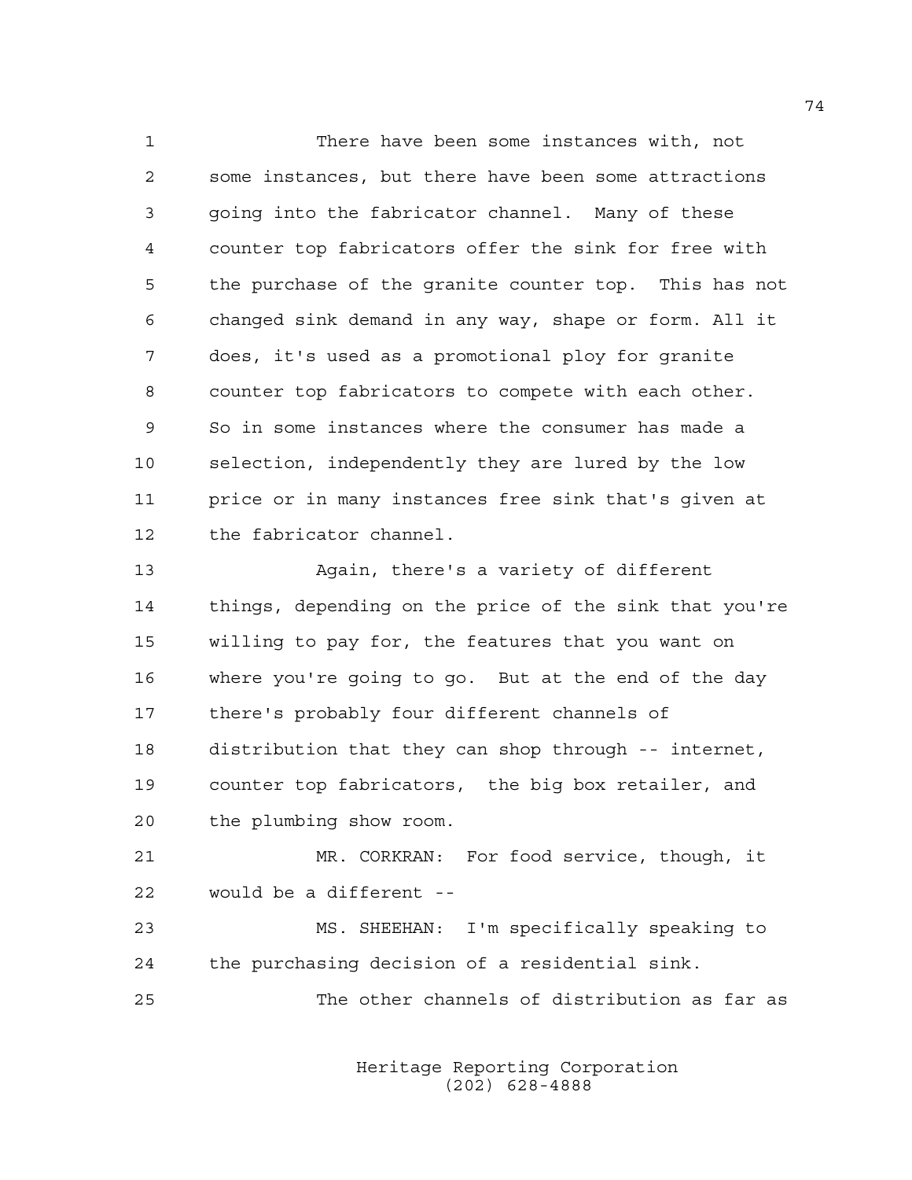There have been some instances with, not some instances, but there have been some attractions going into the fabricator channel. Many of these counter top fabricators offer the sink for free with the purchase of the granite counter top. This has not changed sink demand in any way, shape or form. All it does, it's used as a promotional ploy for granite counter top fabricators to compete with each other. So in some instances where the consumer has made a selection, independently they are lured by the low price or in many instances free sink that's given at the fabricator channel.

Again, there's a variety of different things, depending on the price of the sink that you're willing to pay for, the features that you want on where you're going to go. But at the end of the day there's probably four different channels of distribution that they can shop through -- internet, counter top fabricators, the big box retailer, and the plumbing show room.

MR. CORKRAN: For food service, though, it would be a different --

MS. SHEEHAN: I'm specifically speaking to the purchasing decision of a residential sink.

The other channels of distribution as far as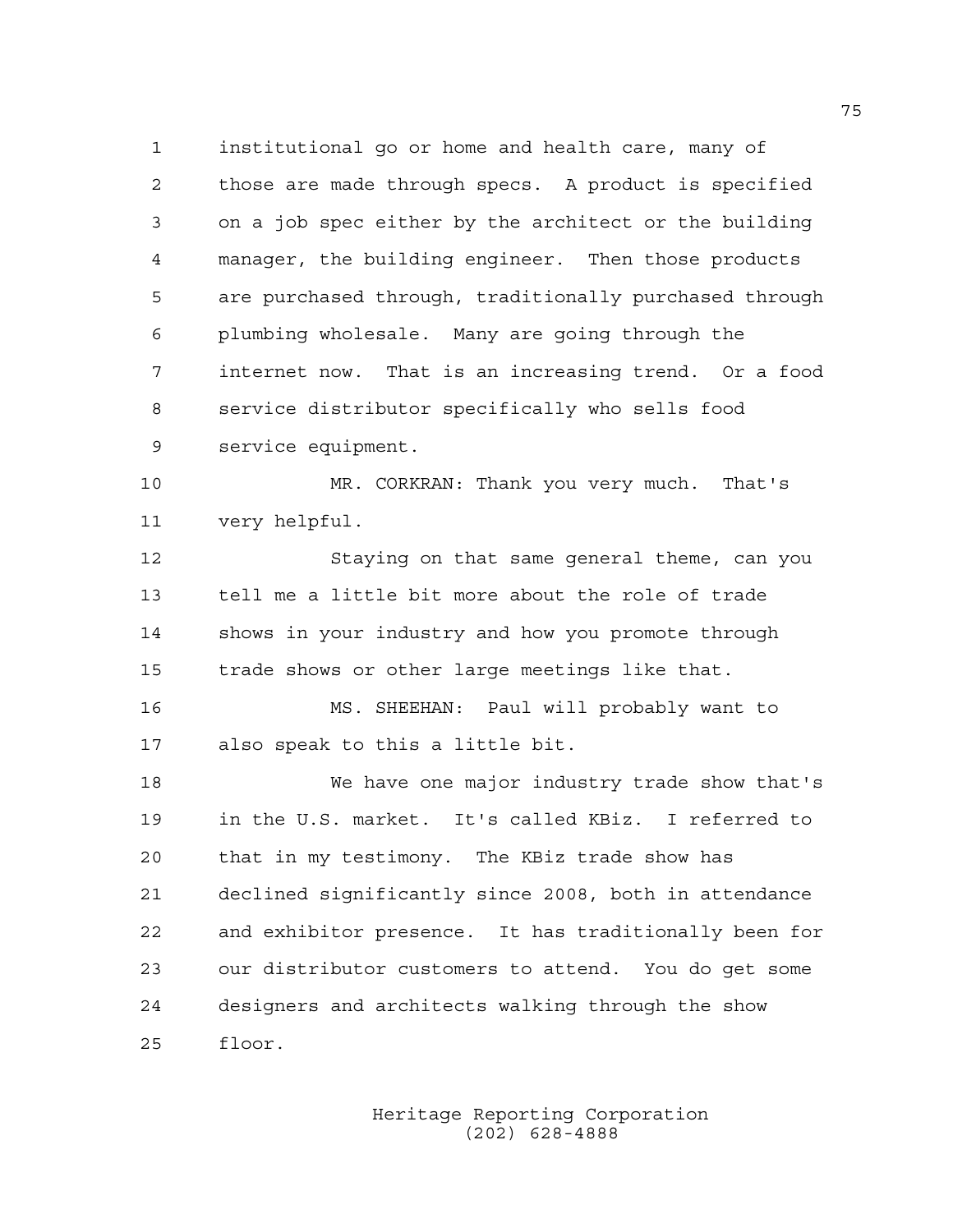institutional go or home and health care, many of those are made through specs. A product is specified on a job spec either by the architect or the building manager, the building engineer. Then those products are purchased through, traditionally purchased through plumbing wholesale. Many are going through the internet now. That is an increasing trend. Or a food service distributor specifically who sells food service equipment.

MR. CORKRAN: Thank you very much. That's very helpful.

Staying on that same general theme, can you tell me a little bit more about the role of trade shows in your industry and how you promote through trade shows or other large meetings like that.

MS. SHEEHAN: Paul will probably want to also speak to this a little bit.

We have one major industry trade show that's in the U.S. market. It's called KBiz. I referred to that in my testimony. The KBiz trade show has declined significantly since 2008, both in attendance and exhibitor presence. It has traditionally been for our distributor customers to attend. You do get some designers and architects walking through the show floor.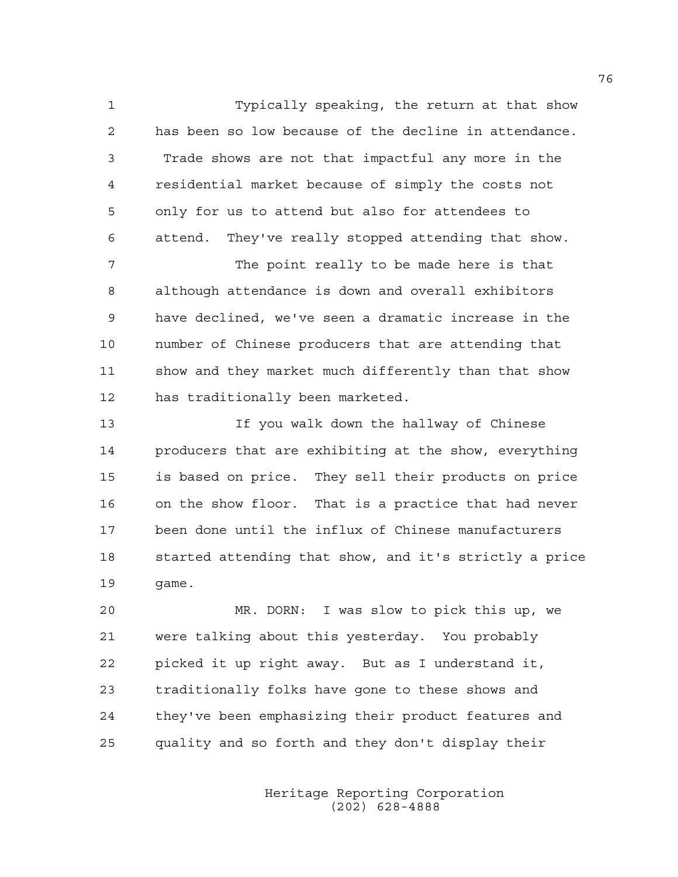Typically speaking, the return at that show has been so low because of the decline in attendance. Trade shows are not that impactful any more in the residential market because of simply the costs not only for us to attend but also for attendees to attend. They've really stopped attending that show.

The point really to be made here is that although attendance is down and overall exhibitors have declined, we've seen a dramatic increase in the number of Chinese producers that are attending that show and they market much differently than that show has traditionally been marketed.

If you walk down the hallway of Chinese producers that are exhibiting at the show, everything is based on price. They sell their products on price on the show floor. That is a practice that had never been done until the influx of Chinese manufacturers started attending that show, and it's strictly a price game.

MR. DORN: I was slow to pick this up, we were talking about this yesterday. You probably picked it up right away. But as I understand it, traditionally folks have gone to these shows and they've been emphasizing their product features and quality and so forth and they don't display their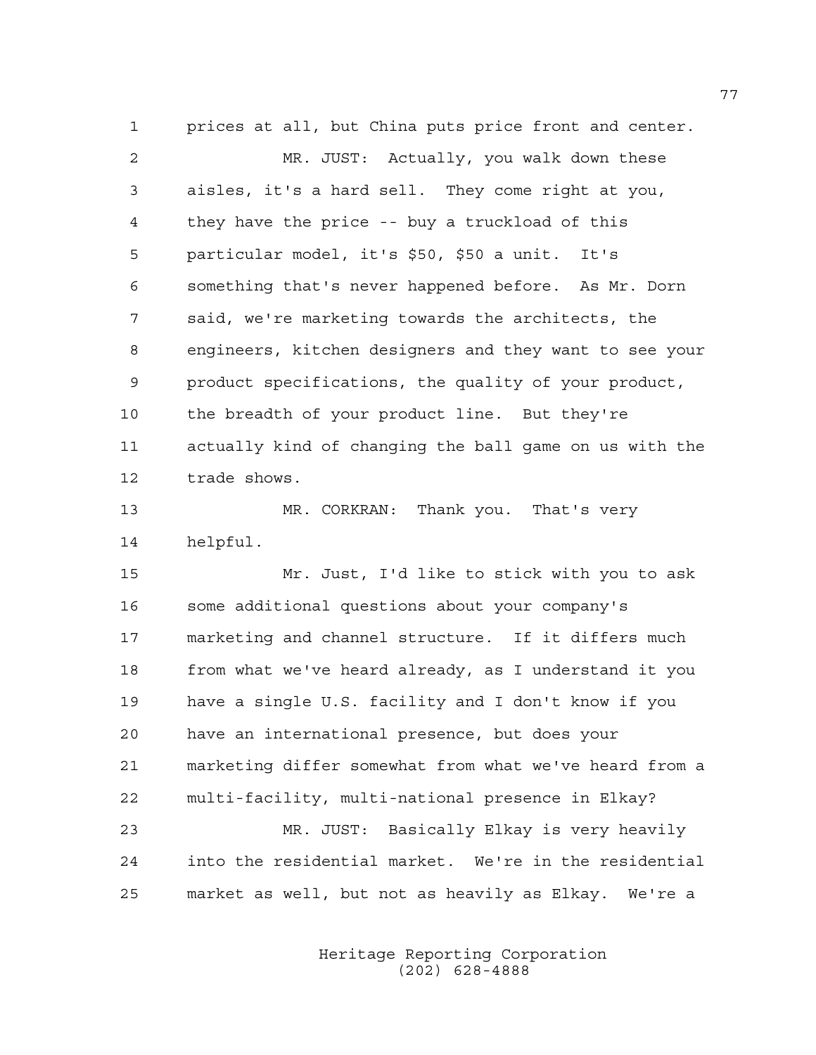prices at all, but China puts price front and center.

MR. JUST: Actually, you walk down these aisles, it's a hard sell. They come right at you, they have the price -- buy a truckload of this particular model, it's $50, $50 a unit. It's something that's never happened before. As Mr. Dorn said, we're marketing towards the architects, the engineers, kitchen designers and they want to see your product specifications, the quality of your product, the breadth of your product line. But they're actually kind of changing the ball game on us with the trade shows.

MR. CORKRAN: Thank you. That's very helpful.

Mr. Just, I'd like to stick with you to ask some additional questions about your company's marketing and channel structure. If it differs much from what we've heard already, as I understand it you have a single U.S. facility and I don't know if you have an international presence, but does your marketing differ somewhat from what we've heard from a multi-facility, multi-national presence in Elkay?

MR. JUST: Basically Elkay is very heavily into the residential market. We're in the residential market as well, but not as heavily as Elkay. We're a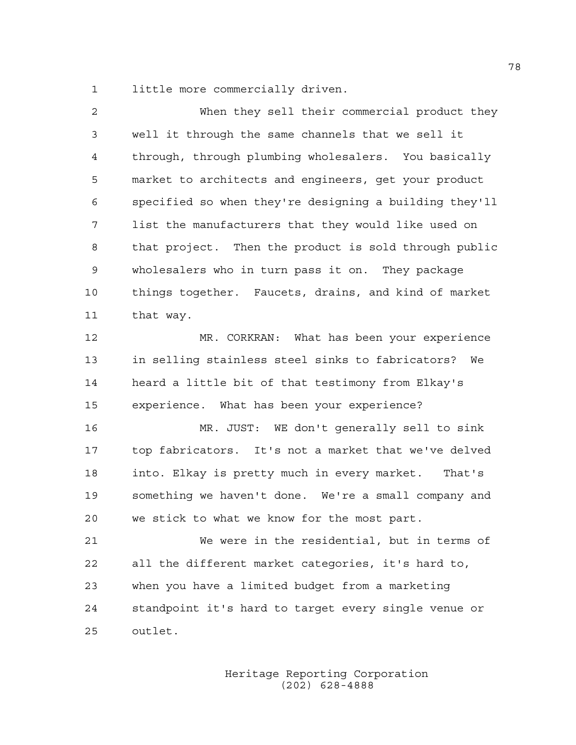little more commercially driven.

When they sell their commercial product they well it through the same channels that we sell it through, through plumbing wholesalers. You basically market to architects and engineers, get your product specified so when they're designing a building they'll list the manufacturers that they would like used on that project. Then the product is sold through public wholesalers who in turn pass it on. They package things together. Faucets, drains, and kind of market that way.

MR. CORKRAN: What has been your experience in selling stainless steel sinks to fabricators? We heard a little bit of that testimony from Elkay's experience. What has been your experience?

MR. JUST: WE don't generally sell to sink top fabricators. It's not a market that we've delved into. Elkay is pretty much in every market. That's something we haven't done. We're a small company and we stick to what we know for the most part.

We were in the residential, but in terms of all the different market categories, it's hard to, when you have a limited budget from a marketing standpoint it's hard to target every single venue or outlet.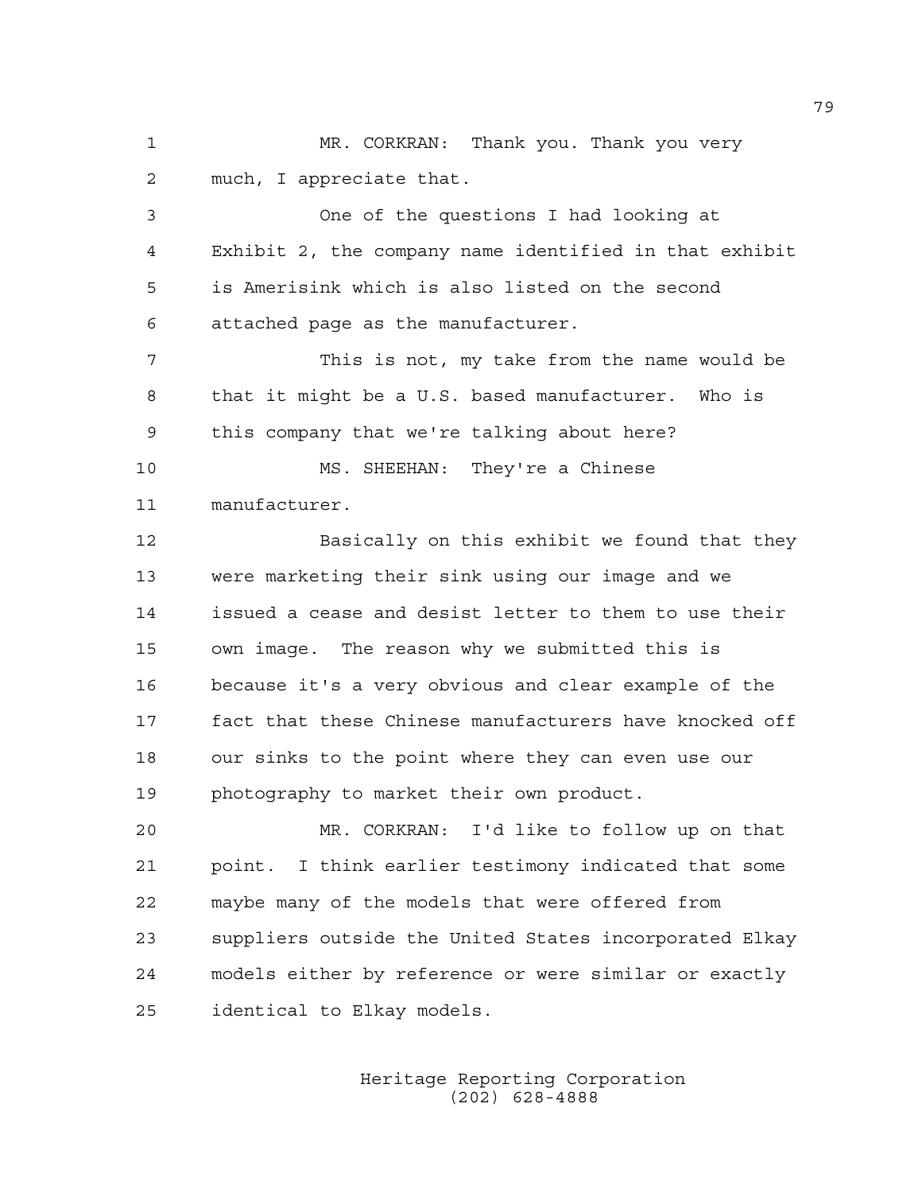MR. CORKRAN: Thank you. Thank you very much, I appreciate that.

One of the questions I had looking at Exhibit 2, the company name identified in that exhibit is Amerisink which is also listed on the second attached page as the manufacturer.

This is not, my take from the name would be that it might be a U.S. based manufacturer. Who is this company that we're talking about here?

MS. SHEEHAN: They're a Chinese manufacturer.

Basically on this exhibit we found that they were marketing their sink using our image and we issued a cease and desist letter to them to use their own image. The reason why we submitted this is because it's a very obvious and clear example of the fact that these Chinese manufacturers have knocked off our sinks to the point where they can even use our photography to market their own product.

MR. CORKRAN: I'd like to follow up on that point. I think earlier testimony indicated that some maybe many of the models that were offered from suppliers outside the United States incorporated Elkay models either by reference or were similar or exactly identical to Elkay models.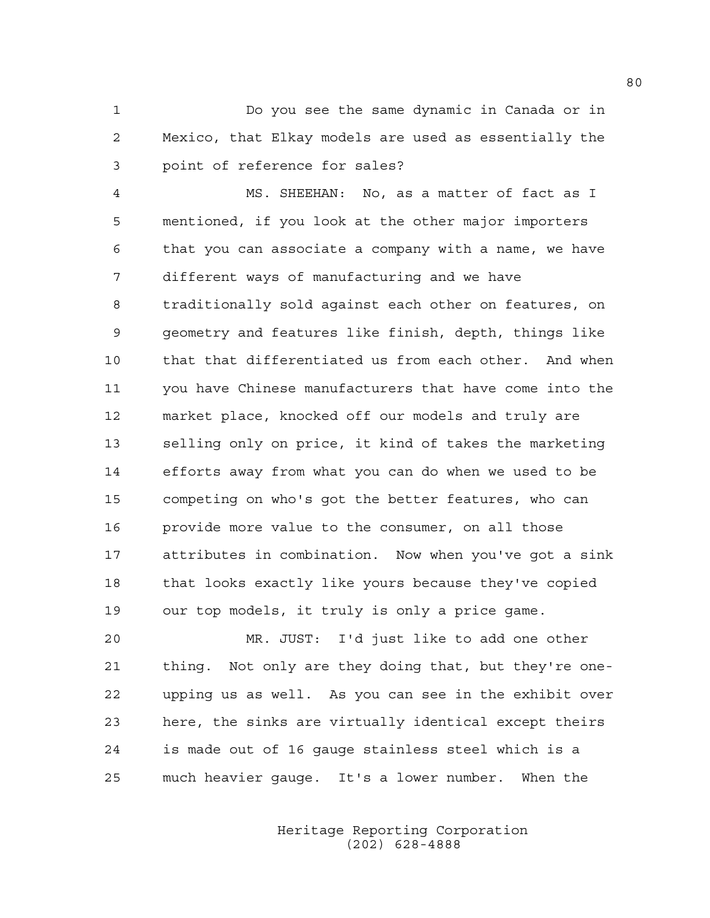Do you see the same dynamic in Canada or in Mexico, that Elkay models are used as essentially the point of reference for sales?

MS. SHEEHAN: No, as a matter of fact as I mentioned, if you look at the other major importers that you can associate a company with a name, we have different ways of manufacturing and we have traditionally sold against each other on features, on geometry and features like finish, depth, things like that that differentiated us from each other. And when you have Chinese manufacturers that have come into the market place, knocked off our models and truly are selling only on price, it kind of takes the marketing efforts away from what you can do when we used to be competing on who's got the better features, who can provide more value to the consumer, on all those attributes in combination. Now when you've got a sink that looks exactly like yours because they've copied our top models, it truly is only a price game.

MR. JUST: I'd just like to add one other thing. Not only are they doing that, but they're one-upping us as well. As you can see in the exhibit over here, the sinks are virtually identical except theirs is made out of 16 gauge stainless steel which is a much heavier gauge. It's a lower number. When the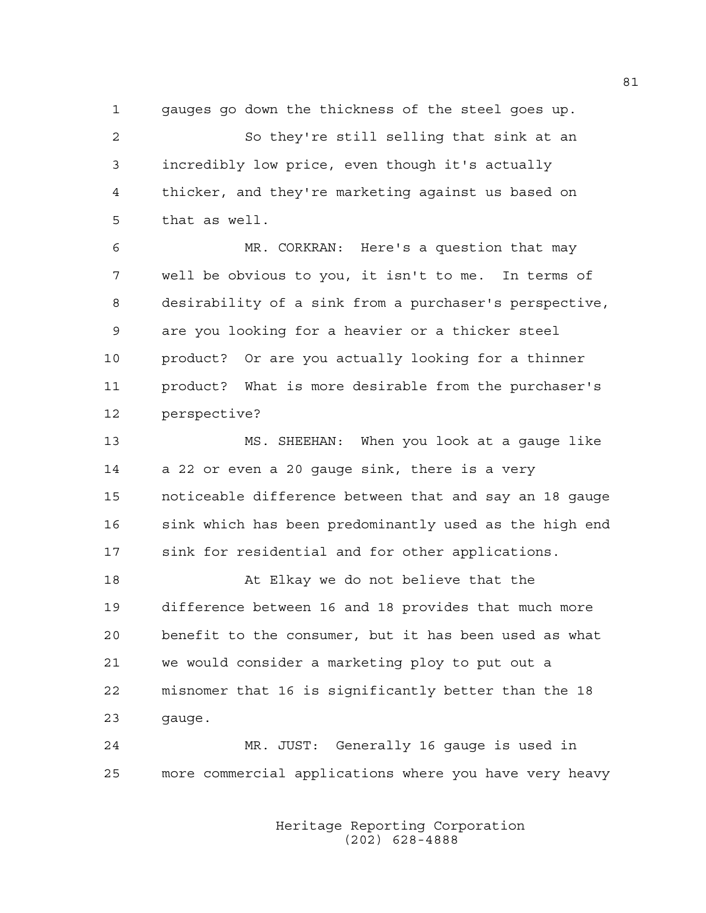gauges go down the thickness of the steel goes up.

So they're still selling that sink at an incredibly low price, even though it's actually thicker, and they're marketing against us based on that as well.

MR. CORKRAN: Here's a question that may well be obvious to you, it isn't to me. In terms of desirability of a sink from a purchaser's perspective, are you looking for a heavier or a thicker steel product? Or are you actually looking for a thinner product? What is more desirable from the purchaser's perspective?

MS. SHEEHAN: When you look at a gauge like a 22 or even a 20 gauge sink, there is a very noticeable difference between that and say an 18 gauge sink which has been predominantly used as the high end sink for residential and for other applications.

At Elkay we do not believe that the difference between 16 and 18 provides that much more benefit to the consumer, but it has been used as what we would consider a marketing ploy to put out a misnomer that 16 is significantly better than the 18 gauge.

MR. JUST: Generally 16 gauge is used in more commercial applications where you have very heavy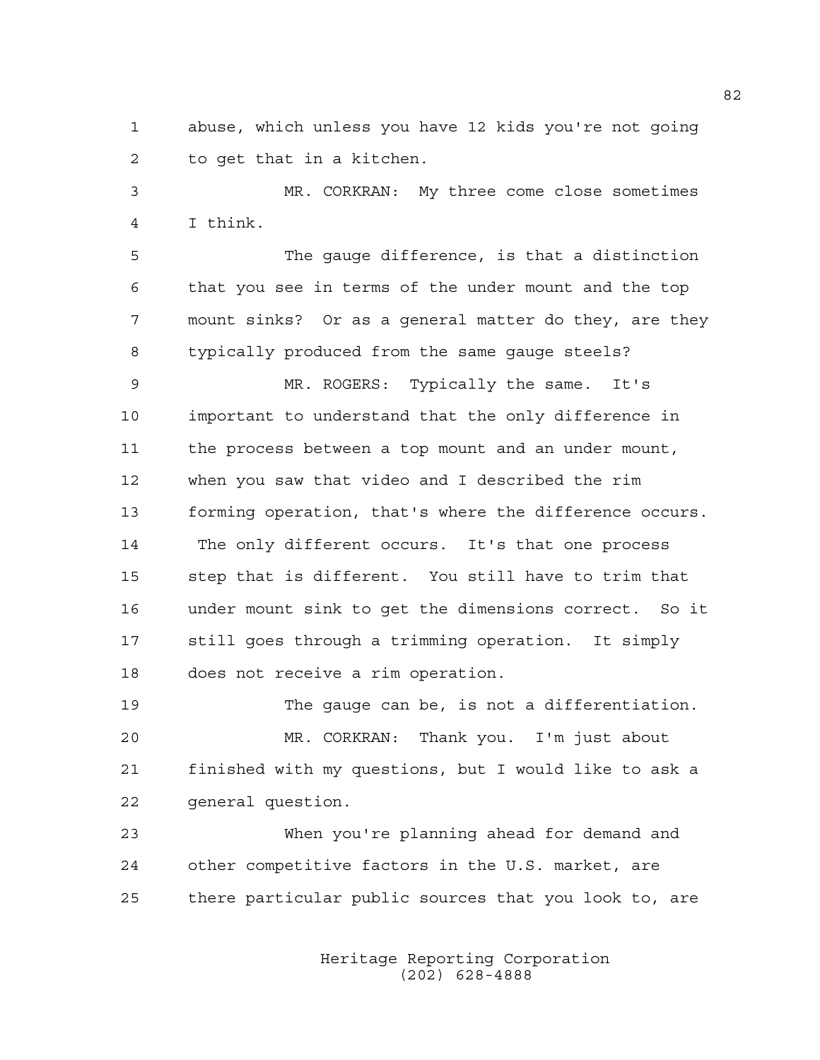abuse, which unless you have 12 kids you're not going to get that in a kitchen.

MR. CORKRAN: My three come close sometimes I think.

The gauge difference, is that a distinction that you see in terms of the under mount and the top mount sinks? Or as a general matter do they, are they typically produced from the same gauge steels?

MR. ROGERS: Typically the same. It's important to understand that the only difference in the process between a top mount and an under mount, when you saw that video and I described the rim forming operation, that's where the difference occurs. The only different occurs. It's that one process step that is different. You still have to trim that under mount sink to get the dimensions correct. So it still goes through a trimming operation. It simply does not receive a rim operation.

The gauge can be, is not a differentiation.

MR. CORKRAN: Thank you. I'm just about finished with my questions, but I would like to ask a general question.

When you're planning ahead for demand and other competitive factors in the U.S. market, are there particular public sources that you look to, are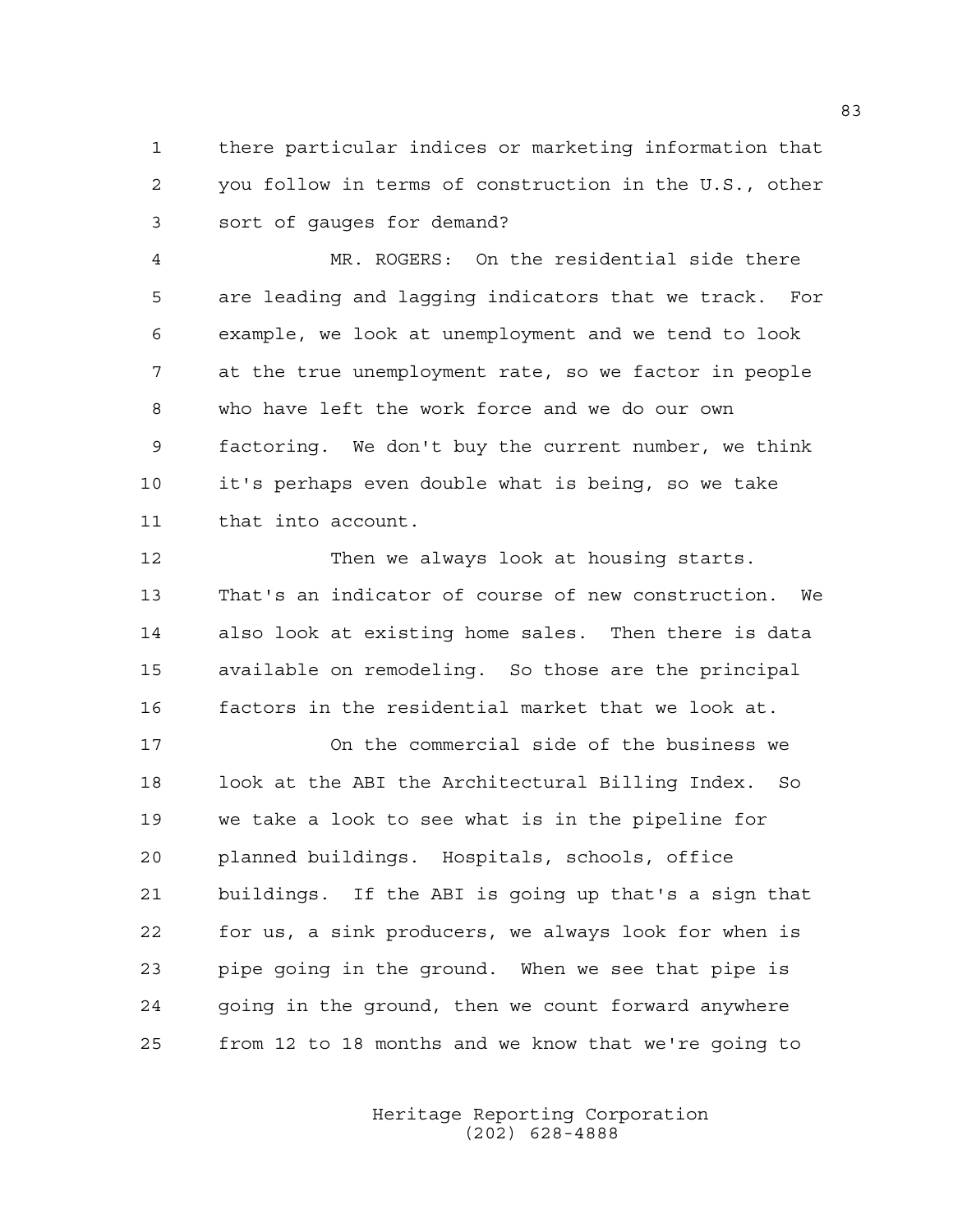there particular indices or marketing information that you follow in terms of construction in the U.S., other sort of gauges for demand?

MR. ROGERS: On the residential side there are leading and lagging indicators that we track. For example, we look at unemployment and we tend to look at the true unemployment rate, so we factor in people who have left the work force and we do our own factoring. We don't buy the current number, we think it's perhaps even double what is being, so we take that into account.

Then we always look at housing starts. That's an indicator of course of new construction. We also look at existing home sales. Then there is data available on remodeling. So those are the principal factors in the residential market that we look at.

On the commercial side of the business we look at the ABI the Architectural Billing Index. So we take a look to see what is in the pipeline for planned buildings. Hospitals, schools, office buildings. If the ABI is going up that's a sign that for us, a sink producers, we always look for when is pipe going in the ground. When we see that pipe is going in the ground, then we count forward anywhere from 12 to 18 months and we know that we're going to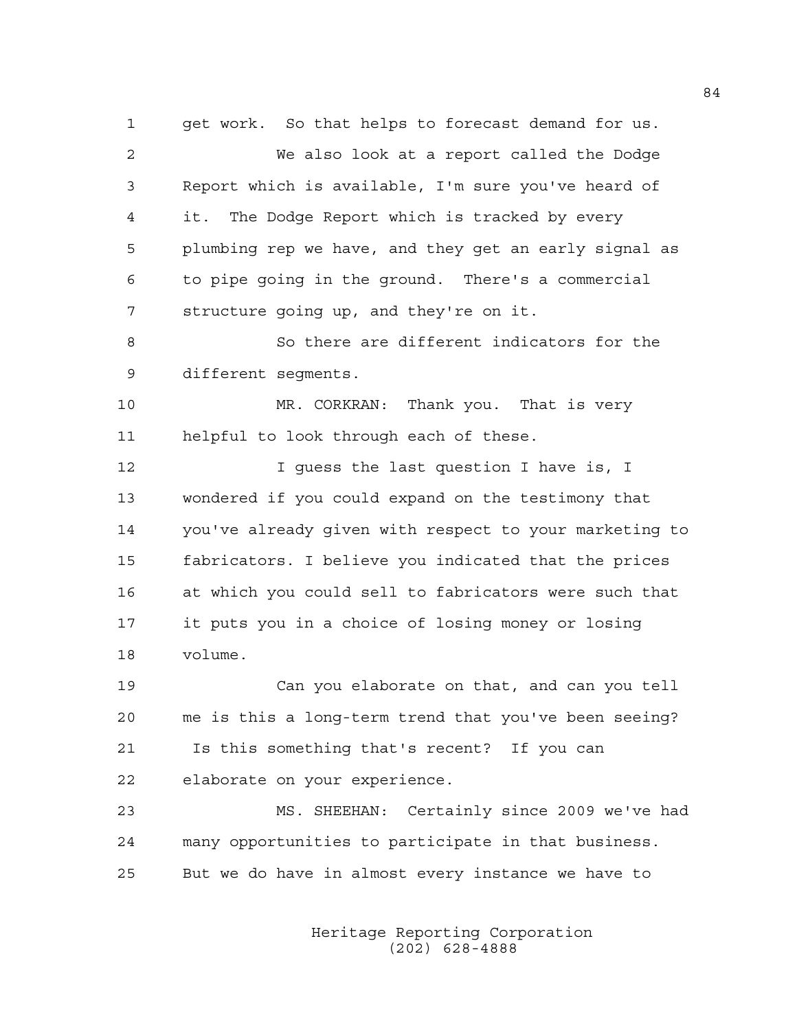get work. So that helps to forecast demand for us.

We also look at a report called the Dodge Report which is available, I'm sure you've heard of it. The Dodge Report which is tracked by every plumbing rep we have, and they get an early signal as to pipe going in the ground. There's a commercial structure going up, and they're on it.

So there are different indicators for the different segments.

MR. CORKRAN: Thank you. That is very helpful to look through each of these.

I guess the last question I have is, I wondered if you could expand on the testimony that you've already given with respect to your marketing to fabricators. I believe you indicated that the prices at which you could sell to fabricators were such that it puts you in a choice of losing money or losing volume.

Can you elaborate on that, and can you tell me is this a long-term trend that you've been seeing? Is this something that's recent? If you can elaborate on your experience.

MS. SHEEHAN: Certainly since 2009 we've had many opportunities to participate in that business. But we do have in almost every instance we have to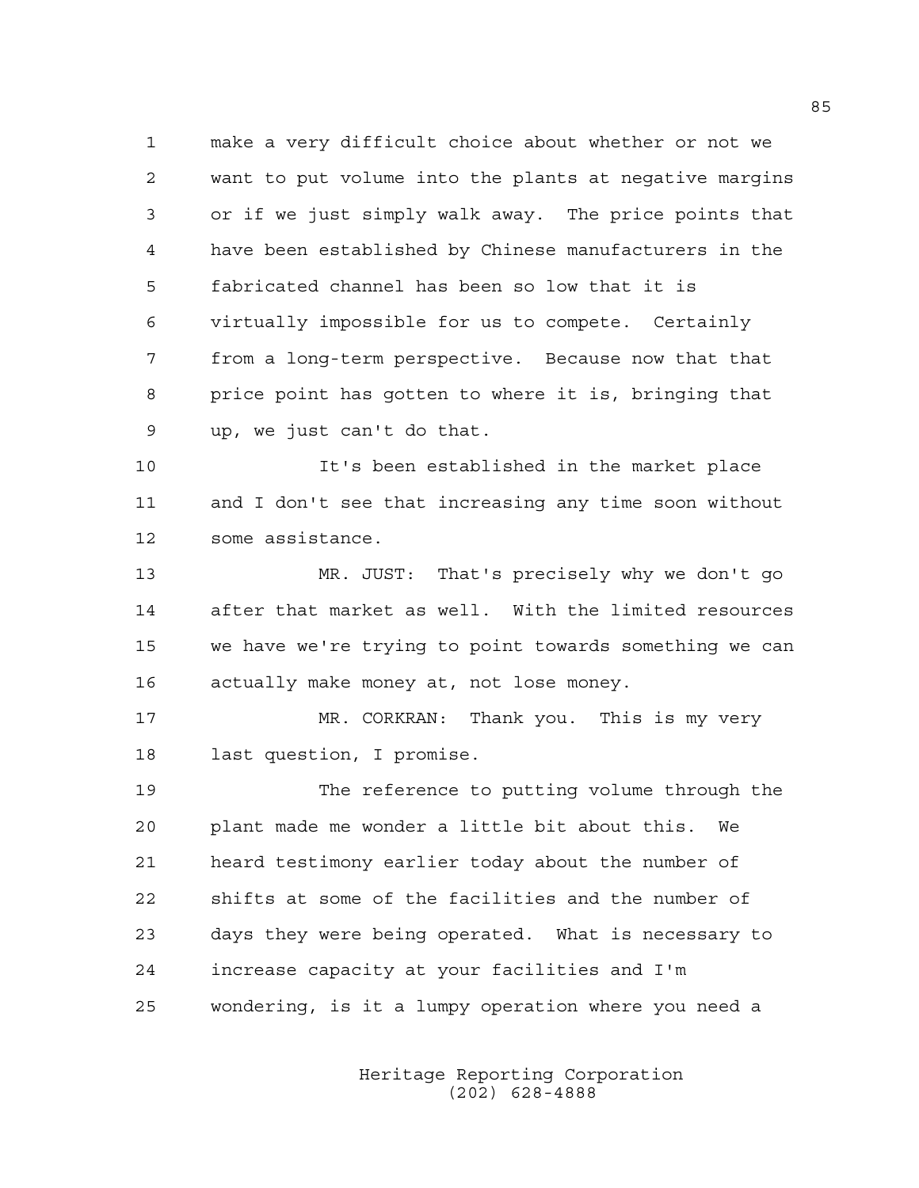make a very difficult choice about whether or not we want to put volume into the plants at negative margins or if we just simply walk away. The price points that have been established by Chinese manufacturers in the fabricated channel has been so low that it is virtually impossible for us to compete. Certainly from a long-term perspective. Because now that that price point has gotten to where it is, bringing that up, we just can't do that.

It's been established in the market place and I don't see that increasing any time soon without some assistance.

MR. JUST: That's precisely why we don't go after that market as well. With the limited resources we have we're trying to point towards something we can actually make money at, not lose money.

MR. CORKRAN: Thank you. This is my very last question, I promise.

The reference to putting volume through the plant made me wonder a little bit about this. We heard testimony earlier today about the number of shifts at some of the facilities and the number of days they were being operated. What is necessary to increase capacity at your facilities and I'm wondering, is it a lumpy operation where you need a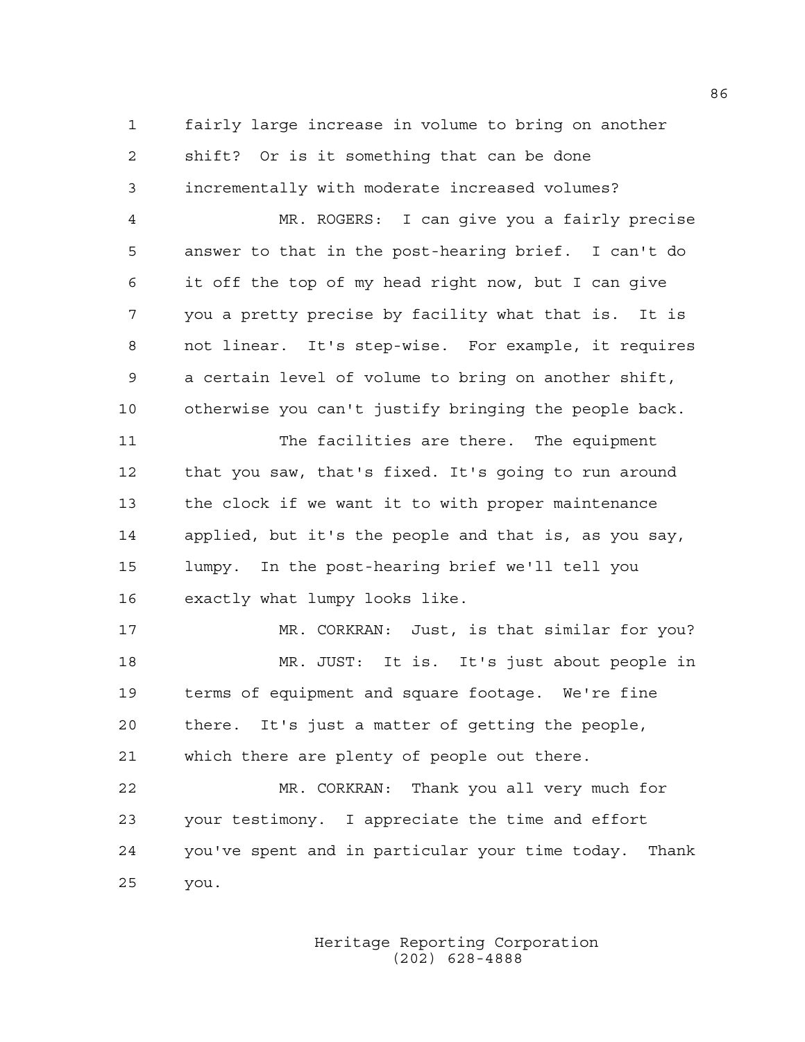fairly large increase in volume to bring on another shift? Or is it something that can be done incrementally with moderate increased volumes?

MR. ROGERS: I can give you a fairly precise answer to that in the post-hearing brief. I can't do it off the top of my head right now, but I can give you a pretty precise by facility what that is. It is not linear. It's step-wise. For example, it requires a certain level of volume to bring on another shift, otherwise you can't justify bringing the people back.

The facilities are there. The equipment that you saw, that's fixed. It's going to run around the clock if we want it to with proper maintenance applied, but it's the people and that is, as you say, lumpy. In the post-hearing brief we'll tell you exactly what lumpy looks like.

MR. CORKRAN: Just, is that similar for you?

MR. JUST: It is. It's just about people in terms of equipment and square footage. We're fine there. It's just a matter of getting the people, which there are plenty of people out there.

MR. CORKRAN: Thank you all very much for your testimony. I appreciate the time and effort you've spent and in particular your time today. Thank you.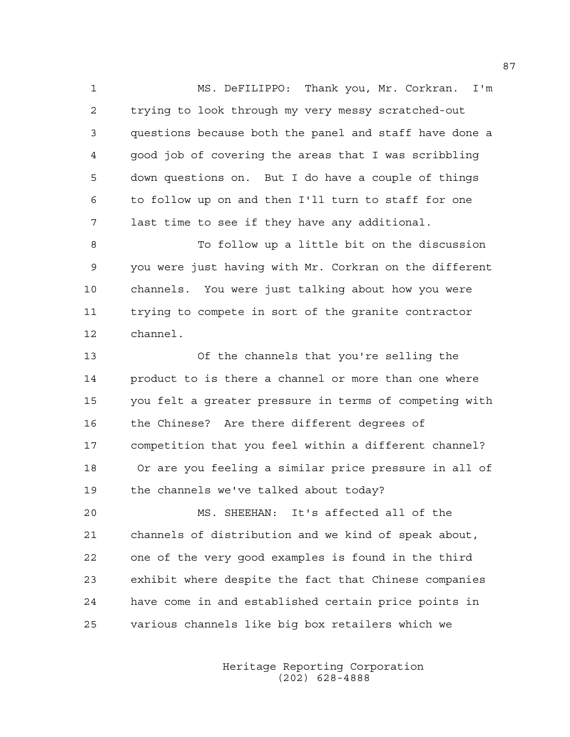MS. DeFILIPPO: Thank you, Mr. Corkran. I'm trying to look through my very messy scratched-out questions because both the panel and staff have done a good job of covering the areas that I was scribbling down questions on. But I do have a couple of things to follow up on and then I'll turn to staff for one last time to see if they have any additional.

To follow up a little bit on the discussion you were just having with Mr. Corkran on the different channels. You were just talking about how you were trying to compete in sort of the granite contractor channel.

Of the channels that you're selling the product to is there a channel or more than one where you felt a greater pressure in terms of competing with the Chinese? Are there different degrees of competition that you feel within a different channel? Or are you feeling a similar price pressure in all of the channels we've talked about today?

MS. SHEEHAN: It's affected all of the channels of distribution and we kind of speak about, one of the very good examples is found in the third exhibit where despite the fact that Chinese companies have come in and established certain price points in various channels like big box retailers which we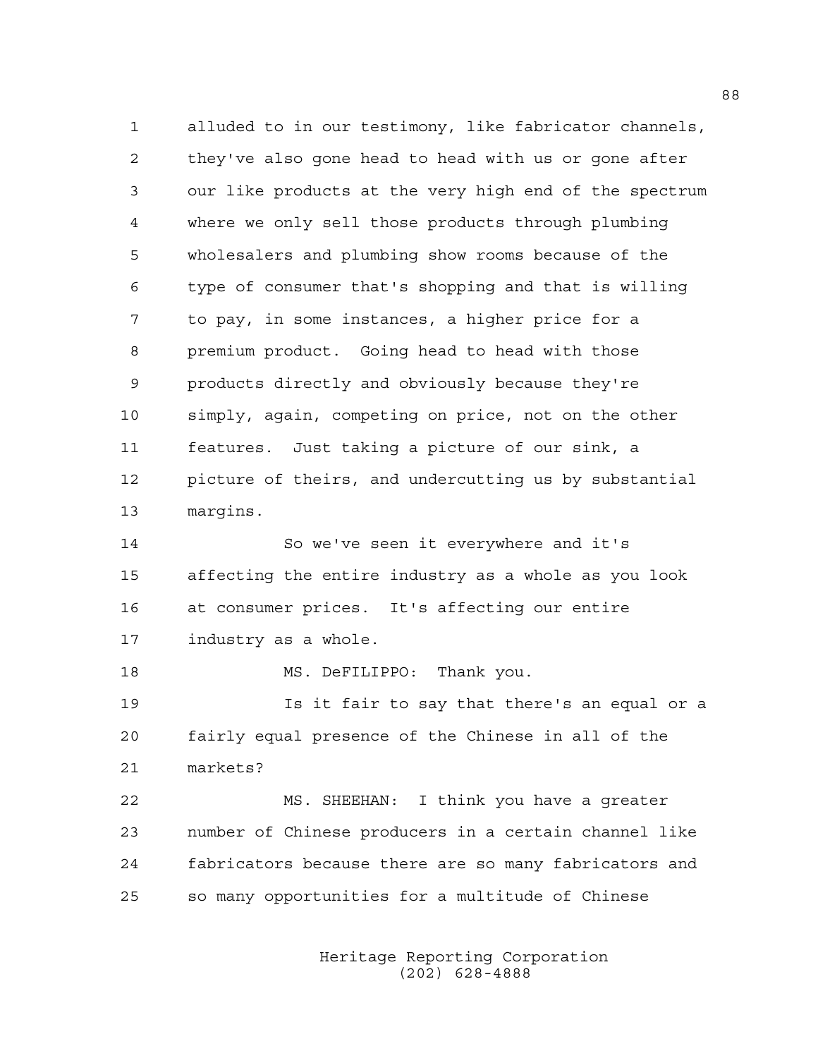alluded to in our testimony, like fabricator channels, they've also gone head to head with us or gone after our like products at the very high end of the spectrum where we only sell those products through plumbing wholesalers and plumbing show rooms because of the type of consumer that's shopping and that is willing to pay, in some instances, a higher price for a premium product. Going head to head with those products directly and obviously because they're simply, again, competing on price, not on the other features. Just taking a picture of our sink, a picture of theirs, and undercutting us by substantial margins.

So we've seen it everywhere and it's affecting the entire industry as a whole as you look at consumer prices. It's affecting our entire industry as a whole.

MS. DeFILIPPO: Thank you.

Is it fair to say that there's an equal or a fairly equal presence of the Chinese in all of the markets?

MS. SHEEHAN: I think you have a greater number of Chinese producers in a certain channel like fabricators because there are so many fabricators and so many opportunities for a multitude of Chinese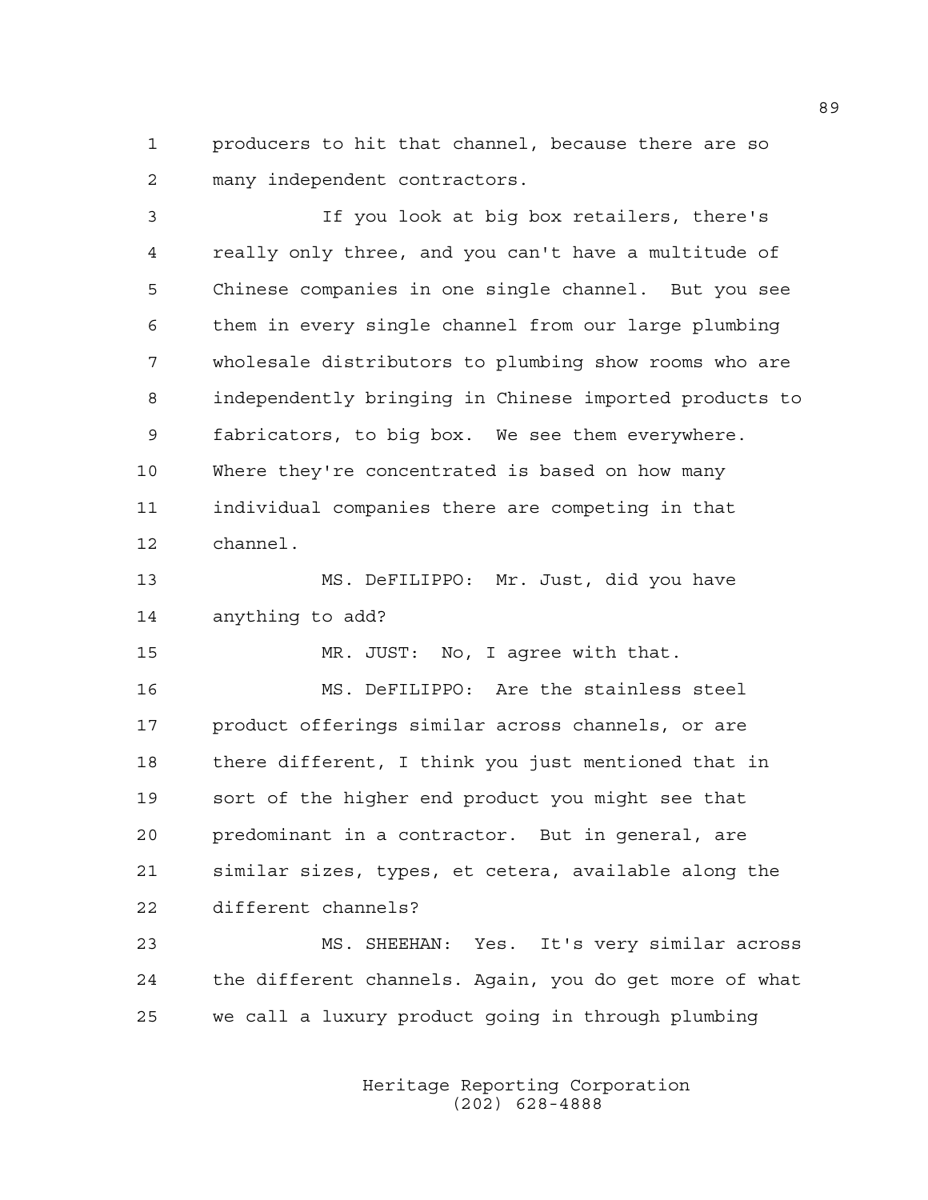producers to hit that channel, because there are so many independent contractors.

If you look at big box retailers, there's really only three, and you can't have a multitude of Chinese companies in one single channel. But you see them in every single channel from our large plumbing wholesale distributors to plumbing show rooms who are independently bringing in Chinese imported products to fabricators, to big box. We see them everywhere. Where they're concentrated is based on how many individual companies there are competing in that channel.

MS. DeFILIPPO: Mr. Just, did you have anything to add?

MR. JUST: No, I agree with that.

MS. DeFILIPPO: Are the stainless steel product offerings similar across channels, or are there different, I think you just mentioned that in sort of the higher end product you might see that predominant in a contractor. But in general, are similar sizes, types, et cetera, available along the different channels?

MS. SHEEHAN: Yes. It's very similar across the different channels. Again, you do get more of what we call a luxury product going in through plumbing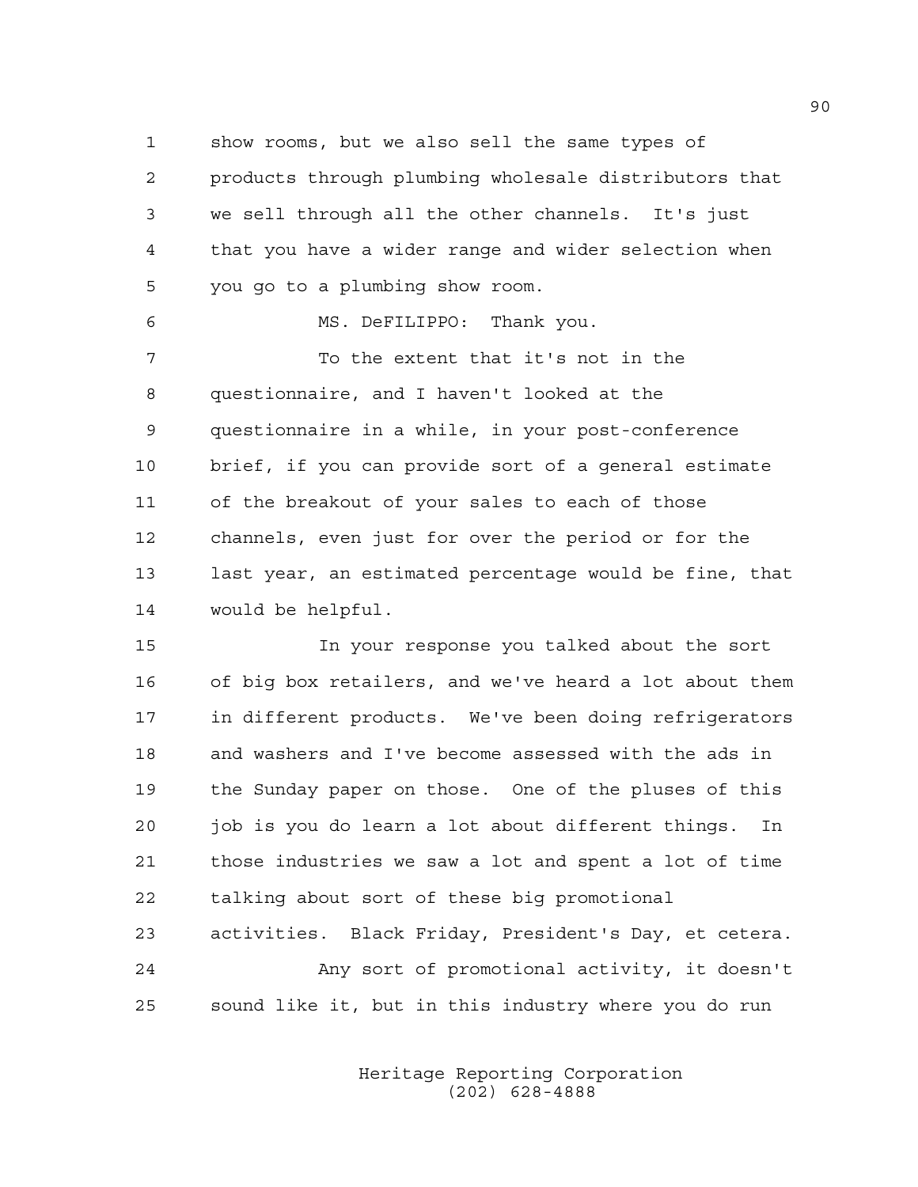show rooms, but we also sell the same types of products through plumbing wholesale distributors that we sell through all the other channels. It's just that you have a wider range and wider selection when you go to a plumbing show room.

MS. DeFILIPPO: Thank you.

To the extent that it's not in the questionnaire, and I haven't looked at the questionnaire in a while, in your post-conference brief, if you can provide sort of a general estimate of the breakout of your sales to each of those channels, even just for over the period or for the last year, an estimated percentage would be fine, that would be helpful.

In your response you talked about the sort of big box retailers, and we've heard a lot about them in different products. We've been doing refrigerators and washers and I've become assessed with the ads in the Sunday paper on those. One of the pluses of this job is you do learn a lot about different things. In those industries we saw a lot and spent a lot of time talking about sort of these big promotional activities. Black Friday, President's Day, et cetera.

Any sort of promotional activity, it doesn't sound like it, but in this industry where you do run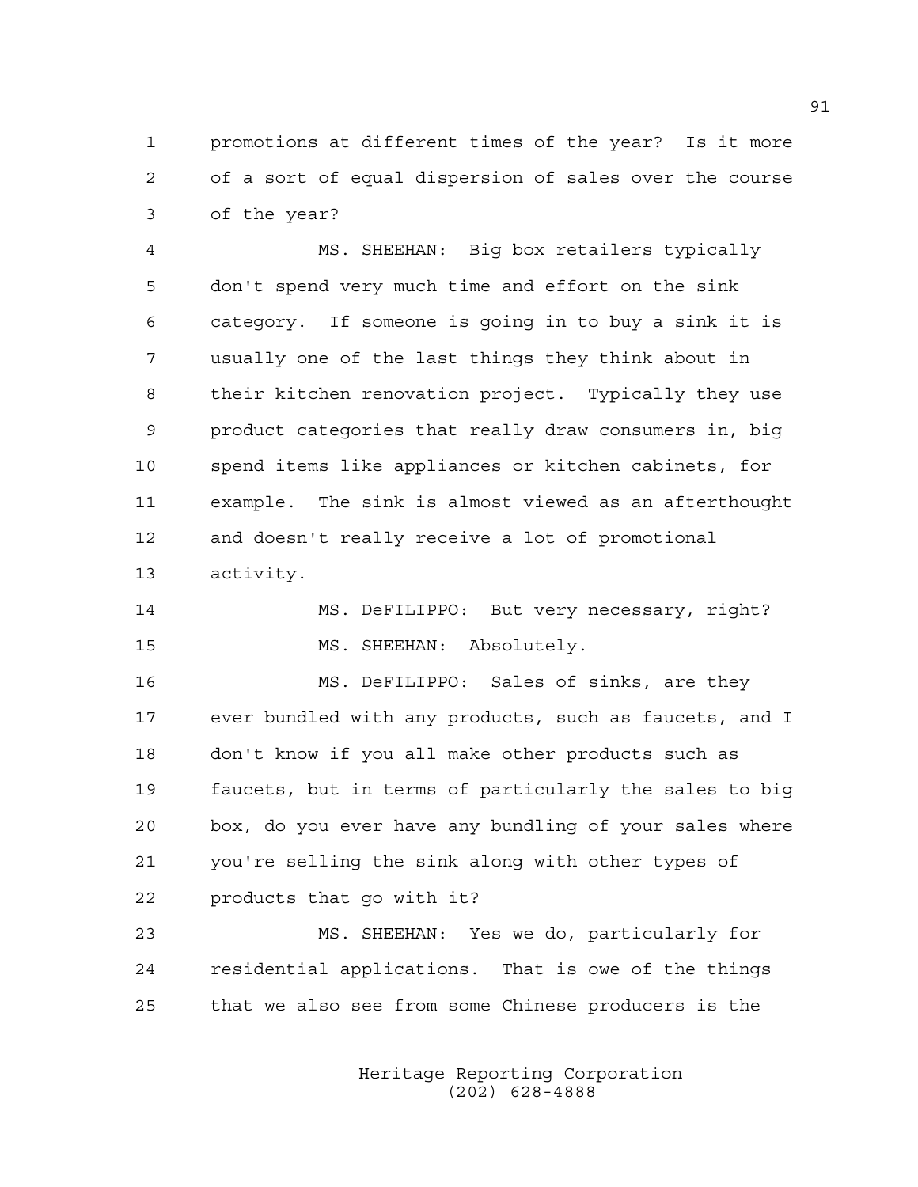promotions at different times of the year? Is it more of a sort of equal dispersion of sales over the course of the year?

MS. SHEEHAN: Big box retailers typically don't spend very much time and effort on the sink category. If someone is going in to buy a sink it is usually one of the last things they think about in their kitchen renovation project. Typically they use product categories that really draw consumers in, big spend items like appliances or kitchen cabinets, for example. The sink is almost viewed as an afterthought and doesn't really receive a lot of promotional activity.

MS. DeFILIPPO: But very necessary, right?

MS. SHEEHAN: Absolutely.

MS. DeFILIPPO: Sales of sinks, are they ever bundled with any products, such as faucets, and I don't know if you all make other products such as faucets, but in terms of particularly the sales to big box, do you ever have any bundling of your sales where you're selling the sink along with other types of products that go with it?

MS. SHEEHAN: Yes we do, particularly for residential applications. That is owe of the things that we also see from some Chinese producers is the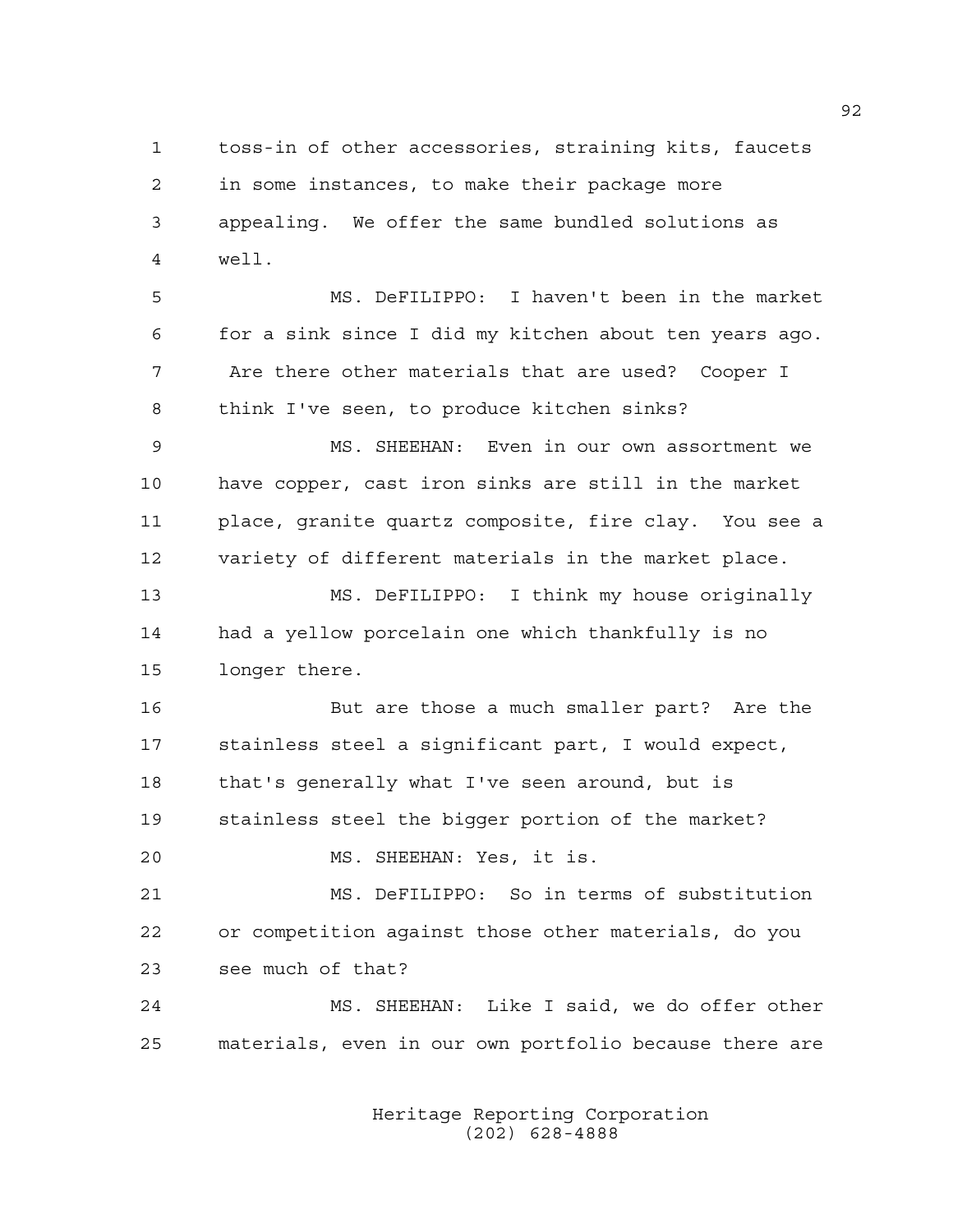toss-in of other accessories, straining kits, faucets in some instances, to make their package more appealing. We offer the same bundled solutions as well.

MS. DeFILIPPO: I haven't been in the market for a sink since I did my kitchen about ten years ago. Are there other materials that are used? Cooper I think I've seen, to produce kitchen sinks?

MS. SHEEHAN: Even in our own assortment we have copper, cast iron sinks are still in the market place, granite quartz composite, fire clay. You see a variety of different materials in the market place.

MS. DeFILIPPO: I think my house originally had a yellow porcelain one which thankfully is no longer there.

But are those a much smaller part? Are the stainless steel a significant part, I would expect, that's generally what I've seen around, but is stainless steel the bigger portion of the market?

MS. SHEEHAN: Yes, it is.

MS. DeFILIPPO: So in terms of substitution or competition against those other materials, do you see much of that?

MS. SHEEHAN: Like I said, we do offer other materials, even in our own portfolio because there are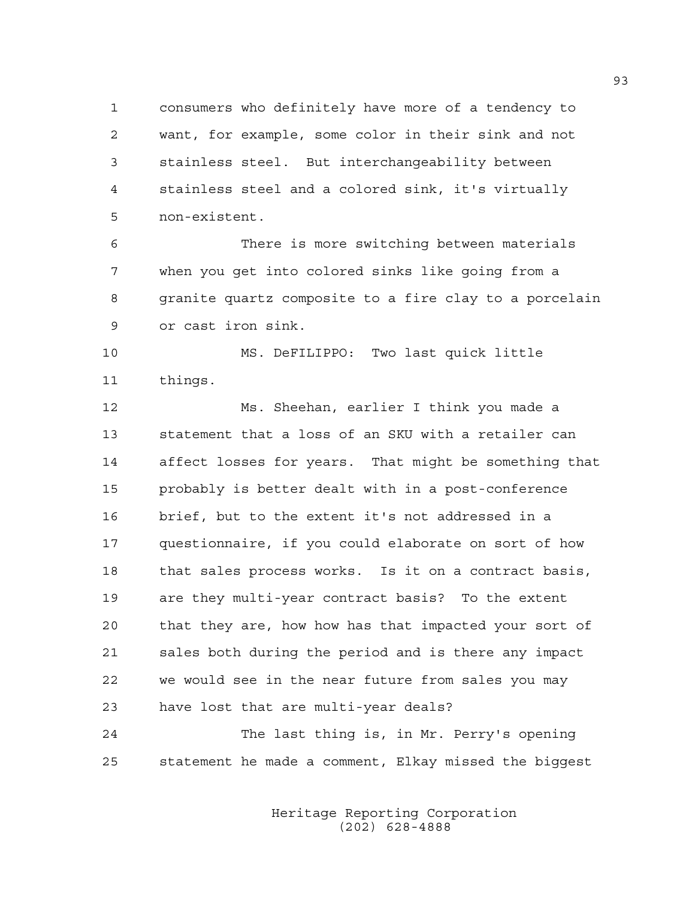consumers who definitely have more of a tendency to want, for example, some color in their sink and not stainless steel. But interchangeability between stainless steel and a colored sink, it's virtually non-existent.

There is more switching between materials when you get into colored sinks like going from a granite quartz composite to a fire clay to a porcelain or cast iron sink.

MS. DeFILIPPO: Two last quick little things.

Ms. Sheehan, earlier I think you made a statement that a loss of an SKU with a retailer can affect losses for years. That might be something that probably is better dealt with in a post-conference brief, but to the extent it's not addressed in a questionnaire, if you could elaborate on sort of how that sales process works. Is it on a contract basis, are they multi-year contract basis? To the extent that they are, how how has that impacted your sort of sales both during the period and is there any impact we would see in the near future from sales you may have lost that are multi-year deals?

The last thing is, in Mr. Perry's opening statement he made a comment, Elkay missed the biggest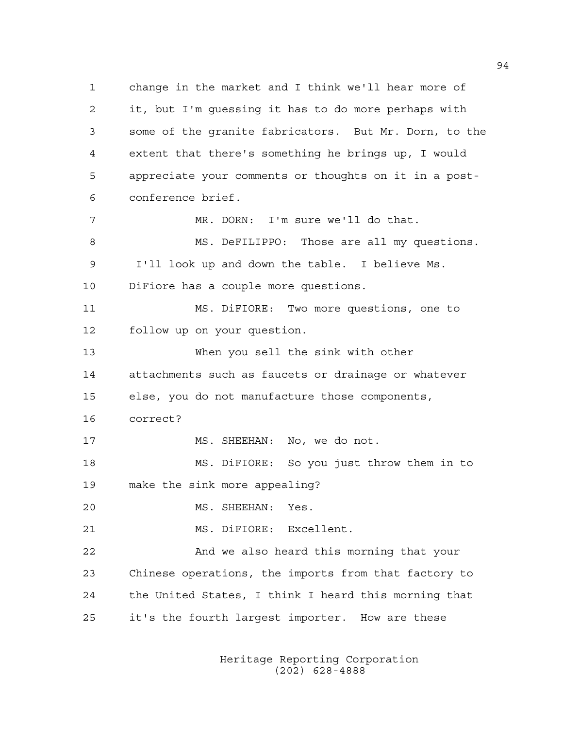change in the market and I think we'll hear more of it, but I'm guessing it has to do more perhaps with some of the granite fabricators. But Mr. Dorn, to the extent that there's something he brings up, I would appreciate your comments or thoughts on it in a post-conference brief.

MR. DORN: I'm sure we'll do that.

MS. DeFILIPPO: Those are all my questions. I'll look up and down the table. I believe Ms. DiFiore has a couple more questions.

MS. DiFIORE: Two more questions, one to follow up on your question.

When you sell the sink with other attachments such as faucets or drainage or whatever else, you do not manufacture those components, correct?

MS. SHEEHAN: No, we do not.

MS. DiFIORE: So you just throw them in to make the sink more appealing?

MS. SHEEHAN: Yes.

MS. DiFIORE: Excellent.

And we also heard this morning that your Chinese operations, the imports from that factory to the United States, I think I heard this morning that it's the fourth largest importer. How are these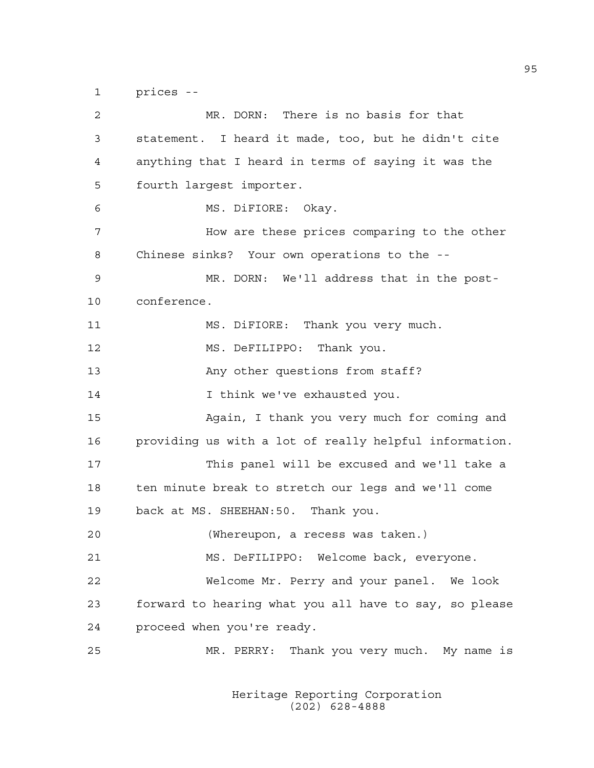prices --

MR. DORN: There is no basis for that statement. I heard it made, too, but he didn't cite anything that I heard in terms of saying it was the fourth largest importer.

MS. DiFIORE: Okay.

How are these prices comparing to the other Chinese sinks? Your own operations to the --

MR. DORN: We'll address that in the post-conference.

MS. DiFIORE: Thank you very much.

MS. DeFILIPPO: Thank you.

Any other questions from staff?

I think we've exhausted you.

Again, I thank you very much for coming and providing us with a lot of really helpful information.

This panel will be excused and we'll take a ten minute break to stretch our legs and we'll come back at MS. SHEEHAN:50. Thank you.

(Whereupon, a recess was taken.)

MS. DeFILIPPO: Welcome back, everyone.

Welcome Mr. Perry and your panel. We look forward to hearing what you all have to say, so please proceed when you're ready.

MR. PERRY: Thank you very much. My name is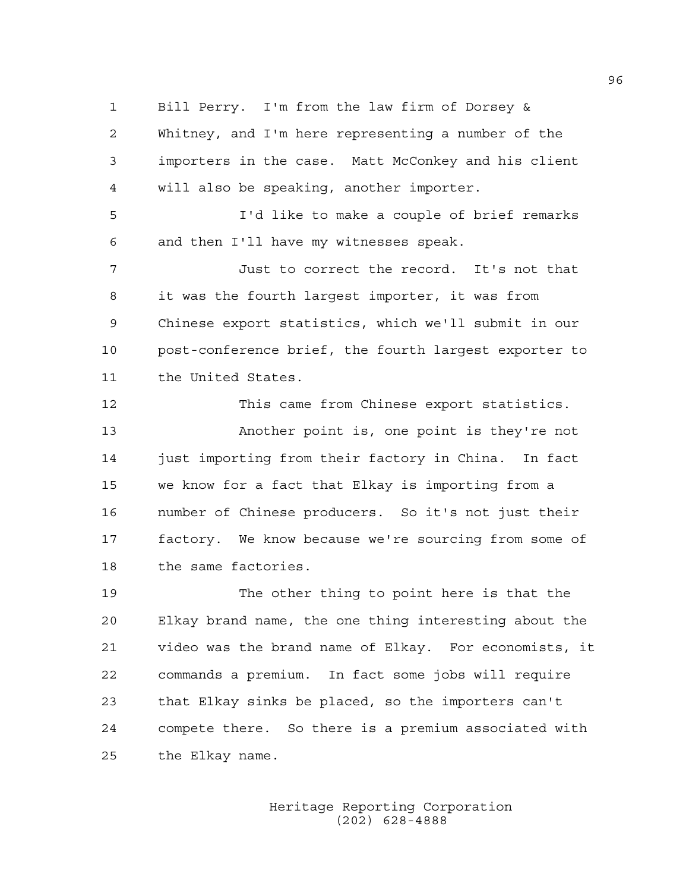Bill Perry. I'm from the law firm of Dorsey & Whitney, and I'm here representing a number of the importers in the case. Matt McConkey and his client will also be speaking, another importer.

I'd like to make a couple of brief remarks and then I'll have my witnesses speak.

Just to correct the record. It's not that it was the fourth largest importer, it was from Chinese export statistics, which we'll submit in our post-conference brief, the fourth largest exporter to the United States.

This came from Chinese export statistics.

Another point is, one point is they're not just importing from their factory in China. In fact we know for a fact that Elkay is importing from a number of Chinese producers. So it's not just their factory. We know because we're sourcing from some of the same factories.

The other thing to point here is that the Elkay brand name, the one thing interesting about the video was the brand name of Elkay. For economists, it commands a premium. In fact some jobs will require that Elkay sinks be placed, so the importers can't compete there. So there is a premium associated with the Elkay name.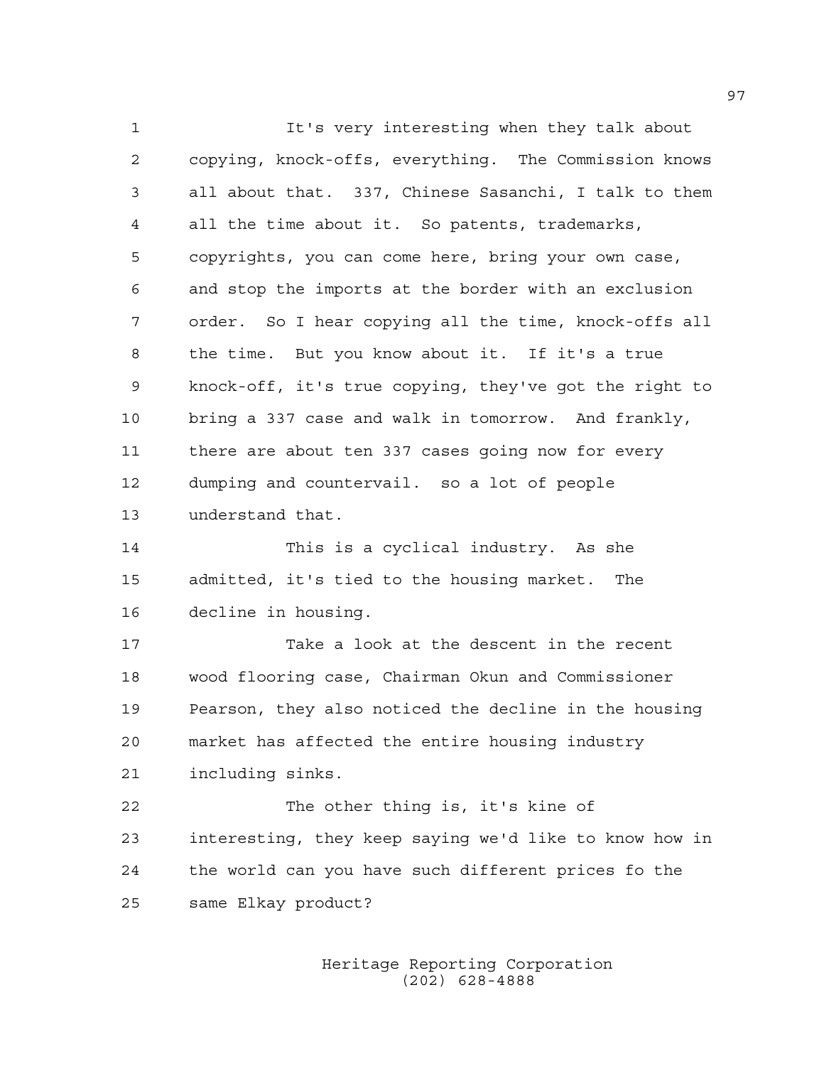It's very interesting when they talk about copying, knock-offs, everything. The Commission knows all about that. 337, Chinese Sasanchi, I talk to them all the time about it. So patents, trademarks, copyrights, you can come here, bring your own case, and stop the imports at the border with an exclusion order. So I hear copying all the time, knock-offs all the time. But you know about it. If it's a true knock-off, it's true copying, they've got the right to bring a 337 case and walk in tomorrow. And frankly, there are about ten 337 cases going now for every dumping and countervail. so a lot of people understand that.

This is a cyclical industry. As she admitted, it's tied to the housing market. The decline in housing.

Take a look at the descent in the recent wood flooring case, Chairman Okun and Commissioner Pearson, they also noticed the decline in the housing market has affected the entire housing industry including sinks.

The other thing is, it's kine of interesting, they keep saying we'd like to know how in the world can you have such different prices fo the same Elkay product?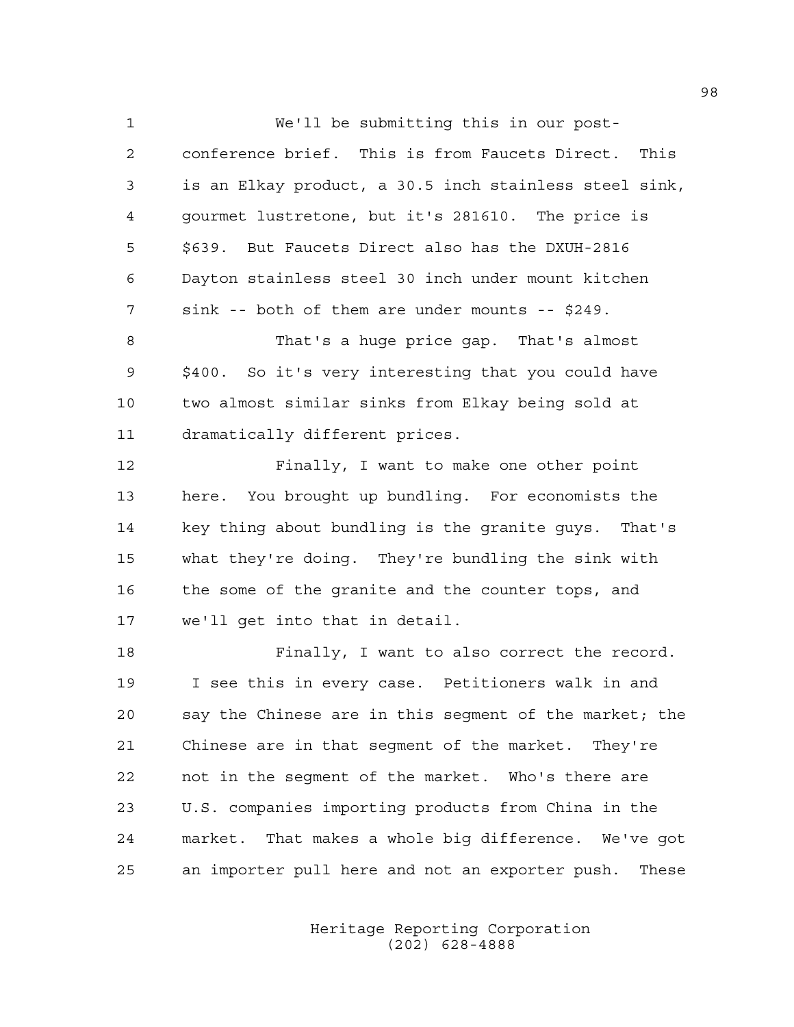We'll be submitting this in our post-conference brief. This is from Faucets Direct. This is an Elkay product, a 30.5 inch stainless steel sink, gourmet lustretone, but it's 281610. The price is $639. But Faucets Direct also has the DXUH-2816 Dayton stainless steel 30 inch under mount kitchen sink -- both of them are under mounts -- $249.

That's a huge price gap. That's almost $400. So it's very interesting that you could have two almost similar sinks from Elkay being sold at dramatically different prices.

Finally, I want to make one other point here. You brought up bundling. For economists the key thing about bundling is the granite guys. That's what they're doing. They're bundling the sink with the some of the granite and the counter tops, and we'll get into that in detail.

Finally, I want to also correct the record. I see this in every case. Petitioners walk in and say the Chinese are in this segment of the market; the Chinese are in that segment of the market. They're not in the segment of the market. Who's there are U.S. companies importing products from China in the market. That makes a whole big difference. We've got an importer pull here and not an exporter push. These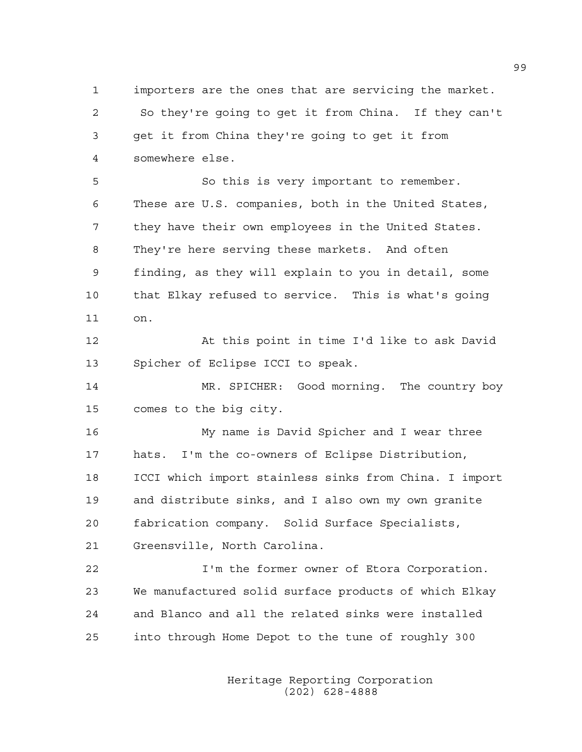importers are the ones that are servicing the market. So they're going to get it from China. If they can't get it from China they're going to get it from somewhere else.

So this is very important to remember. These are U.S. companies, both in the United States, they have their own employees in the United States. They're here serving these markets. And often finding, as they will explain to you in detail, some that Elkay refused to service. This is what's going on.

At this point in time I'd like to ask David Spicher of Eclipse ICCI to speak.

MR. SPICHER: Good morning. The country boy comes to the big city.

My name is David Spicher and I wear three hats. I'm the co-owners of Eclipse Distribution, ICCI which import stainless sinks from China. I import and distribute sinks, and I also own my own granite fabrication company. Solid Surface Specialists, Greensville, North Carolina.

I'm the former owner of Etora Corporation. We manufactured solid surface products of which Elkay and Blanco and all the related sinks were installed into through Home Depot to the tune of roughly 300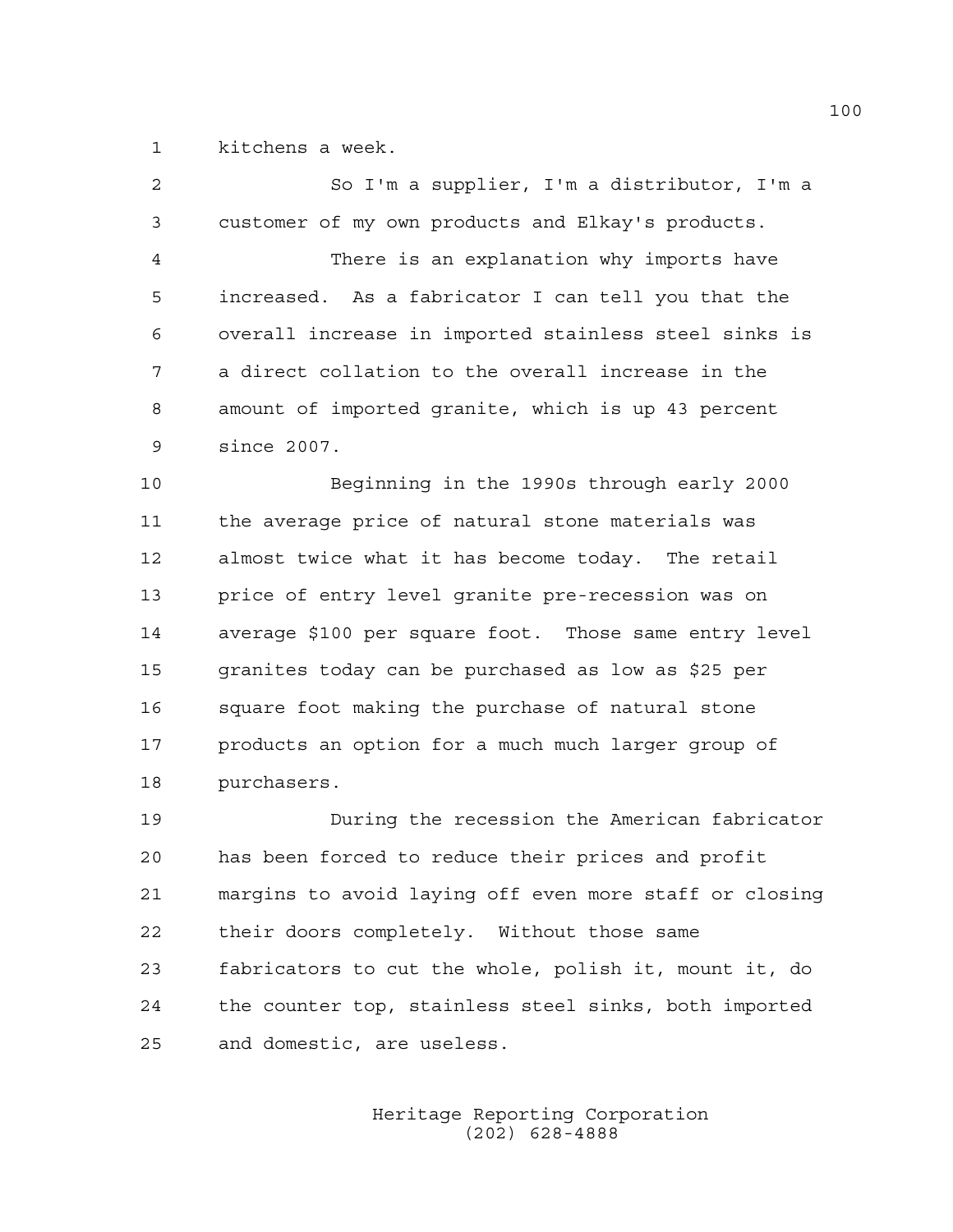kitchens a week.

So I'm a supplier, I'm a distributor, I'm a customer of my own products and Elkay's products.

There is an explanation why imports have increased. As a fabricator I can tell you that the overall increase in imported stainless steel sinks is a direct collation to the overall increase in the amount of imported granite, which is up 43 percent since 2007.

Beginning in the 1990s through early 2000 the average price of natural stone materials was almost twice what it has become today. The retail price of entry level granite pre-recession was on average $100 per square foot. Those same entry level granites today can be purchased as low as $25 per square foot making the purchase of natural stone products an option for a much much larger group of purchasers.

During the recession the American fabricator has been forced to reduce their prices and profit margins to avoid laying off even more staff or closing their doors completely. Without those same fabricators to cut the whole, polish it, mount it, do the counter top, stainless steel sinks, both imported and domestic, are useless.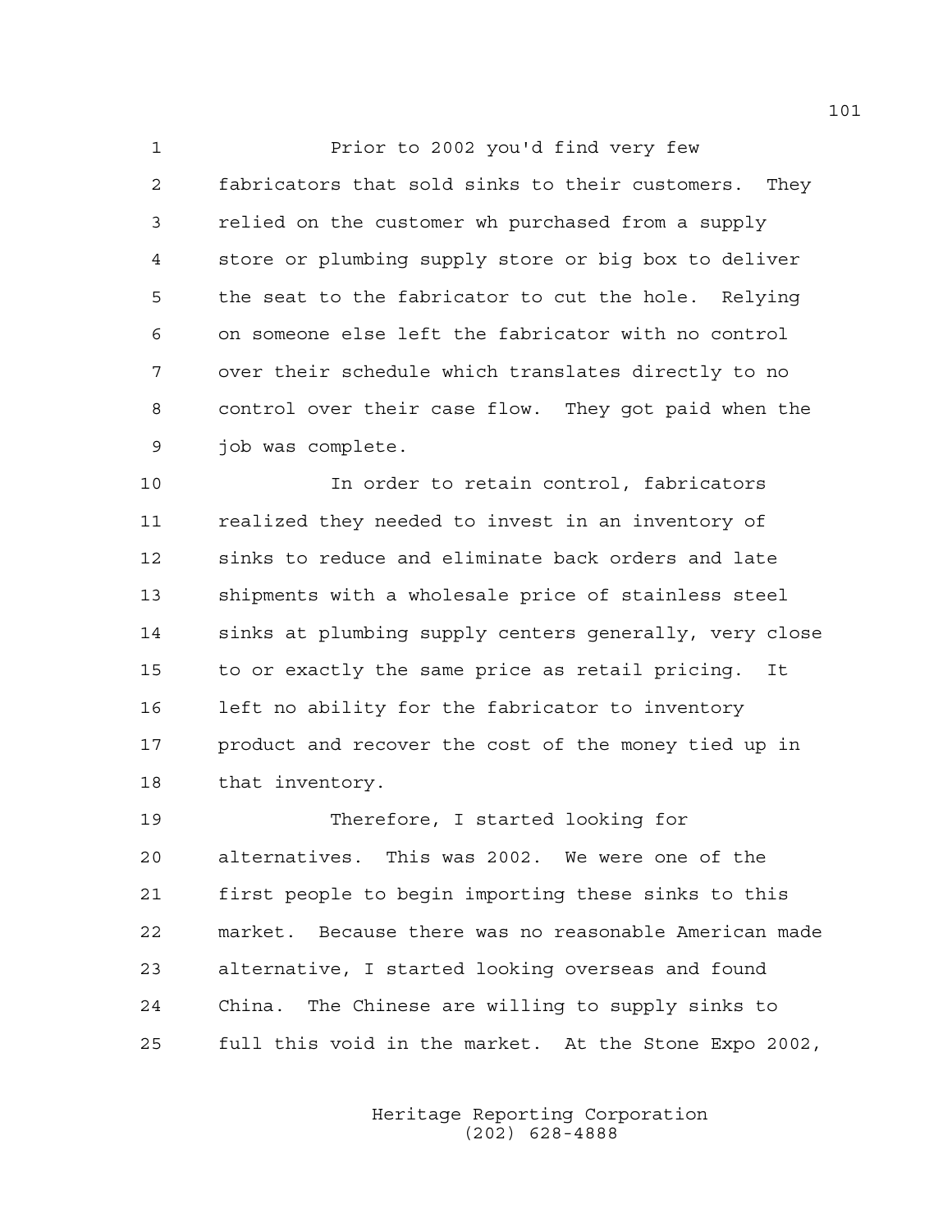Prior to 2002 you'd find very few fabricators that sold sinks to their customers. They relied on the customer wh purchased from a supply store or plumbing supply store or big box to deliver the seat to the fabricator to cut the hole. Relying on someone else left the fabricator with no control over their schedule which translates directly to no control over their case flow. They got paid when the job was complete.

In order to retain control, fabricators realized they needed to invest in an inventory of sinks to reduce and eliminate back orders and late shipments with a wholesale price of stainless steel sinks at plumbing supply centers generally, very close to or exactly the same price as retail pricing. It left no ability for the fabricator to inventory product and recover the cost of the money tied up in that inventory.

Therefore, I started looking for alternatives. This was 2002. We were one of the first people to begin importing these sinks to this market. Because there was no reasonable American made alternative, I started looking overseas and found China. The Chinese are willing to supply sinks to full this void in the market. At the Stone Expo 2002,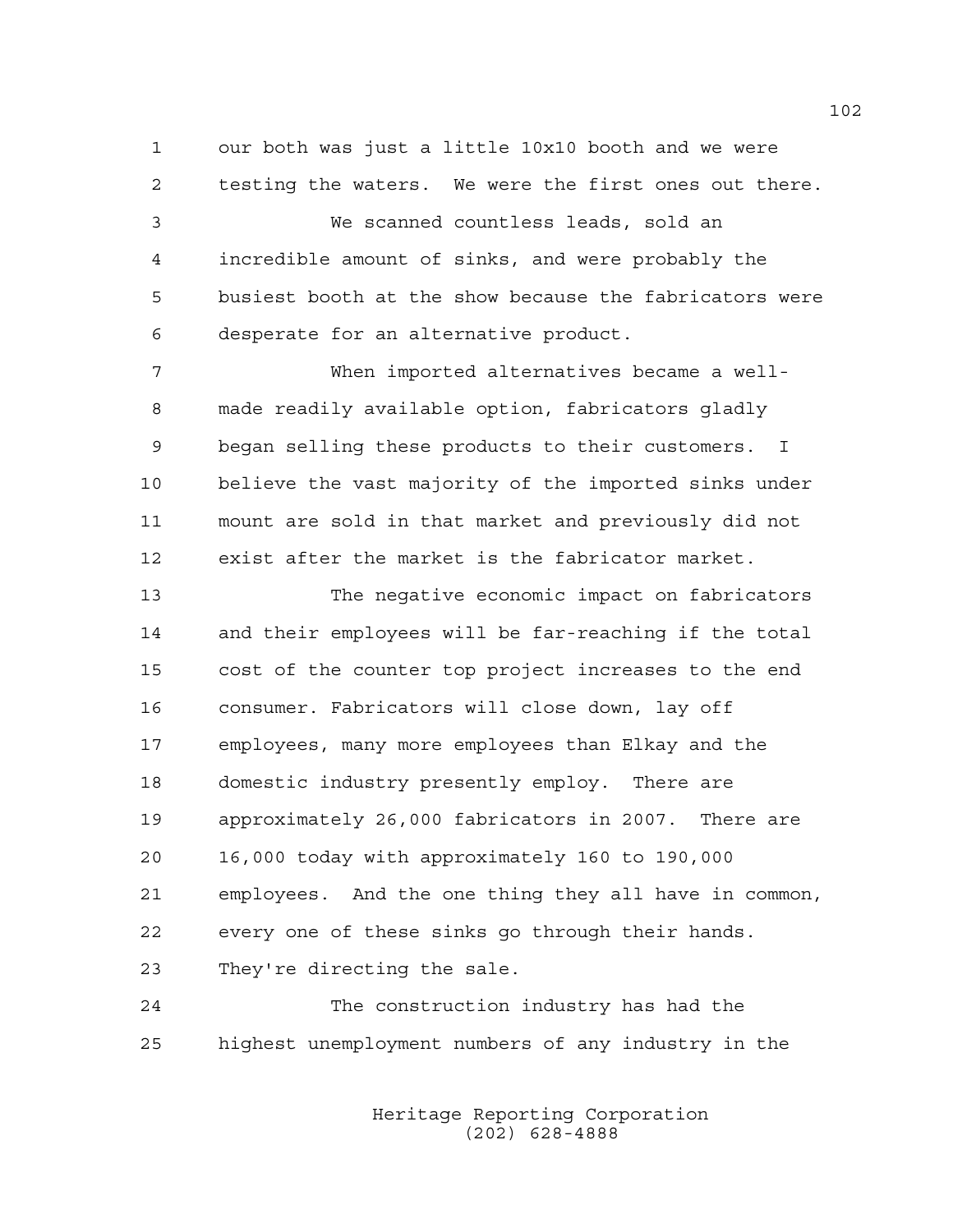our both was just a little 10x10 booth and we were testing the waters. We were the first ones out there.

We scanned countless leads, sold an incredible amount of sinks, and were probably the busiest booth at the show because the fabricators were desperate for an alternative product.

When imported alternatives became a well-made readily available option, fabricators gladly began selling these products to their customers. I believe the vast majority of the imported sinks under mount are sold in that market and previously did not exist after the market is the fabricator market.

The negative economic impact on fabricators and their employees will be far-reaching if the total cost of the counter top project increases to the end consumer. Fabricators will close down, lay off employees, many more employees than Elkay and the domestic industry presently employ. There are approximately 26,000 fabricators in 2007. There are 16,000 today with approximately 160 to 190,000 employees. And the one thing they all have in common, every one of these sinks go through their hands. They're directing the sale.

The construction industry has had the highest unemployment numbers of any industry in the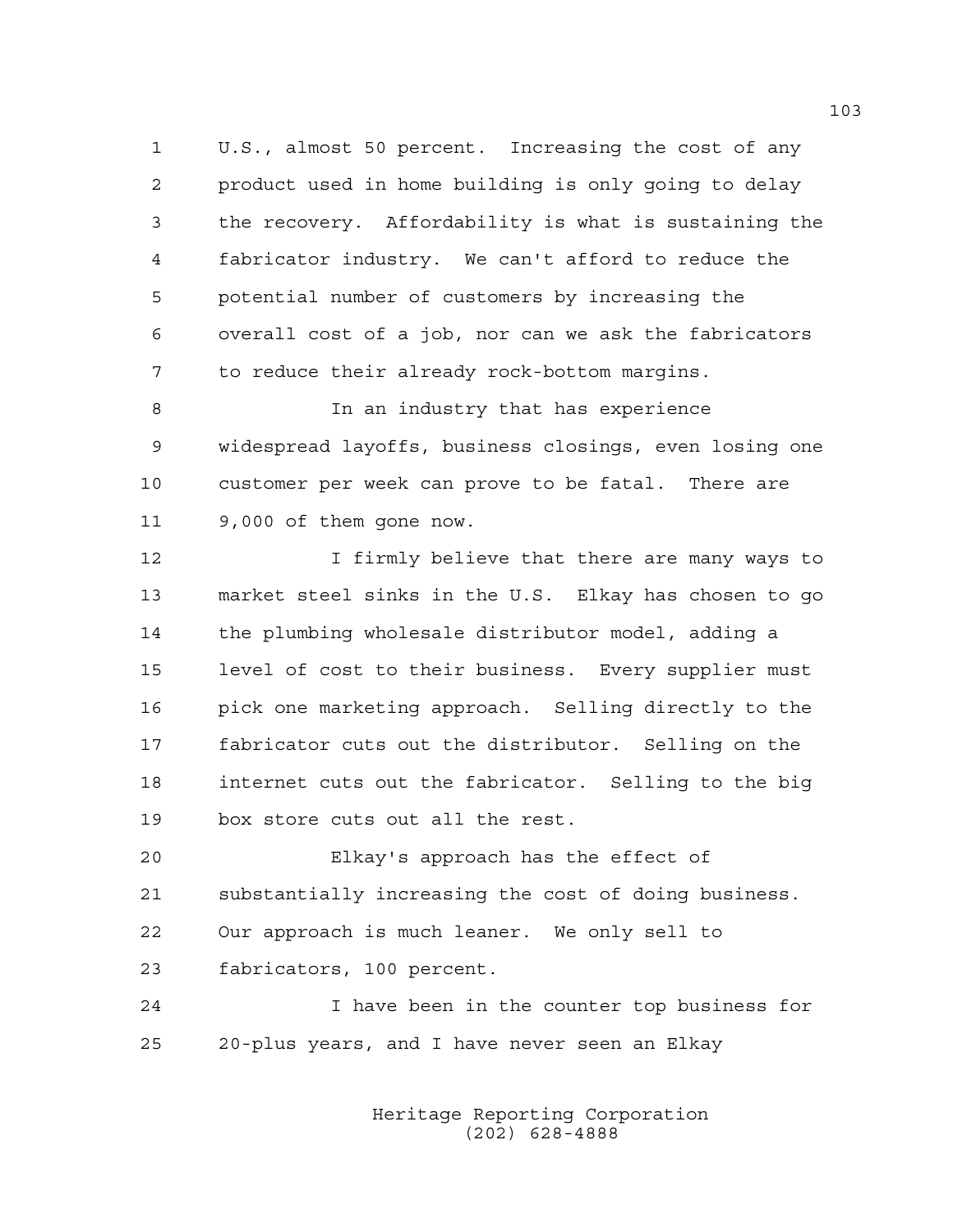U.S., almost 50 percent. Increasing the cost of any product used in home building is only going to delay the recovery. Affordability is what is sustaining the fabricator industry. We can't afford to reduce the potential number of customers by increasing the overall cost of a job, nor can we ask the fabricators to reduce their already rock-bottom margins.

In an industry that has experience widespread layoffs, business closings, even losing one customer per week can prove to be fatal. There are 9,000 of them gone now.

I firmly believe that there are many ways to market steel sinks in the U.S. Elkay has chosen to go the plumbing wholesale distributor model, adding a level of cost to their business. Every supplier must pick one marketing approach. Selling directly to the fabricator cuts out the distributor. Selling on the internet cuts out the fabricator. Selling to the big box store cuts out all the rest.

Elkay's approach has the effect of substantially increasing the cost of doing business. Our approach is much leaner. We only sell to fabricators, 100 percent.

I have been in the counter top business for 20-plus years, and I have never seen an Elkay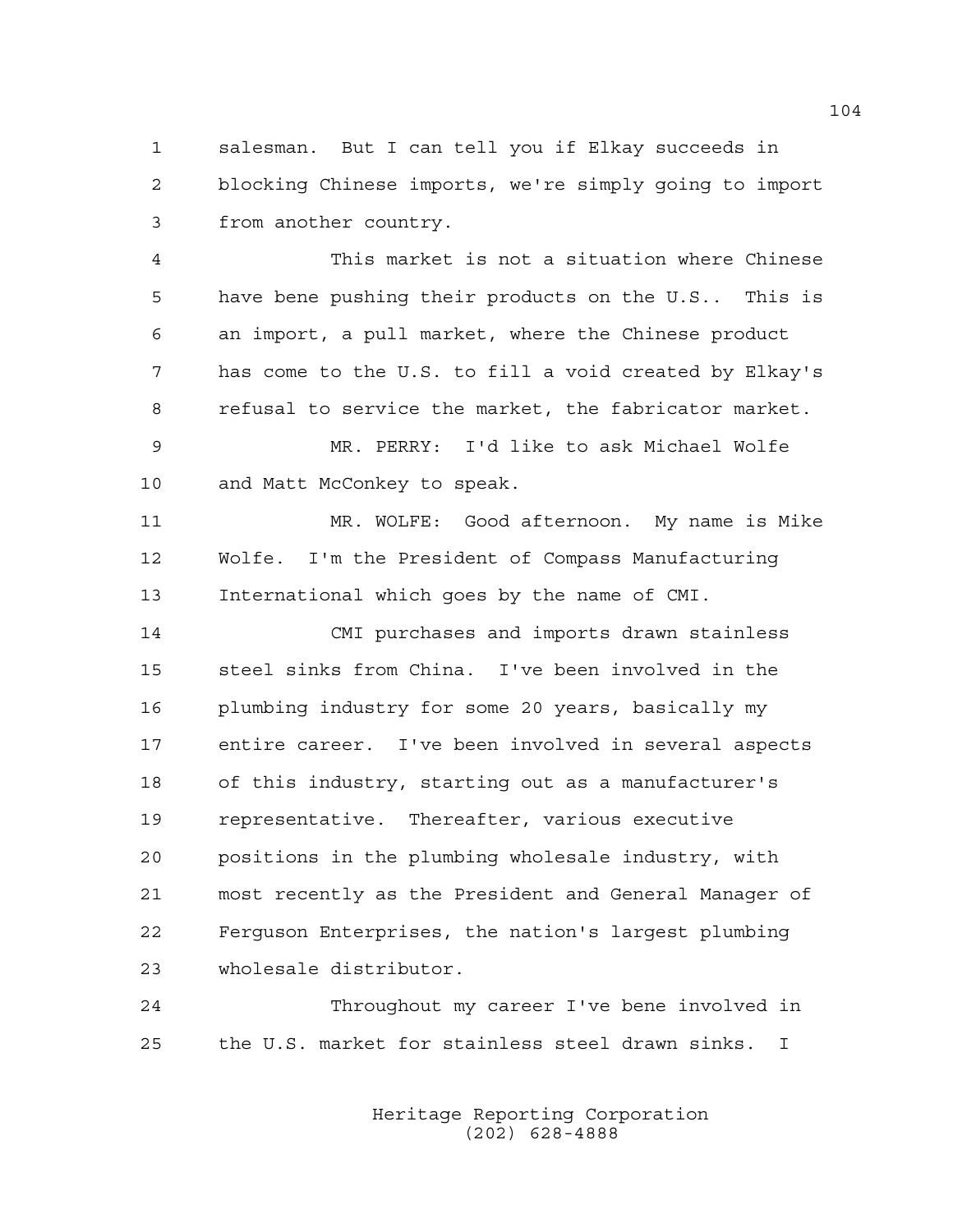salesman. But I can tell you if Elkay succeeds in blocking Chinese imports, we're simply going to import from another country.

This market is not a situation where Chinese have bene pushing their products on the U.S.. This is an import, a pull market, where the Chinese product has come to the U.S. to fill a void created by Elkay's refusal to service the market, the fabricator market.

MR. PERRY: I'd like to ask Michael Wolfe and Matt McConkey to speak.

MR. WOLFE: Good afternoon. My name is Mike Wolfe. I'm the President of Compass Manufacturing International which goes by the name of CMI.

CMI purchases and imports drawn stainless steel sinks from China. I've been involved in the plumbing industry for some 20 years, basically my entire career. I've been involved in several aspects of this industry, starting out as a manufacturer's representative. Thereafter, various executive positions in the plumbing wholesale industry, with most recently as the President and General Manager of Ferguson Enterprises, the nation's largest plumbing wholesale distributor.

Throughout my career I've bene involved in the U.S. market for stainless steel drawn sinks. I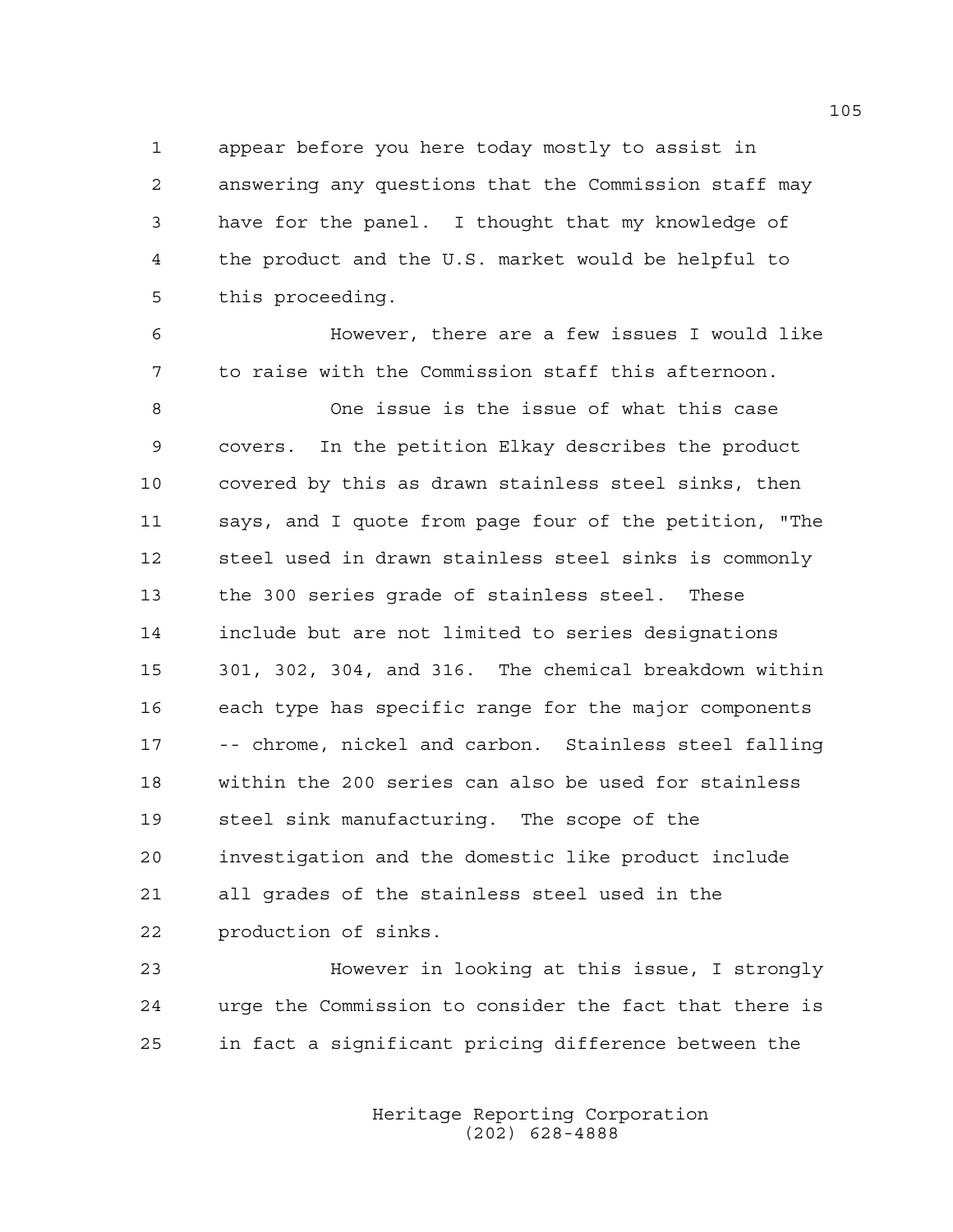appear before you here today mostly to assist in answering any questions that the Commission staff may have for the panel. I thought that my knowledge of the product and the U.S. market would be helpful to this proceeding.

However, there are a few issues I would like to raise with the Commission staff this afternoon.

One issue is the issue of what this case covers. In the petition Elkay describes the product covered by this as drawn stainless steel sinks, then says, and I quote from page four of the petition, "The steel used in drawn stainless steel sinks is commonly the 300 series grade of stainless steel. These include but are not limited to series designations 301, 302, 304, and 316. The chemical breakdown within each type has specific range for the major components -- chrome, nickel and carbon. Stainless steel falling within the 200 series can also be used for stainless steel sink manufacturing. The scope of the investigation and the domestic like product include all grades of the stainless steel used in the production of sinks.

However in looking at this issue, I strongly urge the Commission to consider the fact that there is in fact a significant pricing difference between the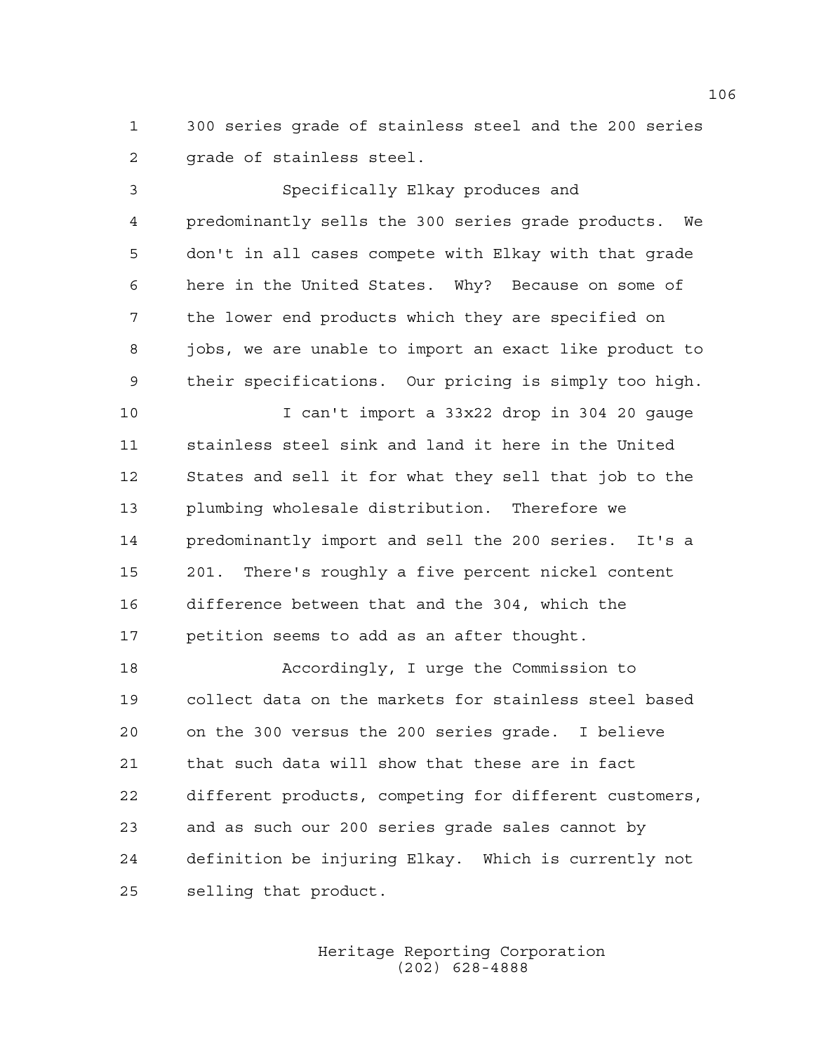300 series grade of stainless steel and the 200 series grade of stainless steel.

Specifically Elkay produces and predominantly sells the 300 series grade products. We don't in all cases compete with Elkay with that grade here in the United States. Why? Because on some of the lower end products which they are specified on jobs, we are unable to import an exact like product to their specifications. Our pricing is simply too high.

I can't import a 33x22 drop in 304 20 gauge stainless steel sink and land it here in the United States and sell it for what they sell that job to the plumbing wholesale distribution. Therefore we predominantly import and sell the 200 series. It's a 201. There's roughly a five percent nickel content difference between that and the 304, which the petition seems to add as an after thought.

Accordingly, I urge the Commission to collect data on the markets for stainless steel based on the 300 versus the 200 series grade. I believe that such data will show that these are in fact different products, competing for different customers, and as such our 200 series grade sales cannot by definition be injuring Elkay. Which is currently not selling that product.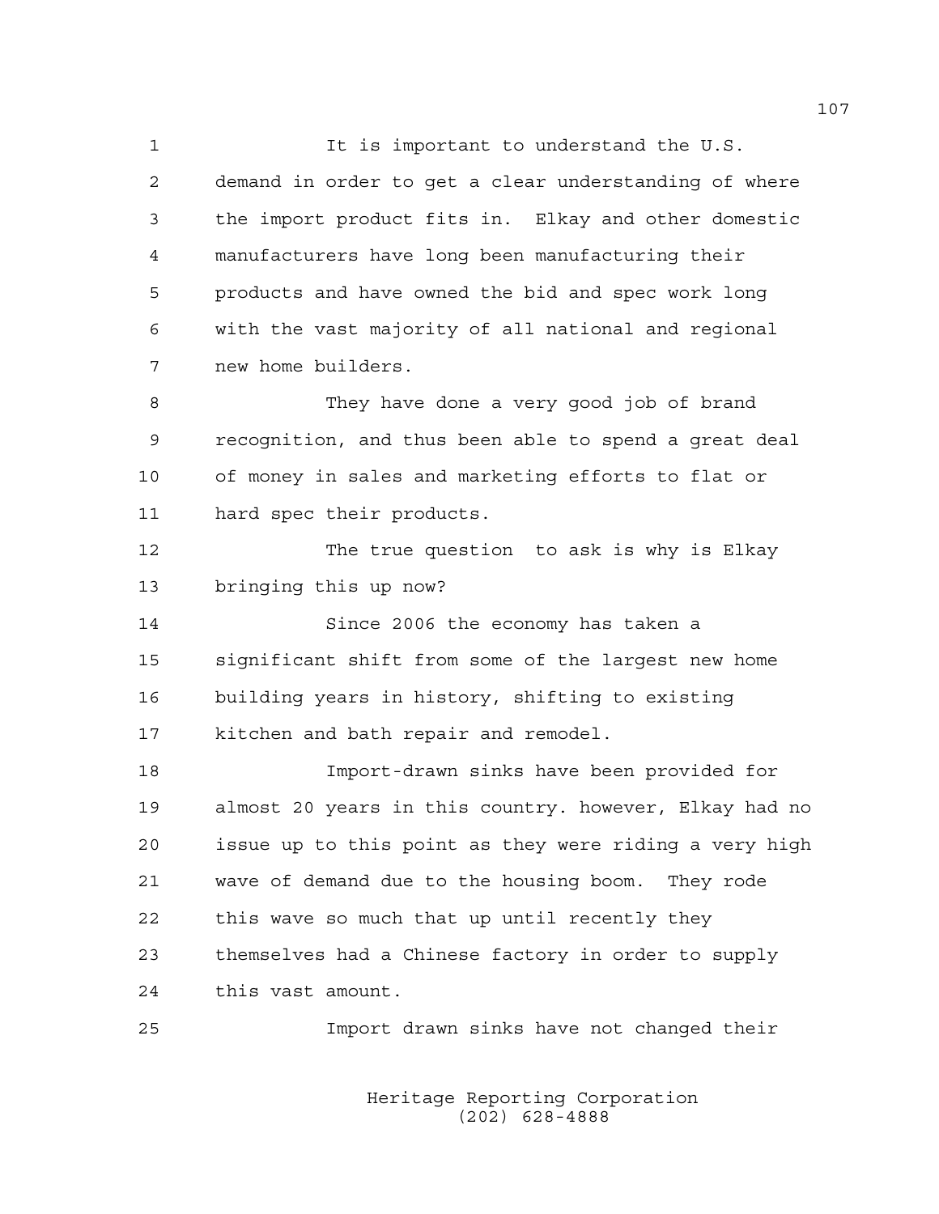It is important to understand the U.S. demand in order to get a clear understanding of where the import product fits in. Elkay and other domestic manufacturers have long been manufacturing their products and have owned the bid and spec work long with the vast majority of all national and regional new home builders.

They have done a very good job of brand recognition, and thus been able to spend a great deal of money in sales and marketing efforts to flat or hard spec their products.

The true question to ask is why is Elkay bringing this up now?

Since 2006 the economy has taken a significant shift from some of the largest new home building years in history, shifting to existing kitchen and bath repair and remodel.

Import-drawn sinks have been provided for almost 20 years in this country. however, Elkay had no issue up to this point as they were riding a very high wave of demand due to the housing boom. They rode this wave so much that up until recently they themselves had a Chinese factory in order to supply this vast amount.

Import drawn sinks have not changed their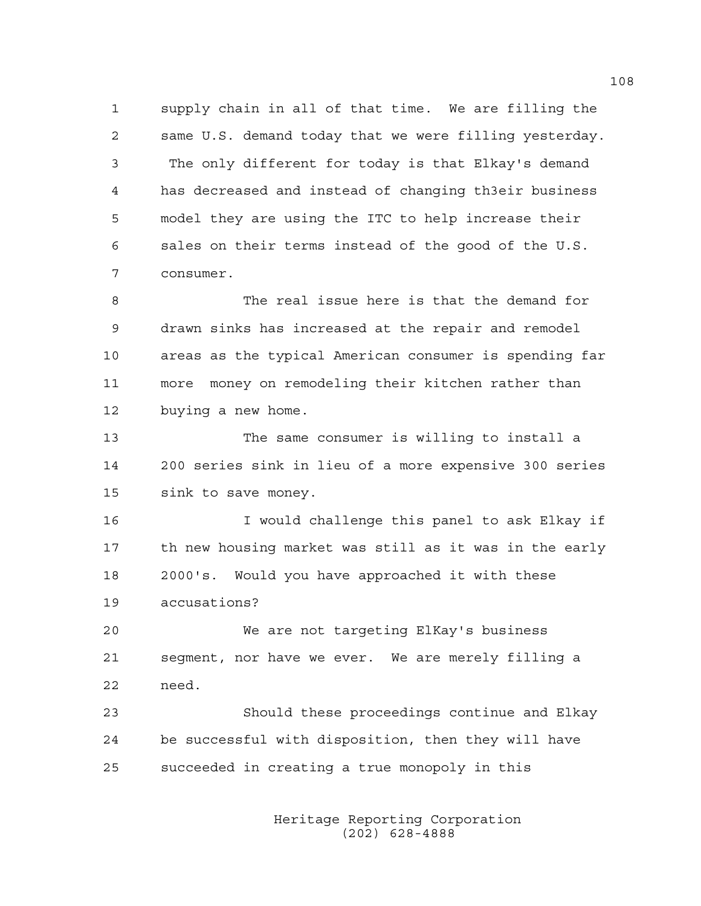supply chain in all of that time. We are filling the same U.S. demand today that we were filling yesterday. The only different for today is that Elkay's demand has decreased and instead of changing th3eir business model they are using the ITC to help increase their sales on their terms instead of the good of the U.S. consumer.

The real issue here is that the demand for drawn sinks has increased at the repair and remodel areas as the typical American consumer is spending far more money on remodeling their kitchen rather than buying a new home.

The same consumer is willing to install a 200 series sink in lieu of a more expensive 300 series sink to save money.

I would challenge this panel to ask Elkay if th new housing market was still as it was in the early 2000's. Would you have approached it with these accusations?

We are not targeting ElKay's business segment, nor have we ever. We are merely filling a need.

Should these proceedings continue and Elkay be successful with disposition, then they will have succeeded in creating a true monopoly in this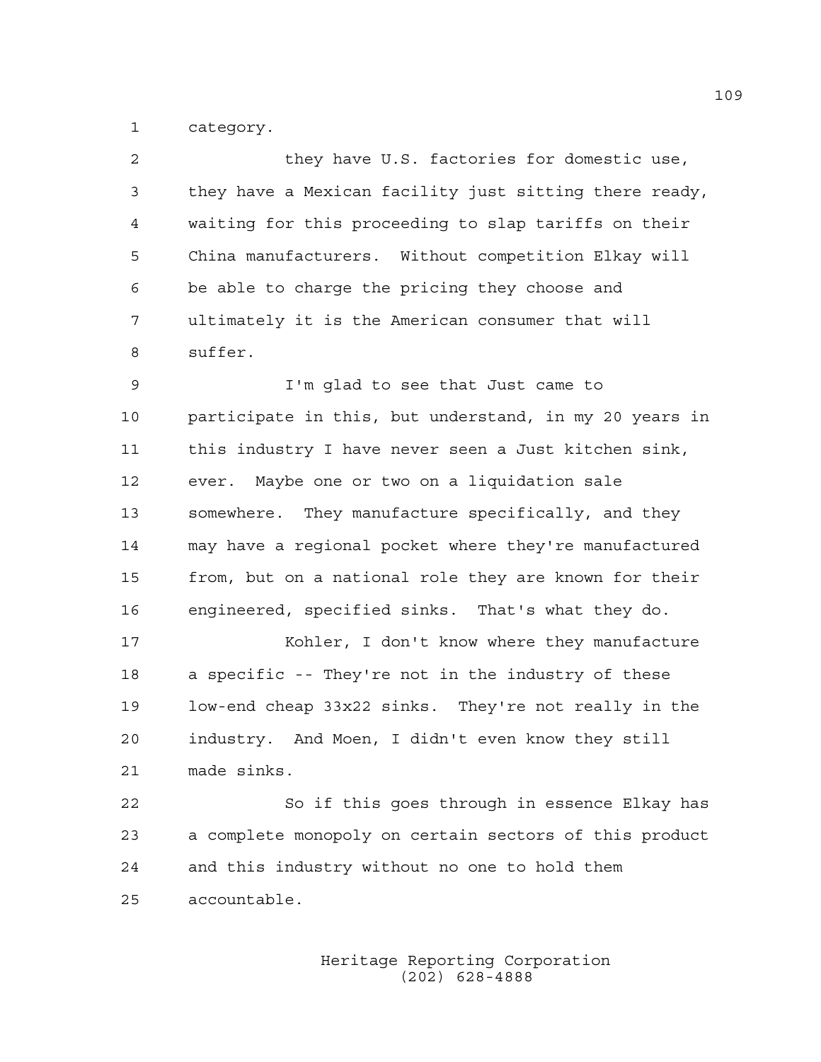category.

they have U.S. factories for domestic use, they have a Mexican facility just sitting there ready, waiting for this proceeding to slap tariffs on their China manufacturers. Without competition Elkay will be able to charge the pricing they choose and ultimately it is the American consumer that will suffer.

I'm glad to see that Just came to participate in this, but understand, in my 20 years in this industry I have never seen a Just kitchen sink, ever. Maybe one or two on a liquidation sale somewhere. They manufacture specifically, and they may have a regional pocket where they're manufactured from, but on a national role they are known for their engineered, specified sinks. That's what they do.

Kohler, I don't know where they manufacture a specific -- They're not in the industry of these low-end cheap 33x22 sinks. They're not really in the industry. And Moen, I didn't even know they still made sinks.

So if this goes through in essence Elkay has a complete monopoly on certain sectors of this product and this industry without no one to hold them accountable.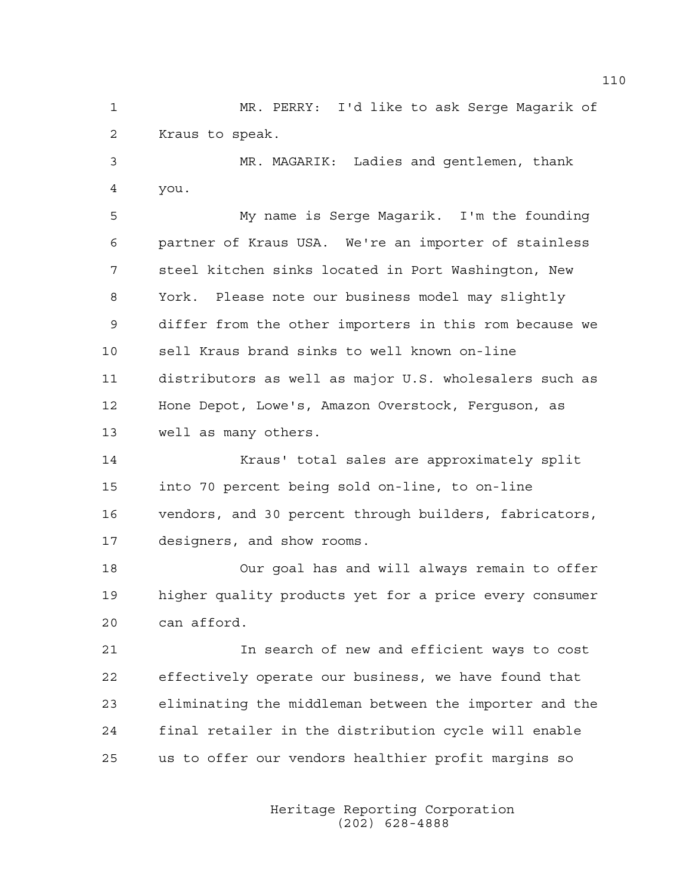MR. PERRY: I'd like to ask Serge Magarik of Kraus to speak.

MR. MAGARIK: Ladies and gentlemen, thank you.

My name is Serge Magarik. I'm the founding partner of Kraus USA. We're an importer of stainless steel kitchen sinks located in Port Washington, New York. Please note our business model may slightly differ from the other importers in this rom because we sell Kraus brand sinks to well known on-line distributors as well as major U.S. wholesalers such as Hone Depot, Lowe's, Amazon Overstock, Ferguson, as well as many others.

Kraus' total sales are approximately split into 70 percent being sold on-line, to on-line vendors, and 30 percent through builders, fabricators, designers, and show rooms.

Our goal has and will always remain to offer higher quality products yet for a price every consumer can afford.

In search of new and efficient ways to cost effectively operate our business, we have found that eliminating the middleman between the importer and the final retailer in the distribution cycle will enable us to offer our vendors healthier profit margins so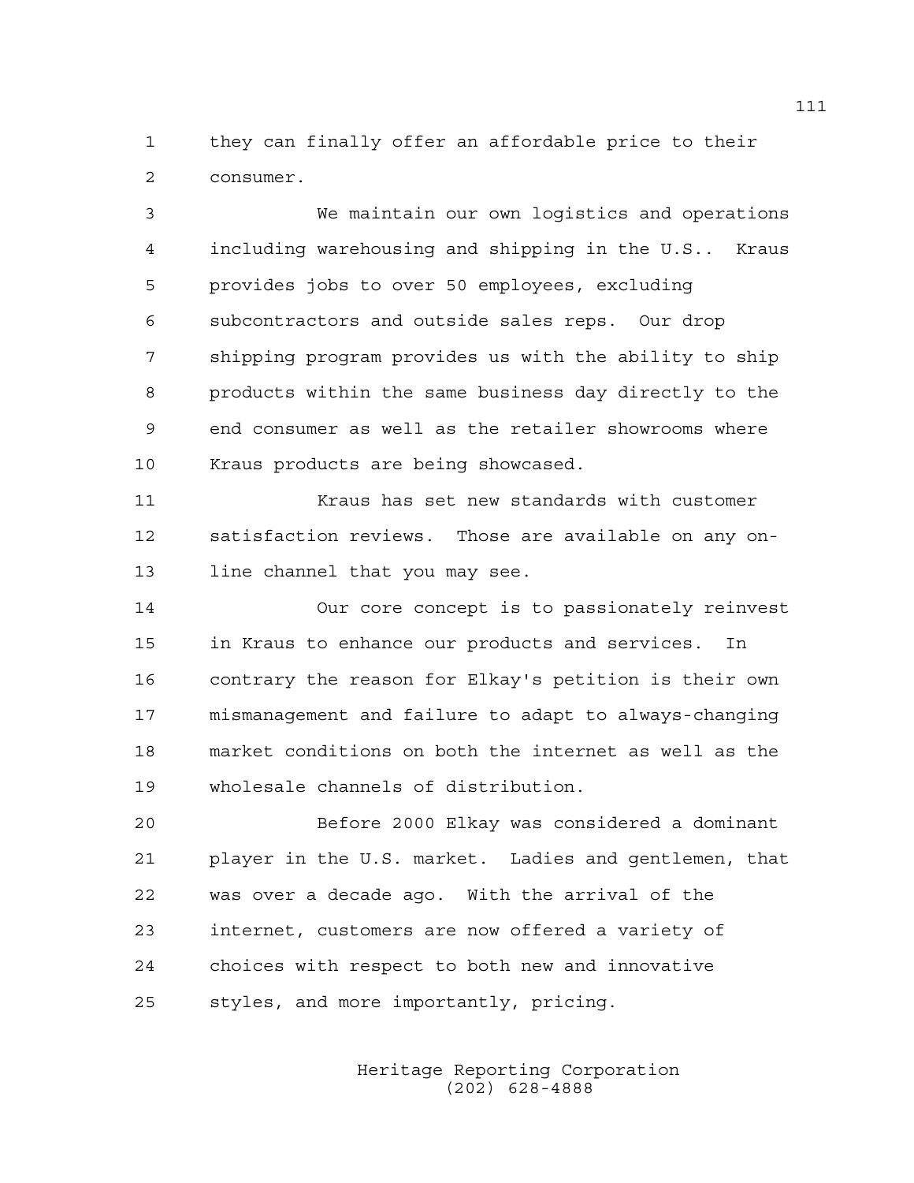they can finally offer an affordable price to their consumer.

We maintain our own logistics and operations including warehousing and shipping in the U.S.. Kraus provides jobs to over 50 employees, excluding subcontractors and outside sales reps. Our drop shipping program provides us with the ability to ship products within the same business day directly to the end consumer as well as the retailer showrooms where Kraus products are being showcased.

Kraus has set new standards with customer satisfaction reviews. Those are available on any on-line channel that you may see.

Our core concept is to passionately reinvest in Kraus to enhance our products and services. In contrary the reason for Elkay's petition is their own mismanagement and failure to adapt to always-changing market conditions on both the internet as well as the wholesale channels of distribution.

Before 2000 Elkay was considered a dominant player in the U.S. market. Ladies and gentlemen, that was over a decade ago. With the arrival of the internet, customers are now offered a variety of choices with respect to both new and innovative styles, and more importantly, pricing.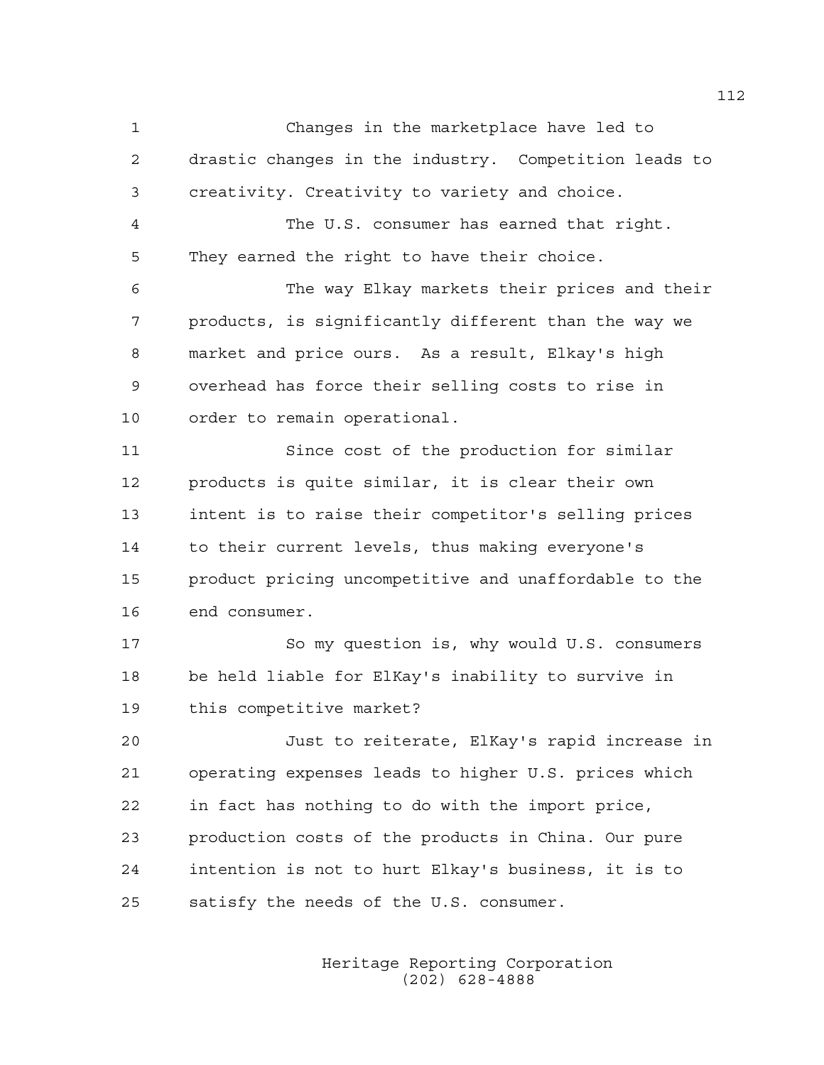Changes in the marketplace have led to drastic changes in the industry. Competition leads to creativity. Creativity to variety and choice.

The U.S. consumer has earned that right. They earned the right to have their choice.

The way Elkay markets their prices and their products, is significantly different than the way we market and price ours. As a result, Elkay's high overhead has force their selling costs to rise in order to remain operational.

Since cost of the production for similar products is quite similar, it is clear their own intent is to raise their competitor's selling prices to their current levels, thus making everyone's product pricing uncompetitive and unaffordable to the end consumer.

So my question is, why would U.S. consumers be held liable for ElKay's inability to survive in this competitive market?

Just to reiterate, ElKay's rapid increase in operating expenses leads to higher U.S. prices which in fact has nothing to do with the import price, production costs of the products in China. Our pure intention is not to hurt Elkay's business, it is to satisfy the needs of the U.S. consumer.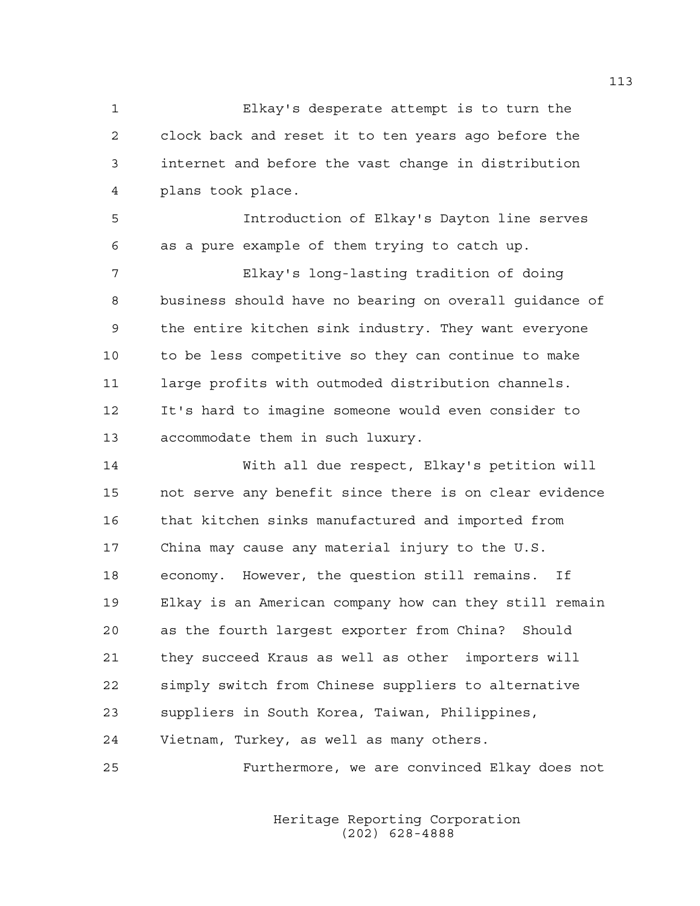Elkay's desperate attempt is to turn the clock back and reset it to ten years ago before the internet and before the vast change in distribution plans took place.

Introduction of Elkay's Dayton line serves as a pure example of them trying to catch up.

Elkay's long-lasting tradition of doing business should have no bearing on overall guidance of the entire kitchen sink industry. They want everyone to be less competitive so they can continue to make large profits with outmoded distribution channels. It's hard to imagine someone would even consider to accommodate them in such luxury.

With all due respect, Elkay's petition will not serve any benefit since there is on clear evidence that kitchen sinks manufactured and imported from China may cause any material injury to the U.S. economy. However, the question still remains. If Elkay is an American company how can they still remain as the fourth largest exporter from China? Should they succeed Kraus as well as other importers will simply switch from Chinese suppliers to alternative suppliers in South Korea, Taiwan, Philippines, Vietnam, Turkey, as well as many others.

Furthermore, we are convinced Elkay does not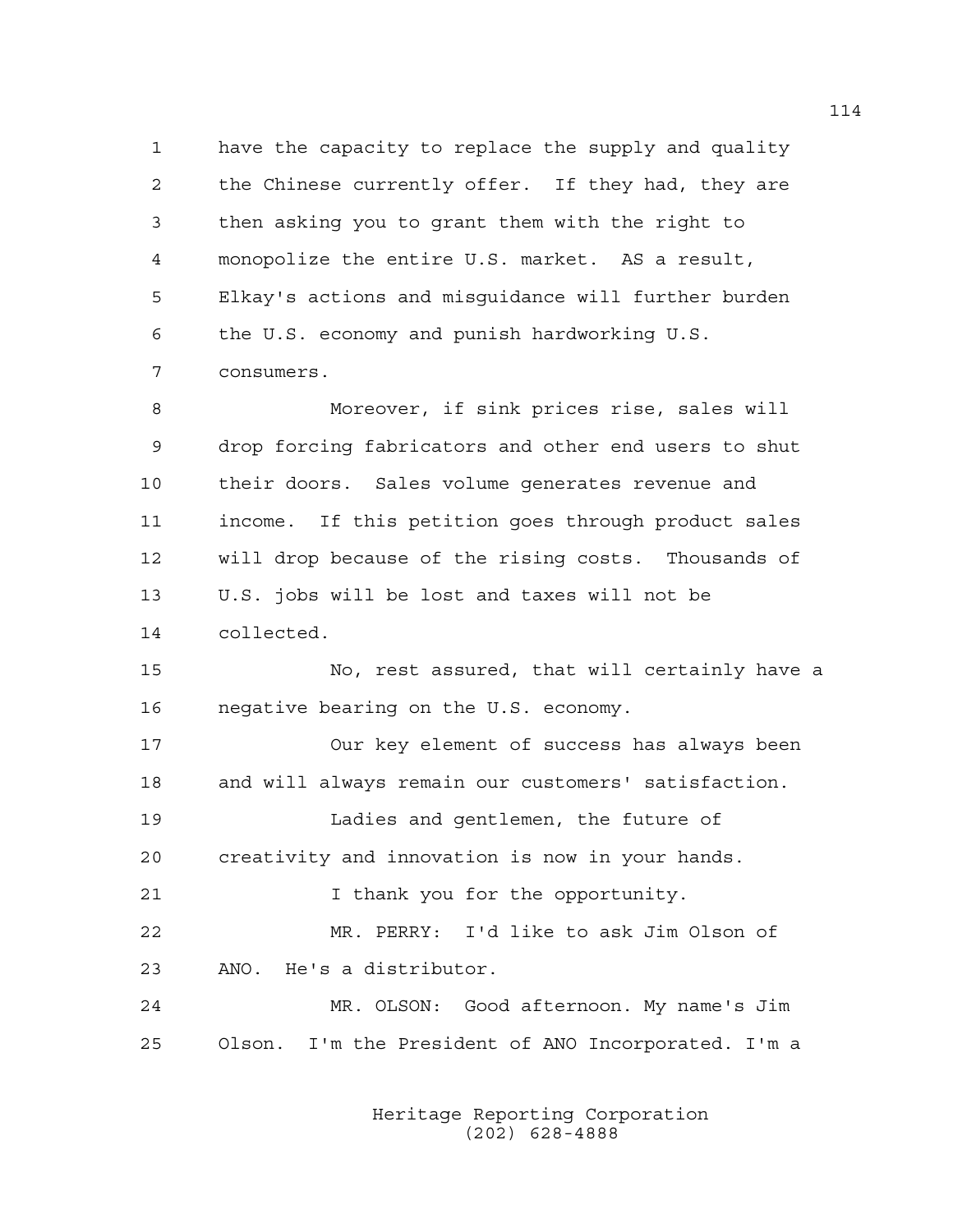have the capacity to replace the supply and quality the Chinese currently offer. If they had, they are then asking you to grant them with the right to monopolize the entire U.S. market. AS a result, Elkay's actions and misguidance will further burden the U.S. economy and punish hardworking U.S. consumers.

Moreover, if sink prices rise, sales will drop forcing fabricators and other end users to shut their doors. Sales volume generates revenue and income. If this petition goes through product sales will drop because of the rising costs. Thousands of U.S. jobs will be lost and taxes will not be collected.

No, rest assured, that will certainly have a negative bearing on the U.S. economy.

Our key element of success has always been and will always remain our customers' satisfaction.

Ladies and gentlemen, the future of creativity and innovation is now in your hands.

I thank you for the opportunity.

MR. PERRY: I'd like to ask Jim Olson of ANO. He's a distributor.

MR. OLSON: Good afternoon. My name's Jim Olson. I'm the President of ANO Incorporated. I'm a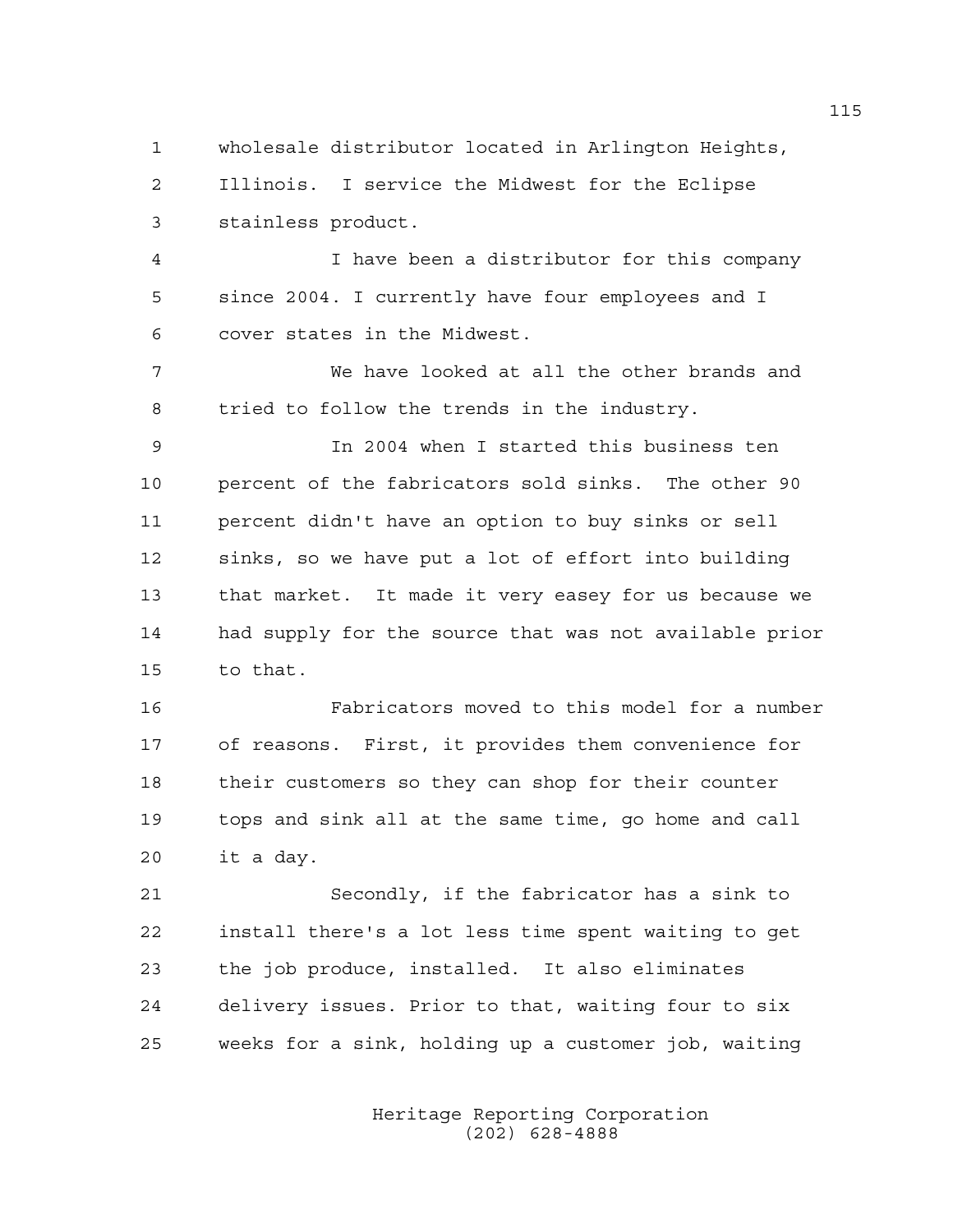wholesale distributor located in Arlington Heights, Illinois. I service the Midwest for the Eclipse stainless product.

I have been a distributor for this company since 2004. I currently have four employees and I cover states in the Midwest.

We have looked at all the other brands and tried to follow the trends in the industry.

In 2004 when I started this business ten percent of the fabricators sold sinks. The other 90 percent didn't have an option to buy sinks or sell sinks, so we have put a lot of effort into building that market. It made it very easey for us because we had supply for the source that was not available prior to that.

Fabricators moved to this model for a number of reasons. First, it provides them convenience for their customers so they can shop for their counter tops and sink all at the same time, go home and call it a day.

Secondly, if the fabricator has a sink to install there's a lot less time spent waiting to get the job produce, installed. It also eliminates delivery issues. Prior to that, waiting four to six weeks for a sink, holding up a customer job, waiting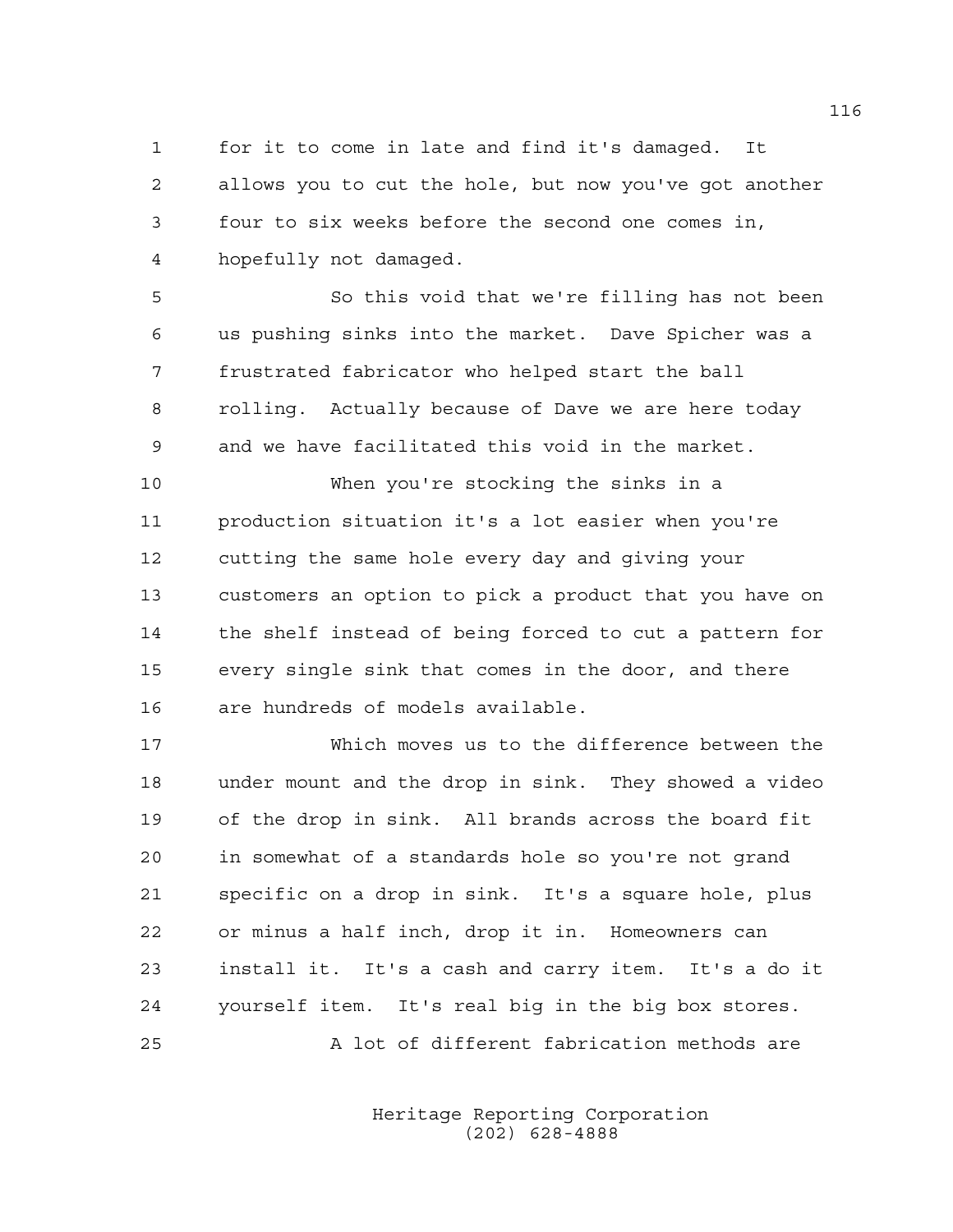for it to come in late and find it's damaged. It allows you to cut the hole, but now you've got another four to six weeks before the second one comes in, hopefully not damaged.

So this void that we're filling has not been us pushing sinks into the market. Dave Spicher was a frustrated fabricator who helped start the ball rolling. Actually because of Dave we are here today and we have facilitated this void in the market.

When you're stocking the sinks in a production situation it's a lot easier when you're cutting the same hole every day and giving your customers an option to pick a product that you have on the shelf instead of being forced to cut a pattern for every single sink that comes in the door, and there are hundreds of models available.

Which moves us to the difference between the under mount and the drop in sink. They showed a video of the drop in sink. All brands across the board fit in somewhat of a standards hole so you're not grand specific on a drop in sink. It's a square hole, plus or minus a half inch, drop it in. Homeowners can install it. It's a cash and carry item. It's a do it yourself item. It's real big in the big box stores.

A lot of different fabrication methods are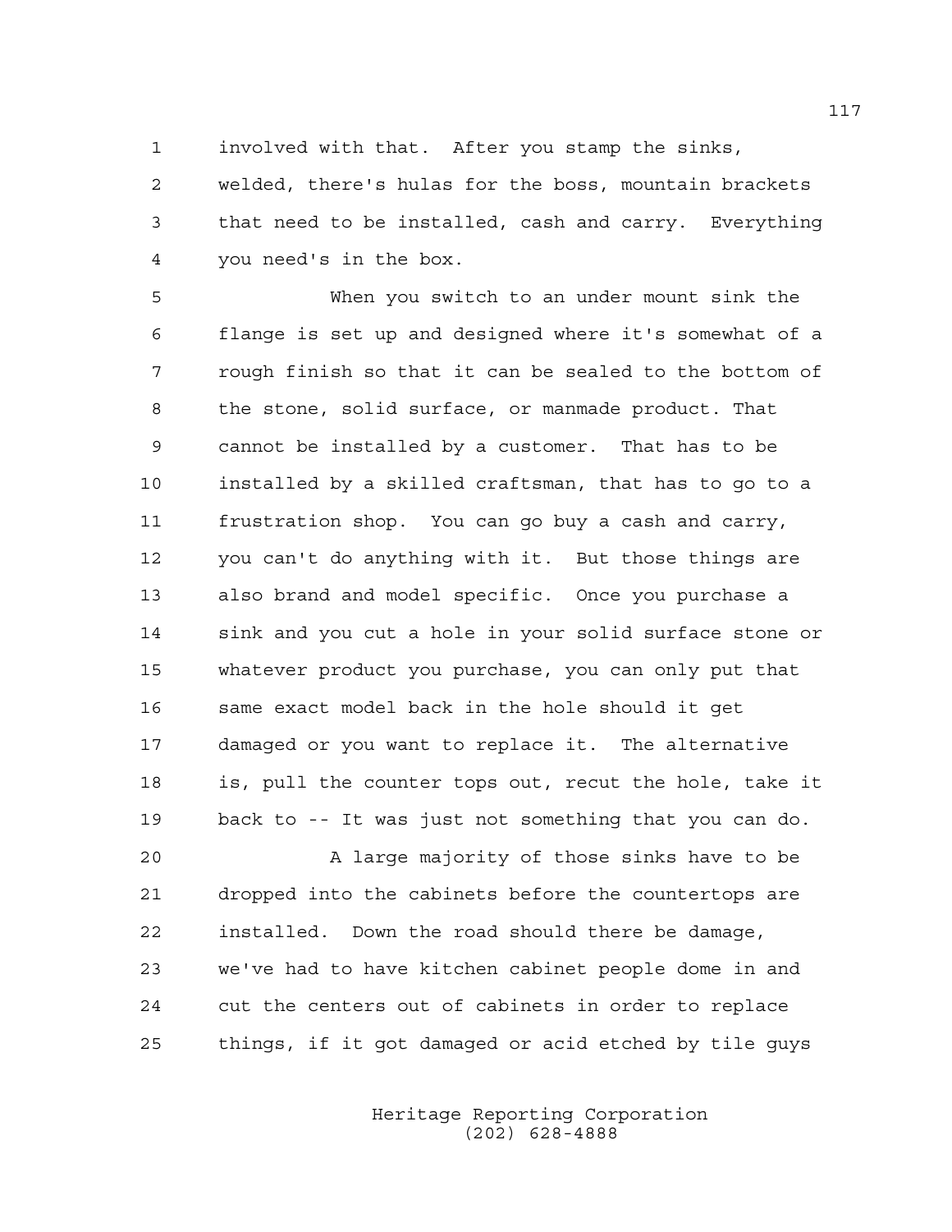involved with that. After you stamp the sinks, welded, there's hulas for the boss, mountain brackets that need to be installed, cash and carry. Everything you need's in the box.

When you switch to an under mount sink the flange is set up and designed where it's somewhat of a rough finish so that it can be sealed to the bottom of the stone, solid surface, or manmade product. That cannot be installed by a customer. That has to be installed by a skilled craftsman, that has to go to a frustration shop. You can go buy a cash and carry, you can't do anything with it. But those things are also brand and model specific. Once you purchase a sink and you cut a hole in your solid surface stone or whatever product you purchase, you can only put that same exact model back in the hole should it get damaged or you want to replace it. The alternative is, pull the counter tops out, recut the hole, take it back to -- It was just not something that you can do.

A large majority of those sinks have to be dropped into the cabinets before the countertops are installed. Down the road should there be damage, we've had to have kitchen cabinet people dome in and cut the centers out of cabinets in order to replace things, if it got damaged or acid etched by tile guys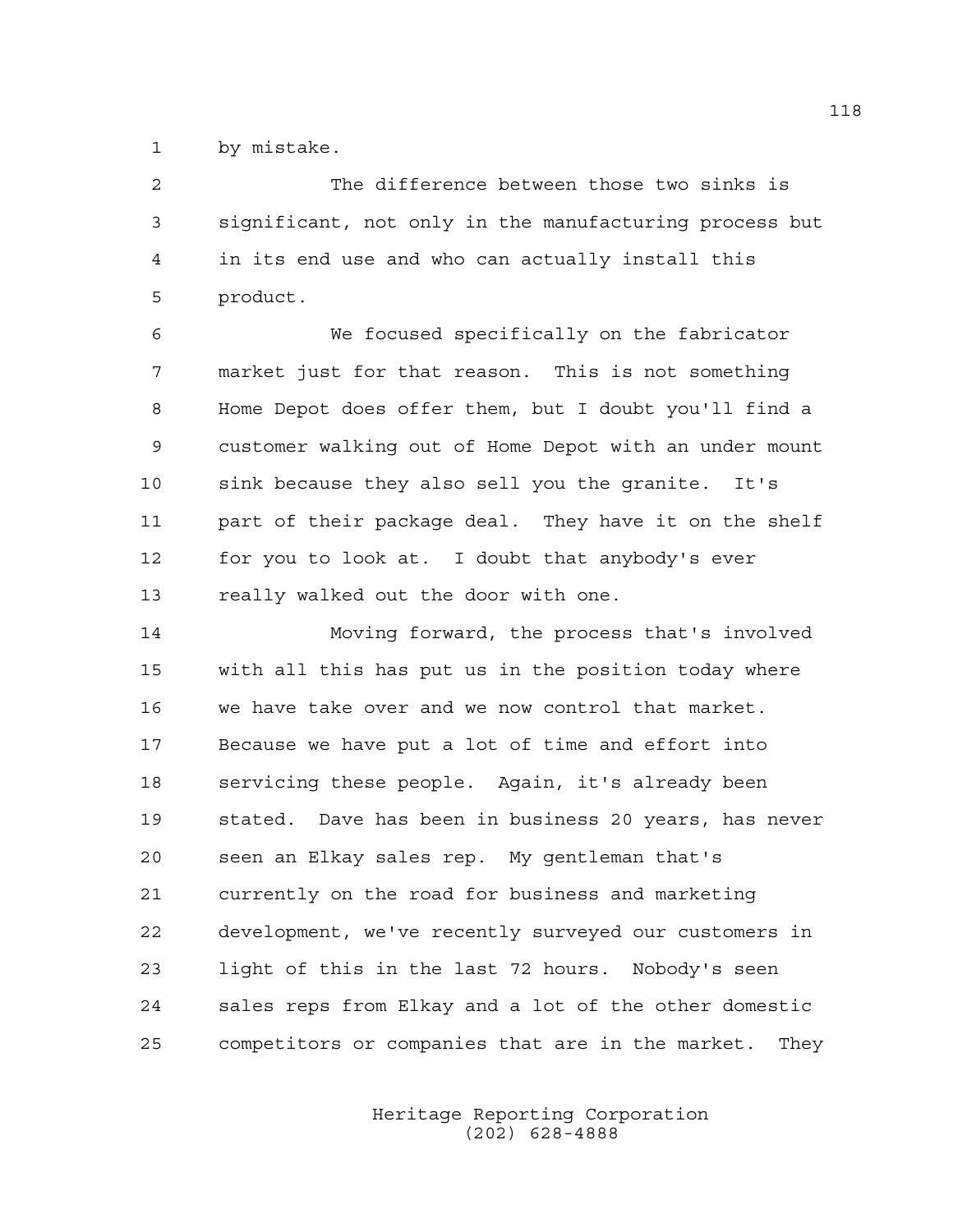by mistake.

The difference between those two sinks is significant, not only in the manufacturing process but in its end use and who can actually install this product.

We focused specifically on the fabricator market just for that reason. This is not something Home Depot does offer them, but I doubt you'll find a customer walking out of Home Depot with an under mount sink because they also sell you the granite. It's part of their package deal. They have it on the shelf for you to look at. I doubt that anybody's ever really walked out the door with one.

Moving forward, the process that's involved with all this has put us in the position today where we have take over and we now control that market. Because we have put a lot of time and effort into servicing these people. Again, it's already been stated. Dave has been in business 20 years, has never seen an Elkay sales rep. My gentleman that's currently on the road for business and marketing development, we've recently surveyed our customers in light of this in the last 72 hours. Nobody's seen sales reps from Elkay and a lot of the other domestic competitors or companies that are in the market. They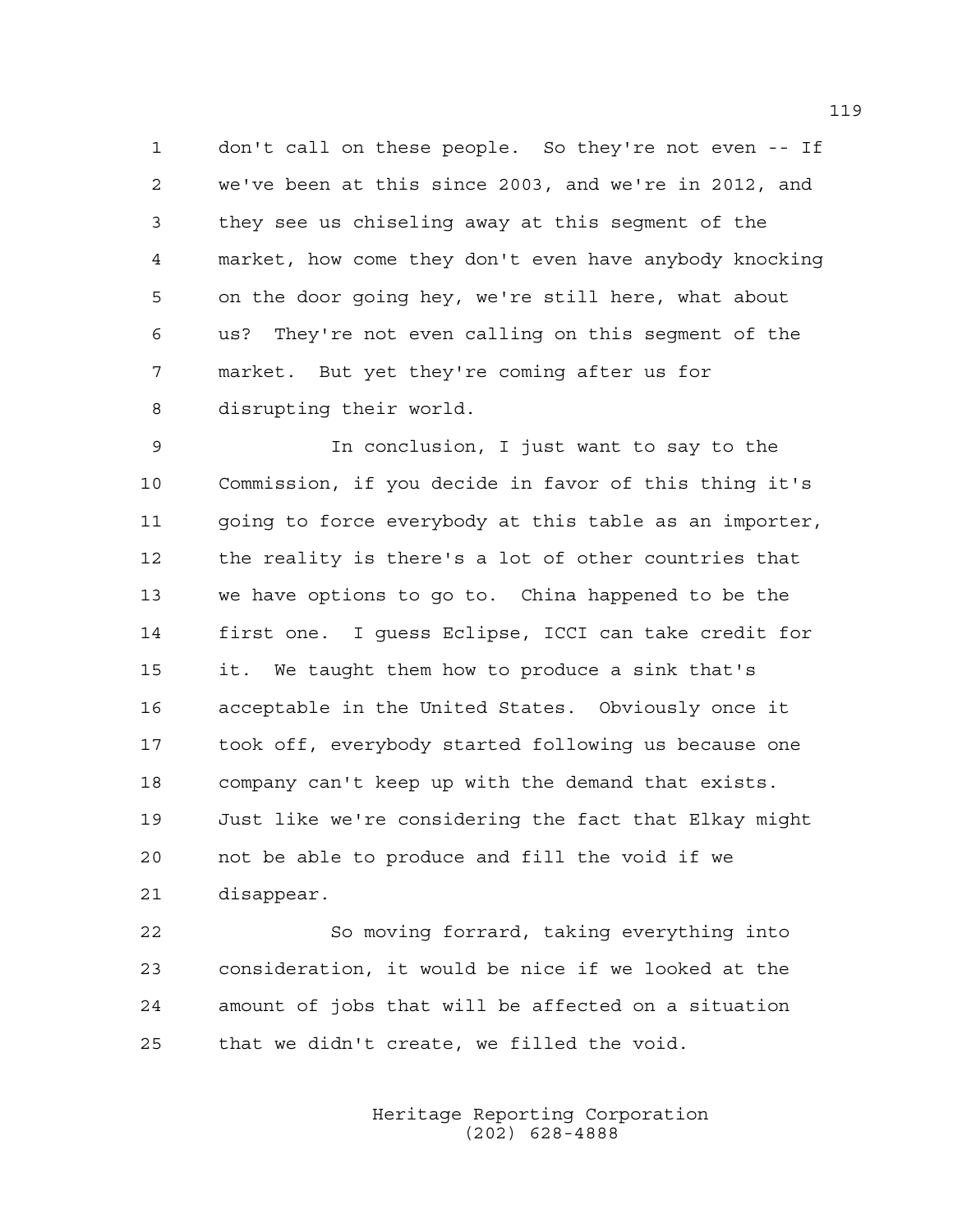don't call on these people. So they're not even -- If we've been at this since 2003, and we're in 2012, and they see us chiseling away at this segment of the market, how come they don't even have anybody knocking on the door going hey, we're still here, what about us? They're not even calling on this segment of the market. But yet they're coming after us for disrupting their world.

In conclusion, I just want to say to the Commission, if you decide in favor of this thing it's going to force everybody at this table as an importer, the reality is there's a lot of other countries that we have options to go to. China happened to be the first one. I guess Eclipse, ICCI can take credit for it. We taught them how to produce a sink that's acceptable in the United States. Obviously once it took off, everybody started following us because one company can't keep up with the demand that exists. Just like we're considering the fact that Elkay might not be able to produce and fill the void if we disappear.

So moving forrard, taking everything into consideration, it would be nice if we looked at the amount of jobs that will be affected on a situation that we didn't create, we filled the void.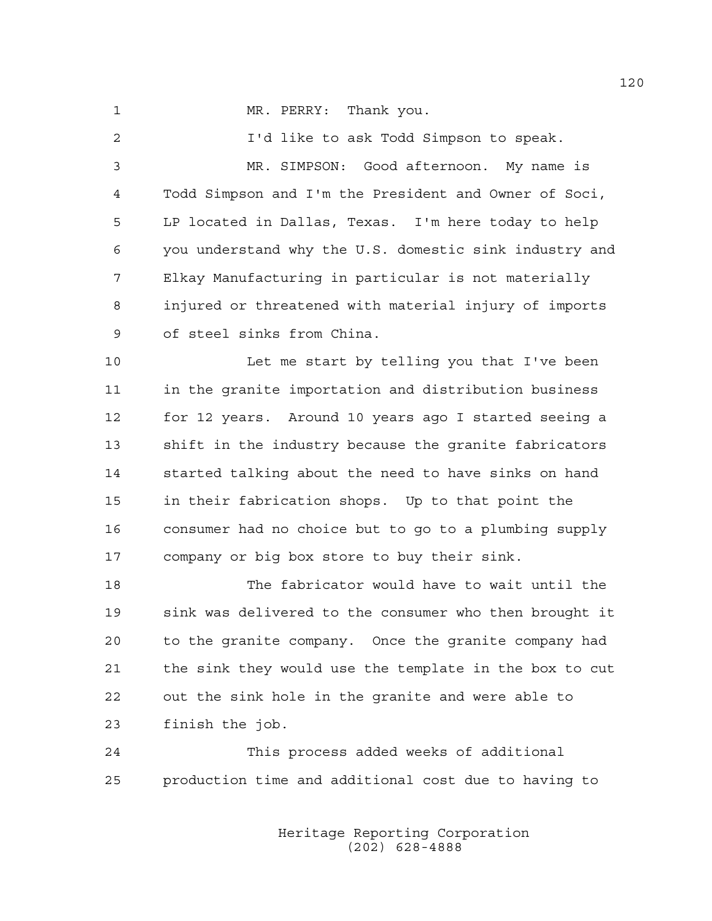MR. PERRY: Thank you.

I'd like to ask Todd Simpson to speak.

MR. SIMPSON: Good afternoon. My name is Todd Simpson and I'm the President and Owner of Soci, LP located in Dallas, Texas. I'm here today to help you understand why the U.S. domestic sink industry and Elkay Manufacturing in particular is not materially injured or threatened with material injury of imports of steel sinks from China.

Let me start by telling you that I've been in the granite importation and distribution business for 12 years. Around 10 years ago I started seeing a shift in the industry because the granite fabricators started talking about the need to have sinks on hand in their fabrication shops. Up to that point the consumer had no choice but to go to a plumbing supply company or big box store to buy their sink.

The fabricator would have to wait until the sink was delivered to the consumer who then brought it to the granite company. Once the granite company had the sink they would use the template in the box to cut out the sink hole in the granite and were able to finish the job.

This process added weeks of additional production time and additional cost due to having to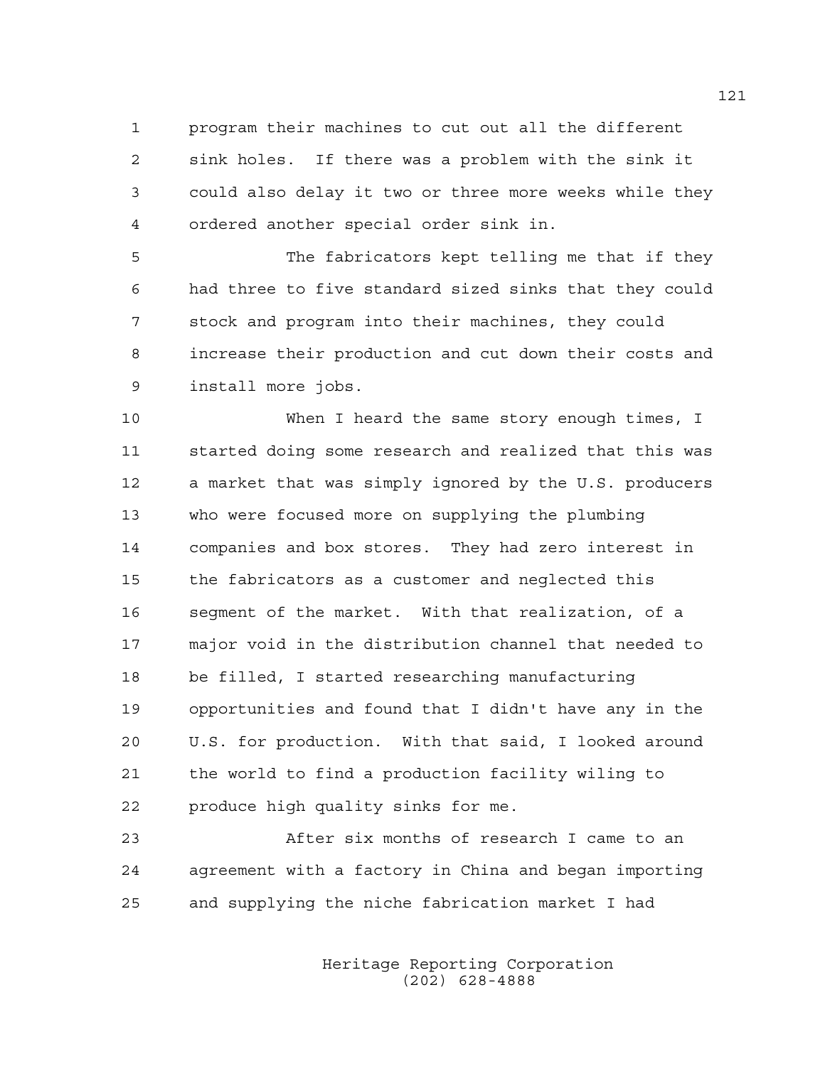program their machines to cut out all the different sink holes. If there was a problem with the sink it could also delay it two or three more weeks while they ordered another special order sink in.

The fabricators kept telling me that if they had three to five standard sized sinks that they could stock and program into their machines, they could increase their production and cut down their costs and install more jobs.

When I heard the same story enough times, I started doing some research and realized that this was a market that was simply ignored by the U.S. producers who were focused more on supplying the plumbing companies and box stores. They had zero interest in the fabricators as a customer and neglected this segment of the market. With that realization, of a major void in the distribution channel that needed to be filled, I started researching manufacturing opportunities and found that I didn't have any in the U.S. for production. With that said, I looked around the world to find a production facility wiling to produce high quality sinks for me.

After six months of research I came to an agreement with a factory in China and began importing and supplying the niche fabrication market I had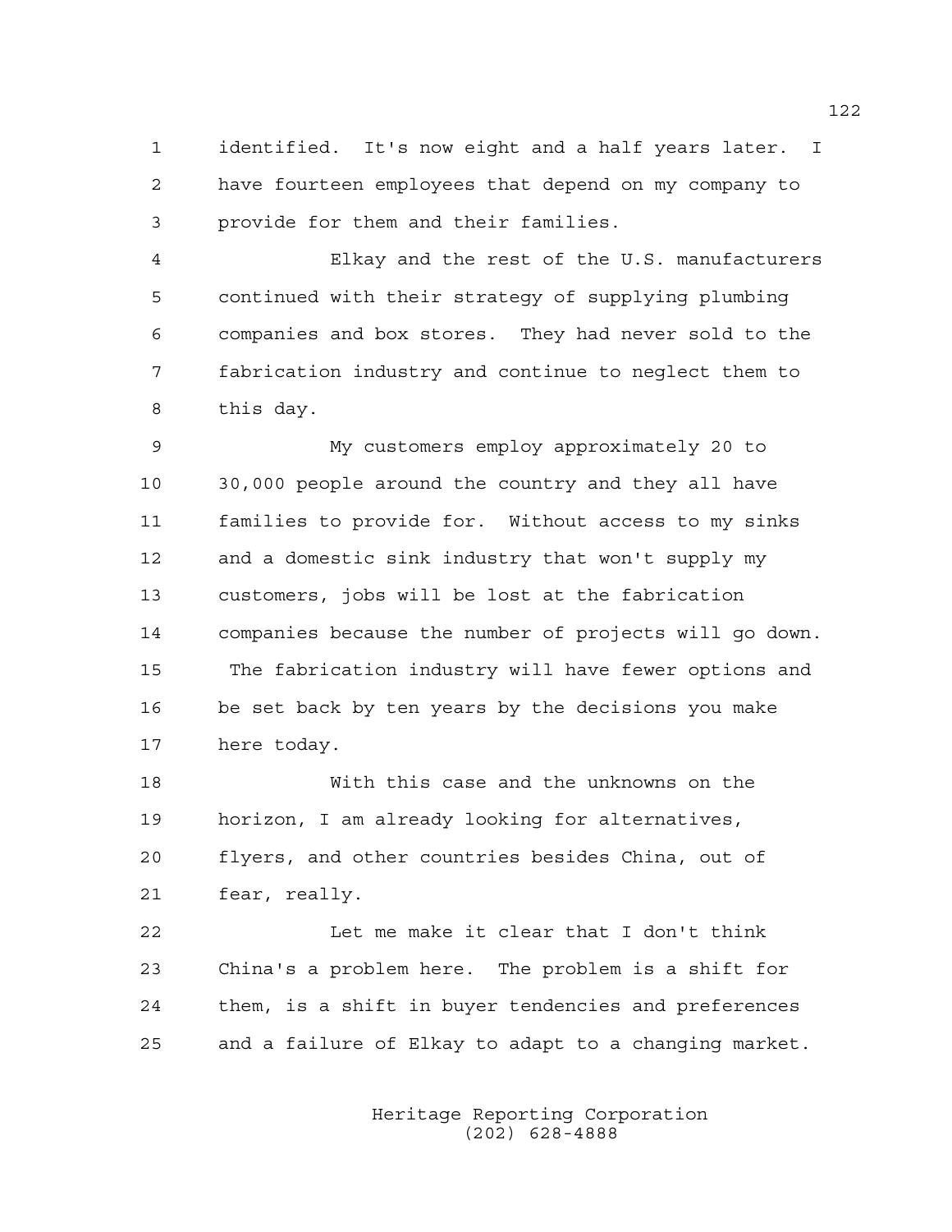identified. It's now eight and a half years later. I have fourteen employees that depend on my company to provide for them and their families.

Elkay and the rest of the U.S. manufacturers continued with their strategy of supplying plumbing companies and box stores. They had never sold to the fabrication industry and continue to neglect them to this day.

My customers employ approximately 20 to 30,000 people around the country and they all have families to provide for. Without access to my sinks and a domestic sink industry that won't supply my customers, jobs will be lost at the fabrication companies because the number of projects will go down. The fabrication industry will have fewer options and be set back by ten years by the decisions you make here today.

With this case and the unknowns on the horizon, I am already looking for alternatives, flyers, and other countries besides China, out of fear, really.

Let me make it clear that I don't think China's a problem here. The problem is a shift for them, is a shift in buyer tendencies and preferences and a failure of Elkay to adapt to a changing market.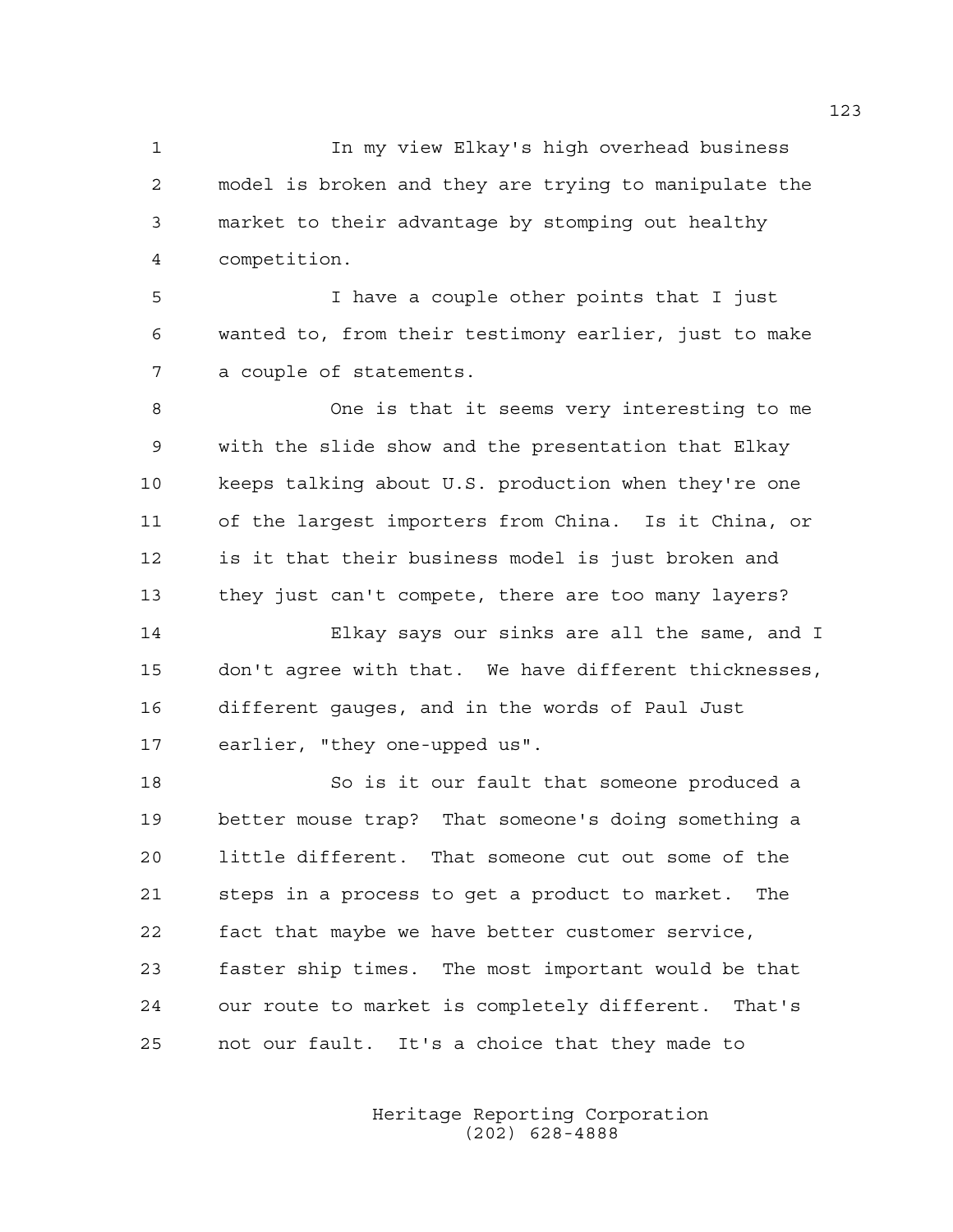In my view Elkay's high overhead business model is broken and they are trying to manipulate the market to their advantage by stomping out healthy competition.

I have a couple other points that I just wanted to, from their testimony earlier, just to make a couple of statements.

One is that it seems very interesting to me with the slide show and the presentation that Elkay keeps talking about U.S. production when they're one of the largest importers from China. Is it China, or is it that their business model is just broken and they just can't compete, there are too many layers?

Elkay says our sinks are all the same, and I don't agree with that. We have different thicknesses, different gauges, and in the words of Paul Just earlier, "they one-upped us".

So is it our fault that someone produced a better mouse trap? That someone's doing something a little different. That someone cut out some of the steps in a process to get a product to market. The fact that maybe we have better customer service, faster ship times. The most important would be that our route to market is completely different. That's not our fault. It's a choice that they made to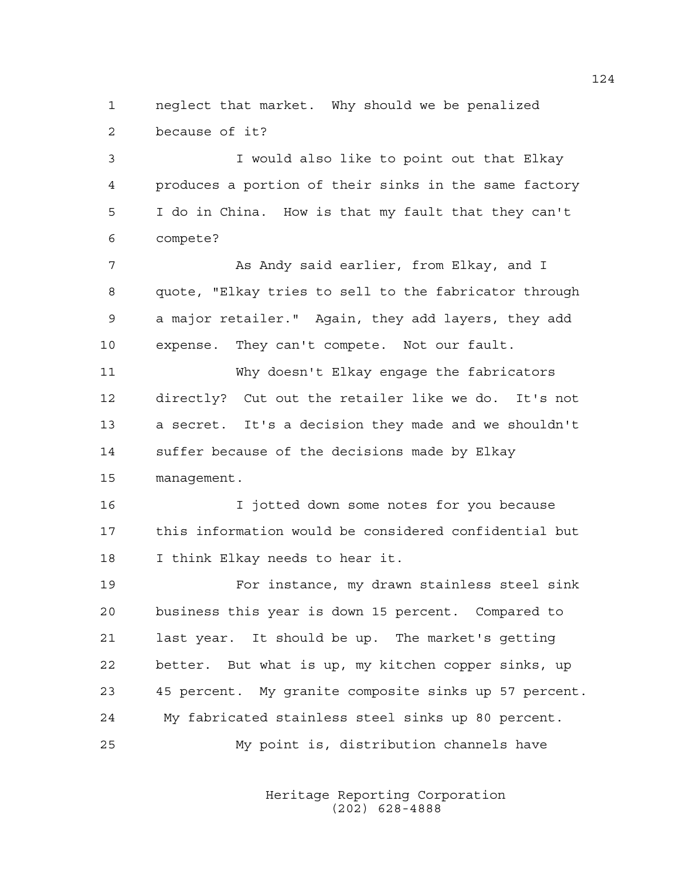neglect that market. Why should we be penalized because of it?

I would also like to point out that Elkay produces a portion of their sinks in the same factory I do in China. How is that my fault that they can't compete?

As Andy said earlier, from Elkay, and I quote, "Elkay tries to sell to the fabricator through a major retailer." Again, they add layers, they add expense. They can't compete. Not our fault.

Why doesn't Elkay engage the fabricators directly? Cut out the retailer like we do. It's not a secret. It's a decision they made and we shouldn't suffer because of the decisions made by Elkay management.

I jotted down some notes for you because this information would be considered confidential but I think Elkay needs to hear it.

For instance, my drawn stainless steel sink business this year is down 15 percent. Compared to last year. It should be up. The market's getting better. But what is up, my kitchen copper sinks, up 45 percent. My granite composite sinks up 57 percent. My fabricated stainless steel sinks up 80 percent.

My point is, distribution channels have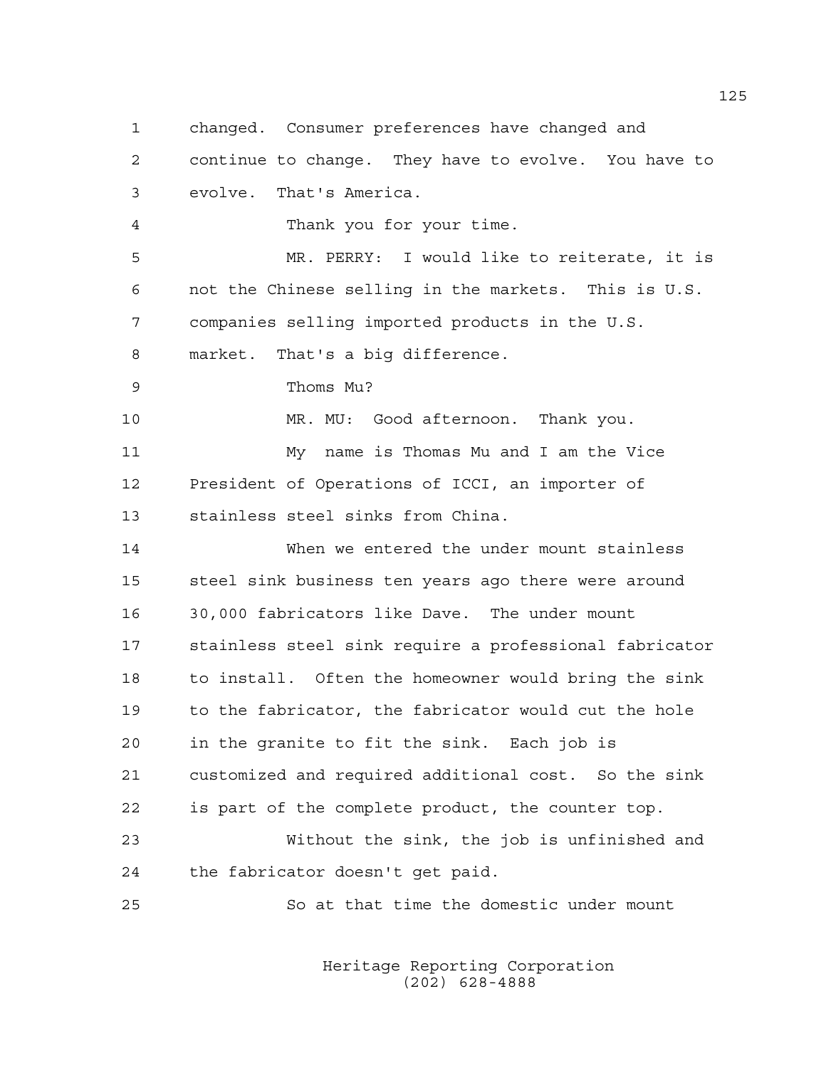changed. Consumer preferences have changed and continue to change. They have to evolve. You have to evolve. That's America.

Thank you for your time.

MR. PERRY: I would like to reiterate, it is not the Chinese selling in the markets. This is U.S. companies selling imported products in the U.S. market. That's a big difference.

Thoms Mu?

MR. MU: Good afternoon. Thank you.

My name is Thomas Mu and I am the Vice President of Operations of ICCI, an importer of stainless steel sinks from China.

When we entered the under mount stainless steel sink business ten years ago there were around 30,000 fabricators like Dave. The under mount stainless steel sink require a professional fabricator to install. Often the homeowner would bring the sink to the fabricator, the fabricator would cut the hole in the granite to fit the sink. Each job is customized and required additional cost. So the sink is part of the complete product, the counter top.

Without the sink, the job is unfinished and the fabricator doesn't get paid.

So at that time the domestic under mount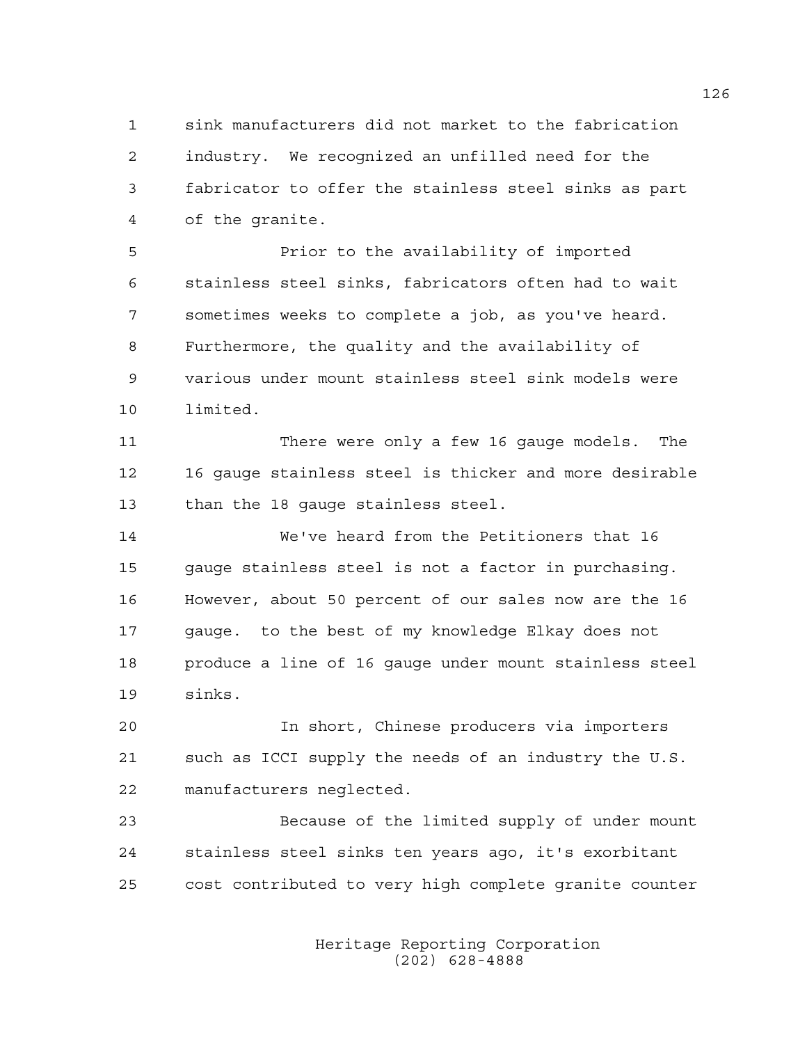sink manufacturers did not market to the fabrication industry. We recognized an unfilled need for the fabricator to offer the stainless steel sinks as part of the granite.

Prior to the availability of imported stainless steel sinks, fabricators often had to wait sometimes weeks to complete a job, as you've heard. Furthermore, the quality and the availability of various under mount stainless steel sink models were limited.

There were only a few 16 gauge models. The 16 gauge stainless steel is thicker and more desirable than the 18 gauge stainless steel.

We've heard from the Petitioners that 16 gauge stainless steel is not a factor in purchasing. However, about 50 percent of our sales now are the 16 gauge. to the best of my knowledge Elkay does not produce a line of 16 gauge under mount stainless steel sinks.

In short, Chinese producers via importers such as ICCI supply the needs of an industry the U.S. manufacturers neglected.

Because of the limited supply of under mount stainless steel sinks ten years ago, it's exorbitant cost contributed to very high complete granite counter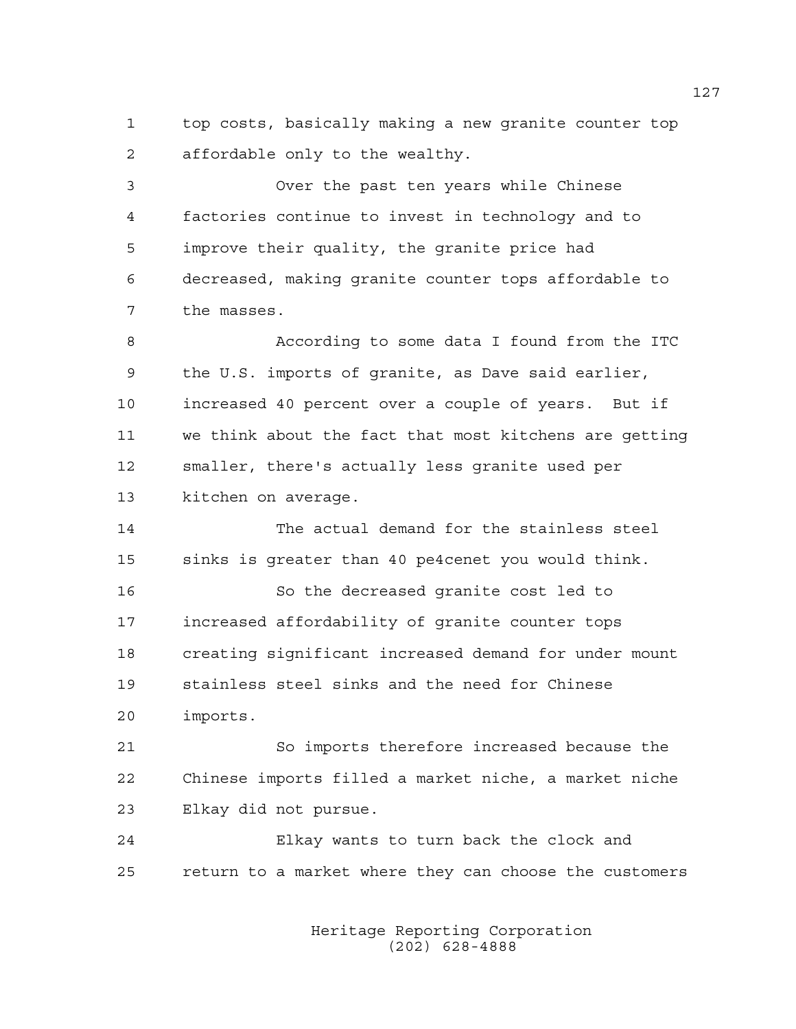top costs, basically making a new granite counter top affordable only to the wealthy.

Over the past ten years while Chinese factories continue to invest in technology and to improve their quality, the granite price had decreased, making granite counter tops affordable to the masses.

According to some data I found from the ITC the U.S. imports of granite, as Dave said earlier, increased 40 percent over a couple of years. But if we think about the fact that most kitchens are getting smaller, there's actually less granite used per kitchen on average.

The actual demand for the stainless steel sinks is greater than 40 pe4cenet you would think.

So the decreased granite cost led to increased affordability of granite counter tops creating significant increased demand for under mount stainless steel sinks and the need for Chinese imports.

So imports therefore increased because the Chinese imports filled a market niche, a market niche Elkay did not pursue.

Elkay wants to turn back the clock and return to a market where they can choose the customers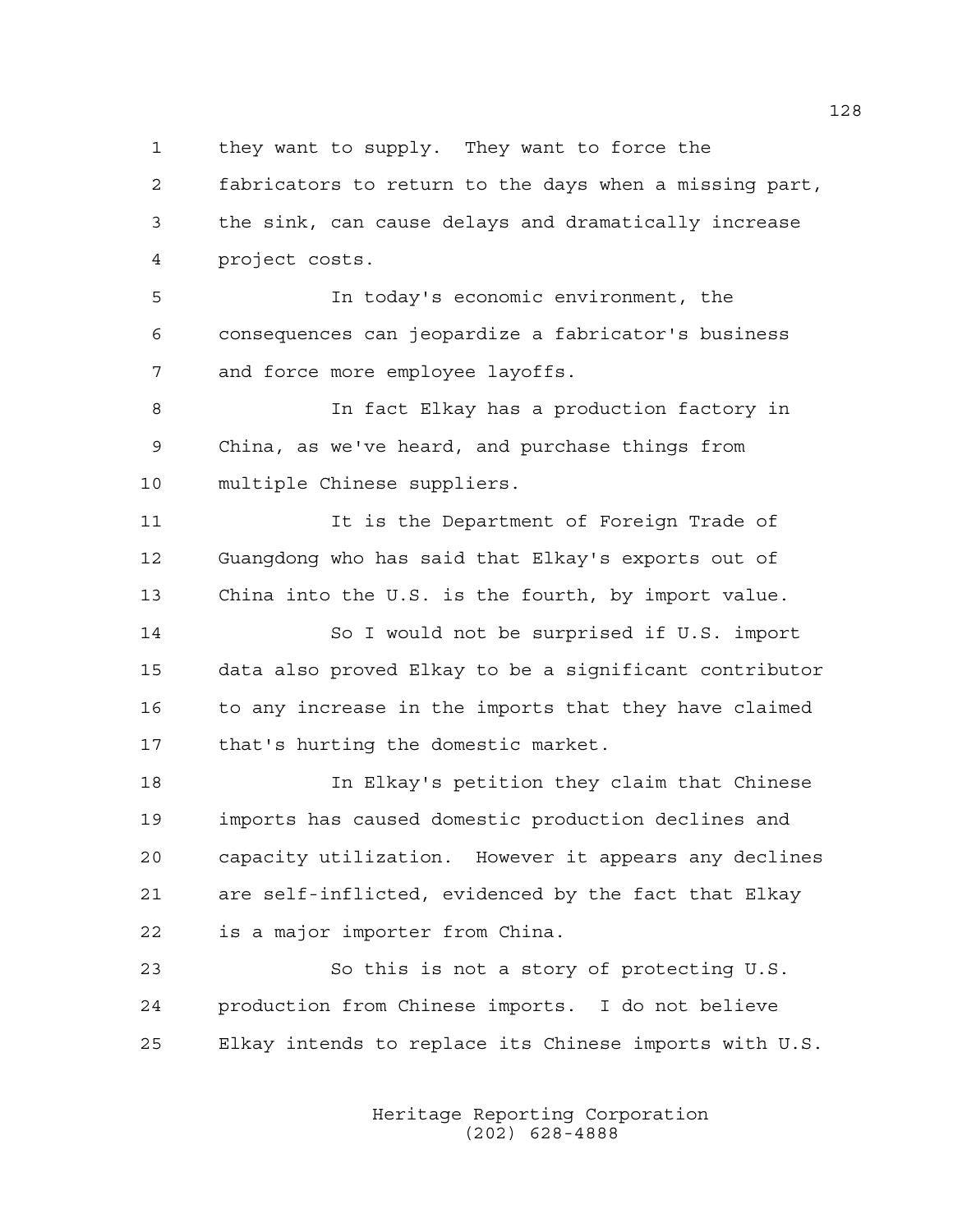they want to supply. They want to force the fabricators to return to the days when a missing part, the sink, can cause delays and dramatically increase project costs.

In today's economic environment, the consequences can jeopardize a fabricator's business and force more employee layoffs.

In fact Elkay has a production factory in China, as we've heard, and purchase things from multiple Chinese suppliers.

It is the Department of Foreign Trade of Guangdong who has said that Elkay's exports out of China into the U.S. is the fourth, by import value.

So I would not be surprised if U.S. import data also proved Elkay to be a significant contributor to any increase in the imports that they have claimed that's hurting the domestic market.

In Elkay's petition they claim that Chinese imports has caused domestic production declines and capacity utilization. However it appears any declines are self-inflicted, evidenced by the fact that Elkay is a major importer from China.

So this is not a story of protecting U.S. production from Chinese imports. I do not believe Elkay intends to replace its Chinese imports with U.S.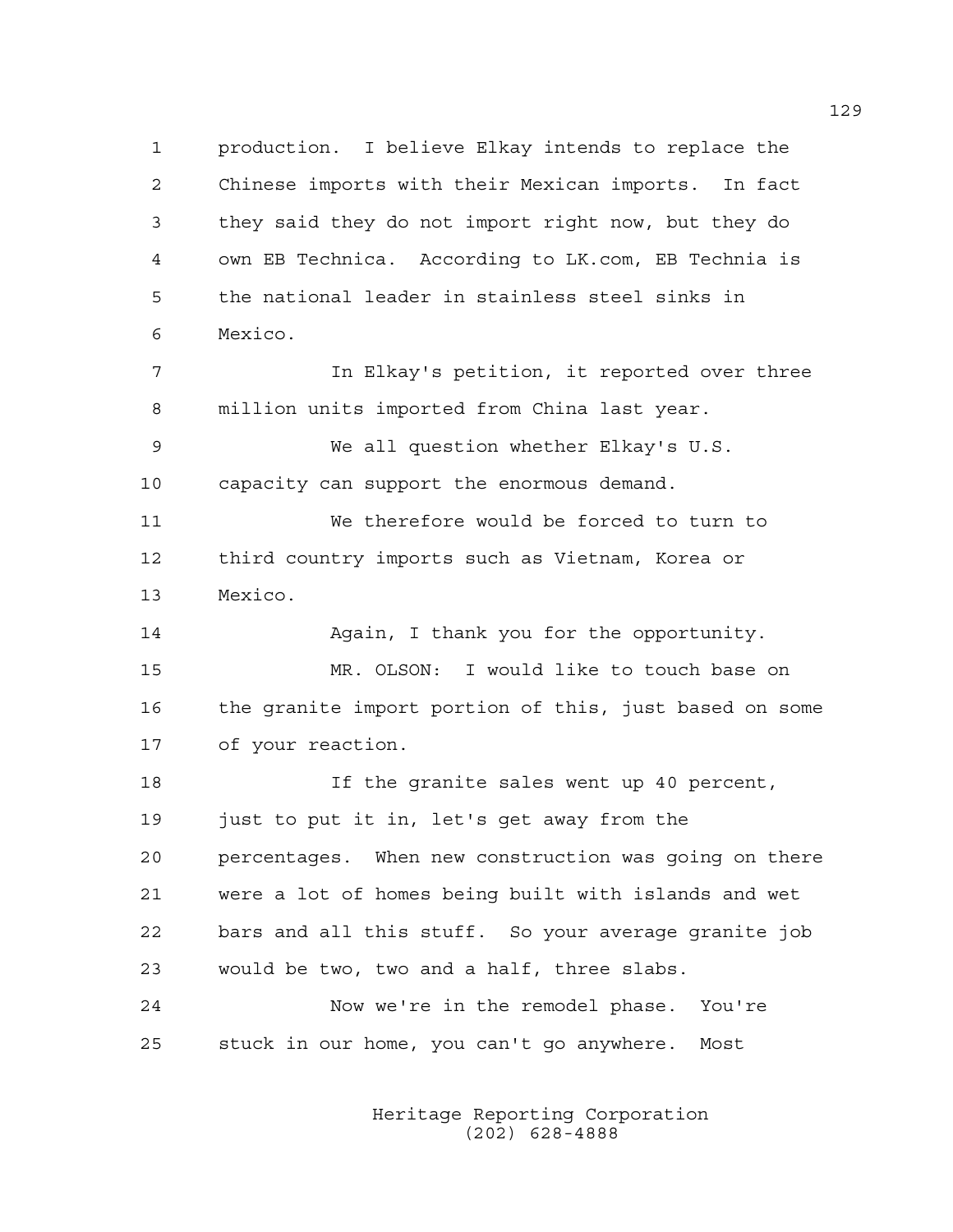production. I believe Elkay intends to replace the Chinese imports with their Mexican imports. In fact they said they do not import right now, but they do own EB Technica. According to LK.com, EB Technia is the national leader in stainless steel sinks in Mexico.

In Elkay's petition, it reported over three million units imported from China last year.

We all question whether Elkay's U.S. capacity can support the enormous demand.

We therefore would be forced to turn to third country imports such as Vietnam, Korea or Mexico.

Again, I thank you for the opportunity.

MR. OLSON: I would like to touch base on the granite import portion of this, just based on some of your reaction.

If the granite sales went up 40 percent, just to put it in, let's get away from the percentages. When new construction was going on there were a lot of homes being built with islands and wet bars and all this stuff. So your average granite job would be two, two and a half, three slabs.

Now we're in the remodel phase. You're stuck in our home, you can't go anywhere. Most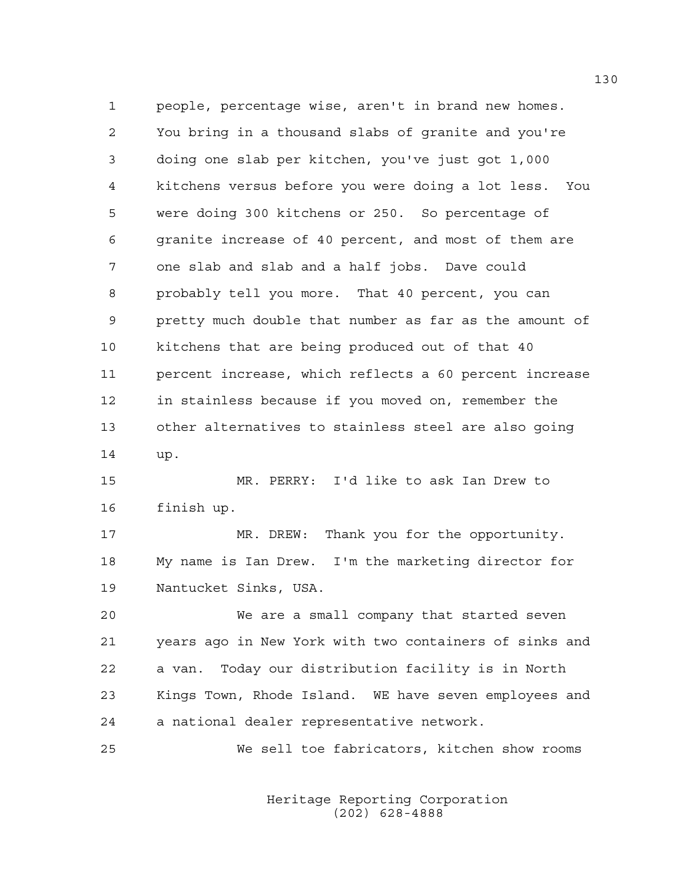people, percentage wise, aren't in brand new homes. You bring in a thousand slabs of granite and you're doing one slab per kitchen, you've just got 1,000 kitchens versus before you were doing a lot less. You were doing 300 kitchens or 250. So percentage of granite increase of 40 percent, and most of them are one slab and slab and a half jobs. Dave could probably tell you more. That 40 percent, you can pretty much double that number as far as the amount of kitchens that are being produced out of that 40 percent increase, which reflects a 60 percent increase in stainless because if you moved on, remember the other alternatives to stainless steel are also going up.

MR. PERRY: I'd like to ask Ian Drew to finish up.

MR. DREW: Thank you for the opportunity. My name is Ian Drew. I'm the marketing director for Nantucket Sinks, USA.

We are a small company that started seven years ago in New York with two containers of sinks and a van. Today our distribution facility is in North Kings Town, Rhode Island. WE have seven employees and a national dealer representative network.

We sell toe fabricators, kitchen show rooms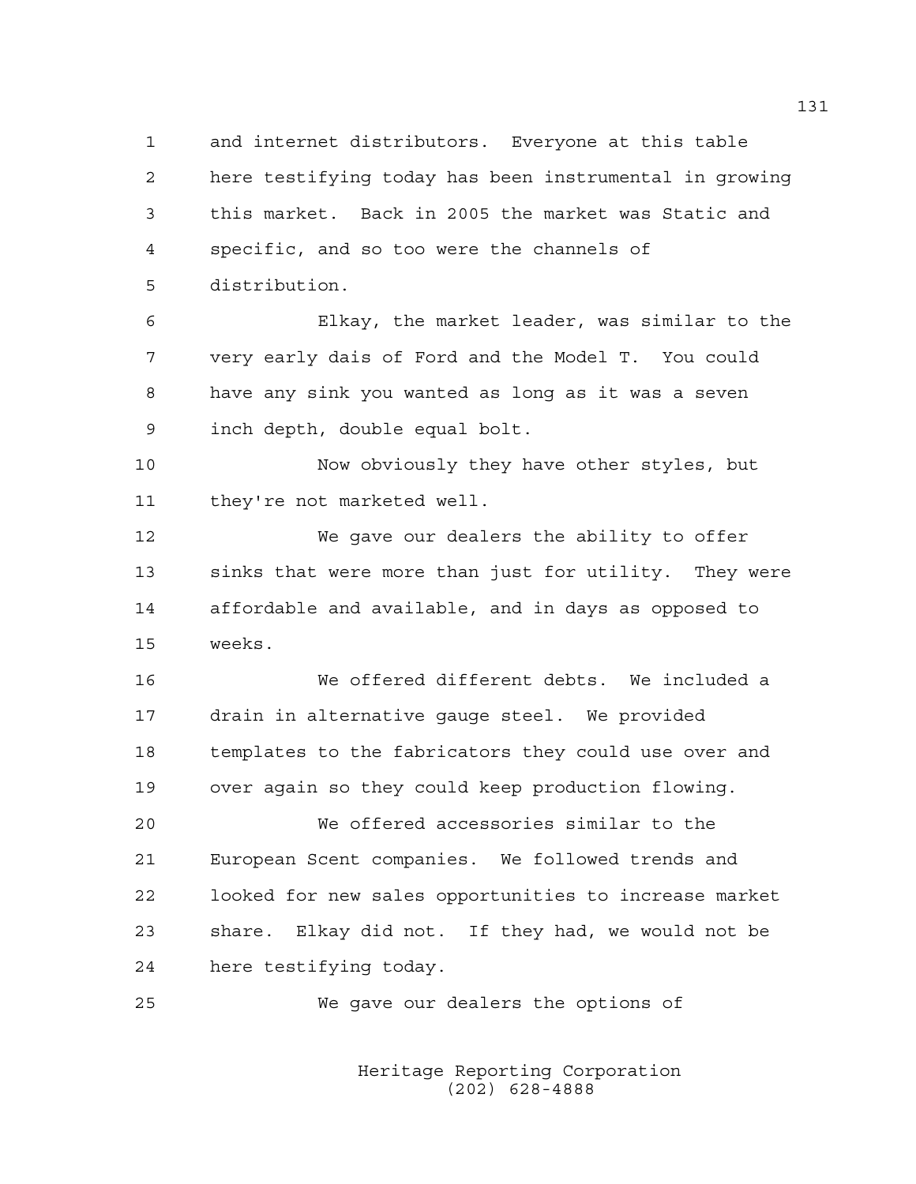and internet distributors. Everyone at this table here testifying today has been instrumental in growing this market. Back in 2005 the market was Static and specific, and so too were the channels of distribution.

Elkay, the market leader, was similar to the very early dais of Ford and the Model T. You could have any sink you wanted as long as it was a seven inch depth, double equal bolt.

Now obviously they have other styles, but they're not marketed well.

We gave our dealers the ability to offer sinks that were more than just for utility. They were affordable and available, and in days as opposed to weeks.

We offered different debts. We included a drain in alternative gauge steel. We provided templates to the fabricators they could use over and over again so they could keep production flowing.

We offered accessories similar to the European Scent companies. We followed trends and looked for new sales opportunities to increase market share. Elkay did not. If they had, we would not be here testifying today.

We gave our dealers the options of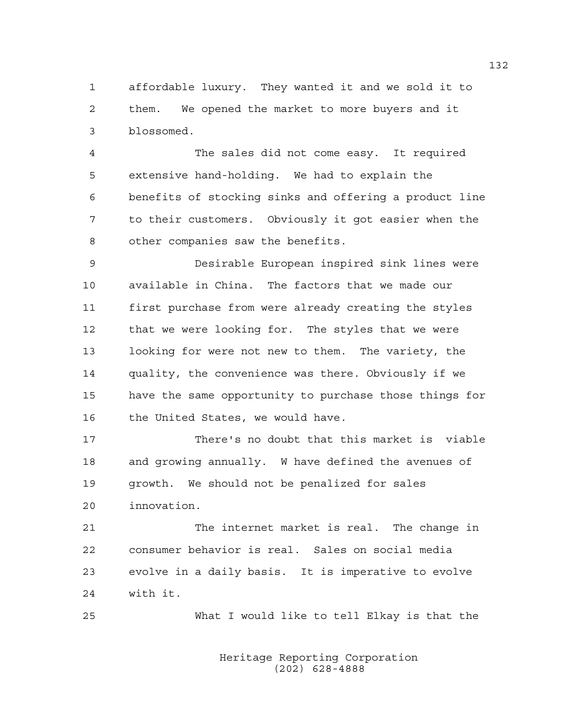affordable luxury. They wanted it and we sold it to them. We opened the market to more buyers and it blossomed.

The sales did not come easy. It required extensive hand-holding. We had to explain the benefits of stocking sinks and offering a product line to their customers. Obviously it got easier when the other companies saw the benefits.

Desirable European inspired sink lines were available in China. The factors that we made our first purchase from were already creating the styles that we were looking for. The styles that we were looking for were not new to them. The variety, the quality, the convenience was there. Obviously if we have the same opportunity to purchase those things for the United States, we would have.

There's no doubt that this market is viable and growing annually. W have defined the avenues of growth. We should not be penalized for sales innovation.

The internet market is real. The change in consumer behavior is real. Sales on social media evolve in a daily basis. It is imperative to evolve with it.

What I would like to tell Elkay is that the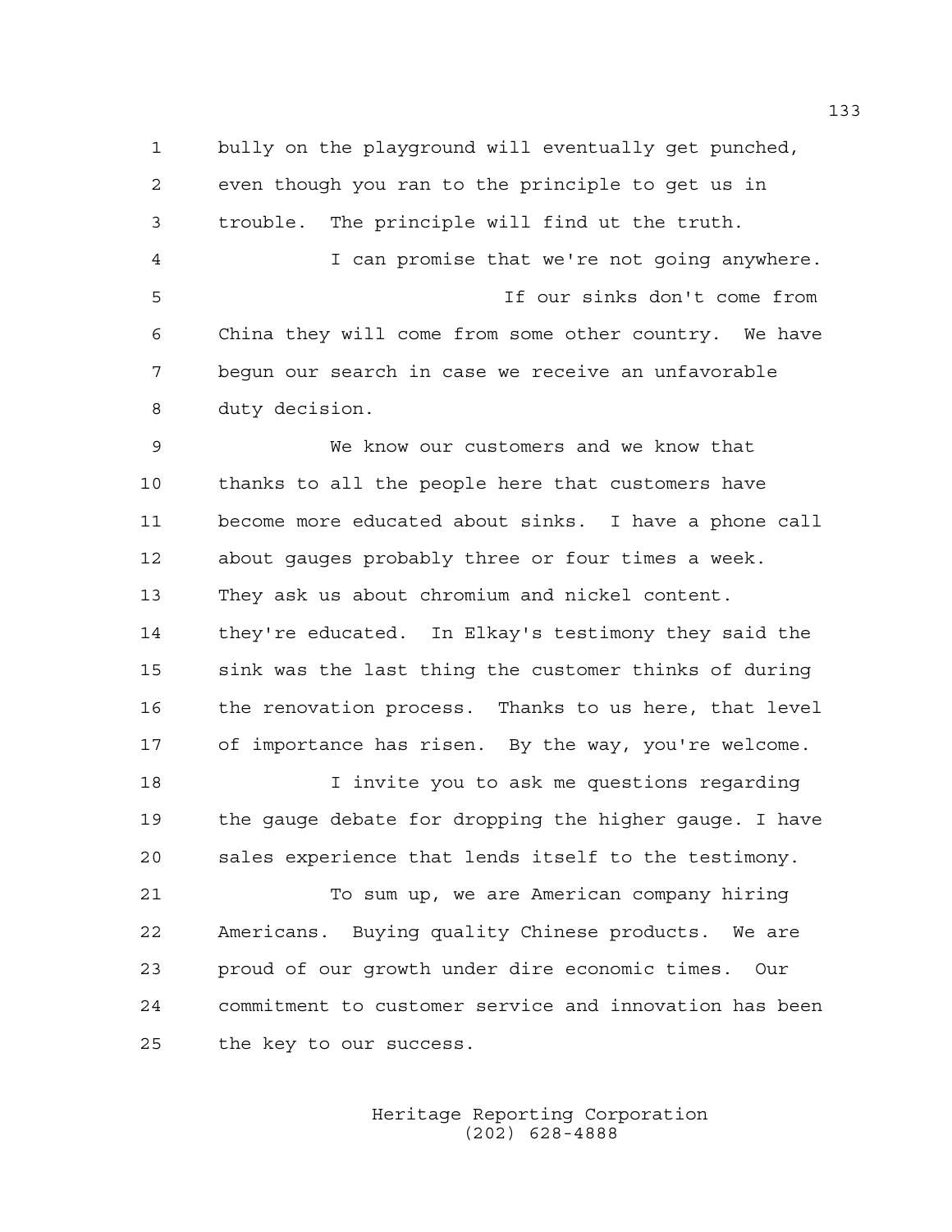bully on the playground will eventually get punched, even though you ran to the principle to get us in trouble. The principle will find ut the truth.

I can promise that we're not going anywhere. If our sinks don't come from China they will come from some other country. We have begun our search in case we receive an unfavorable duty decision.

We know our customers and we know that thanks to all the people here that customers have become more educated about sinks. I have a phone call about gauges probably three or four times a week. They ask us about chromium and nickel content. they're educated. In Elkay's testimony they said the sink was the last thing the customer thinks of during the renovation process. Thanks to us here, that level of importance has risen. By the way, you're welcome.

I invite you to ask me questions regarding the gauge debate for dropping the higher gauge. I have sales experience that lends itself to the testimony.

To sum up, we are American company hiring Americans. Buying quality Chinese products. We are proud of our growth under dire economic times. Our commitment to customer service and innovation has been the key to our success.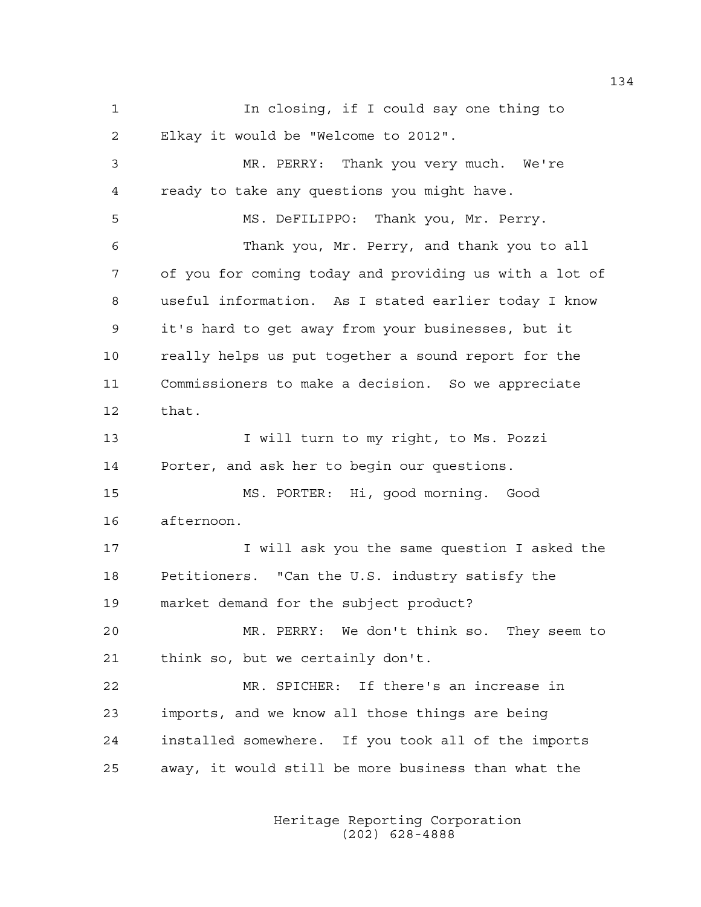1 In closing, if I could say one thing to
2 Elkay it would be "Welcome to 2012".
3 MR. PERRY: Thank you very much. We're
4 ready to take any questions you might have.
5 MS. DeFILIPPO: Thank you, Mr. Perry.
6 Thank you, Mr. Perry, and thank you to all
7 of you for coming today and providing us with a lot of
8 useful information. As I stated earlier today I know
9 it's hard to get away from your businesses, but it
10 really helps us put together a sound report for the
11 Commissioners to make a decision. So we appreciate
12 that.
13 I will turn to my right, to Ms. Pozzi
14 Porter, and ask her to begin our questions.
15 MS. PORTER: Hi, good morning. Good
16 afternoon.
17 I will ask you the same question I asked the
18 Petitioners. "Can the U.S. industry satisfy the
19 market demand for the subject product?
20 MR. PERRY: We don't think so. They seem to
21 think so, but we certainly don't.
22 MR. SPICHER: If there's an increase in
23 imports, and we know all those things are being
24 installed somewhere. If you took all of the imports
25 away, it would still be more business than what the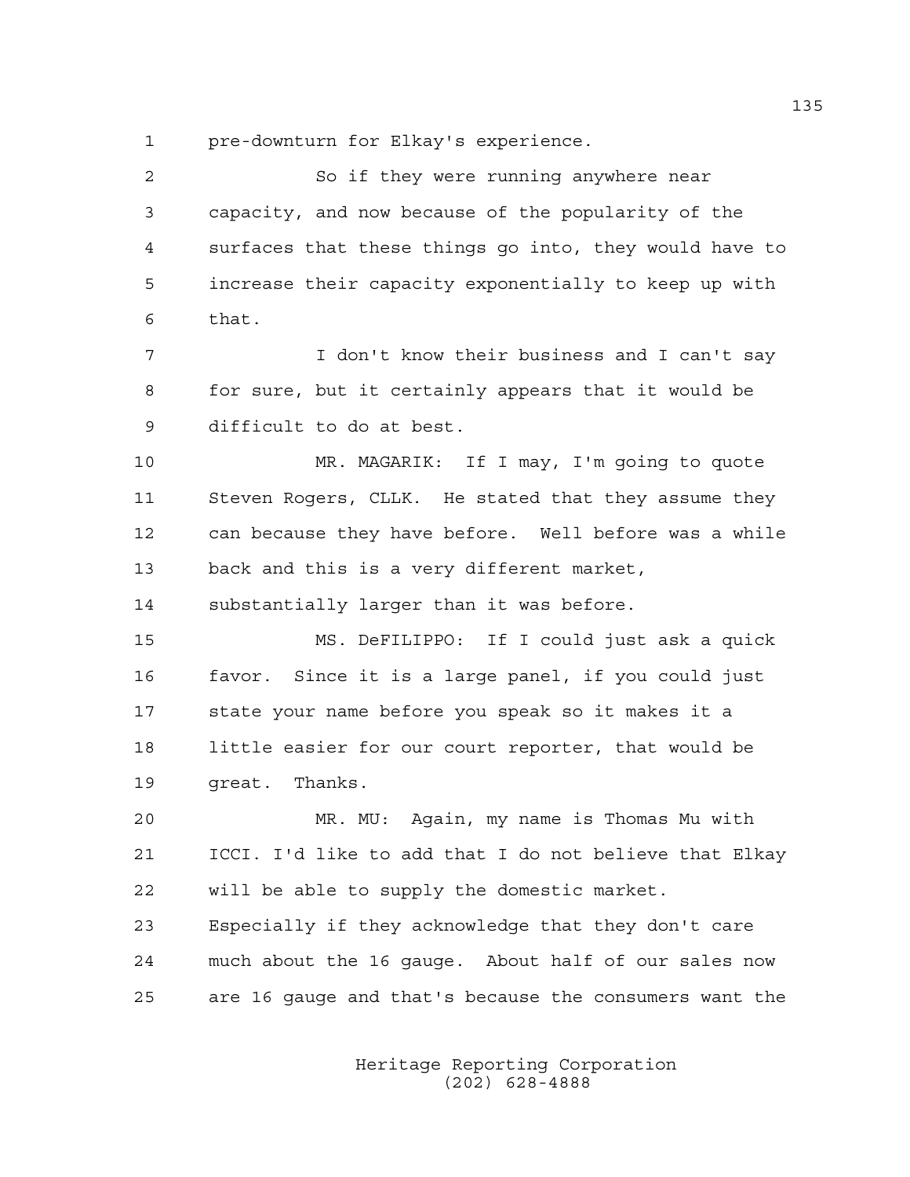pre-downturn for Elkay's experience.

So if they were running anywhere near capacity, and now because of the popularity of the surfaces that these things go into, they would have to increase their capacity exponentially to keep up with that.

I don't know their business and I can't say for sure, but it certainly appears that it would be difficult to do at best.

MR. MAGARIK: If I may, I'm going to quote Steven Rogers, CLLK. He stated that they assume they can because they have before. Well before was a while back and this is a very different market, substantially larger than it was before.

MS. DeFILIPPO: If I could just ask a quick favor. Since it is a large panel, if you could just state your name before you speak so it makes it a little easier for our court reporter, that would be great. Thanks.

MR. MU: Again, my name is Thomas Mu with ICCI. I'd like to add that I do not believe that Elkay will be able to supply the domestic market. Especially if they acknowledge that they don't care much about the 16 gauge. About half of our sales now are 16 gauge and that's because the consumers want the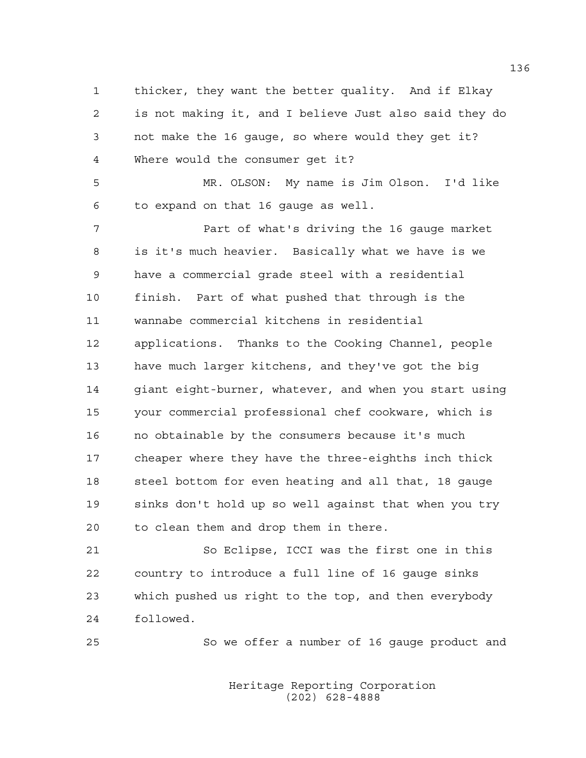thicker, they want the better quality. And if Elkay is not making it, and I believe Just also said they do not make the 16 gauge, so where would they get it? Where would the consumer get it?

MR. OLSON: My name is Jim Olson. I'd like to expand on that 16 gauge as well.

Part of what's driving the 16 gauge market is it's much heavier. Basically what we have is we have a commercial grade steel with a residential finish. Part of what pushed that through is the wannabe commercial kitchens in residential applications. Thanks to the Cooking Channel, people have much larger kitchens, and they've got the big giant eight-burner, whatever, and when you start using your commercial professional chef cookware, which is no obtainable by the consumers because it's much cheaper where they have the three-eighths inch thick steel bottom for even heating and all that, 18 gauge sinks don't hold up so well against that when you try to clean them and drop them in there.

So Eclipse, ICCI was the first one in this country to introduce a full line of 16 gauge sinks which pushed us right to the top, and then everybody followed.

So we offer a number of 16 gauge product and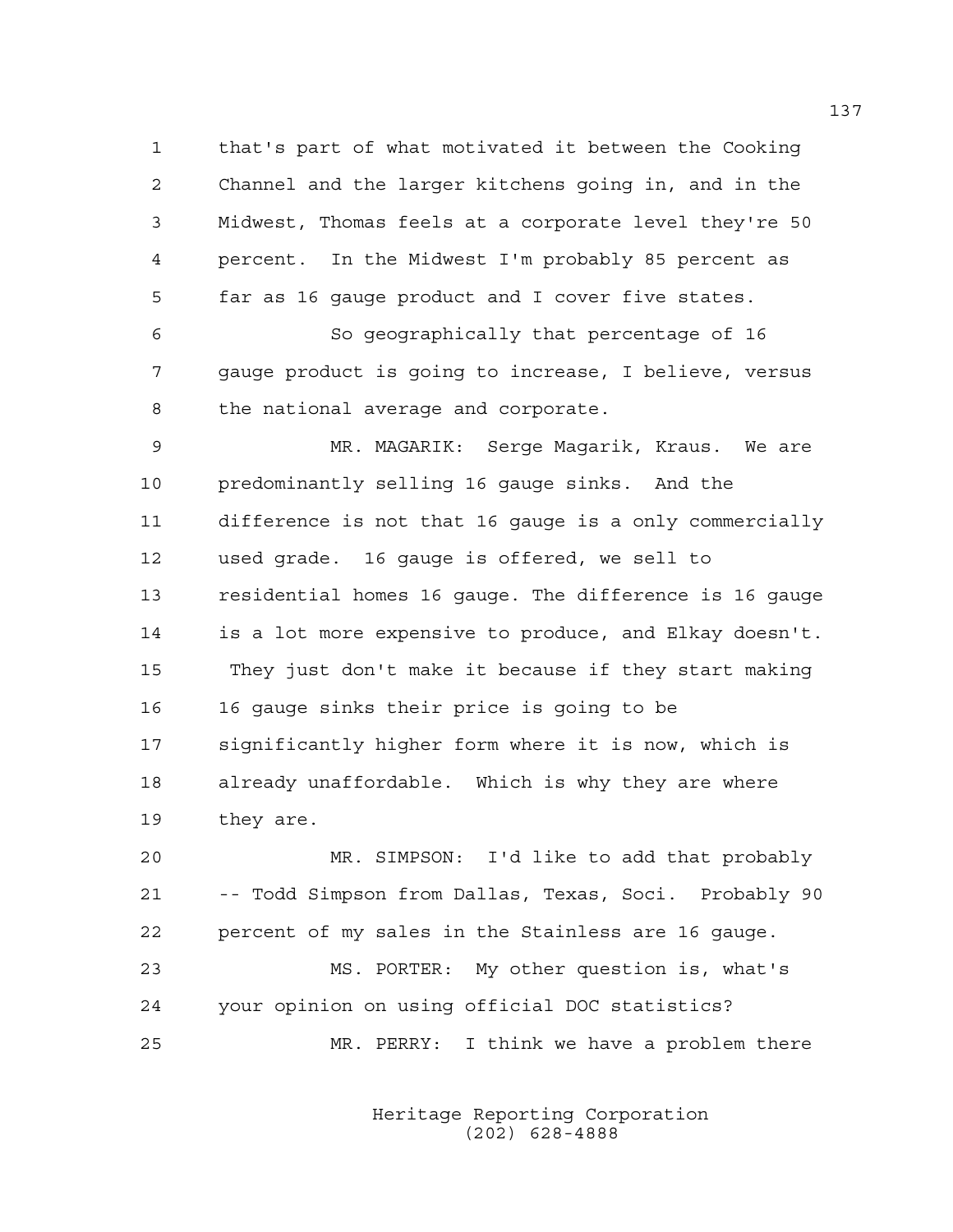that's part of what motivated it between the Cooking Channel and the larger kitchens going in, and in the Midwest, Thomas feels at a corporate level they're 50 percent. In the Midwest I'm probably 85 percent as far as 16 gauge product and I cover five states.

So geographically that percentage of 16 gauge product is going to increase, I believe, versus the national average and corporate.

MR. MAGARIK: Serge Magarik, Kraus. We are predominantly selling 16 gauge sinks. And the difference is not that 16 gauge is a only commercially used grade. 16 gauge is offered, we sell to residential homes 16 gauge. The difference is 16 gauge is a lot more expensive to produce, and Elkay doesn't. They just don't make it because if they start making 16 gauge sinks their price is going to be significantly higher form where it is now, which is already unaffordable. Which is why they are where they are.

MR. SIMPSON: I'd like to add that probably -- Todd Simpson from Dallas, Texas, Soci. Probably 90 percent of my sales in the Stainless are 16 gauge.

MS. PORTER: My other question is, what's your opinion on using official DOC statistics?

MR. PERRY: I think we have a problem there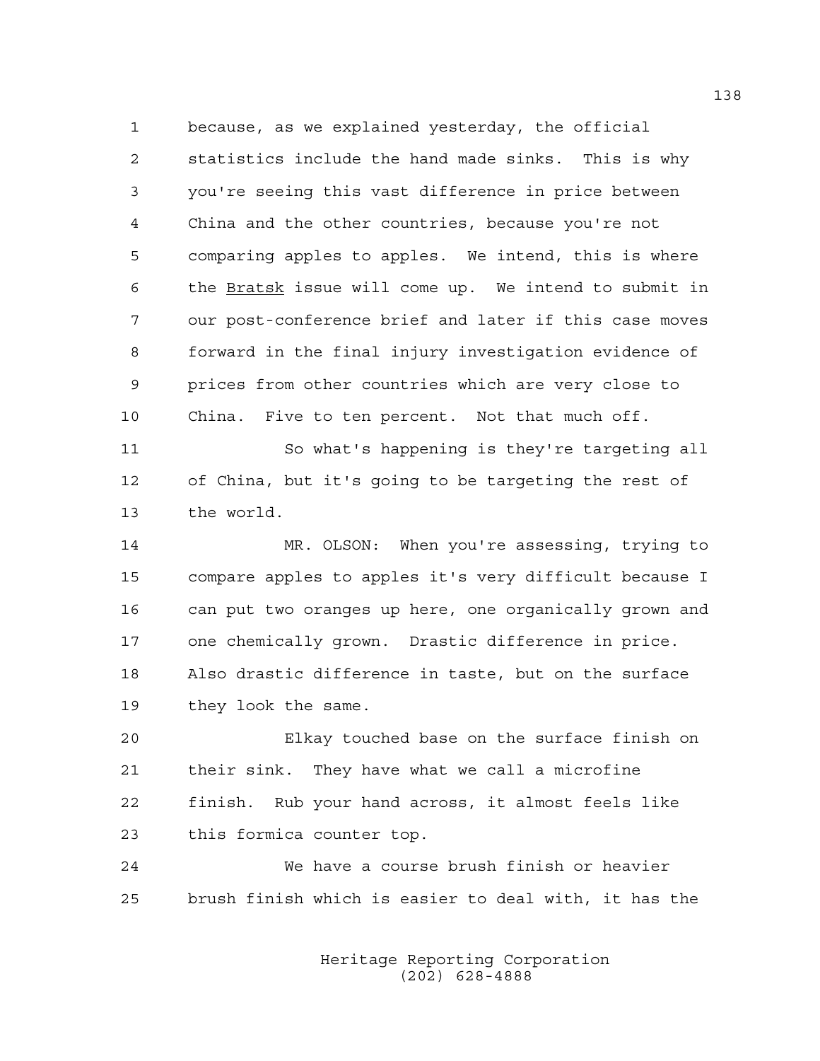because, as we explained yesterday, the official statistics include the hand made sinks. This is why you're seeing this vast difference in price between China and the other countries, because you're not comparing apples to apples. We intend, this is where the _Bratsk_ issue will come up. We intend to submit in our post-conference brief and later if this case moves forward in the final injury investigation evidence of prices from other countries which are very close to China. Five to ten percent. Not that much off.

So what's happening is they're targeting all of China, but it's going to be targeting the rest of the world.

MR. OLSON: When you're assessing, trying to compare apples to apples it's very difficult because I can put two oranges up here, one organically grown and one chemically grown. Drastic difference in price. Also drastic difference in taste, but on the surface they look the same.

Elkay touched base on the surface finish on their sink. They have what we call a microfine finish. Rub your hand across, it almost feels like this formica counter top.

We have a course brush finish or heavier brush finish which is easier to deal with, it has the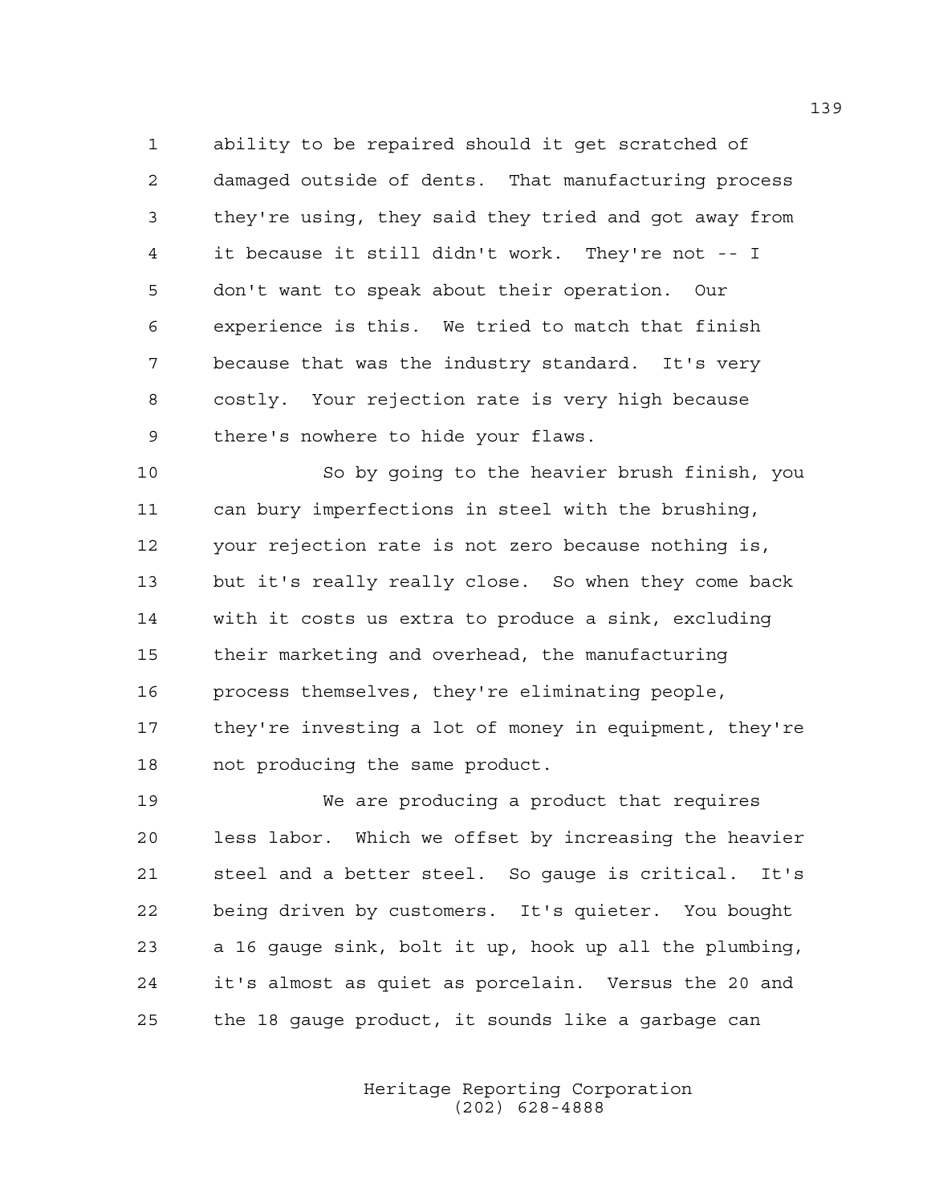ability to be repaired should it get scratched of damaged outside of dents. That manufacturing process they're using, they said they tried and got away from it because it still didn't work. They're not -- I don't want to speak about their operation. Our experience is this. We tried to match that finish because that was the industry standard. It's very costly. Your rejection rate is very high because there's nowhere to hide your flaws.

So by going to the heavier brush finish, you can bury imperfections in steel with the brushing, your rejection rate is not zero because nothing is, but it's really really close. So when they come back with it costs us extra to produce a sink, excluding their marketing and overhead, the manufacturing process themselves, they're eliminating people, they're investing a lot of money in equipment, they're not producing the same product.

We are producing a product that requires less labor. Which we offset by increasing the heavier steel and a better steel. So gauge is critical. It's being driven by customers. It's quieter. You bought a 16 gauge sink, bolt it up, hook up all the plumbing, it's almost as quiet as porcelain. Versus the 20 and the 18 gauge product, it sounds like a garbage can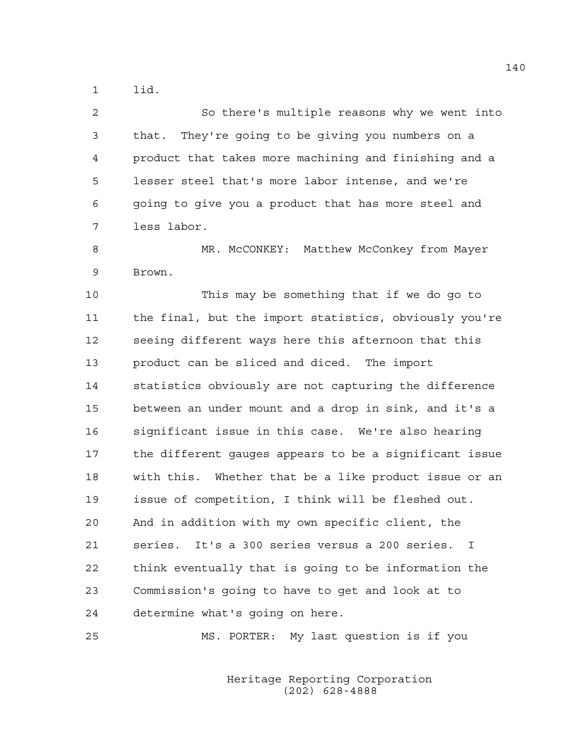lid.

So there's multiple reasons why we went into that. They're going to be giving you numbers on a product that takes more machining and finishing and a lesser steel that's more labor intense, and we're going to give you a product that has more steel and less labor.

MR. McCONKEY: Matthew McConkey from Mayer Brown.

This may be something that if we do go to the final, but the import statistics, obviously you're seeing different ways here this afternoon that this product can be sliced and diced. The import statistics obviously are not capturing the difference between an under mount and a drop in sink, and it's a significant issue in this case. We're also hearing the different gauges appears to be a significant issue with this. Whether that be a like product issue or an issue of competition, I think will be fleshed out. And in addition with my own specific client, the series. It's a 300 series versus a 200 series. I think eventually that is going to be information the Commission's going to have to get and look at to determine what's going on here.

MS. PORTER: My last question is if you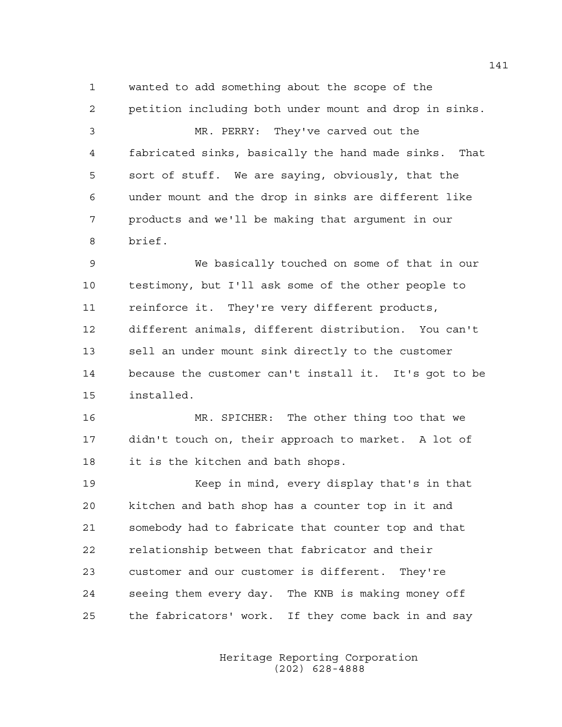wanted to add something about the scope of the petition including both under mount and drop in sinks.

MR. PERRY: They've carved out the fabricated sinks, basically the hand made sinks. That sort of stuff. We are saying, obviously, that the under mount and the drop in sinks are different like products and we'll be making that argument in our brief.

We basically touched on some of that in our testimony, but I'll ask some of the other people to reinforce it. They're very different products, different animals, different distribution. You can't sell an under mount sink directly to the customer because the customer can't install it. It's got to be installed.

MR. SPICHER: The other thing too that we didn't touch on, their approach to market. A lot of it is the kitchen and bath shops.

Keep in mind, every display that's in that kitchen and bath shop has a counter top in it and somebody had to fabricate that counter top and that relationship between that fabricator and their customer and our customer is different. They're seeing them every day. The KNB is making money off the fabricators' work. If they come back in and say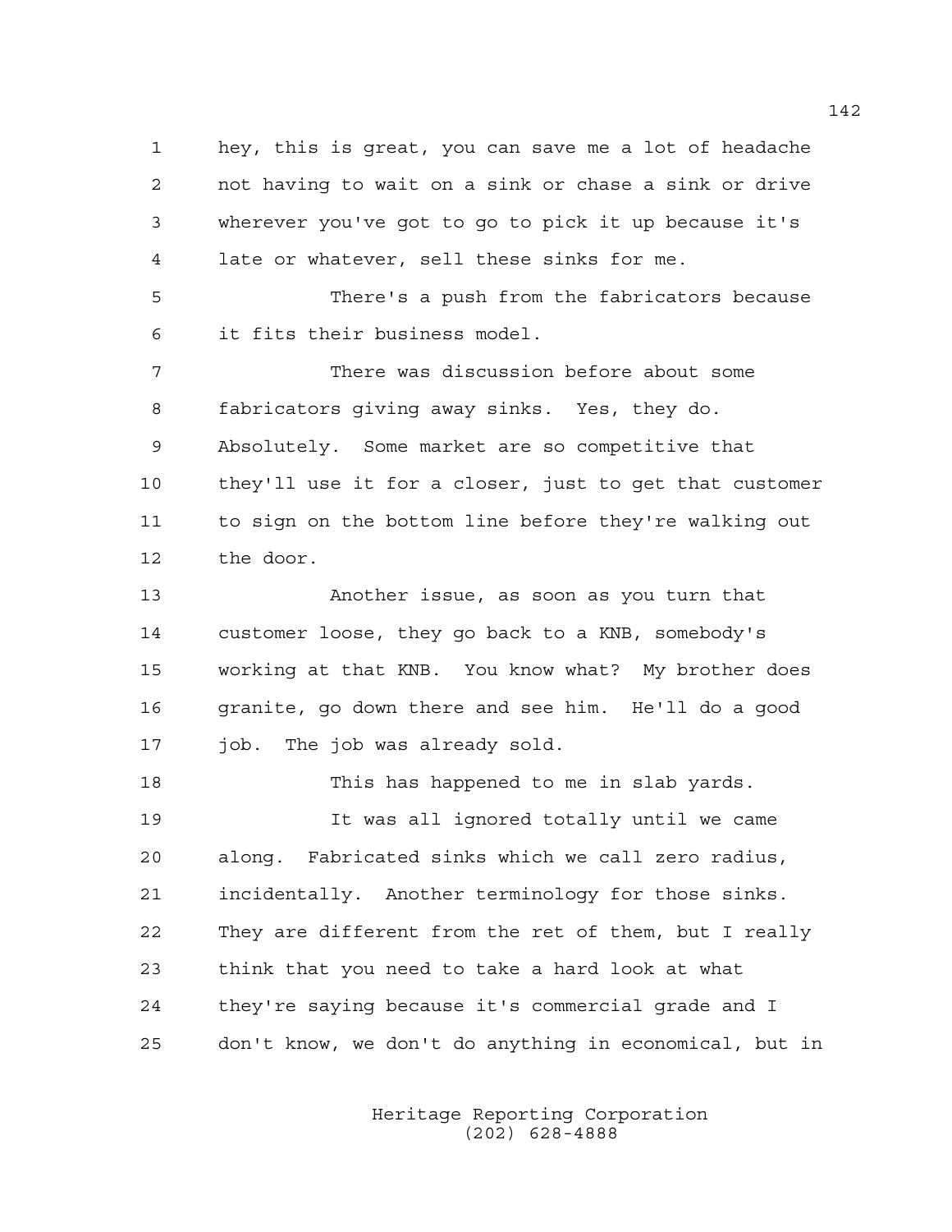hey, this is great, you can save me a lot of headache not having to wait on a sink or chase a sink or drive wherever you've got to go to pick it up because it's late or whatever, sell these sinks for me.

There's a push from the fabricators because it fits their business model.

There was discussion before about some fabricators giving away sinks. Yes, they do. Absolutely. Some market are so competitive that they'll use it for a closer, just to get that customer to sign on the bottom line before they're walking out the door.

Another issue, as soon as you turn that customer loose, they go back to a KNB, somebody's working at that KNB. You know what? My brother does granite, go down there and see him. He'll do a good job. The job was already sold.

This has happened to me in slab yards.

It was all ignored totally until we came along. Fabricated sinks which we call zero radius, incidentally. Another terminology for those sinks. They are different from the ret of them, but I really think that you need to take a hard look at what they're saying because it's commercial grade and I don't know, we don't do anything in economical, but in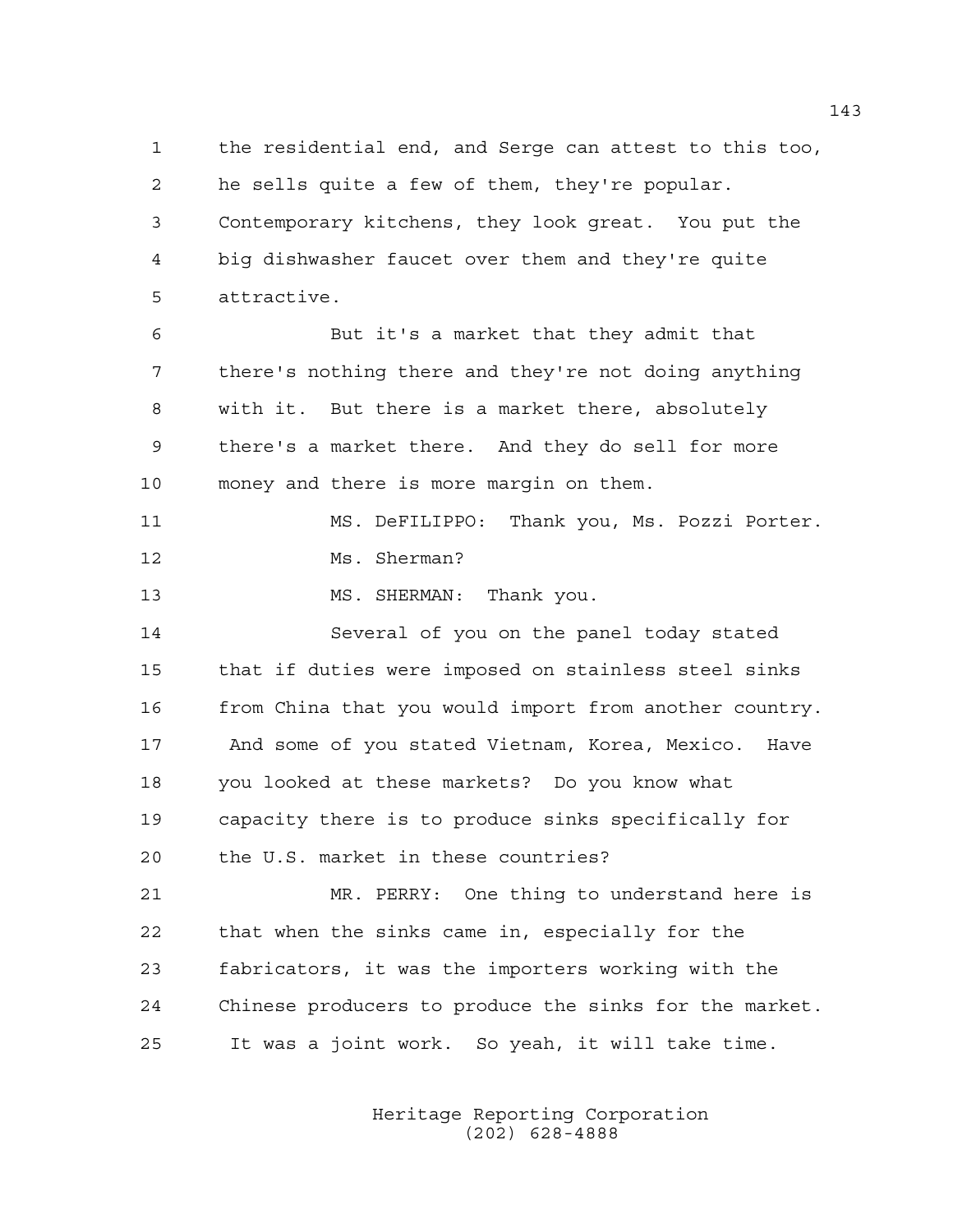the residential end, and Serge can attest to this too, he sells quite a few of them, they're popular. Contemporary kitchens, they look great. You put the big dishwasher faucet over them and they're quite attractive.

But it's a market that they admit that there's nothing there and they're not doing anything with it. But there is a market there, absolutely there's a market there. And they do sell for more money and there is more margin on them.

MS. DeFILIPPO: Thank you, Ms. Pozzi Porter. Ms. Sherman?

MS. SHERMAN: Thank you.

Several of you on the panel today stated that if duties were imposed on stainless steel sinks from China that you would import from another country. And some of you stated Vietnam, Korea, Mexico. Have you looked at these markets? Do you know what capacity there is to produce sinks specifically for the U.S. market in these countries?

MR. PERRY: One thing to understand here is that when the sinks came in, especially for the fabricators, it was the importers working with the Chinese producers to produce the sinks for the market. It was a joint work. So yeah, it will take time.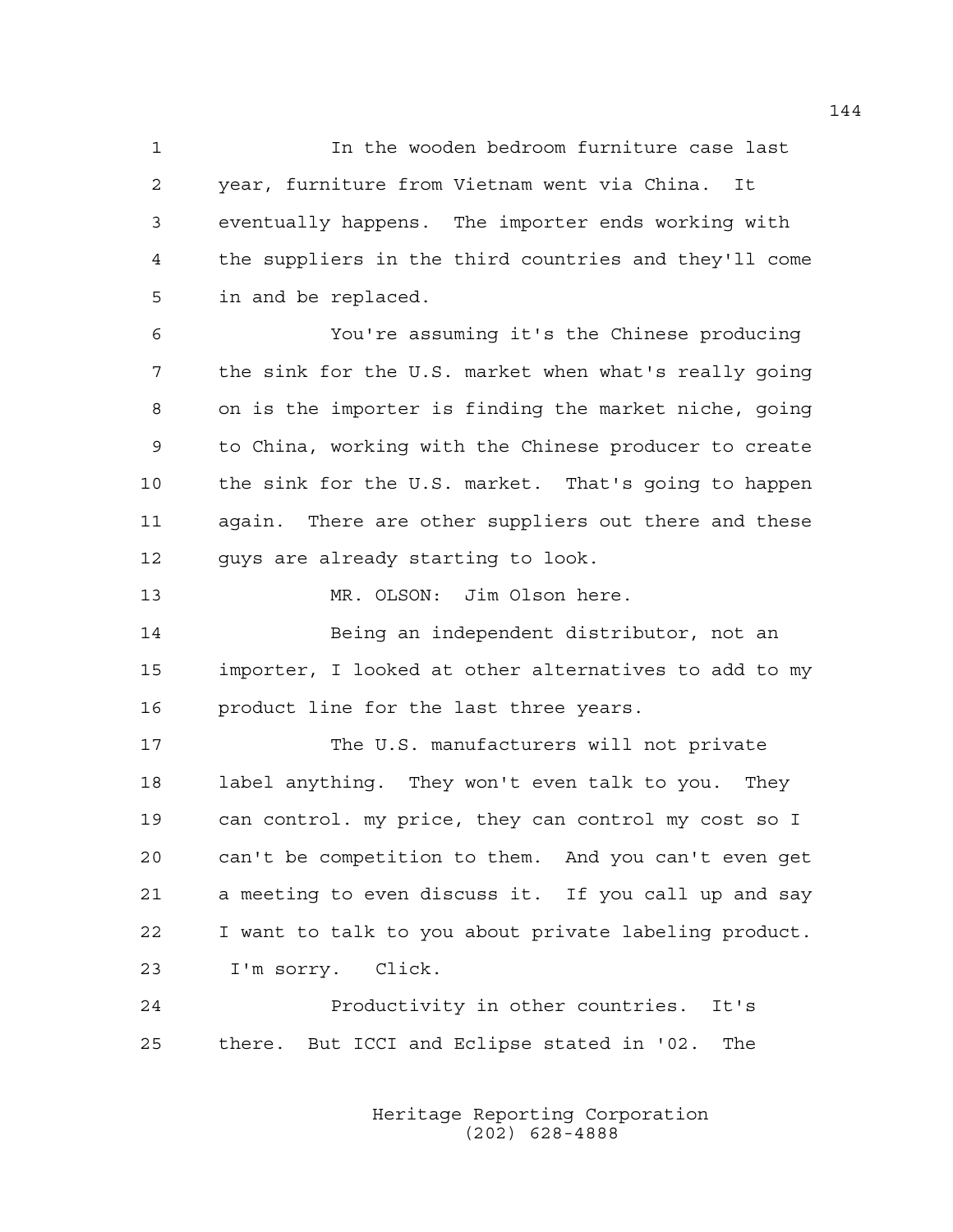In the wooden bedroom furniture case last year, furniture from Vietnam went via China. It eventually happens. The importer ends working with the suppliers in the third countries and they'll come in and be replaced.

You're assuming it's the Chinese producing the sink for the U.S. market when what's really going on is the importer is finding the market niche, going to China, working with the Chinese producer to create the sink for the U.S. market. That's going to happen again. There are other suppliers out there and these guys are already starting to look.

MR. OLSON: Jim Olson here.

Being an independent distributor, not an importer, I looked at other alternatives to add to my product line for the last three years.

The U.S. manufacturers will not private label anything. They won't even talk to you. They can control. my price, they can control my cost so I can't be competition to them. And you can't even get a meeting to even discuss it. If you call up and say I want to talk to you about private labeling product. I'm sorry. Click.

Productivity in other countries. It's there. But ICCI and Eclipse stated in '02. The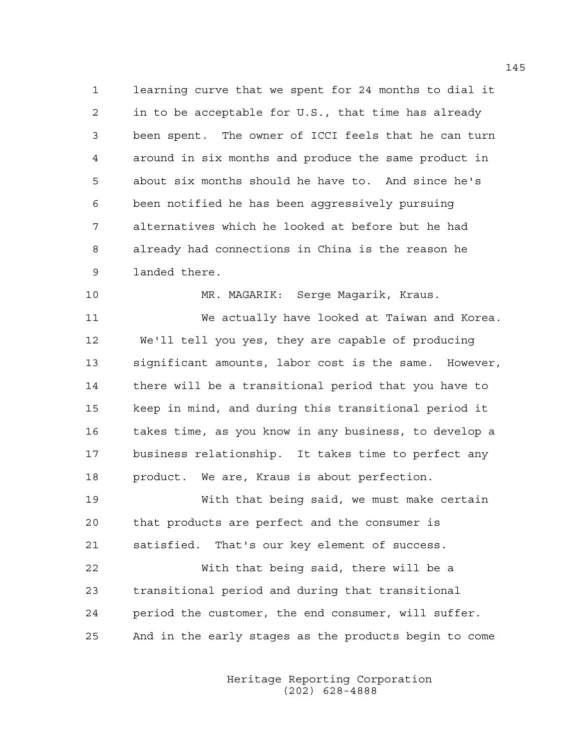learning curve that we spent for 24 months to dial it in to be acceptable for U.S., that time has already been spent. The owner of ICCI feels that he can turn around in six months and produce the same product in about six months should he have to. And since he's been notified he has been aggressively pursuing alternatives which he looked at before but he had already had connections in China is the reason he landed there.

MR. MAGARIK: Serge Magarik, Kraus.

We actually have looked at Taiwan and Korea. We'll tell you yes, they are capable of producing significant amounts, labor cost is the same. However, there will be a transitional period that you have to keep in mind, and during this transitional period it takes time, as you know in any business, to develop a business relationship. It takes time to perfect any product. We are, Kraus is about perfection.

With that being said, we must make certain that products are perfect and the consumer is satisfied. That's our key element of success.

With that being said, there will be a transitional period and during that transitional period the customer, the end consumer, will suffer. And in the early stages as the products begin to come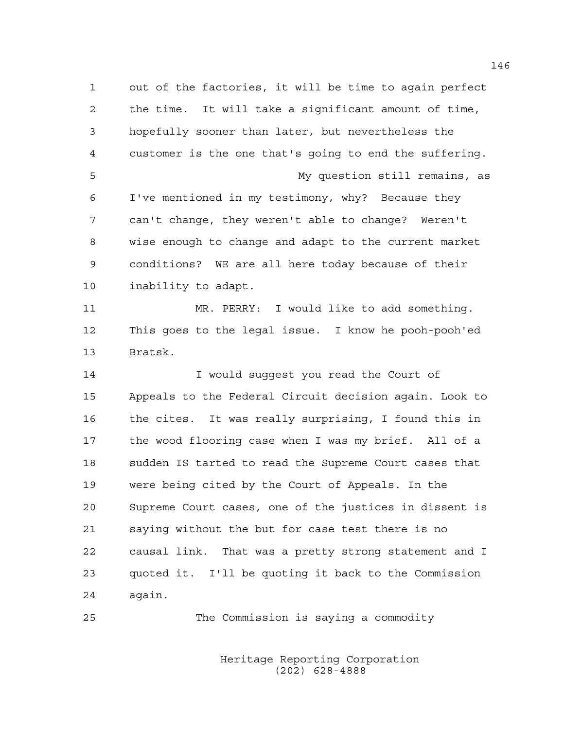out of the factories, it will be time to again perfect the time. It will take a significant amount of time, hopefully sooner than later, but nevertheless the customer is the one that's going to end the suffering.

My question still remains, as I've mentioned in my testimony, why? Because they can't change, they weren't able to change? Weren't wise enough to change and adapt to the current market conditions? WE are all here today because of their inability to adapt.

MR. PERRY: I would like to add something. This goes to the legal issue. I know he pooh-pooh'ed Bratsk.

I would suggest you read the Court of Appeals to the Federal Circuit decision again. Look to the cites. It was really surprising, I found this in the wood flooring case when I was my brief. All of a sudden IS tarted to read the Supreme Court cases that were being cited by the Court of Appeals. In the Supreme Court cases, one of the justices in dissent is saying without the but for case test there is no causal link. That was a pretty strong statement and I quoted it. I'll be quoting it back to the Commission again.

The Commission is saying a commodity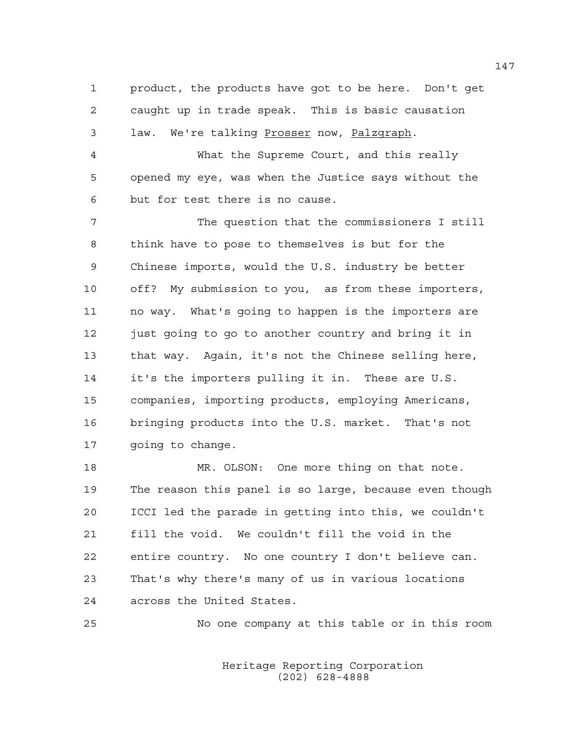product, the products have got to be here. Don't get caught up in trade speak. This is basic causation law. We're talking Prosser now, Palzgraph.

What the Supreme Court, and this really opened my eye, was when the Justice says without the but for test there is no cause.

The question that the commissioners I still think have to pose to themselves is but for the Chinese imports, would the U.S. industry be better off? My submission to you, as from these importers, no way. What's going to happen is the importers are just going to go to another country and bring it in that way. Again, it's not the Chinese selling here, it's the importers pulling it in. These are U.S. companies, importing products, employing Americans, bringing products into the U.S. market. That's not going to change.

MR. OLSON: One more thing on that note. The reason this panel is so large, because even though ICCI led the parade in getting into this, we couldn't fill the void. We couldn't fill the void in the entire country. No one country I don't believe can. That's why there's many of us in various locations across the United States.

No one company at this table or in this room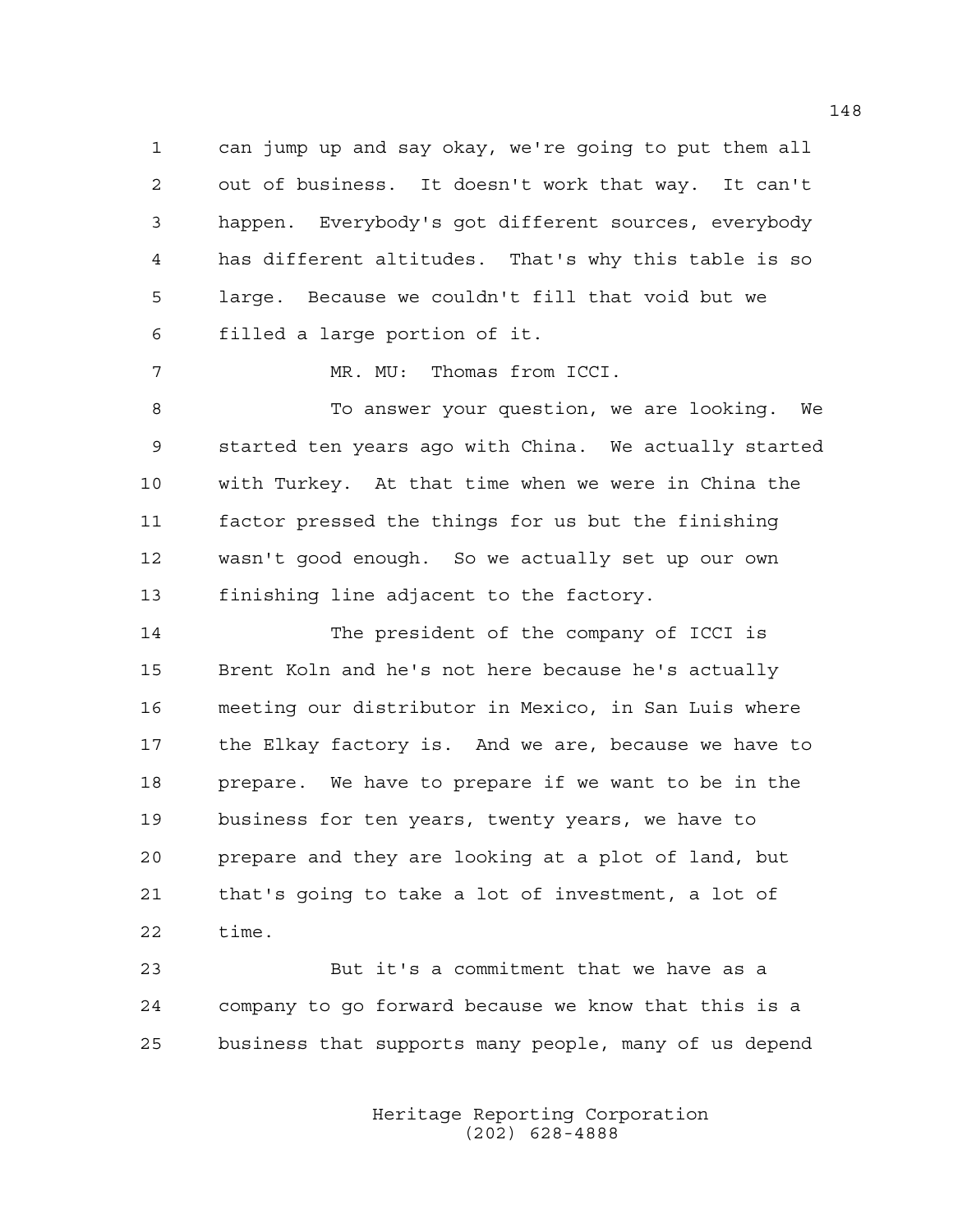can jump up and say okay, we're going to put them all out of business. It doesn't work that way. It can't happen. Everybody's got different sources, everybody has different altitudes. That's why this table is so large. Because we couldn't fill that void but we filled a large portion of it.

MR. MU: Thomas from ICCI.

To answer your question, we are looking. We started ten years ago with China. We actually started with Turkey. At that time when we were in China the factor pressed the things for us but the finishing wasn't good enough. So we actually set up our own finishing line adjacent to the factory.

The president of the company of ICCI is Brent Koln and he's not here because he's actually meeting our distributor in Mexico, in San Luis where the Elkay factory is. And we are, because we have to prepare. We have to prepare if we want to be in the business for ten years, twenty years, we have to prepare and they are looking at a plot of land, but that's going to take a lot of investment, a lot of time.

But it's a commitment that we have as a company to go forward because we know that this is a business that supports many people, many of us depend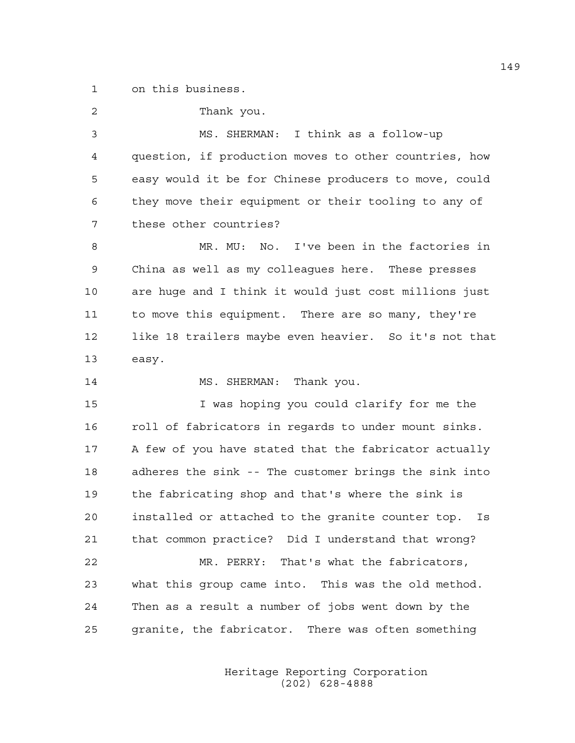on this business.

Thank you.

MS. SHERMAN: I think as a follow-up question, if production moves to other countries, how easy would it be for Chinese producers to move, could they move their equipment or their tooling to any of these other countries?

MR. MU: No. I've been in the factories in China as well as my colleagues here. These presses are huge and I think it would just cost millions just to move this equipment. There are so many, they're like 18 trailers maybe even heavier. So it's not that easy.

MS. SHERMAN: Thank you.

I was hoping you could clarify for me the roll of fabricators in regards to under mount sinks. A few of you have stated that the fabricator actually adheres the sink -- The customer brings the sink into the fabricating shop and that's where the sink is installed or attached to the granite counter top. Is that common practice? Did I understand that wrong?

MR. PERRY: That's what the fabricators, what this group came into. This was the old method. Then as a result a number of jobs went down by the granite, the fabricator. There was often something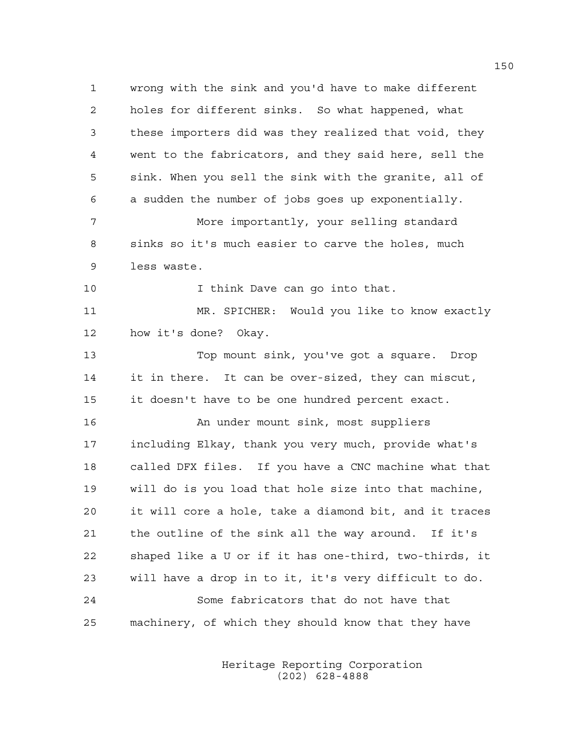wrong with the sink and you'd have to make different holes for different sinks. So what happened, what these importers did was they realized that void, they went to the fabricators, and they said here, sell the sink. When you sell the sink with the granite, all of a sudden the number of jobs goes up exponentially.

More importantly, your selling standard sinks so it's much easier to carve the holes, much less waste.

I think Dave can go into that.

MR. SPICHER: Would you like to know exactly how it's done? Okay.

Top mount sink, you've got a square. Drop it in there. It can be over-sized, they can miscut, it doesn't have to be one hundred percent exact.

An under mount sink, most suppliers including Elkay, thank you very much, provide what's called DFX files. If you have a CNC machine what that will do is you load that hole size into that machine, it will core a hole, take a diamond bit, and it traces the outline of the sink all the way around. If it's shaped like a U or if it has one-third, two-thirds, it will have a drop in to it, it's very difficult to do.

Some fabricators that do not have that machinery, of which they should know that they have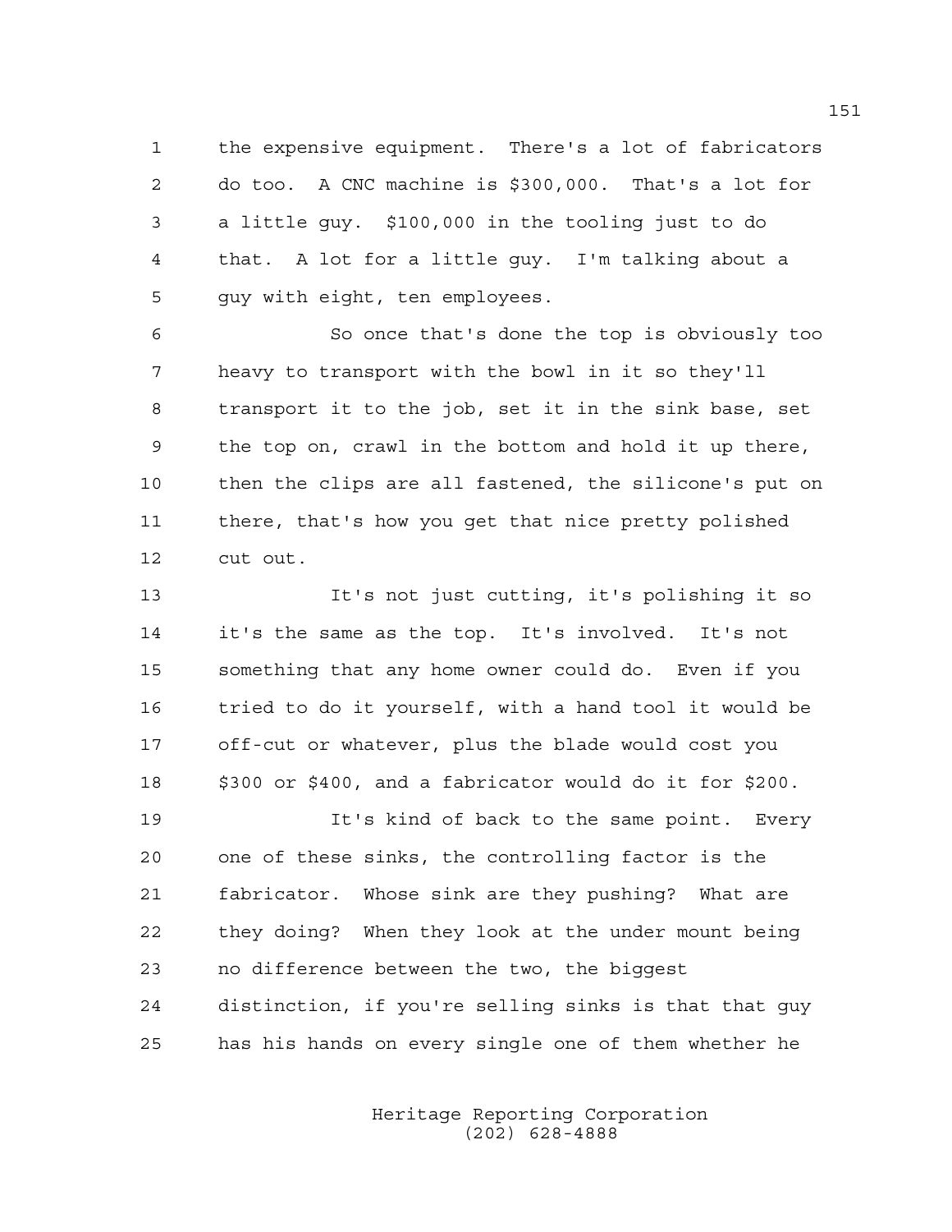the expensive equipment. There's a lot of fabricators do too. A CNC machine is $300,000. That's a lot for a little guy. $100,000 in the tooling just to do that. A lot for a little guy. I'm talking about a guy with eight, ten employees.

So once that's done the top is obviously too heavy to transport with the bowl in it so they'll transport it to the job, set it in the sink base, set the top on, crawl in the bottom and hold it up there, then the clips are all fastened, the silicone's put on there, that's how you get that nice pretty polished cut out.

It's not just cutting, it's polishing it so it's the same as the top. It's involved. It's not something that any home owner could do. Even if you tried to do it yourself, with a hand tool it would be off-cut or whatever, plus the blade would cost you $300 or $400, and a fabricator would do it for $200.

It's kind of back to the same point. Every one of these sinks, the controlling factor is the fabricator. Whose sink are they pushing? What are they doing? When they look at the under mount being no difference between the two, the biggest distinction, if you're selling sinks is that that guy has his hands on every single one of them whether he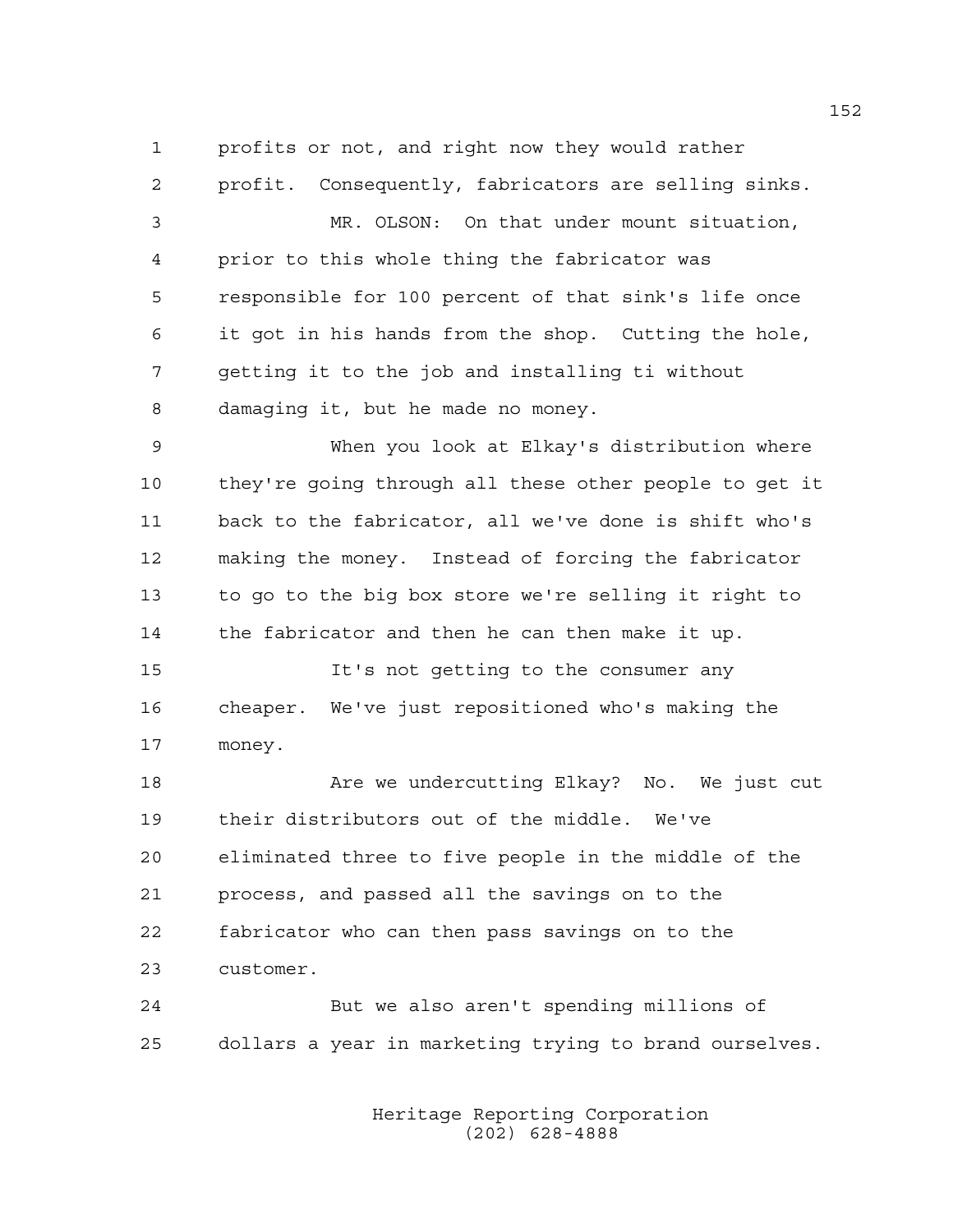profits or not, and right now they would rather profit. Consequently, fabricators are selling sinks.

MR. OLSON: On that under mount situation, prior to this whole thing the fabricator was responsible for 100 percent of that sink's life once it got in his hands from the shop. Cutting the hole, getting it to the job and installing ti without damaging it, but he made no money.

When you look at Elkay's distribution where they're going through all these other people to get it back to the fabricator, all we've done is shift who's making the money. Instead of forcing the fabricator to go to the big box store we're selling it right to the fabricator and then he can then make it up.

It's not getting to the consumer any cheaper. We've just repositioned who's making the money.

Are we undercutting Elkay? No. We just cut their distributors out of the middle. We've eliminated three to five people in the middle of the process, and passed all the savings on to the fabricator who can then pass savings on to the customer.

But we also aren't spending millions of dollars a year in marketing trying to brand ourselves.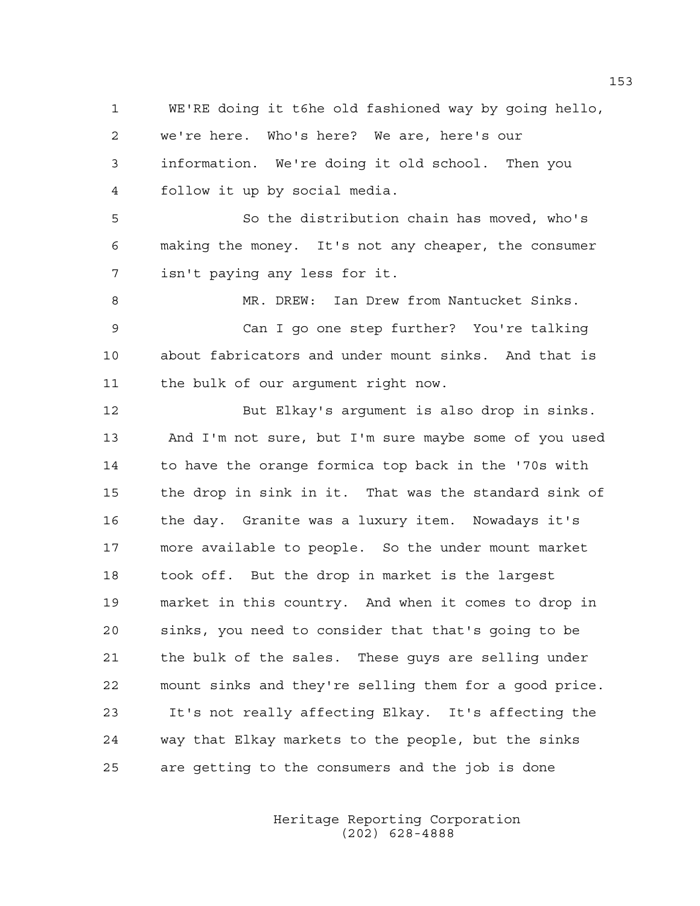WE'RE doing it t6he old fashioned way by going hello, we're here. Who's here? We are, here's our information. We're doing it old school. Then you follow it up by social media.

So the distribution chain has moved, who's making the money. It's not any cheaper, the consumer isn't paying any less for it.

MR. DREW: Ian Drew from Nantucket Sinks.

Can I go one step further? You're talking about fabricators and under mount sinks. And that is the bulk of our argument right now.

But Elkay's argument is also drop in sinks. And I'm not sure, but I'm sure maybe some of you used to have the orange formica top back in the '70s with the drop in sink in it. That was the standard sink of the day. Granite was a luxury item. Nowadays it's more available to people. So the under mount market took off. But the drop in market is the largest market in this country. And when it comes to drop in sinks, you need to consider that that's going to be the bulk of the sales. These guys are selling under mount sinks and they're selling them for a good price. It's not really affecting Elkay. It's affecting the way that Elkay markets to the people, but the sinks are getting to the consumers and the job is done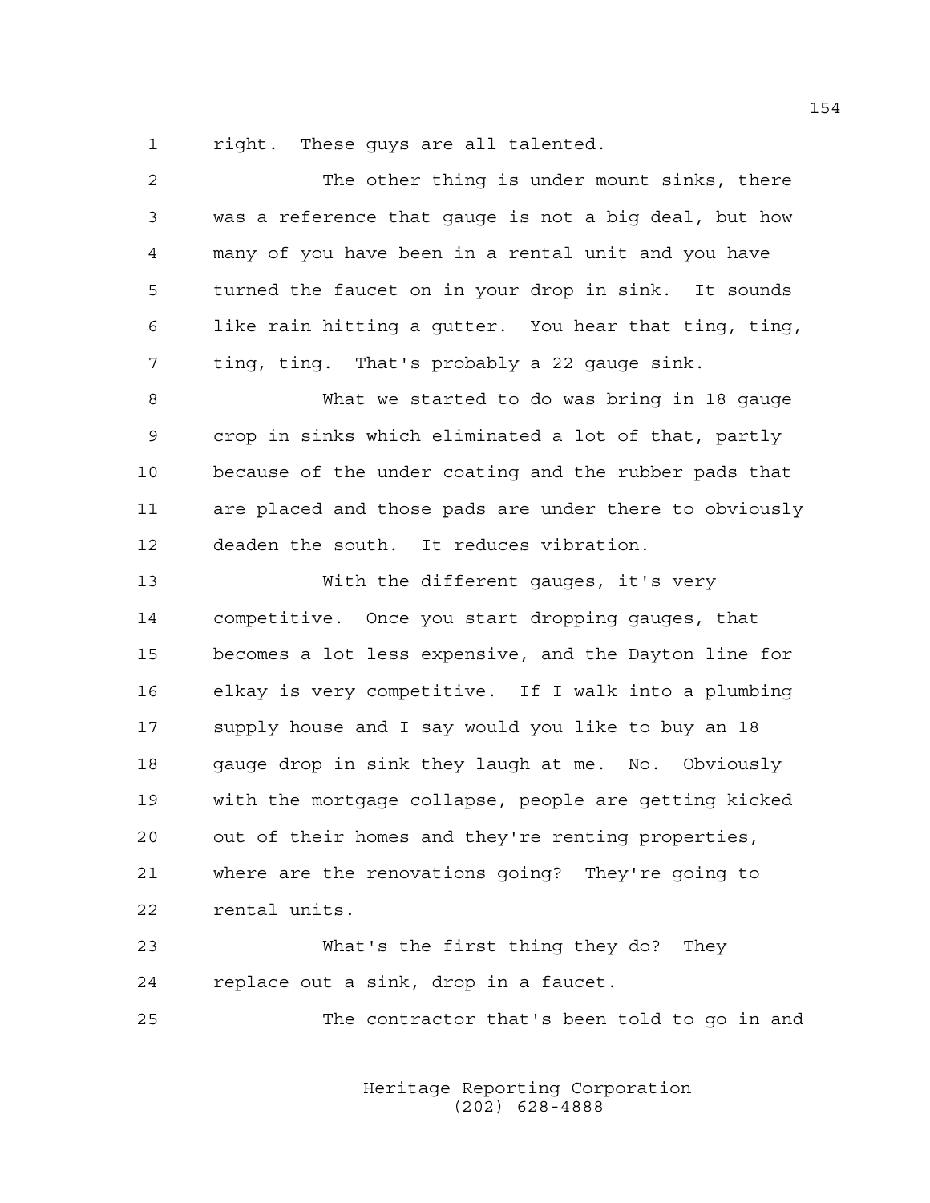right. These guys are all talented.

The other thing is under mount sinks, there was a reference that gauge is not a big deal, but how many of you have been in a rental unit and you have turned the faucet on in your drop in sink. It sounds like rain hitting a gutter. You hear that ting, ting, ting, ting. That's probably a 22 gauge sink.

What we started to do was bring in 18 gauge crop in sinks which eliminated a lot of that, partly because of the under coating and the rubber pads that are placed and those pads are under there to obviously deaden the south. It reduces vibration.

With the different gauges, it's very competitive. Once you start dropping gauges, that becomes a lot less expensive, and the Dayton line for elkay is very competitive. If I walk into a plumbing supply house and I say would you like to buy an 18 gauge drop in sink they laugh at me. No. Obviously with the mortgage collapse, people are getting kicked out of their homes and they're renting properties, where are the renovations going? They're going to rental units.

What's the first thing they do? They replace out a sink, drop in a faucet.

The contractor that's been told to go in and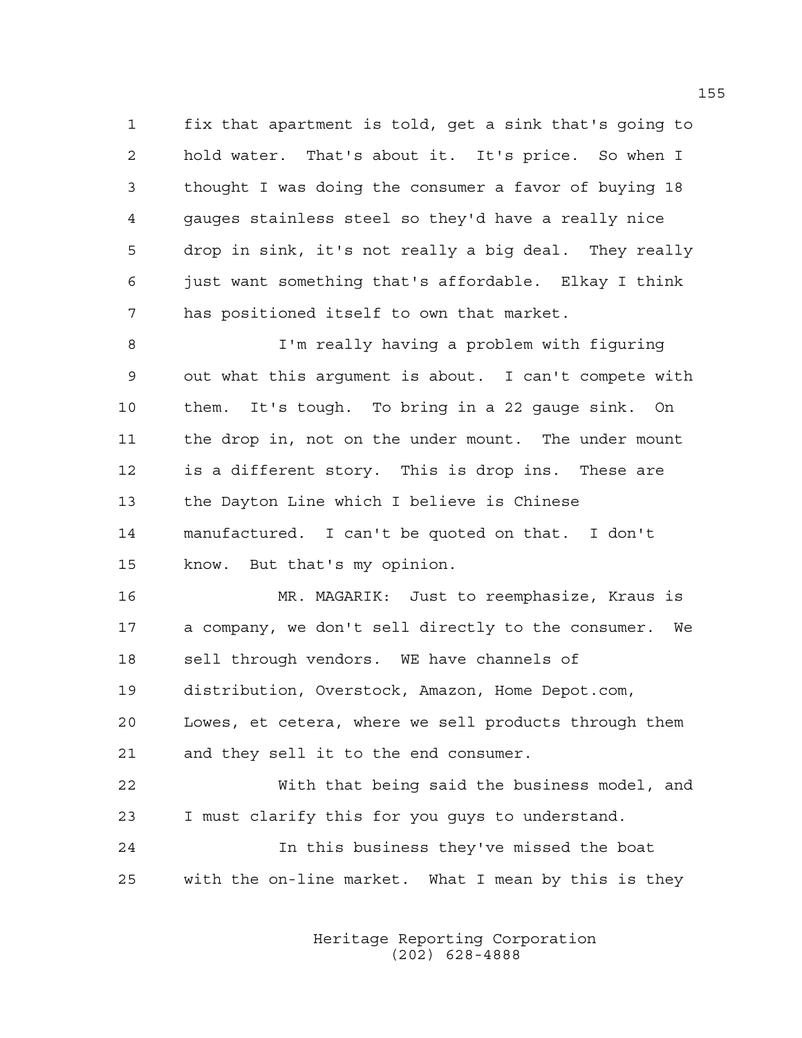fix that apartment is told, get a sink that's going to hold water. That's about it. It's price. So when I thought I was doing the consumer a favor of buying 18 gauges stainless steel so they'd have a really nice drop in sink, it's not really a big deal. They really just want something that's affordable. Elkay I think has positioned itself to own that market.

I'm really having a problem with figuring out what this argument is about. I can't compete with them. It's tough. To bring in a 22 gauge sink. On the drop in, not on the under mount. The under mount is a different story. This is drop ins. These are the Dayton Line which I believe is Chinese manufactured. I can't be quoted on that. I don't know. But that's my opinion.

MR. MAGARIK: Just to reemphasize, Kraus is a company, we don't sell directly to the consumer. We sell through vendors. WE have channels of distribution, Overstock, Amazon, Home Depot.com, Lowes, et cetera, where we sell products through them and they sell it to the end consumer.

With that being said the business model, and I must clarify this for you guys to understand.

In this business they've missed the boat with the on-line market. What I mean by this is they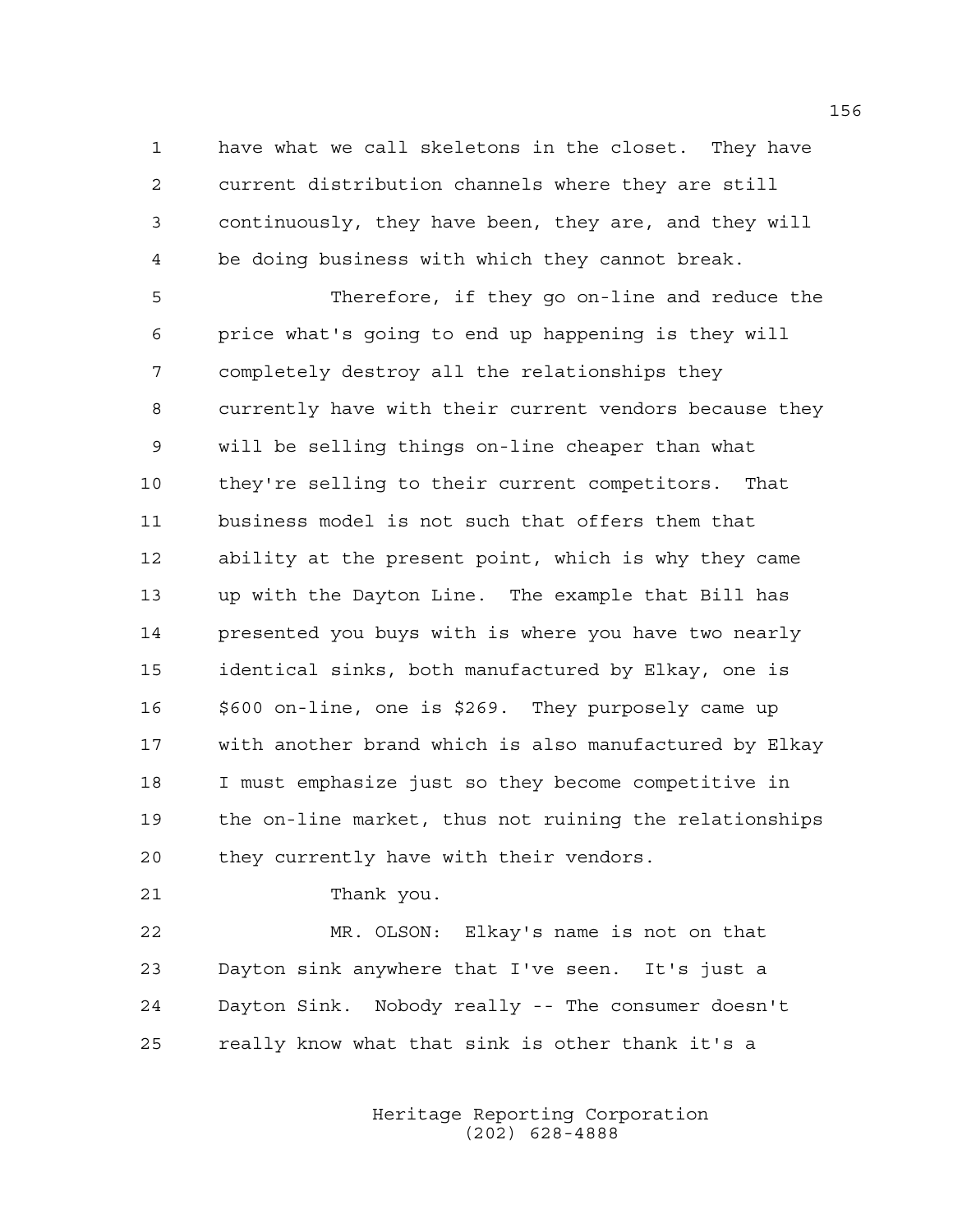have what we call skeletons in the closet. They have current distribution channels where they are still continuously, they have been, they are, and they will be doing business with which they cannot break.

Therefore, if they go on-line and reduce the price what's going to end up happening is they will completely destroy all the relationships they currently have with their current vendors because they will be selling things on-line cheaper than what they're selling to their current competitors. That business model is not such that offers them that ability at the present point, which is why they came up with the Dayton Line. The example that Bill has presented you buys with is where you have two nearly identical sinks, both manufactured by Elkay, one is $600 on-line, one is $269. They purposely came up with another brand which is also manufactured by Elkay I must emphasize just so they become competitive in the on-line market, thus not ruining the relationships they currently have with their vendors.

Thank you.

MR. OLSON: Elkay's name is not on that Dayton sink anywhere that I've seen. It's just a Dayton Sink. Nobody really -- The consumer doesn't really know what that sink is other thank it's a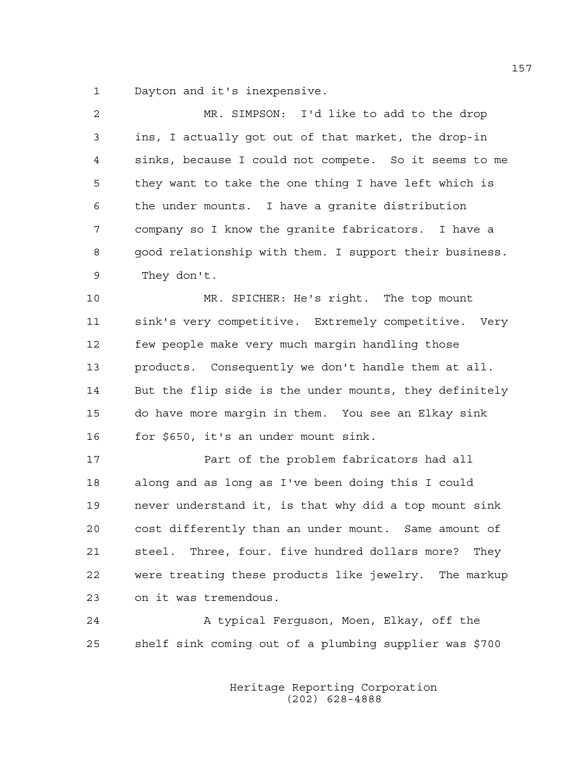Dayton and it's inexpensive.

MR. SIMPSON: I'd like to add to the drop ins, I actually got out of that market, the drop-in sinks, because I could not compete. So it seems to me they want to take the one thing I have left which is the under mounts. I have a granite distribution company so I know the granite fabricators. I have a good relationship with them. I support their business. They don't.

MR. SPICHER: He's right. The top mount sink's very competitive. Extremely competitive. Very few people make very much margin handling those products. Consequently we don't handle them at all. But the flip side is the under mounts, they definitely do have more margin in them. You see an Elkay sink for $650, it's an under mount sink.

Part of the problem fabricators had all along and as long as I've been doing this I could never understand it, is that why did a top mount sink cost differently than an under mount. Same amount of steel. Three, four. five hundred dollars more? They were treating these products like jewelry. The markup on it was tremendous.

A typical Ferguson, Moen, Elkay, off the shelf sink coming out of a plumbing supplier was $700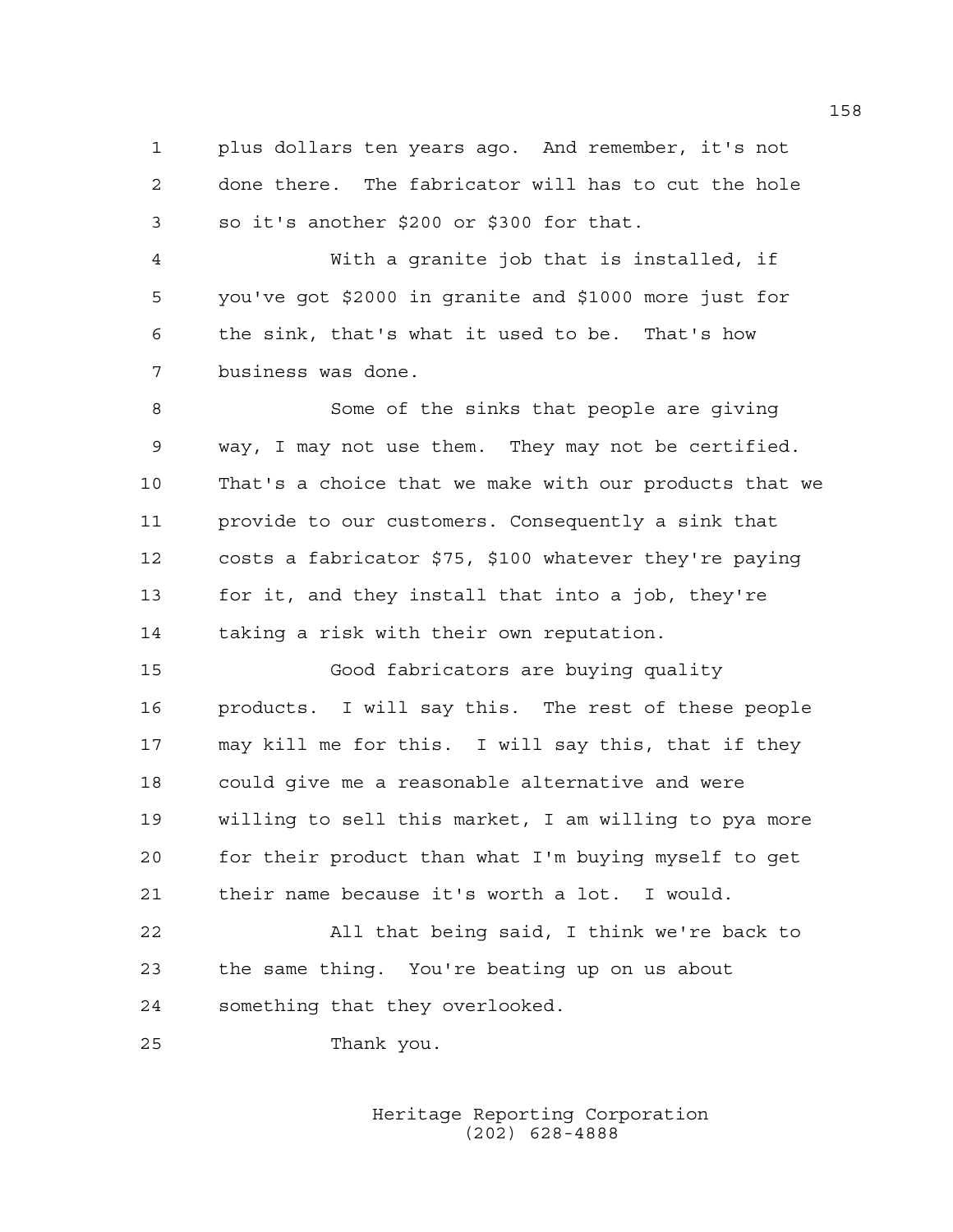plus dollars ten years ago. And remember, it's not done there. The fabricator will has to cut the hole so it's another $200 or $300 for that.

With a granite job that is installed, if you've got $2000 in granite and $1000 more just for the sink, that's what it used to be. That's how business was done.

Some of the sinks that people are giving way, I may not use them. They may not be certified. That's a choice that we make with our products that we provide to our customers. Consequently a sink that costs a fabricator $75, $100 whatever they're paying for it, and they install that into a job, they're taking a risk with their own reputation.

Good fabricators are buying quality products. I will say this. The rest of these people may kill me for this. I will say this, that if they could give me a reasonable alternative and were willing to sell this market, I am willing to pya more for their product than what I'm buying myself to get their name because it's worth a lot. I would.

All that being said, I think we're back to the same thing. You're beating up on us about something that they overlooked.

Thank you.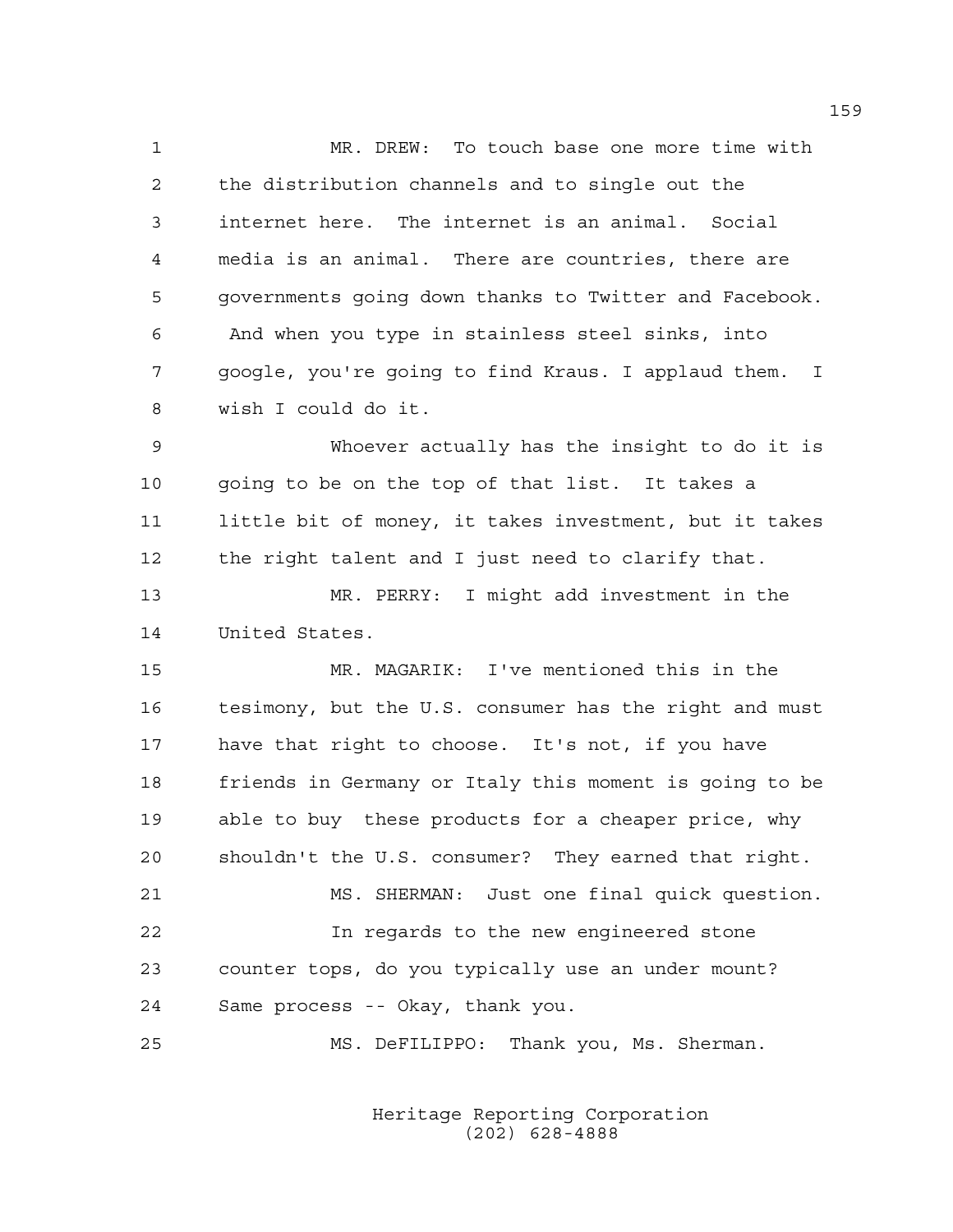MR. DREW: To touch base one more time with the distribution channels and to single out the internet here. The internet is an animal. Social media is an animal. There are countries, there are governments going down thanks to Twitter and Facebook. And when you type in stainless steel sinks, into google, you're going to find Kraus. I applaud them. I wish I could do it.

Whoever actually has the insight to do it is going to be on the top of that list. It takes a little bit of money, it takes investment, but it takes the right talent and I just need to clarify that.

MR. PERRY: I might add investment in the United States.

MR. MAGARIK: I've mentioned this in the tesimony, but the U.S. consumer has the right and must have that right to choose. It's not, if you have friends in Germany or Italy this moment is going to be able to buy these products for a cheaper price, why shouldn't the U.S. consumer? They earned that right.

MS. SHERMAN: Just one final quick question.

In regards to the new engineered stone counter tops, do you typically use an under mount? Same process -- Okay, thank you.

MS. DeFILIPPO: Thank you, Ms. Sherman.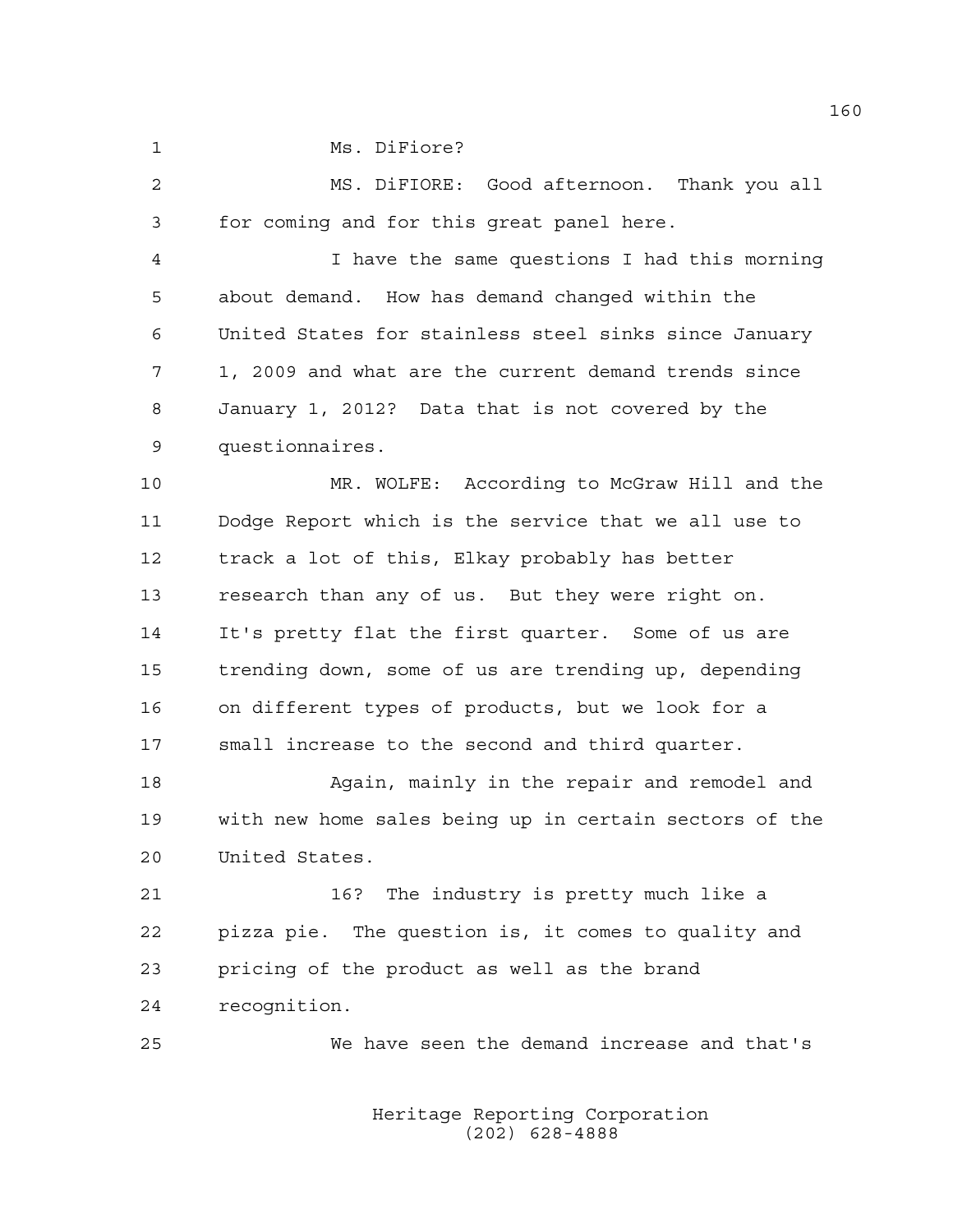Ms. DiFiore?

MS. DiFIORE: Good afternoon. Thank you all for coming and for this great panel here.

I have the same questions I had this morning about demand. How has demand changed within the United States for stainless steel sinks since January 1, 2009 and what are the current demand trends since January 1, 2012? Data that is not covered by the questionnaires.

MR. WOLFE: According to McGraw Hill and the Dodge Report which is the service that we all use to track a lot of this, Elkay probably has better research than any of us. But they were right on. It's pretty flat the first quarter. Some of us are trending down, some of us are trending up, depending on different types of products, but we look for a small increase to the second and third quarter.

Again, mainly in the repair and remodel and with new home sales being up in certain sectors of the United States.

16? The industry is pretty much like a pizza pie. The question is, it comes to quality and pricing of the product as well as the brand recognition.

We have seen the demand increase and that's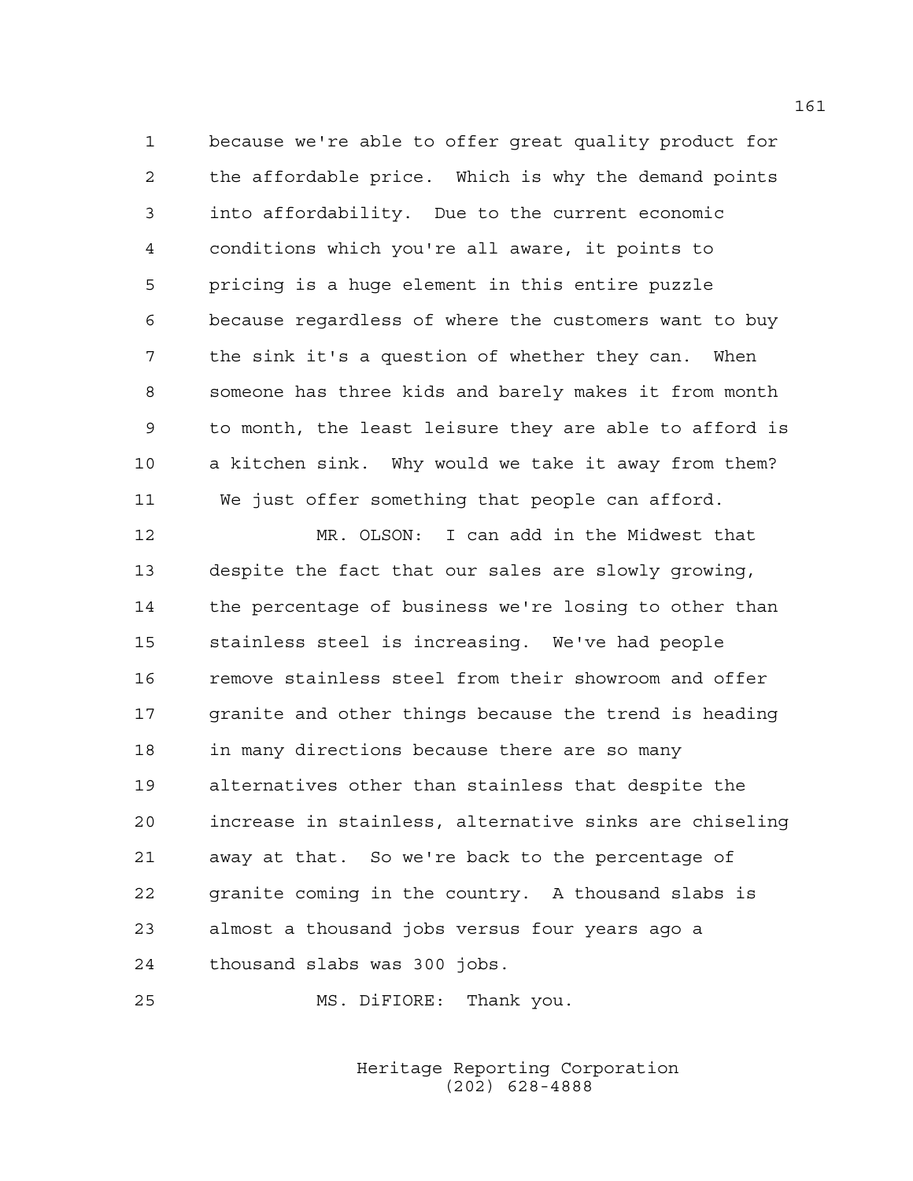because we're able to offer great quality product for the affordable price. Which is why the demand points into affordability. Due to the current economic conditions which you're all aware, it points to pricing is a huge element in this entire puzzle because regardless of where the customers want to buy the sink it's a question of whether they can. When someone has three kids and barely makes it from month to month, the least leisure they are able to afford is a kitchen sink. Why would we take it away from them? We just offer something that people can afford.

MR. OLSON: I can add in the Midwest that despite the fact that our sales are slowly growing, the percentage of business we're losing to other than stainless steel is increasing. We've had people remove stainless steel from their showroom and offer granite and other things because the trend is heading in many directions because there are so many alternatives other than stainless that despite the increase in stainless, alternative sinks are chiseling away at that. So we're back to the percentage of granite coming in the country. A thousand slabs is almost a thousand jobs versus four years ago a thousand slabs was 300 jobs.

MS. DiFIORE: Thank you.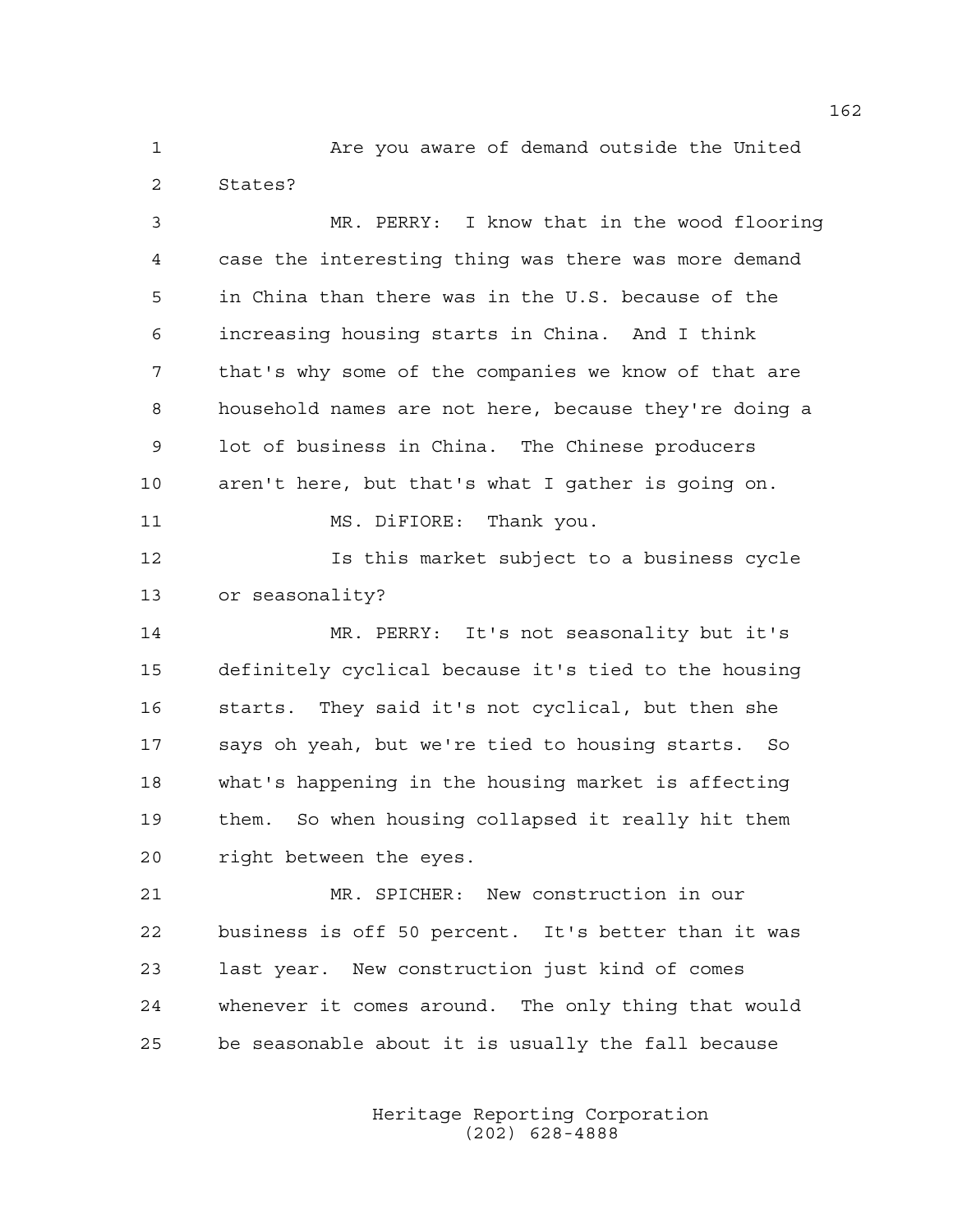Are you aware of demand outside the United States?

MR. PERRY: I know that in the wood flooring case the interesting thing was there was more demand in China than there was in the U.S. because of the increasing housing starts in China. And I think that's why some of the companies we know of that are household names are not here, because they're doing a lot of business in China. The Chinese producers aren't here, but that's what I gather is going on.

MS. DiFIORE: Thank you.

Is this market subject to a business cycle or seasonality?

MR. PERRY: It's not seasonality but it's definitely cyclical because it's tied to the housing starts. They said it's not cyclical, but then she says oh yeah, but we're tied to housing starts. So what's happening in the housing market is affecting them. So when housing collapsed it really hit them right between the eyes.

MR. SPICHER: New construction in our business is off 50 percent. It's better than it was last year. New construction just kind of comes whenever it comes around. The only thing that would be seasonable about it is usually the fall because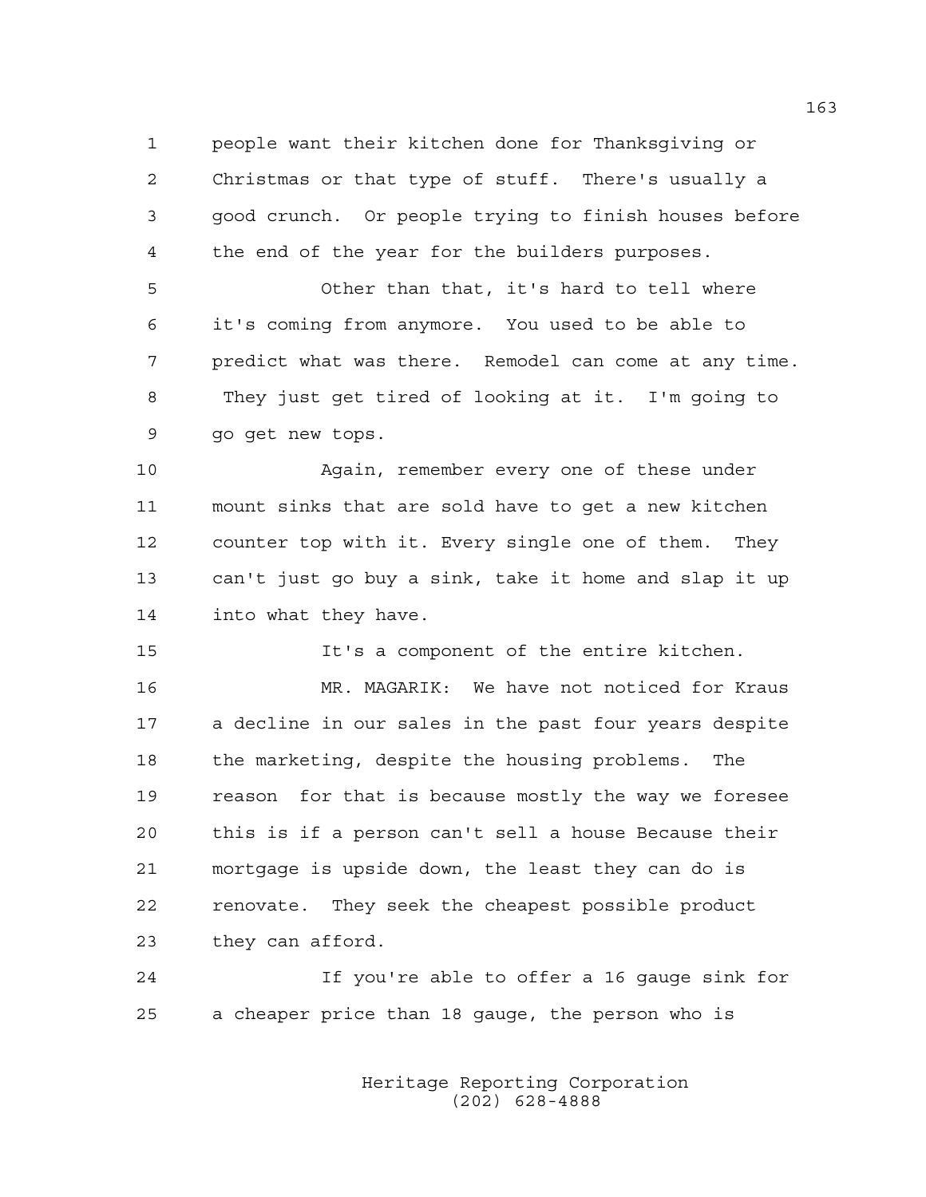people want their kitchen done for Thanksgiving or Christmas or that type of stuff. There's usually a good crunch. Or people trying to finish houses before the end of the year for the builders purposes.

Other than that, it's hard to tell where it's coming from anymore. You used to be able to predict what was there. Remodel can come at any time. They just get tired of looking at it. I'm going to go get new tops.

Again, remember every one of these under mount sinks that are sold have to get a new kitchen counter top with it. Every single one of them. They can't just go buy a sink, take it home and slap it up into what they have.

It's a component of the entire kitchen.

MR. MAGARIK: We have not noticed for Kraus a decline in our sales in the past four years despite the marketing, despite the housing problems. The reason for that is because mostly the way we foresee this is if a person can't sell a house Because their mortgage is upside down, the least they can do is renovate. They seek the cheapest possible product they can afford.

If you're able to offer a 16 gauge sink for a cheaper price than 18 gauge, the person who is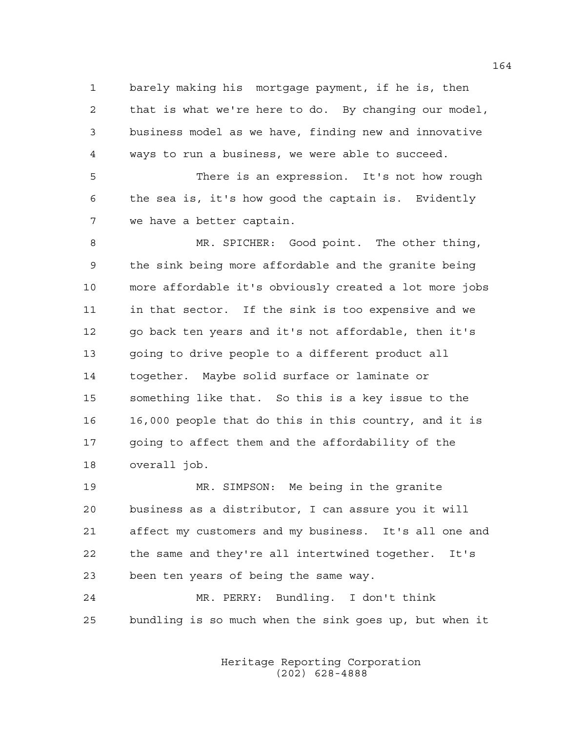barely making his  mortgage payment, if he is, then that is what we're here to do.  By changing our model, business model as we have, finding new and innovative ways to run a business, we were able to succeed.

There is an expression.  It's not how rough the sea is, it's how good the captain is.  Evidently we have a better captain.

MR. SPICHER:  Good point.  The other thing, the sink being more affordable and the granite being more affordable it's obviously created a lot more jobs in that sector.  If the sink is too expensive and we go back ten years and it's not affordable, then it's going to drive people to a different product all together.  Maybe solid surface or laminate or something like that.  So this is a key issue to the 16,000 people that do this in this country, and it is going to affect them and the affordability of the overall job.

MR. SIMPSON:  Me being in the granite business as a distributor, I can assure you it will affect my customers and my business.  It's all one and the same and they're all intertwined together.  It's been ten years of being the same way.

MR. PERRY:  Bundling.  I don't think bundling is so much when the sink goes up, but when it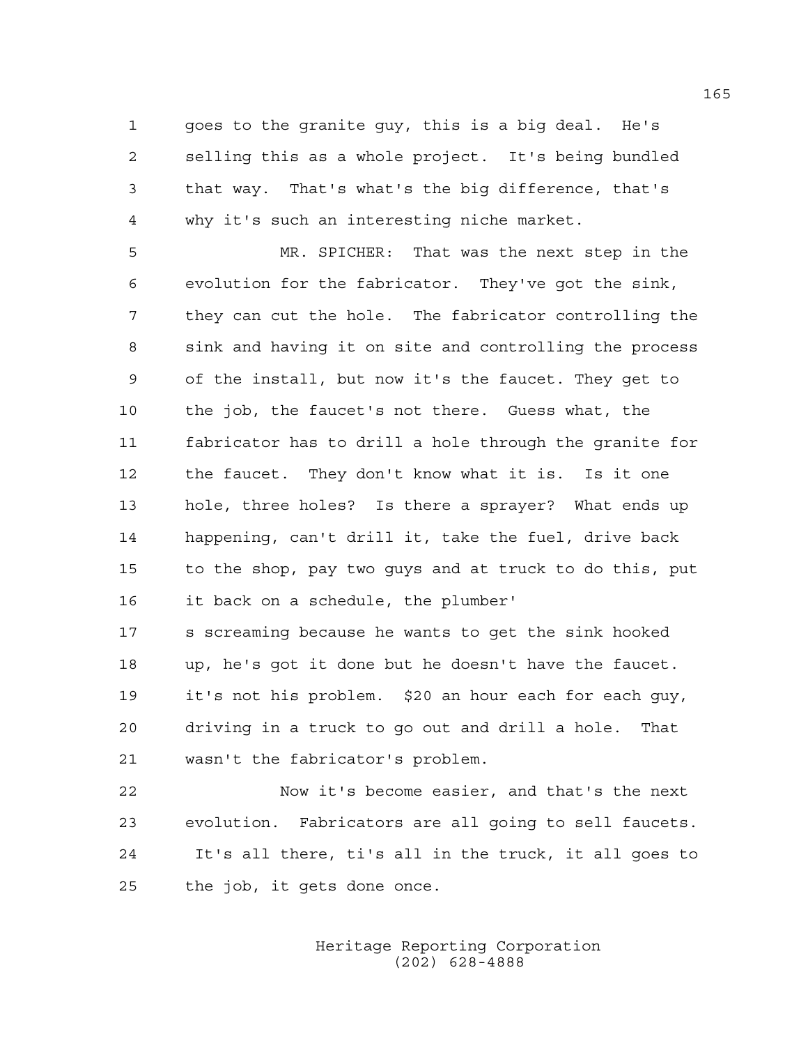goes to the granite guy, this is a big deal. He's selling this as a whole project. It's being bundled that way. That's what's the big difference, that's why it's such an interesting niche market.

MR. SPICHER: That was the next step in the evolution for the fabricator. They've got the sink, they can cut the hole. The fabricator controlling the sink and having it on site and controlling the process of the install, but now it's the faucet. They get to the job, the faucet's not there. Guess what, the fabricator has to drill a hole through the granite for the faucet. They don't know what it is. Is it one hole, three holes? Is there a sprayer? What ends up happening, can't drill it, take the fuel, drive back to the shop, pay two guys and at truck to do this, put it back on a schedule, the plumber's screaming because he wants to get the sink hooked up, he's got it done but he doesn't have the faucet. it's not his problem. $20 an hour each for each guy, driving in a truck to go out and drill a hole. That wasn't the fabricator's problem.

Now it's become easier, and that's the next evolution. Fabricators are all going to sell faucets. It's all there, ti's all in the truck, it all goes to the job, it gets done once.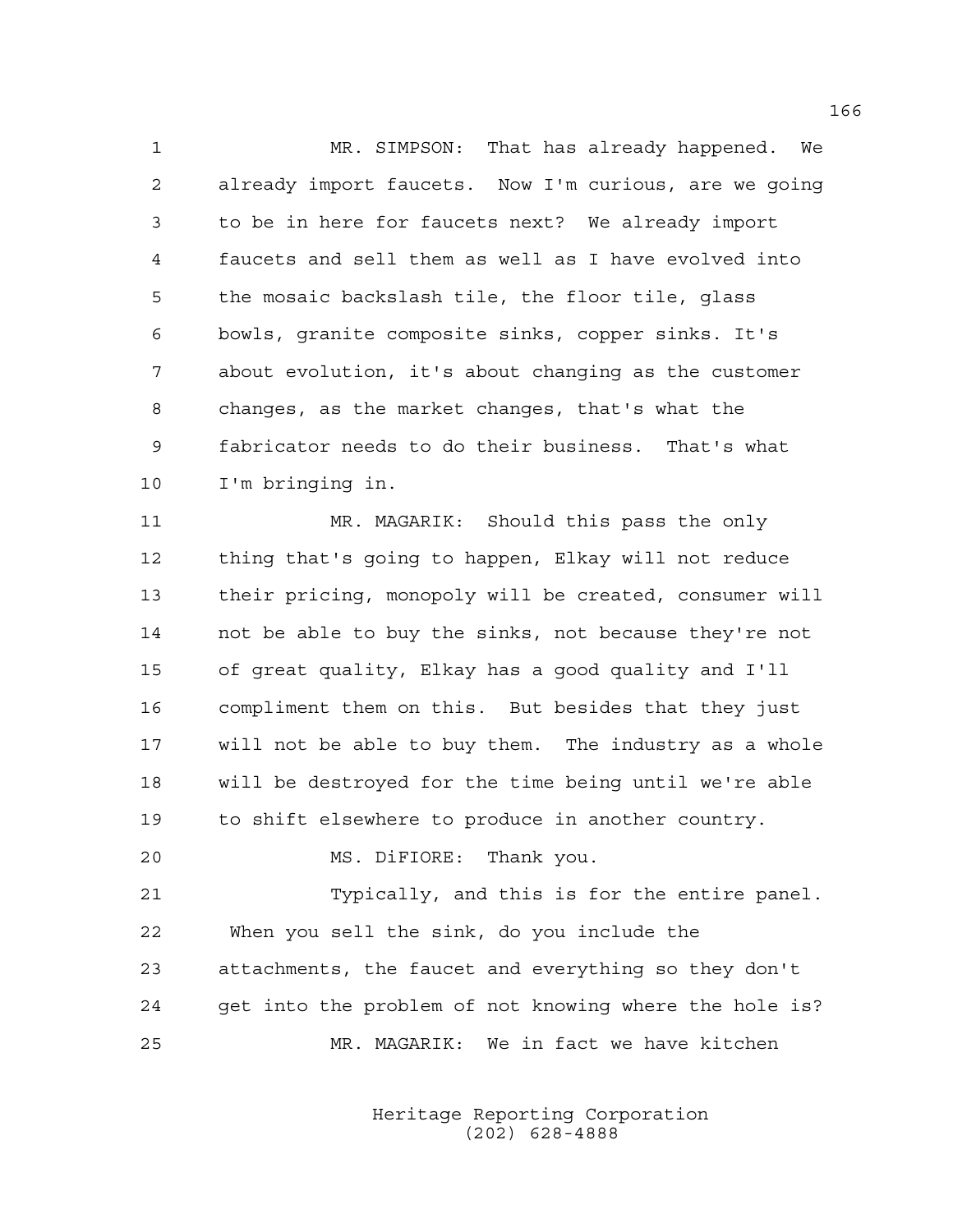MR. SIMPSON: That has already happened. We already import faucets. Now I'm curious, are we going to be in here for faucets next? We already import faucets and sell them as well as I have evolved into the mosaic backslash tile, the floor tile, glass bowls, granite composite sinks, copper sinks. It's about evolution, it's about changing as the customer changes, as the market changes, that's what the fabricator needs to do their business. That's what I'm bringing in.

MR. MAGARIK: Should this pass the only thing that's going to happen, Elkay will not reduce their pricing, monopoly will be created, consumer will not be able to buy the sinks, not because they're not of great quality, Elkay has a good quality and I'll compliment them on this. But besides that they just will not be able to buy them. The industry as a whole will be destroyed for the time being until we're able to shift elsewhere to produce in another country.

MS. DiFIORE: Thank you.

Typically, and this is for the entire panel. When you sell the sink, do you include the attachments, the faucet and everything so they don't get into the problem of not knowing where the hole is?

MR. MAGARIK: We in fact we have kitchen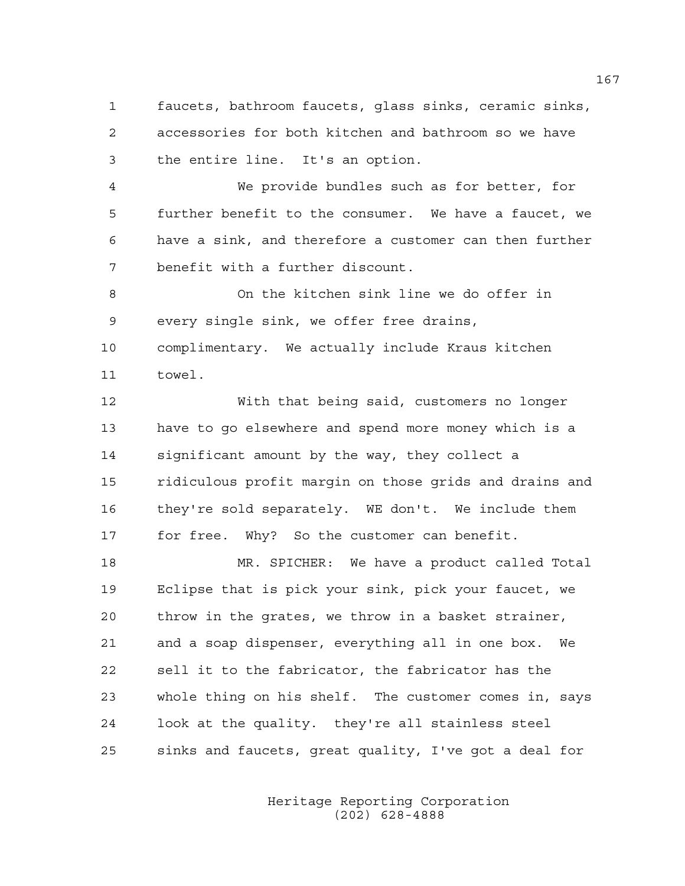faucets, bathroom faucets, glass sinks, ceramic sinks, accessories for both kitchen and bathroom so we have the entire line. It's an option.

We provide bundles such as for better, for further benefit to the consumer. We have a faucet, we have a sink, and therefore a customer can then further benefit with a further discount.

On the kitchen sink line we do offer in every single sink, we offer free drains, complimentary. We actually include Kraus kitchen towel.

With that being said, customers no longer have to go elsewhere and spend more money which is a significant amount by the way, they collect a ridiculous profit margin on those grids and drains and they're sold separately. WE don't. We include them for free. Why? So the customer can benefit.

MR. SPICHER: We have a product called Total Eclipse that is pick your sink, pick your faucet, we throw in the grates, we throw in a basket strainer, and a soap dispenser, everything all in one box. We sell it to the fabricator, the fabricator has the whole thing on his shelf. The customer comes in, says look at the quality. they're all stainless steel sinks and faucets, great quality, I've got a deal for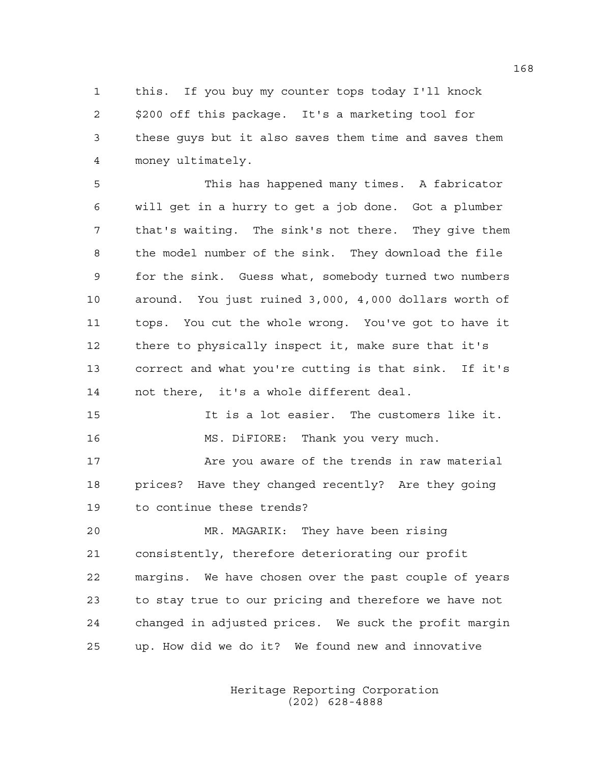this. If you buy my counter tops today I'll knock $200 off this package. It's a marketing tool for these guys but it also saves them time and saves them money ultimately.

This has happened many times. A fabricator will get in a hurry to get a job done. Got a plumber that's waiting. The sink's not there. They give them the model number of the sink. They download the file for the sink. Guess what, somebody turned two numbers around. You just ruined 3,000, 4,000 dollars worth of tops. You cut the whole wrong. You've got to have it there to physically inspect it, make sure that it's correct and what you're cutting is that sink. If it's not there, it's a whole different deal.

It is a lot easier. The customers like it.

MS. DiFIORE: Thank you very much.

Are you aware of the trends in raw material prices? Have they changed recently? Are they going to continue these trends?

MR. MAGARIK: They have been rising consistently, therefore deteriorating our profit margins. We have chosen over the past couple of years to stay true to our pricing and therefore we have not changed in adjusted prices. We suck the profit margin up. How did we do it? We found new and innovative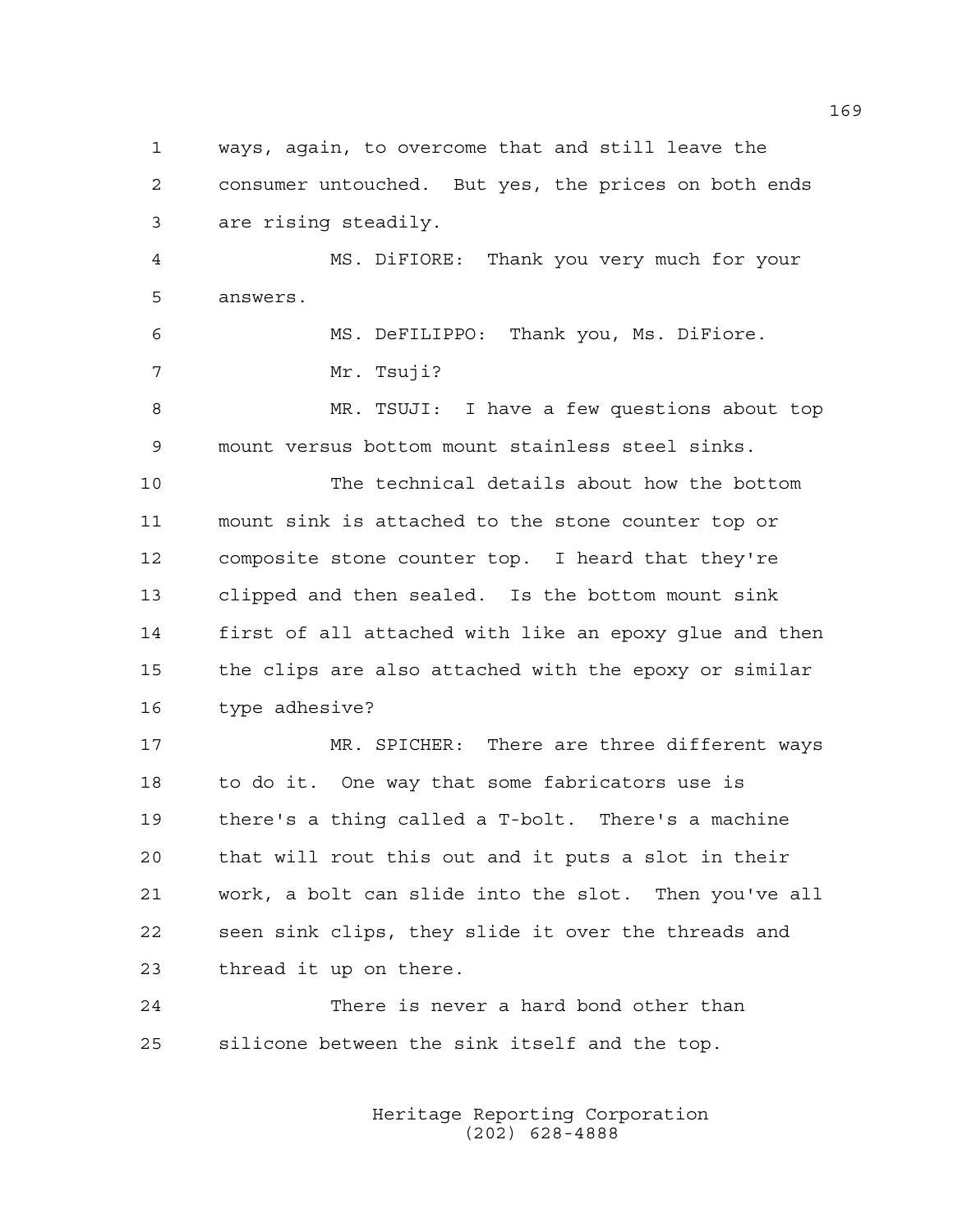ways, again, to overcome that and still leave the consumer untouched. But yes, the prices on both ends are rising steadily.

MS. DiFIORE: Thank you very much for your answers.

MS. DeFILIPPO: Thank you, Ms. DiFiore.

Mr. Tsuji?

MR. TSUJI: I have a few questions about top mount versus bottom mount stainless steel sinks.

The technical details about how the bottom mount sink is attached to the stone counter top or composite stone counter top. I heard that they're clipped and then sealed. Is the bottom mount sink first of all attached with like an epoxy glue and then the clips are also attached with the epoxy or similar type adhesive?

MR. SPICHER: There are three different ways to do it. One way that some fabricators use is there's a thing called a T-bolt. There's a machine that will rout this out and it puts a slot in their work, a bolt can slide into the slot. Then you've all seen sink clips, they slide it over the threads and thread it up on there.

There is never a hard bond other than silicone between the sink itself and the top.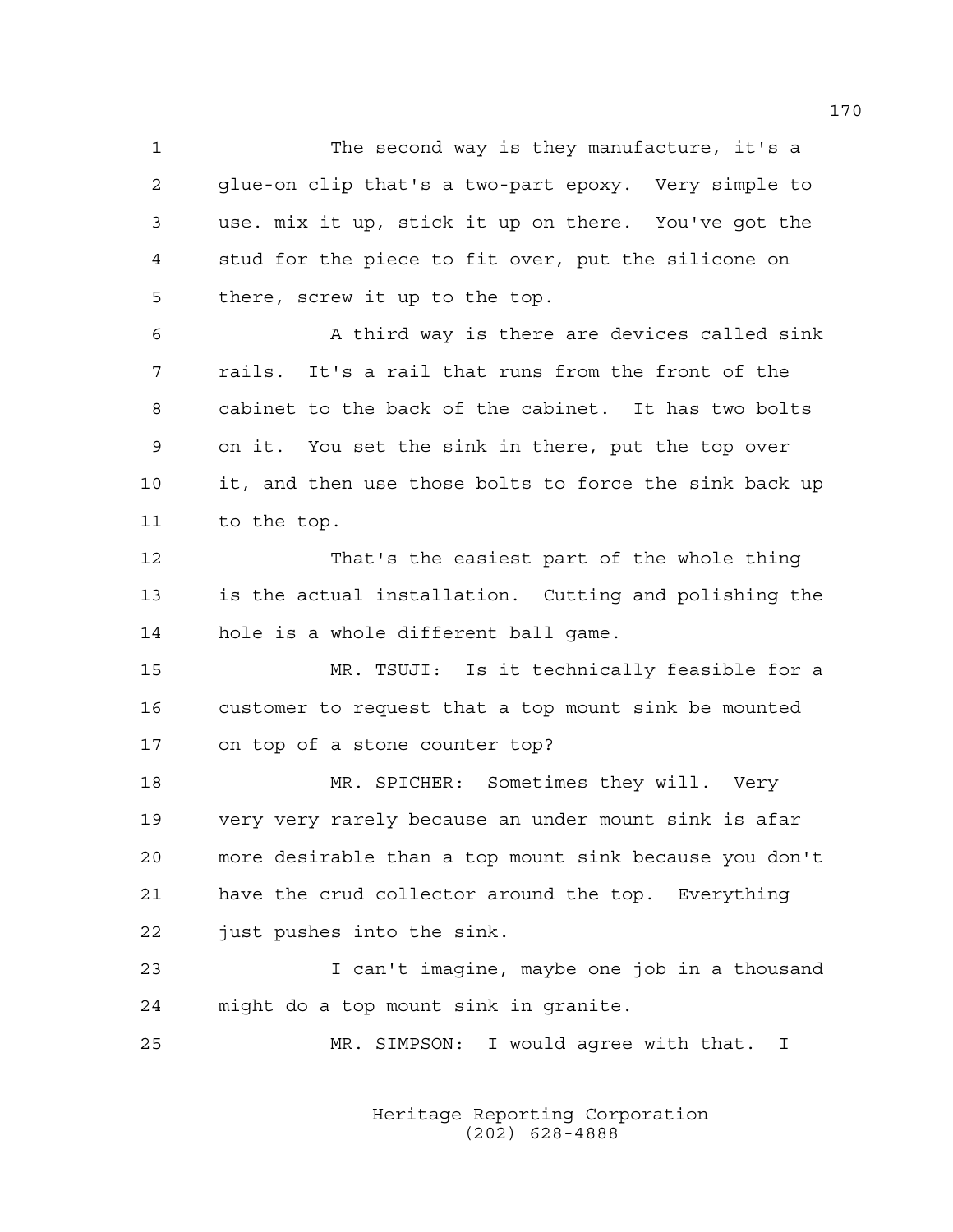The second way is they manufacture, it's a glue-on clip that's a two-part epoxy. Very simple to use. mix it up, stick it up on there. You've got the stud for the piece to fit over, put the silicone on there, screw it up to the top.

A third way is there are devices called sink rails. It's a rail that runs from the front of the cabinet to the back of the cabinet. It has two bolts on it. You set the sink in there, put the top over it, and then use those bolts to force the sink back up to the top.

That's the easiest part of the whole thing is the actual installation. Cutting and polishing the hole is a whole different ball game.

MR. TSUJI: Is it technically feasible for a customer to request that a top mount sink be mounted on top of a stone counter top?

MR. SPICHER: Sometimes they will. Very very very rarely because an under mount sink is afar more desirable than a top mount sink because you don't have the crud collector around the top. Everything just pushes into the sink.

I can't imagine, maybe one job in a thousand might do a top mount sink in granite.

MR. SIMPSON: I would agree with that. I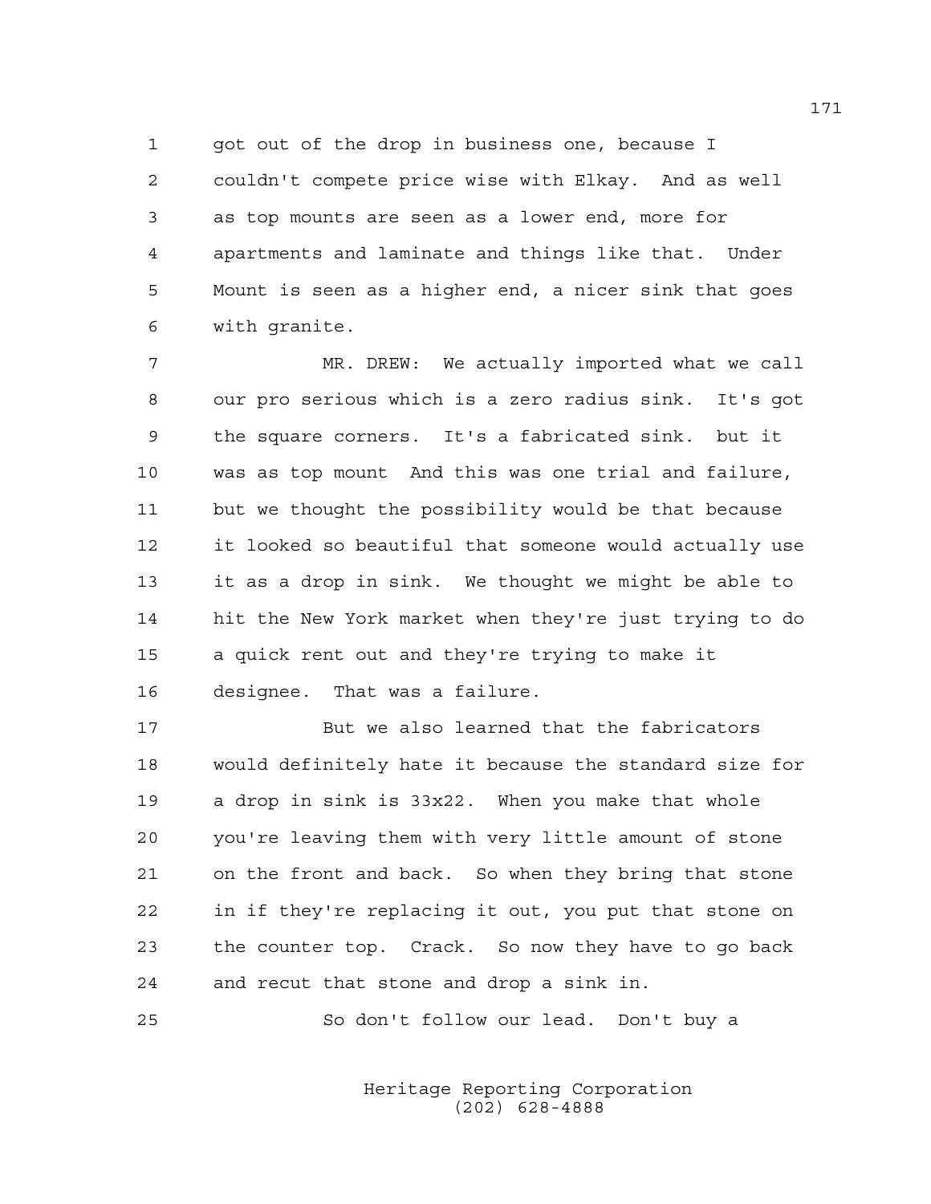got out of the drop in business one, because I couldn't compete price wise with Elkay. And as well as top mounts are seen as a lower end, more for apartments and laminate and things like that. Under Mount is seen as a higher end, a nicer sink that goes with granite.

MR. DREW: We actually imported what we call our pro serious which is a zero radius sink. It's got the square corners. It's a fabricated sink. but it was as top mount And this was one trial and failure, but we thought the possibility would be that because it looked so beautiful that someone would actually use it as a drop in sink. We thought we might be able to hit the New York market when they're just trying to do a quick rent out and they're trying to make it designee. That was a failure.

But we also learned that the fabricators would definitely hate it because the standard size for a drop in sink is 33x22. When you make that whole you're leaving them with very little amount of stone on the front and back. So when they bring that stone in if they're replacing it out, you put that stone on the counter top. Crack. So now they have to go back and recut that stone and drop a sink in.

So don't follow our lead. Don't buy a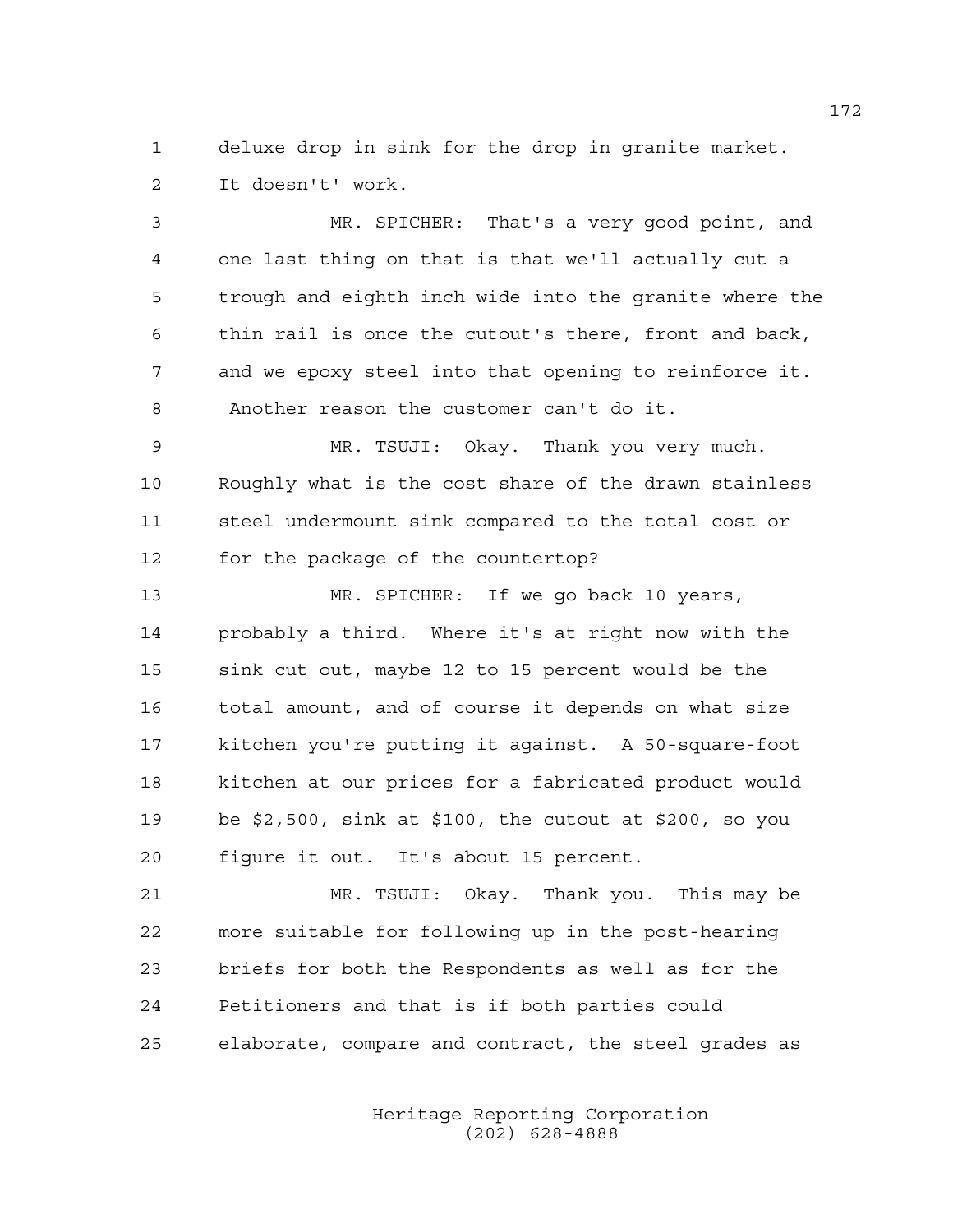deluxe drop in sink for the drop in granite market. It doesn't' work.

MR. SPICHER: That's a very good point, and one last thing on that is that we'll actually cut a trough and eighth inch wide into the granite where the thin rail is once the cutout's there, front and back, and we epoxy steel into that opening to reinforce it. Another reason the customer can't do it.

MR. TSUJI: Okay. Thank you very much. Roughly what is the cost share of the drawn stainless steel undermount sink compared to the total cost or for the package of the countertop?

MR. SPICHER: If we go back 10 years, probably a third. Where it's at right now with the sink cut out, maybe 12 to 15 percent would be the total amount, and of course it depends on what size kitchen you're putting it against. A 50-square-foot kitchen at our prices for a fabricated product would be $2,500, sink at $100, the cutout at $200, so you figure it out. It's about 15 percent.

MR. TSUJI: Okay. Thank you. This may be more suitable for following up in the post-hearing briefs for both the Respondents as well as for the Petitioners and that is if both parties could elaborate, compare and contract, the steel grades as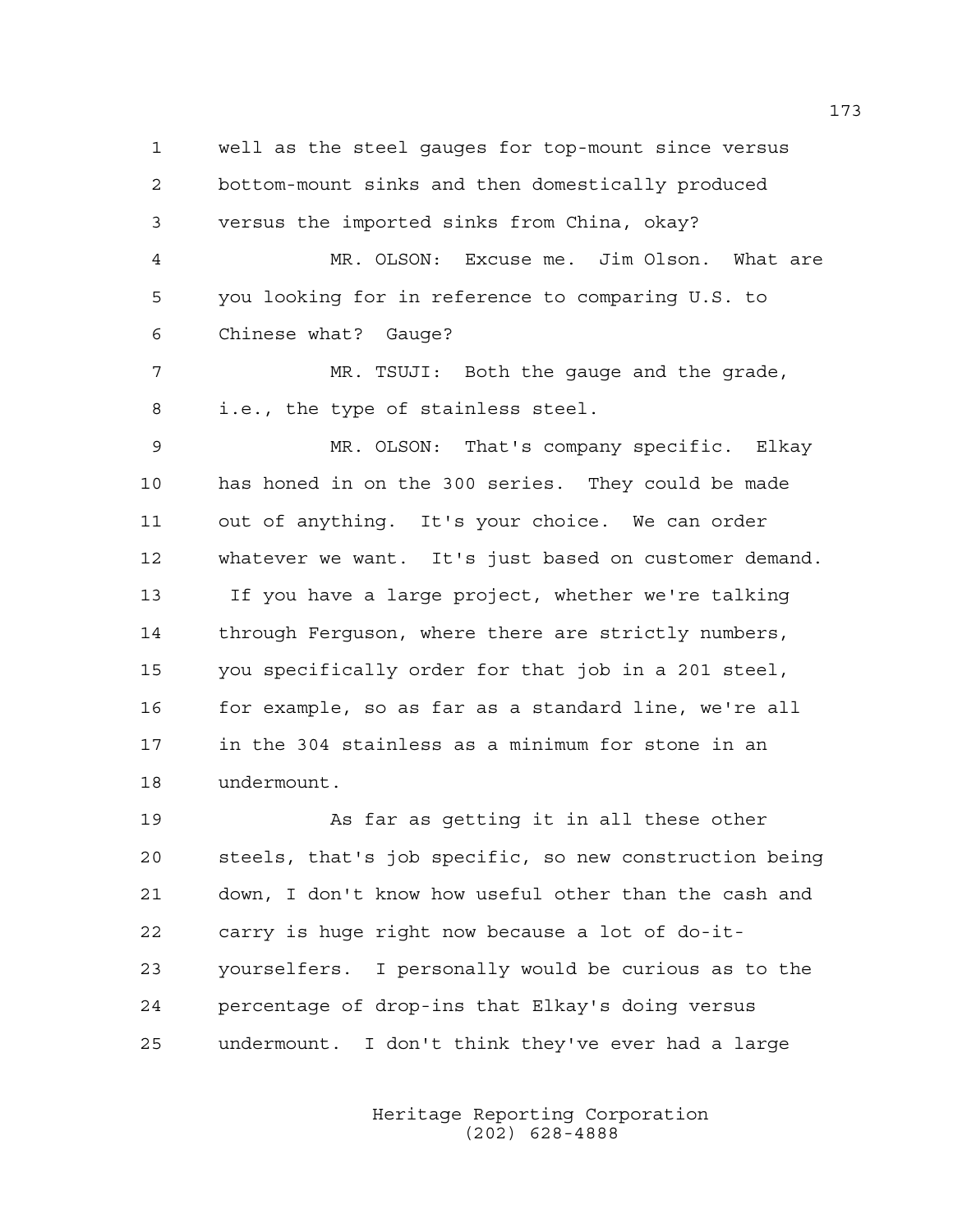well as the steel gauges for top-mount since versus bottom-mount sinks and then domestically produced versus the imported sinks from China, okay?

MR. OLSON: Excuse me. Jim Olson. What are you looking for in reference to comparing U.S. to Chinese what? Gauge?

MR. TSUJI: Both the gauge and the grade, i.e., the type of stainless steel.

MR. OLSON: That's company specific. Elkay has honed in on the 300 series. They could be made out of anything. It's your choice. We can order whatever we want. It's just based on customer demand. If you have a large project, whether we're talking through Ferguson, where there are strictly numbers, you specifically order for that job in a 201 steel, for example, so as far as a standard line, we're all in the 304 stainless as a minimum for stone in an undermount.

As far as getting it in all these other steels, that's job specific, so new construction being down, I don't know how useful other than the cash and carry is huge right now because a lot of do-it-yourselfers. I personally would be curious as to the percentage of drop-ins that Elkay's doing versus undermount. I don't think they've ever had a large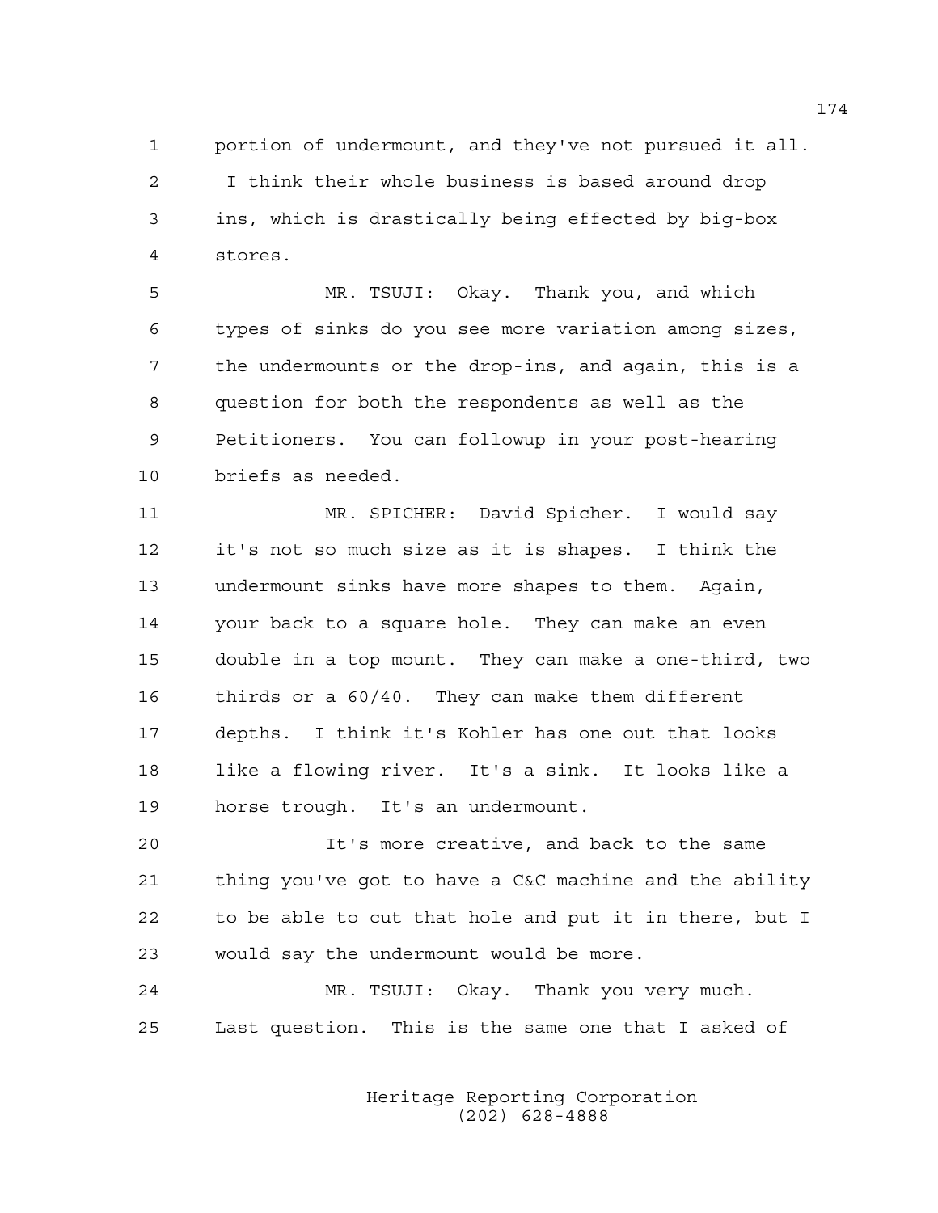portion of undermount, and they've not pursued it all. I think their whole business is based around drop ins, which is drastically being effected by big-box stores.

MR. TSUJI: Okay. Thank you, and which types of sinks do you see more variation among sizes, the undermounts or the drop-ins, and again, this is a question for both the respondents as well as the Petitioners. You can followup in your post-hearing briefs as needed.

MR. SPICHER: David Spicher. I would say it's not so much size as it is shapes. I think the undermount sinks have more shapes to them. Again, your back to a square hole. They can make an even double in a top mount. They can make a one-third, two thirds or a 60/40. They can make them different depths. I think it's Kohler has one out that looks like a flowing river. It's a sink. It looks like a horse trough. It's an undermount.

It's more creative, and back to the same thing you've got to have a C&C machine and the ability to be able to cut that hole and put it in there, but I would say the undermount would be more.

MR. TSUJI: Okay. Thank you very much. Last question. This is the same one that I asked of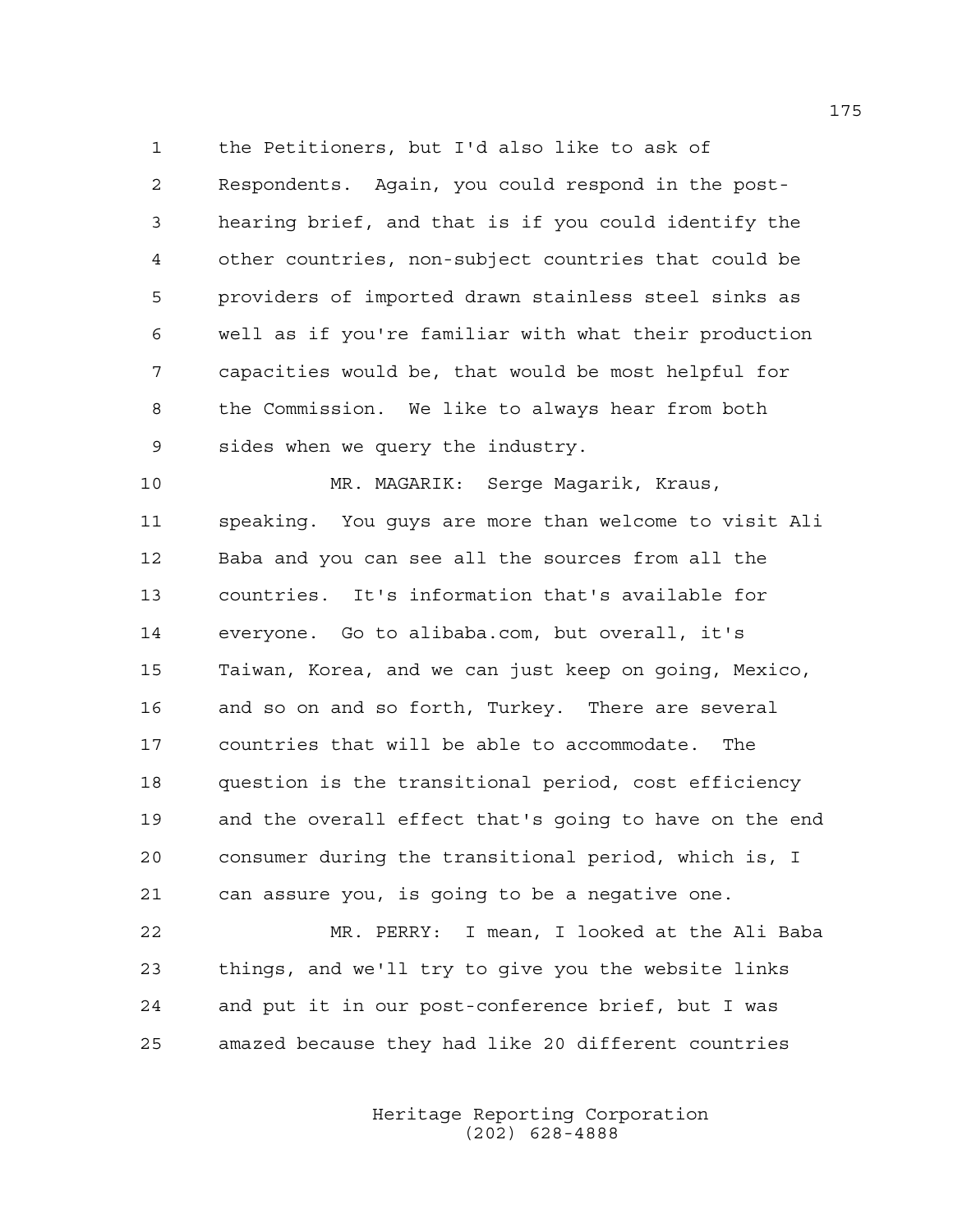the Petitioners, but I'd also like to ask of Respondents. Again, you could respond in the post-hearing brief, and that is if you could identify the other countries, non-subject countries that could be providers of imported drawn stainless steel sinks as well as if you're familiar with what their production capacities would be, that would be most helpful for the Commission. We like to always hear from both sides when we query the industry.

MR. MAGARIK: Serge Magarik, Kraus, speaking. You guys are more than welcome to visit Ali Baba and you can see all the sources from all the countries. It's information that's available for everyone. Go to alibaba.com, but overall, it's Taiwan, Korea, and we can just keep on going, Mexico, and so on and so forth, Turkey. There are several countries that will be able to accommodate. The question is the transitional period, cost efficiency and the overall effect that's going to have on the end consumer during the transitional period, which is, I can assure you, is going to be a negative one.

MR. PERRY: I mean, I looked at the Ali Baba things, and we'll try to give you the website links and put it in our post-conference brief, but I was amazed because they had like 20 different countries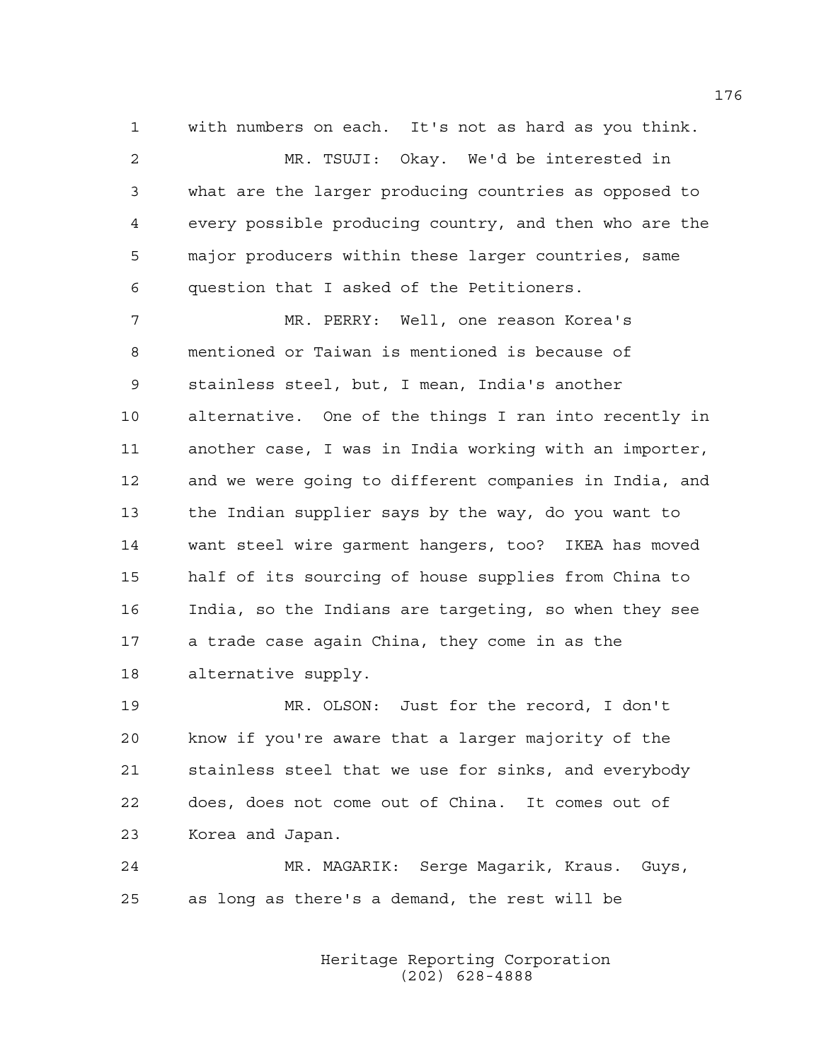with numbers on each. It's not as hard as you think.

MR. TSUJI: Okay. We'd be interested in what are the larger producing countries as opposed to every possible producing country, and then who are the major producers within these larger countries, same question that I asked of the Petitioners.

MR. PERRY: Well, one reason Korea's mentioned or Taiwan is mentioned is because of stainless steel, but, I mean, India's another alternative. One of the things I ran into recently in another case, I was in India working with an importer, and we were going to different companies in India, and the Indian supplier says by the way, do you want to want steel wire garment hangers, too? IKEA has moved half of its sourcing of house supplies from China to India, so the Indians are targeting, so when they see a trade case again China, they come in as the alternative supply.

MR. OLSON: Just for the record, I don't know if you're aware that a larger majority of the stainless steel that we use for sinks, and everybody does, does not come out of China. It comes out of Korea and Japan.

MR. MAGARIK: Serge Magarik, Kraus. Guys, as long as there's a demand, the rest will be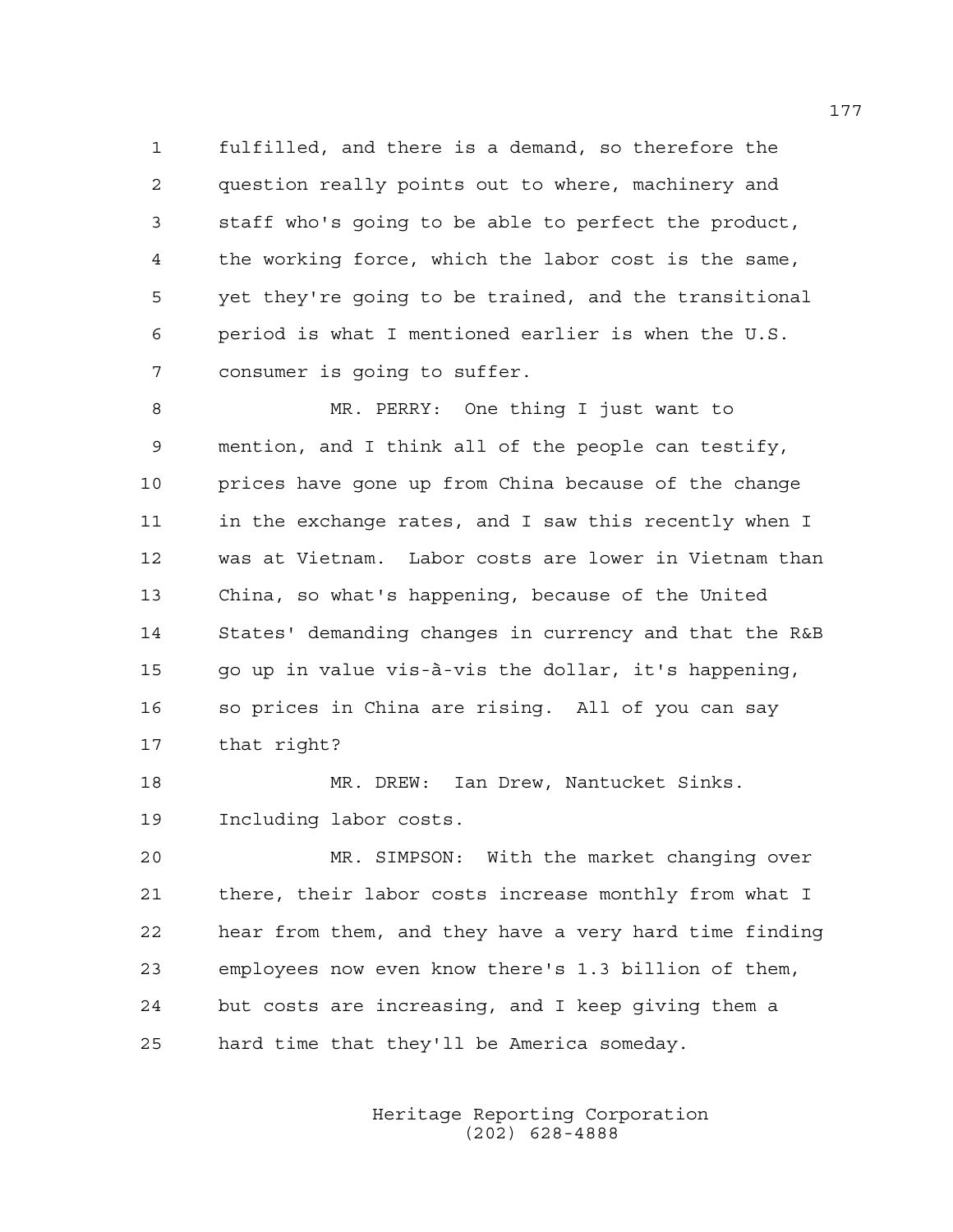fulfilled, and there is a demand, so therefore the question really points out to where, machinery and staff who's going to be able to perfect the product, the working force, which the labor cost is the same, yet they're going to be trained, and the transitional period is what I mentioned earlier is when the U.S. consumer is going to suffer.

MR. PERRY: One thing I just want to mention, and I think all of the people can testify, prices have gone up from China because of the change in the exchange rates, and I saw this recently when I was at Vietnam. Labor costs are lower in Vietnam than China, so what's happening, because of the United States' demanding changes in currency and that the R&B go up in value vis-à-vis the dollar, it's happening, so prices in China are rising. All of you can say that right?

MR. DREW: Ian Drew, Nantucket Sinks. Including labor costs.

MR. SIMPSON: With the market changing over there, their labor costs increase monthly from what I hear from them, and they have a very hard time finding employees now even know there's 1.3 billion of them, but costs are increasing, and I keep giving them a hard time that they'll be America someday.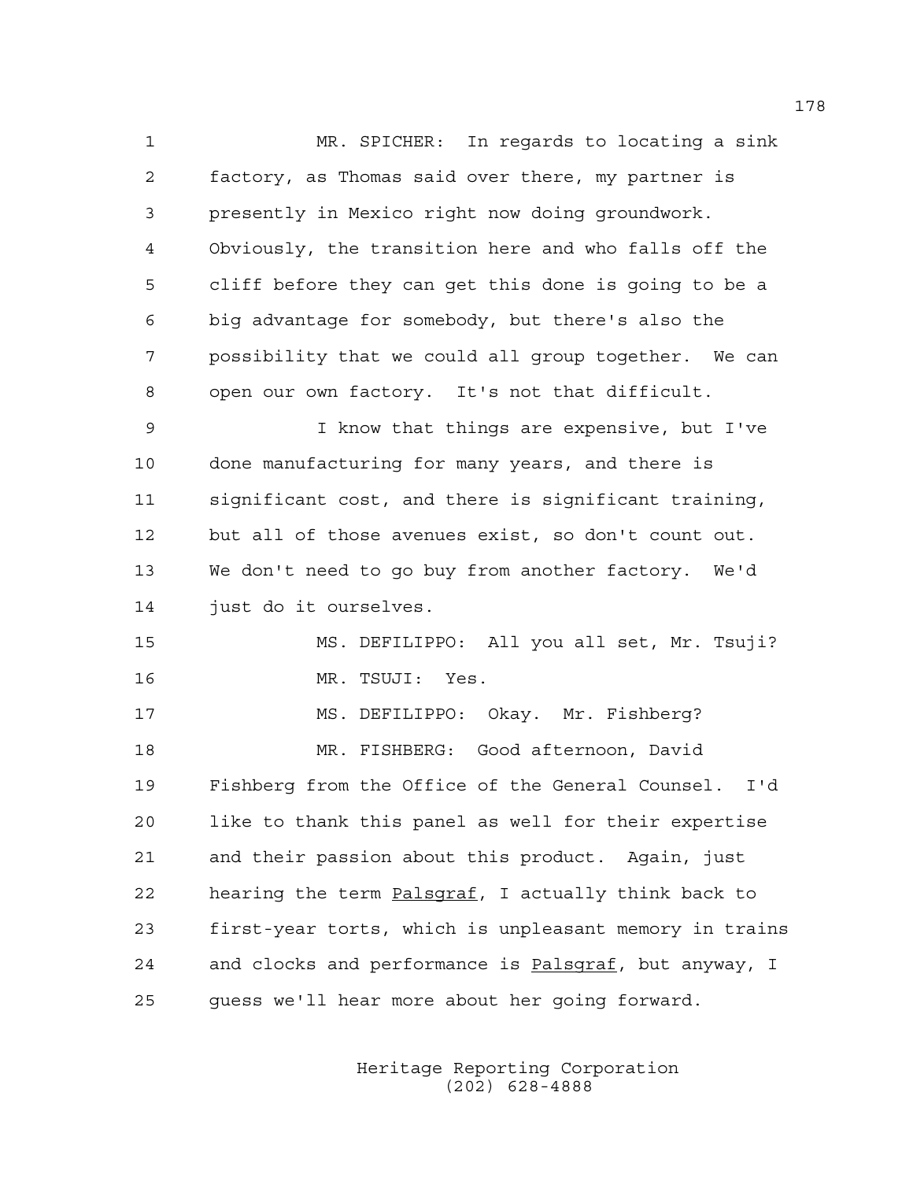MR. SPICHER: In regards to locating a sink factory, as Thomas said over there, my partner is presently in Mexico right now doing groundwork. Obviously, the transition here and who falls off the cliff before they can get this done is going to be a big advantage for somebody, but there's also the possibility that we could all group together. We can open our own factory. It's not that difficult.

I know that things are expensive, but I've done manufacturing for many years, and there is significant cost, and there is significant training, but all of those avenues exist, so don't count out. We don't need to go buy from another factory. We'd just do it ourselves.

MS. DEFILIPPO: All you all set, Mr. Tsuji?

MR. TSUJI: Yes.

MS. DEFILIPPO: Okay. Mr. Fishberg?

MR. FISHBERG: Good afternoon, David Fishberg from the Office of the General Counsel. I'd like to thank this panel as well for their expertise and their passion about this product. Again, just hearing the term Palsgraf, I actually think back to first-year torts, which is unpleasant memory in trains and clocks and performance is Palsgraf, but anyway, I guess we'll hear more about her going forward.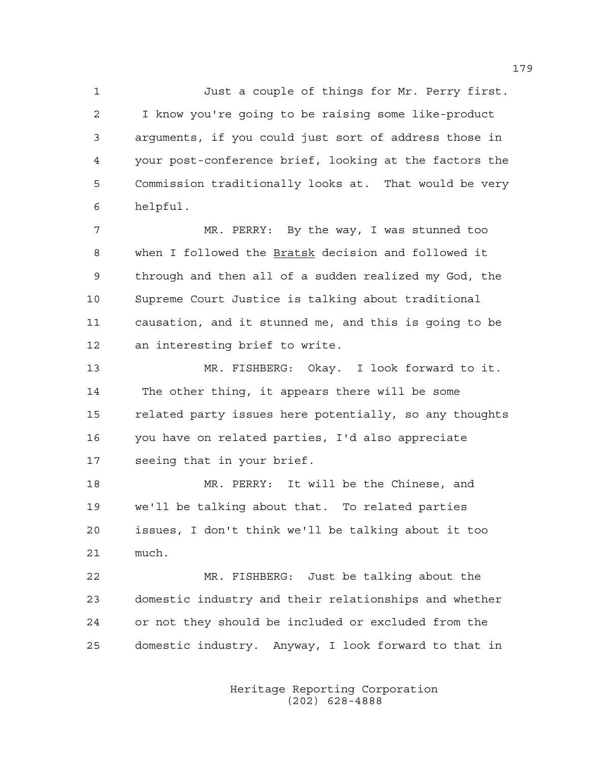Just a couple of things for Mr. Perry first. I know you're going to be raising some like-product arguments, if you could just sort of address those in your post-conference brief, looking at the factors the Commission traditionally looks at. That would be very helpful.

MR. PERRY: By the way, I was stunned too when I followed the Bratsk decision and followed it through and then all of a sudden realized my God, the Supreme Court Justice is talking about traditional causation, and it stunned me, and this is going to be an interesting brief to write.

MR. FISHBERG: Okay. I look forward to it. The other thing, it appears there will be some related party issues here potentially, so any thoughts you have on related parties, I'd also appreciate seeing that in your brief.

MR. PERRY: It will be the Chinese, and we'll be talking about that. To related parties issues, I don't think we'll be talking about it too much.

MR. FISHBERG: Just be talking about the domestic industry and their relationships and whether or not they should be included or excluded from the domestic industry. Anyway, I look forward to that in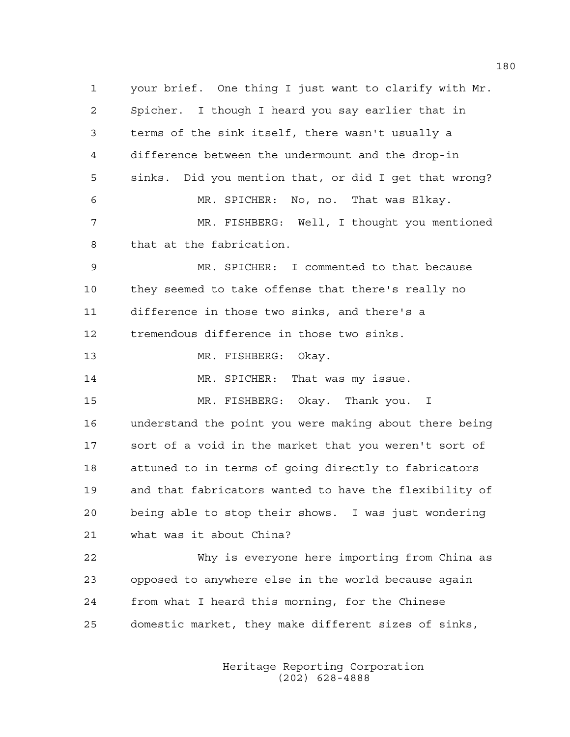your brief. One thing I just want to clarify with Mr. Spicher. I though I heard you say earlier that in terms of the sink itself, there wasn't usually a difference between the undermount and the drop-in sinks. Did you mention that, or did I get that wrong?

MR. SPICHER: No, no. That was Elkay.

MR. FISHBERG: Well, I thought you mentioned that at the fabrication.

MR. SPICHER: I commented to that because they seemed to take offense that there's really no difference in those two sinks, and there's a tremendous difference in those two sinks.

MR. FISHBERG: Okay.

MR. SPICHER: That was my issue.

MR. FISHBERG: Okay. Thank you. I understand the point you were making about there being sort of a void in the market that you weren't sort of attuned to in terms of going directly to fabricators and that fabricators wanted to have the flexibility of being able to stop their shows. I was just wondering what was it about China?

Why is everyone here importing from China as opposed to anywhere else in the world because again from what I heard this morning, for the Chinese domestic market, they make different sizes of sinks,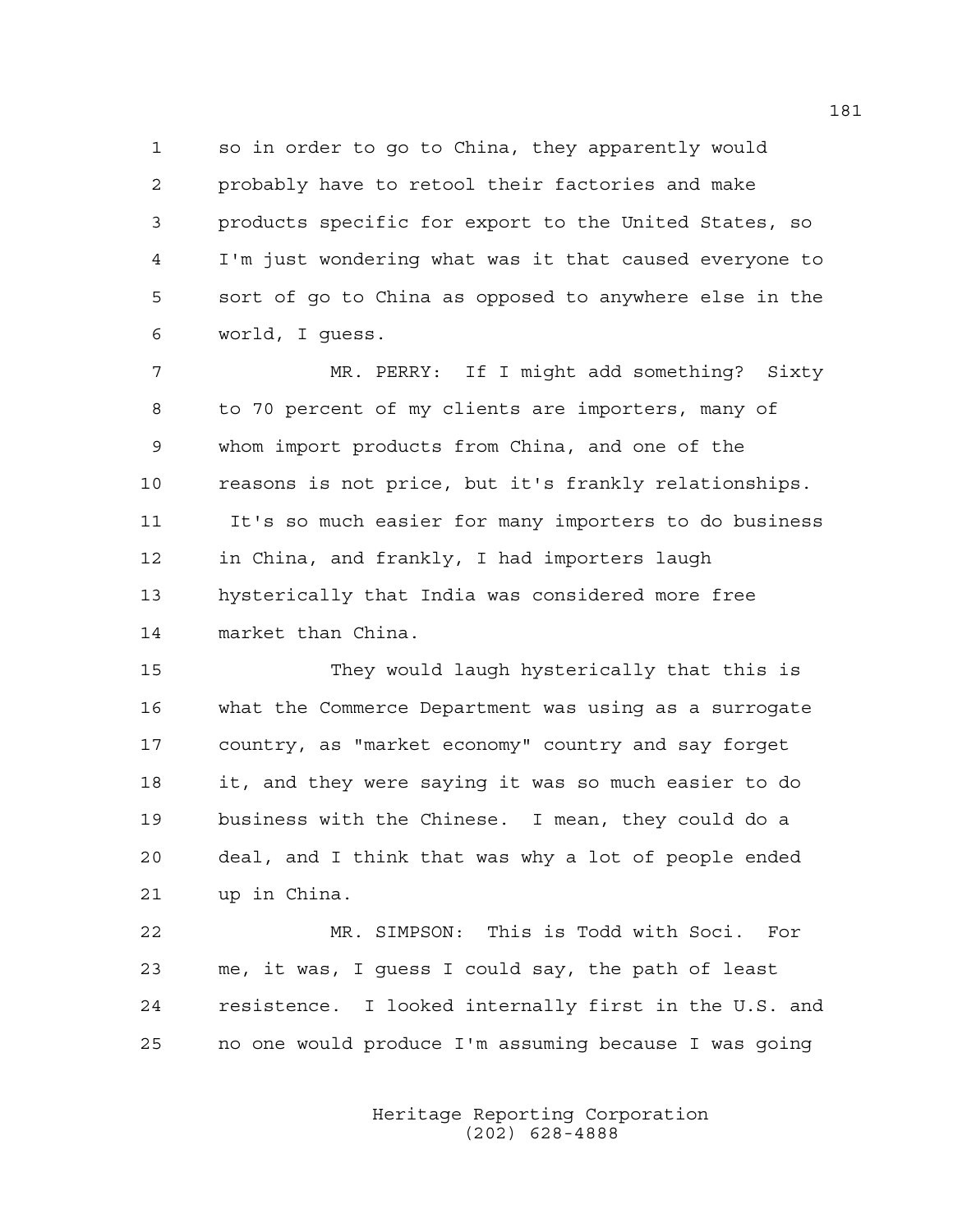so in order to go to China, they apparently would probably have to retool their factories and make products specific for export to the United States, so I'm just wondering what was it that caused everyone to sort of go to China as opposed to anywhere else in the world, I guess.

MR. PERRY: If I might add something? Sixty to 70 percent of my clients are importers, many of whom import products from China, and one of the reasons is not price, but it's frankly relationships. It's so much easier for many importers to do business in China, and frankly, I had importers laugh hysterically that India was considered more free market than China.

They would laugh hysterically that this is what the Commerce Department was using as a surrogate country, as "market economy" country and say forget it, and they were saying it was so much easier to do business with the Chinese. I mean, they could do a deal, and I think that was why a lot of people ended up in China.

MR. SIMPSON: This is Todd with Soci. For me, it was, I guess I could say, the path of least resistence. I looked internally first in the U.S. and no one would produce I'm assuming because I was going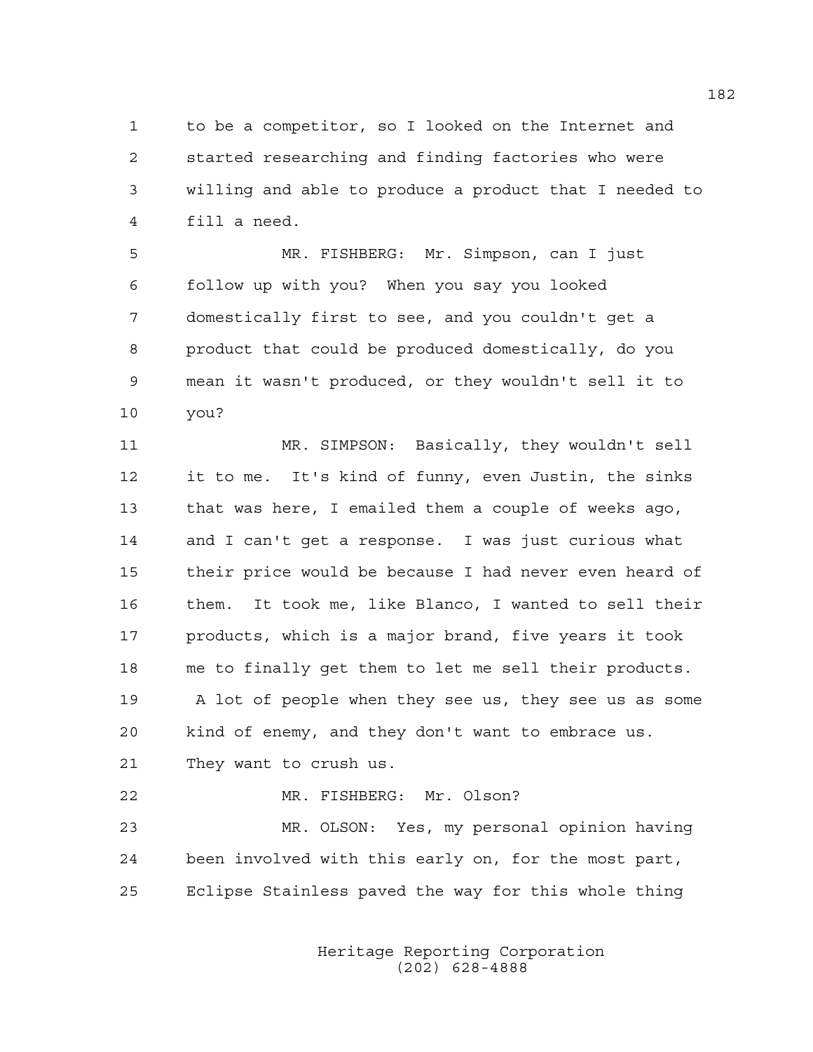to be a competitor, so I looked on the Internet and started researching and finding factories who were willing and able to produce a product that I needed to fill a need.

MR. FISHBERG: Mr. Simpson, can I just follow up with you? When you say you looked domestically first to see, and you couldn't get a product that could be produced domestically, do you mean it wasn't produced, or they wouldn't sell it to you?

MR. SIMPSON: Basically, they wouldn't sell it to me. It's kind of funny, even Justin, the sinks that was here, I emailed them a couple of weeks ago, and I can't get a response. I was just curious what their price would be because I had never even heard of them. It took me, like Blanco, I wanted to sell their products, which is a major brand, five years it took me to finally get them to let me sell their products. A lot of people when they see us, they see us as some kind of enemy, and they don't want to embrace us. They want to crush us.

MR. FISHBERG: Mr. Olson?

MR. OLSON: Yes, my personal opinion having been involved with this early on, for the most part, Eclipse Stainless paved the way for this whole thing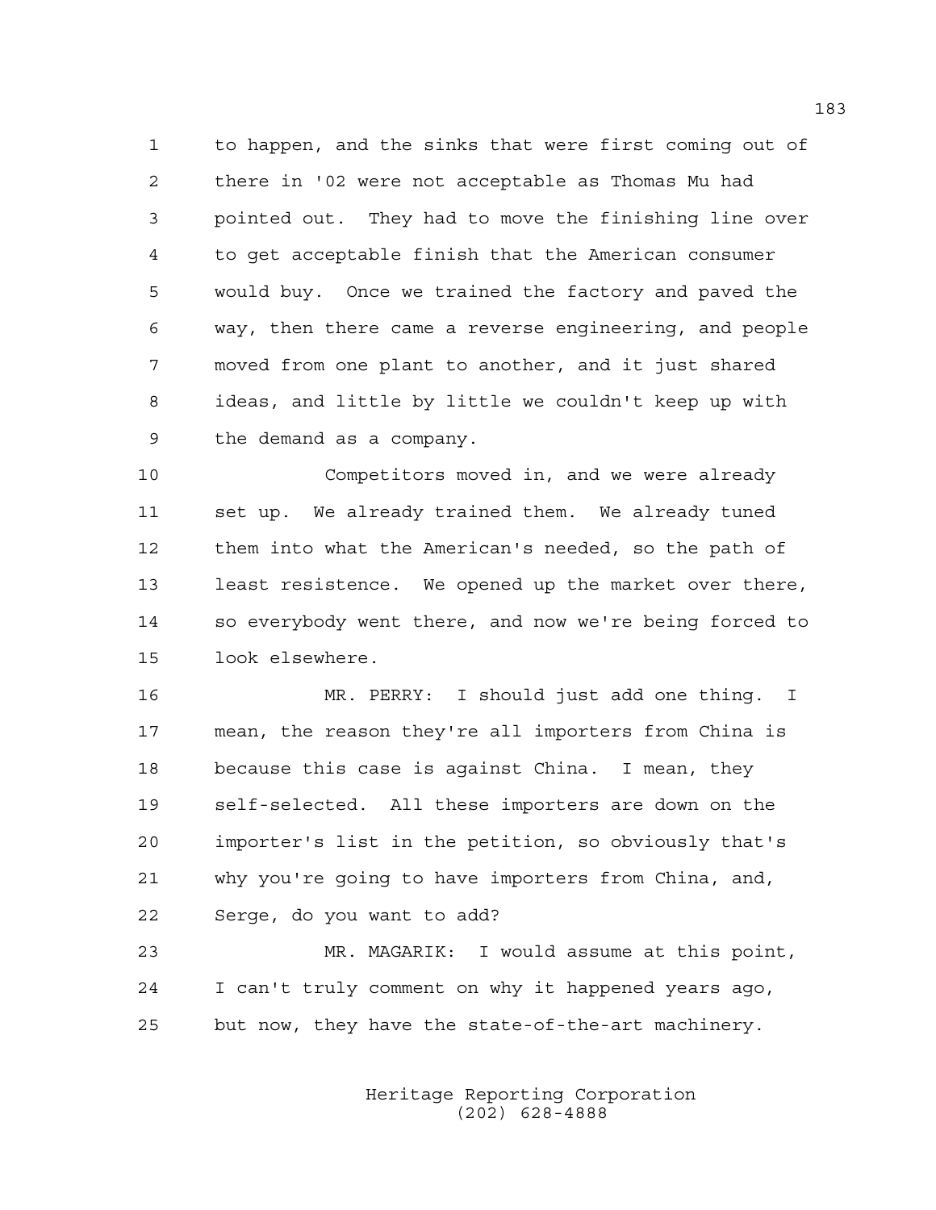to happen, and the sinks that were first coming out of there in '02 were not acceptable as Thomas Mu had pointed out. They had to move the finishing line over to get acceptable finish that the American consumer would buy. Once we trained the factory and paved the way, then there came a reverse engineering, and people moved from one plant to another, and it just shared ideas, and little by little we couldn't keep up with the demand as a company.

Competitors moved in, and we were already set up. We already trained them. We already tuned them into what the American's needed, so the path of least resistence. We opened up the market over there, so everybody went there, and now we're being forced to look elsewhere.

MR. PERRY: I should just add one thing. I mean, the reason they're all importers from China is because this case is against China. I mean, they self-selected. All these importers are down on the importer's list in the petition, so obviously that's why you're going to have importers from China, and, Serge, do you want to add?

MR. MAGARIK: I would assume at this point, I can't truly comment on why it happened years ago, but now, they have the state-of-the-art machinery.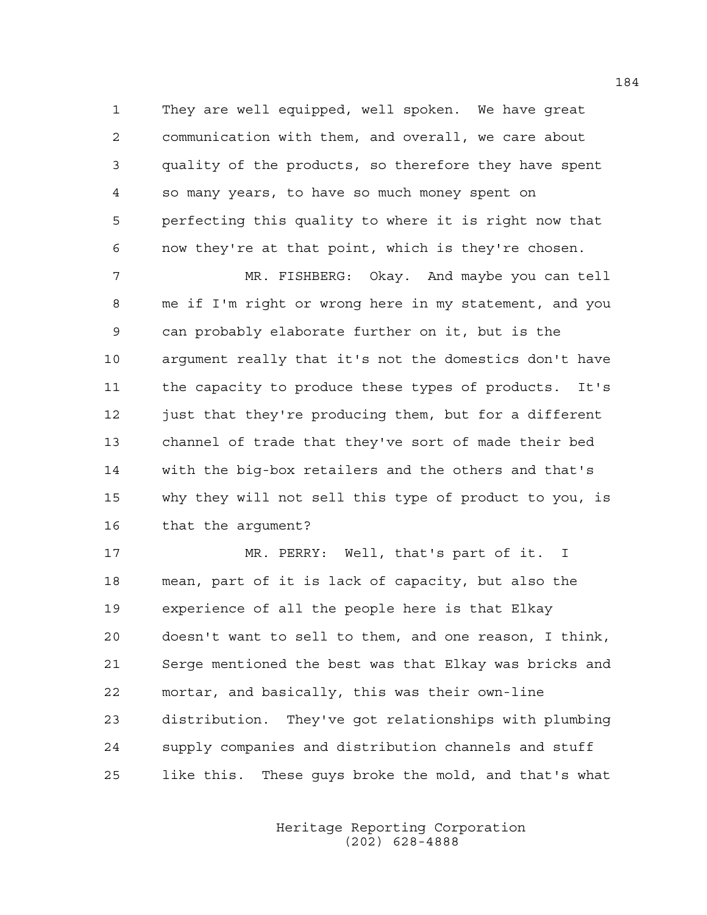They are well equipped, well spoken. We have great communication with them, and overall, we care about quality of the products, so therefore they have spent so many years, to have so much money spent on perfecting this quality to where it is right now that now they're at that point, which is they're chosen.

MR. FISHBERG: Okay. And maybe you can tell me if I'm right or wrong here in my statement, and you can probably elaborate further on it, but is the argument really that it's not the domestics don't have the capacity to produce these types of products. It's just that they're producing them, but for a different channel of trade that they've sort of made their bed with the big-box retailers and the others and that's why they will not sell this type of product to you, is that the argument?

MR. PERRY: Well, that's part of it. I mean, part of it is lack of capacity, but also the experience of all the people here is that Elkay doesn't want to sell to them, and one reason, I think, Serge mentioned the best was that Elkay was bricks and mortar, and basically, this was their own-line distribution. They've got relationships with plumbing supply companies and distribution channels and stuff like this. These guys broke the mold, and that's what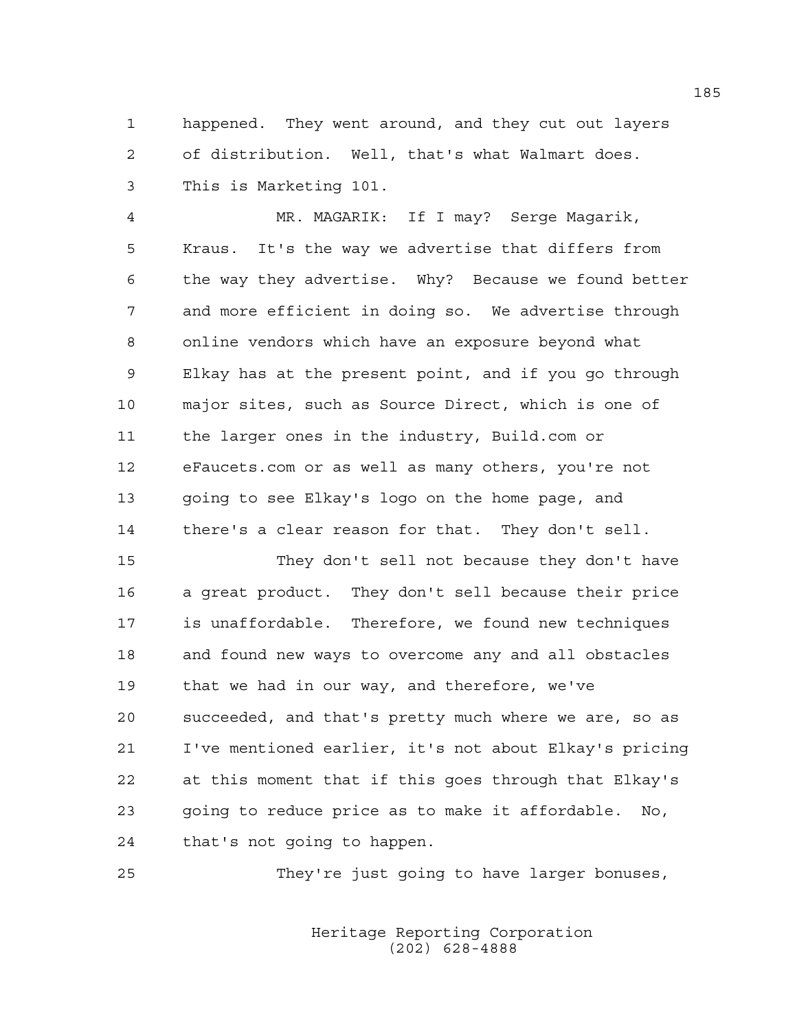happened. They went around, and they cut out layers of distribution. Well, that's what Walmart does. This is Marketing 101.

MR. MAGARIK: If I may? Serge Magarik, Kraus. It's the way we advertise that differs from the way they advertise. Why? Because we found better and more efficient in doing so. We advertise through online vendors which have an exposure beyond what Elkay has at the present point, and if you go through major sites, such as Source Direct, which is one of the larger ones in the industry, Build.com or eFaucets.com or as well as many others, you're not going to see Elkay's logo on the home page, and there's a clear reason for that. They don't sell.

They don't sell not because they don't have a great product. They don't sell because their price is unaffordable. Therefore, we found new techniques and found new ways to overcome any and all obstacles that we had in our way, and therefore, we've succeeded, and that's pretty much where we are, so as I've mentioned earlier, it's not about Elkay's pricing at this moment that if this goes through that Elkay's going to reduce price as to make it affordable. No, that's not going to happen.

They're just going to have larger bonuses,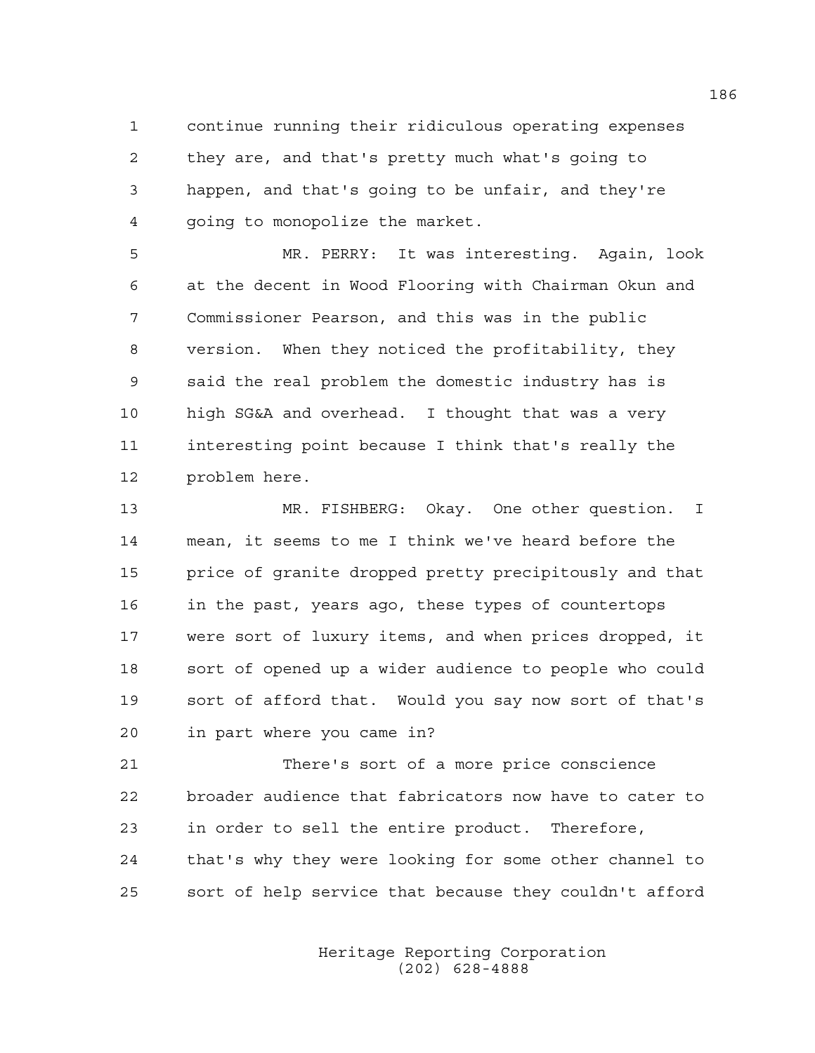continue running their ridiculous operating expenses they are, and that's pretty much what's going to happen, and that's going to be unfair, and they're going to monopolize the market.

MR. PERRY: It was interesting. Again, look at the decent in Wood Flooring with Chairman Okun and Commissioner Pearson, and this was in the public version. When they noticed the profitability, they said the real problem the domestic industry has is high SG&A and overhead. I thought that was a very interesting point because I think that's really the problem here.

MR. FISHBERG: Okay. One other question. I mean, it seems to me I think we've heard before the price of granite dropped pretty precipitously and that in the past, years ago, these types of countertops were sort of luxury items, and when prices dropped, it sort of opened up a wider audience to people who could sort of afford that. Would you say now sort of that's in part where you came in?

There's sort of a more price conscience broader audience that fabricators now have to cater to in order to sell the entire product. Therefore, that's why they were looking for some other channel to sort of help service that because they couldn't afford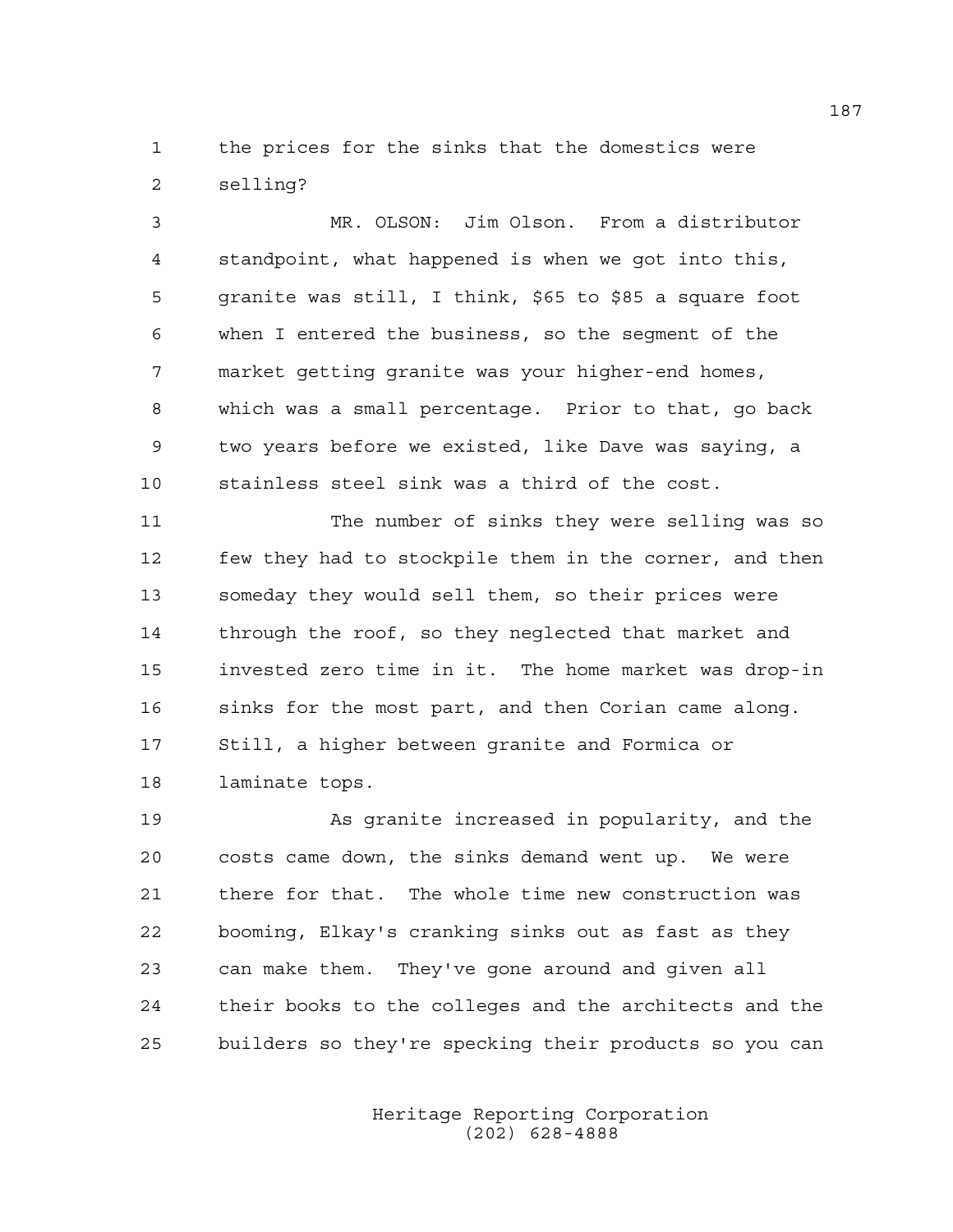the prices for the sinks that the domestics were selling?

MR. OLSON: Jim Olson. From a distributor standpoint, what happened is when we got into this, granite was still, I think, $65 to $85 a square foot when I entered the business, so the segment of the market getting granite was your higher-end homes, which was a small percentage. Prior to that, go back two years before we existed, like Dave was saying, a stainless steel sink was a third of the cost.

The number of sinks they were selling was so few they had to stockpile them in the corner, and then someday they would sell them, so their prices were through the roof, so they neglected that market and invested zero time in it. The home market was drop-in sinks for the most part, and then Corian came along. Still, a higher between granite and Formica or laminate tops.

As granite increased in popularity, and the costs came down, the sinks demand went up. We were there for that. The whole time new construction was booming, Elkay's cranking sinks out as fast as they can make them. They've gone around and given all their books to the colleges and the architects and the builders so they're specking their products so you can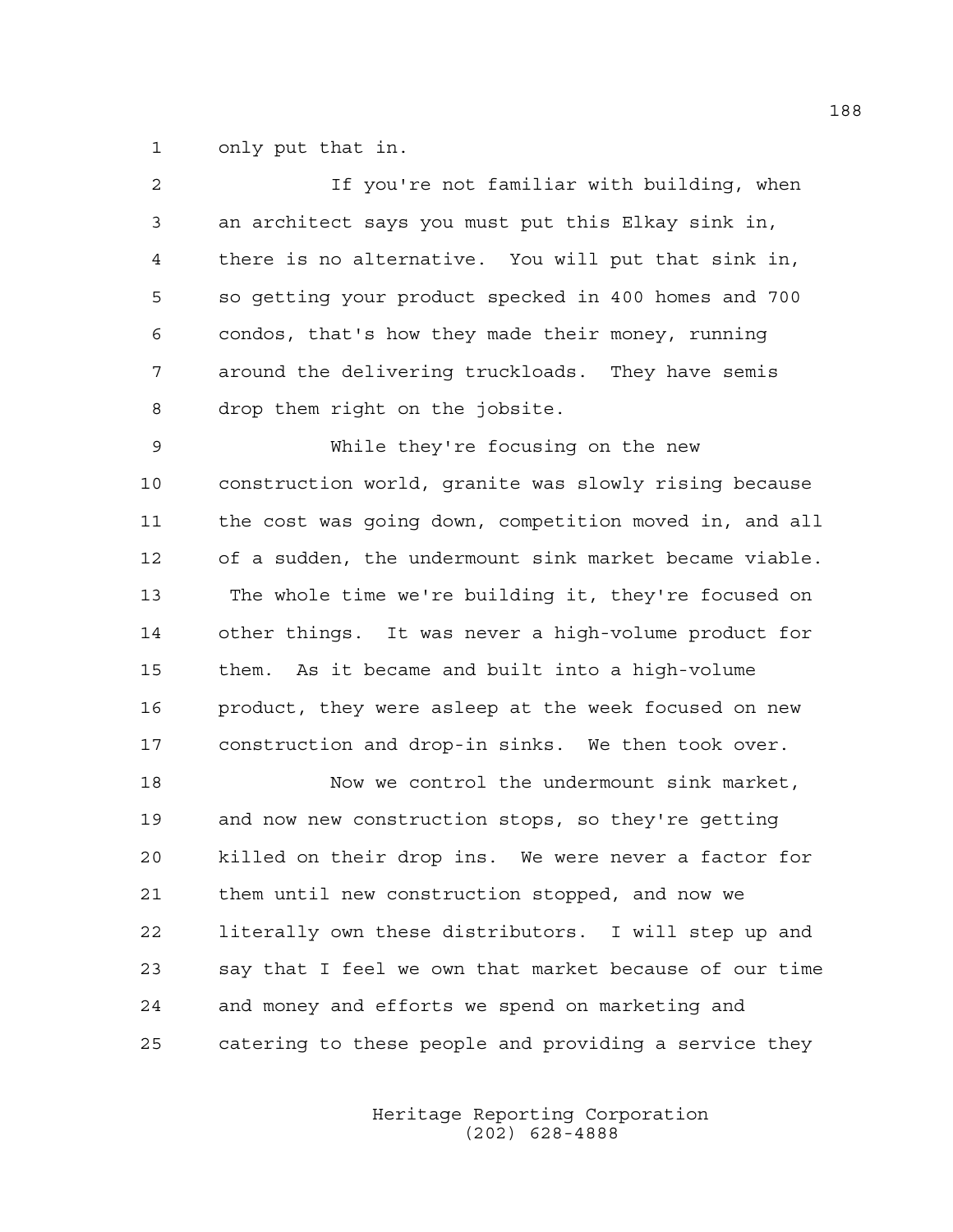only put that in.

If you're not familiar with building, when an architect says you must put this Elkay sink in, there is no alternative. You will put that sink in, so getting your product specked in 400 homes and 700 condos, that's how they made their money, running around the delivering truckloads. They have semis drop them right on the jobsite.

While they're focusing on the new construction world, granite was slowly rising because the cost was going down, competition moved in, and all of a sudden, the undermount sink market became viable. The whole time we're building it, they're focused on other things. It was never a high-volume product for them. As it became and built into a high-volume product, they were asleep at the week focused on new construction and drop-in sinks. We then took over.

Now we control the undermount sink market, and now new construction stops, so they're getting killed on their drop ins. We were never a factor for them until new construction stopped, and now we literally own these distributors. I will step up and say that I feel we own that market because of our time and money and efforts we spend on marketing and catering to these people and providing a service they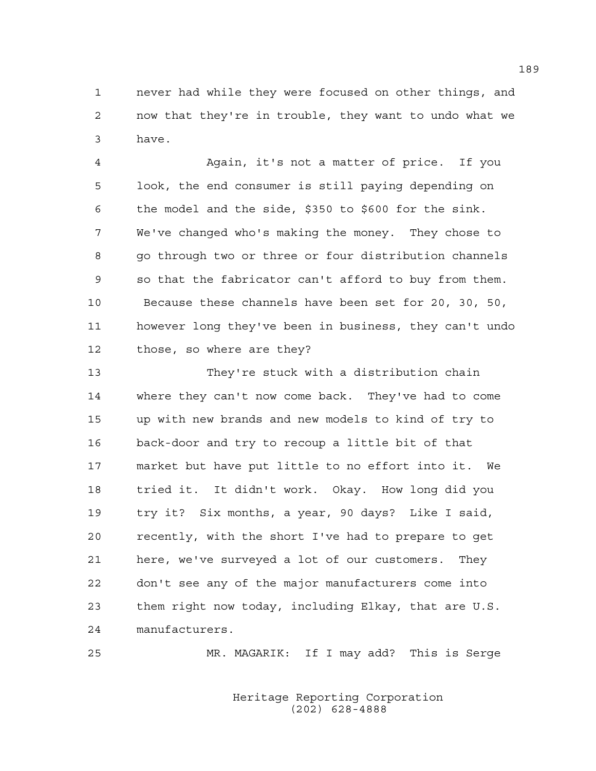never had while they were focused on other things, and now that they're in trouble, they want to undo what we have.

Again, it's not a matter of price. If you look, the end consumer is still paying depending on the model and the side, $350 to $600 for the sink. We've changed who's making the money. They chose to go through two or three or four distribution channels so that the fabricator can't afford to buy from them. Because these channels have been set for 20, 30, 50, however long they've been in business, they can't undo those, so where are they?

They're stuck with a distribution chain where they can't now come back. They've had to come up with new brands and new models to kind of try to back-door and try to recoup a little bit of that market but have put little to no effort into it. We tried it. It didn't work. Okay. How long did you try it? Six months, a year, 90 days? Like I said, recently, with the short I've had to prepare to get here, we've surveyed a lot of our customers. They don't see any of the major manufacturers come into them right now today, including Elkay, that are U.S. manufacturers.

MR. MAGARIK: If I may add? This is Serge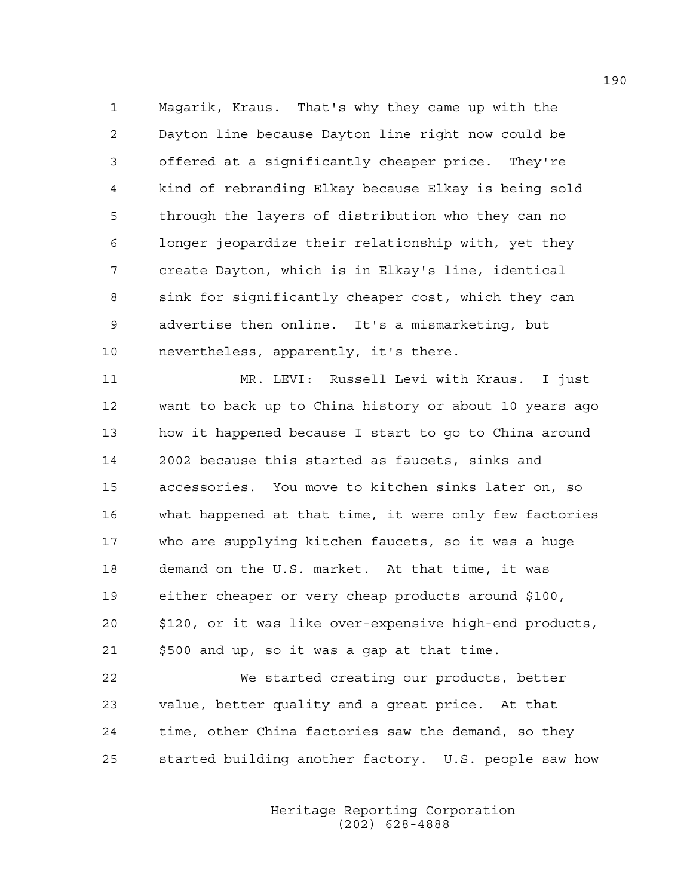Magarik, Kraus. That's why they came up with the Dayton line because Dayton line right now could be offered at a significantly cheaper price. They're kind of rebranding Elkay because Elkay is being sold through the layers of distribution who they can no longer jeopardize their relationship with, yet they create Dayton, which is in Elkay's line, identical sink for significantly cheaper cost, which they can advertise then online. It's a mismarketing, but nevertheless, apparently, it's there.

MR. LEVI: Russell Levi with Kraus. I just want to back up to China history or about 10 years ago how it happened because I start to go to China around 2002 because this started as faucets, sinks and accessories. You move to kitchen sinks later on, so what happened at that time, it were only few factories who are supplying kitchen faucets, so it was a huge demand on the U.S. market. At that time, it was either cheaper or very cheap products around $100, $120, or it was like over-expensive high-end products, $500 and up, so it was a gap at that time.

We started creating our products, better value, better quality and a great price. At that time, other China factories saw the demand, so they started building another factory. U.S. people saw how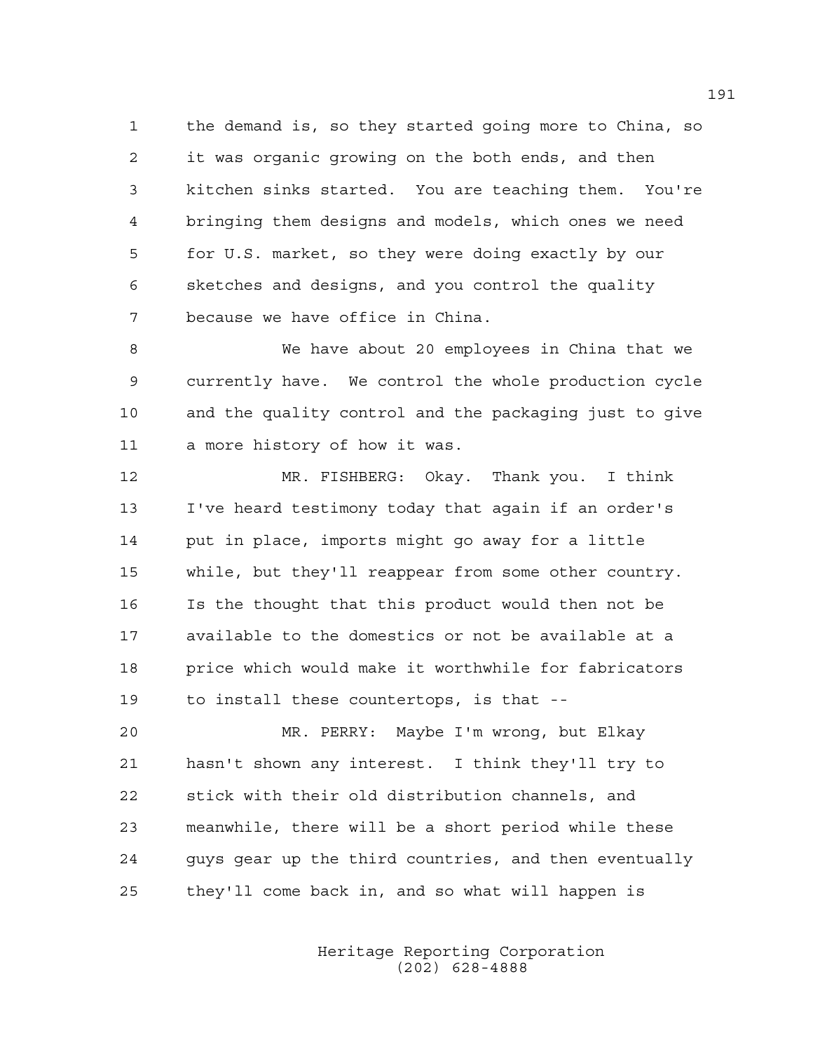the demand is, so they started going more to China, so it was organic growing on the both ends, and then kitchen sinks started. You are teaching them. You're bringing them designs and models, which ones we need for U.S. market, so they were doing exactly by our sketches and designs, and you control the quality because we have office in China.

We have about 20 employees in China that we currently have. We control the whole production cycle and the quality control and the packaging just to give a more history of how it was.

MR. FISHBERG: Okay. Thank you. I think I've heard testimony today that again if an order's put in place, imports might go away for a little while, but they'll reappear from some other country. Is the thought that this product would then not be available to the domestics or not be available at a price which would make it worthwhile for fabricators to install these countertops, is that --

MR. PERRY: Maybe I'm wrong, but Elkay hasn't shown any interest. I think they'll try to stick with their old distribution channels, and meanwhile, there will be a short period while these guys gear up the third countries, and then eventually they'll come back in, and so what will happen is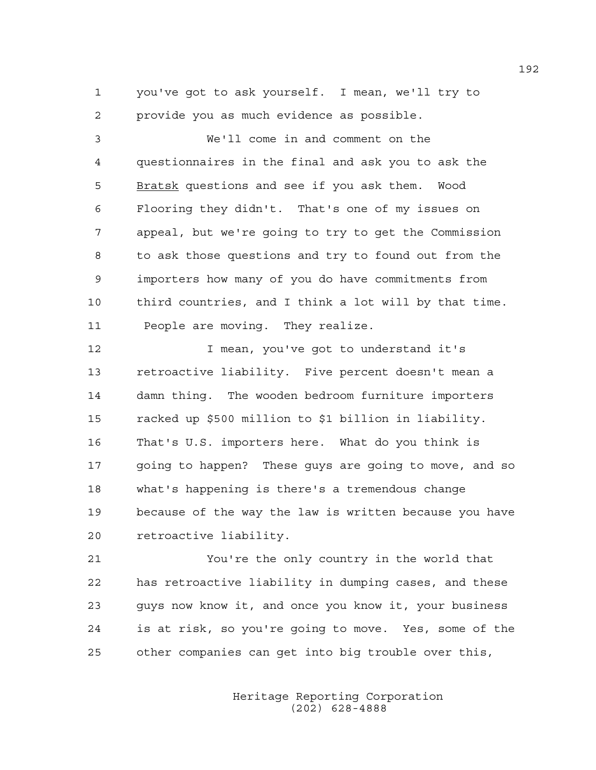1 you've got to ask yourself. I mean, we'll try to
2 provide you as much evidence as possible.

3 We'll come in and comment on the
4 questionnaires in the final and ask you to ask the
5 Bratsk questions and see if you ask them. Wood
6 Flooring they didn't. That's one of my issues on
7 appeal, but we're going to try to get the Commission
8 to ask those questions and try to found out from the
9 importers how many of you do have commitments from
10 third countries, and I think a lot will by that time.
11 People are moving. They realize.

12 I mean, you've got to understand it's
13 retroactive liability. Five percent doesn't mean a
14 damn thing. The wooden bedroom furniture importers
15 racked up $500 million to $1 billion in liability.
16 That's U.S. importers here. What do you think is
17 going to happen? These guys are going to move, and so
18 what's happening is there's a tremendous change
19 because of the way the law is written because you have
20 retroactive liability.

21 You're the only country in the world that
22 has retroactive liability in dumping cases, and these
23 guys now know it, and once you know it, your business
24 is at risk, so you're going to move. Yes, some of the
25 other companies can get into big trouble over this,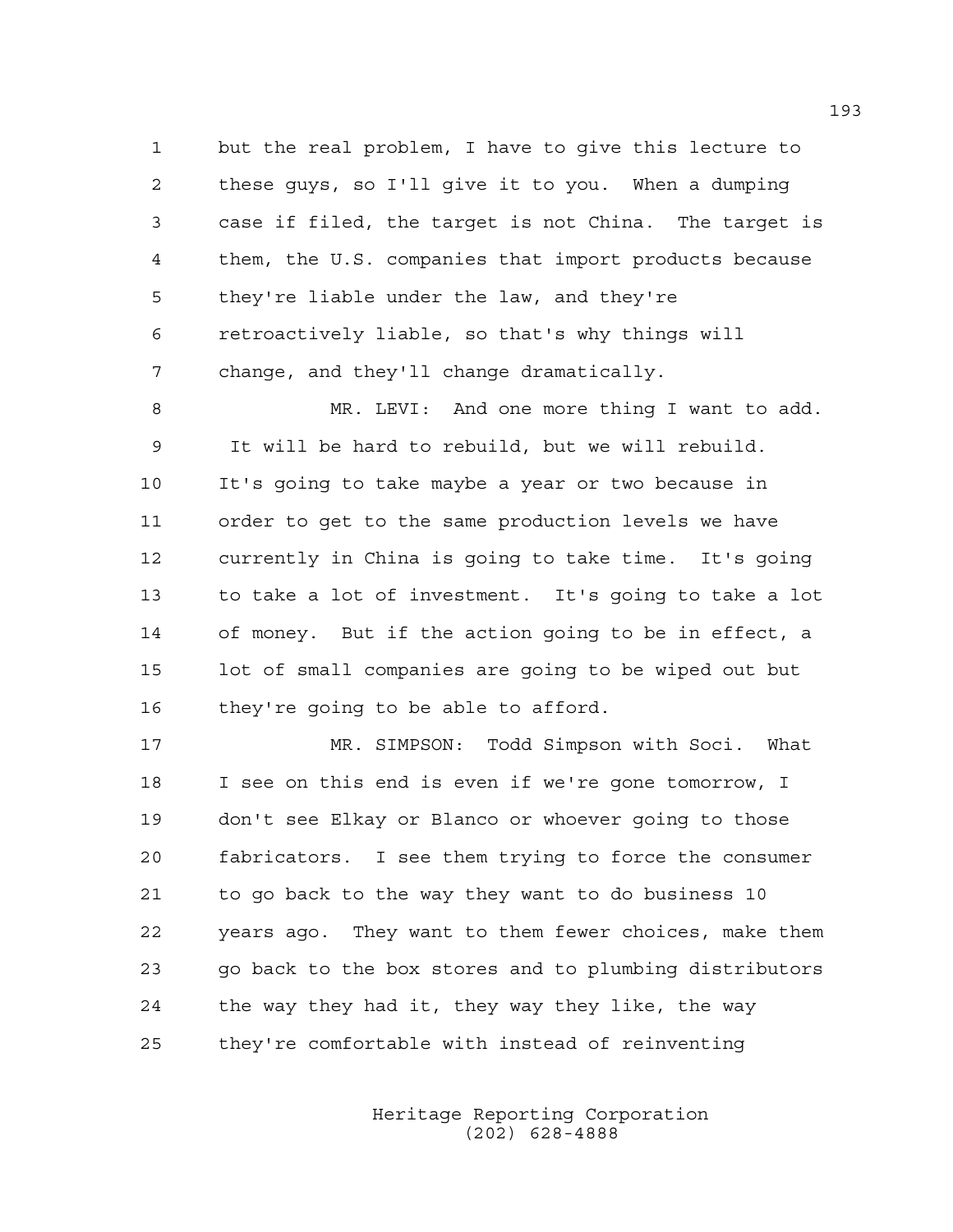but the real problem, I have to give this lecture to these guys, so I'll give it to you. When a dumping case if filed, the target is not China. The target is them, the U.S. companies that import products because they're liable under the law, and they're retroactively liable, so that's why things will change, and they'll change dramatically.

MR. LEVI: And one more thing I want to add. It will be hard to rebuild, but we will rebuild. It's going to take maybe a year or two because in order to get to the same production levels we have currently in China is going to take time. It's going to take a lot of investment. It's going to take a lot of money. But if the action going to be in effect, a lot of small companies are going to be wiped out but they're going to be able to afford.

MR. SIMPSON: Todd Simpson with Soci. What I see on this end is even if we're gone tomorrow, I don't see Elkay or Blanco or whoever going to those fabricators. I see them trying to force the consumer to go back to the way they want to do business 10 years ago. They want to them fewer choices, make them go back to the box stores and to plumbing distributors the way they had it, they way they like, the way they're comfortable with instead of reinventing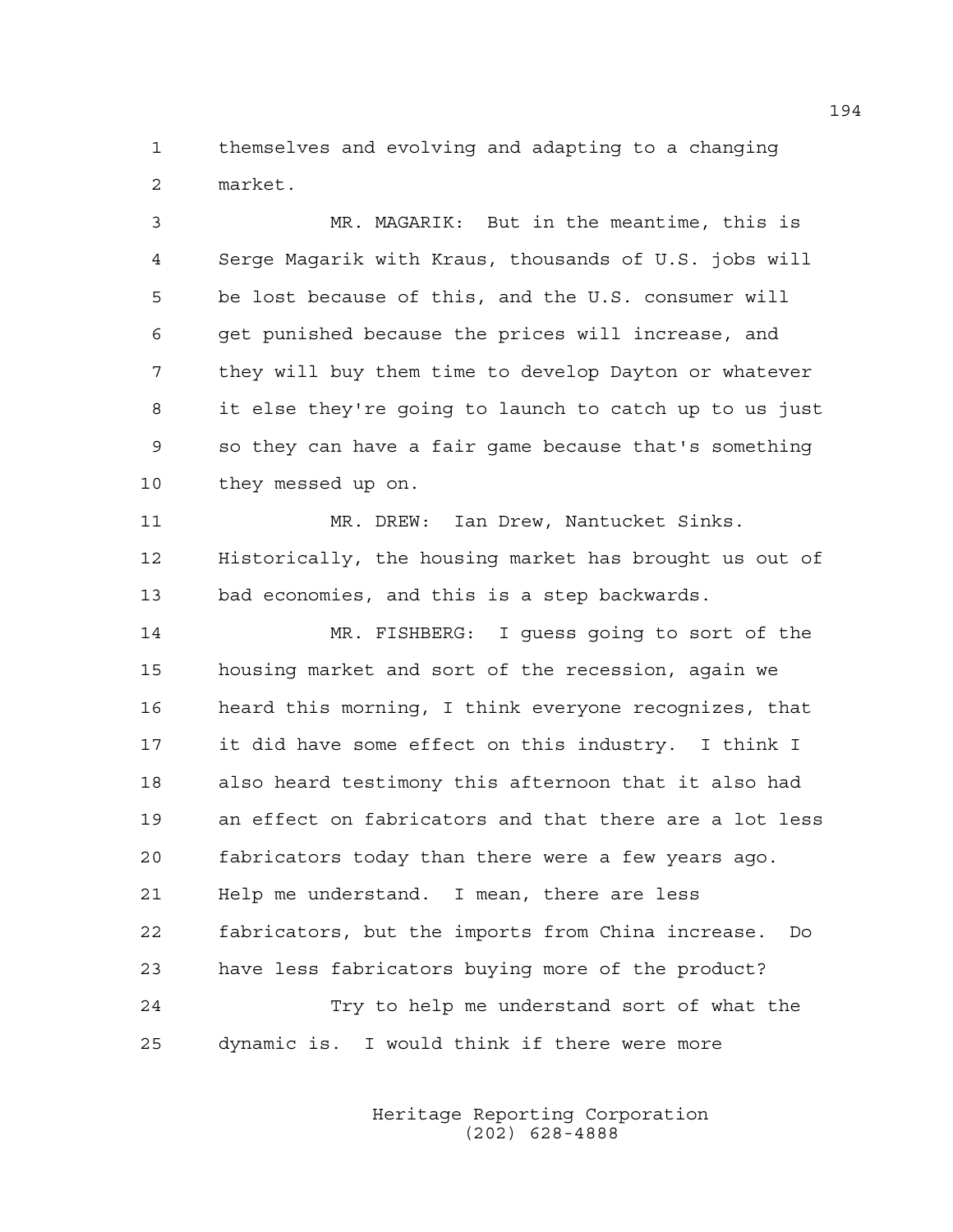themselves and evolving and adapting to a changing market.

MR. MAGARIK: But in the meantime, this is Serge Magarik with Kraus, thousands of U.S. jobs will be lost because of this, and the U.S. consumer will get punished because the prices will increase, and they will buy them time to develop Dayton or whatever it else they're going to launch to catch up to us just so they can have a fair game because that's something they messed up on.

MR. DREW: Ian Drew, Nantucket Sinks. Historically, the housing market has brought us out of bad economies, and this is a step backwards.

MR. FISHBERG: I guess going to sort of the housing market and sort of the recession, again we heard this morning, I think everyone recognizes, that it did have some effect on this industry. I think I also heard testimony this afternoon that it also had an effect on fabricators and that there are a lot less fabricators today than there were a few years ago. Help me understand. I mean, there are less fabricators, but the imports from China increase. Do have less fabricators buying more of the product?

Try to help me understand sort of what the dynamic is. I would think if there were more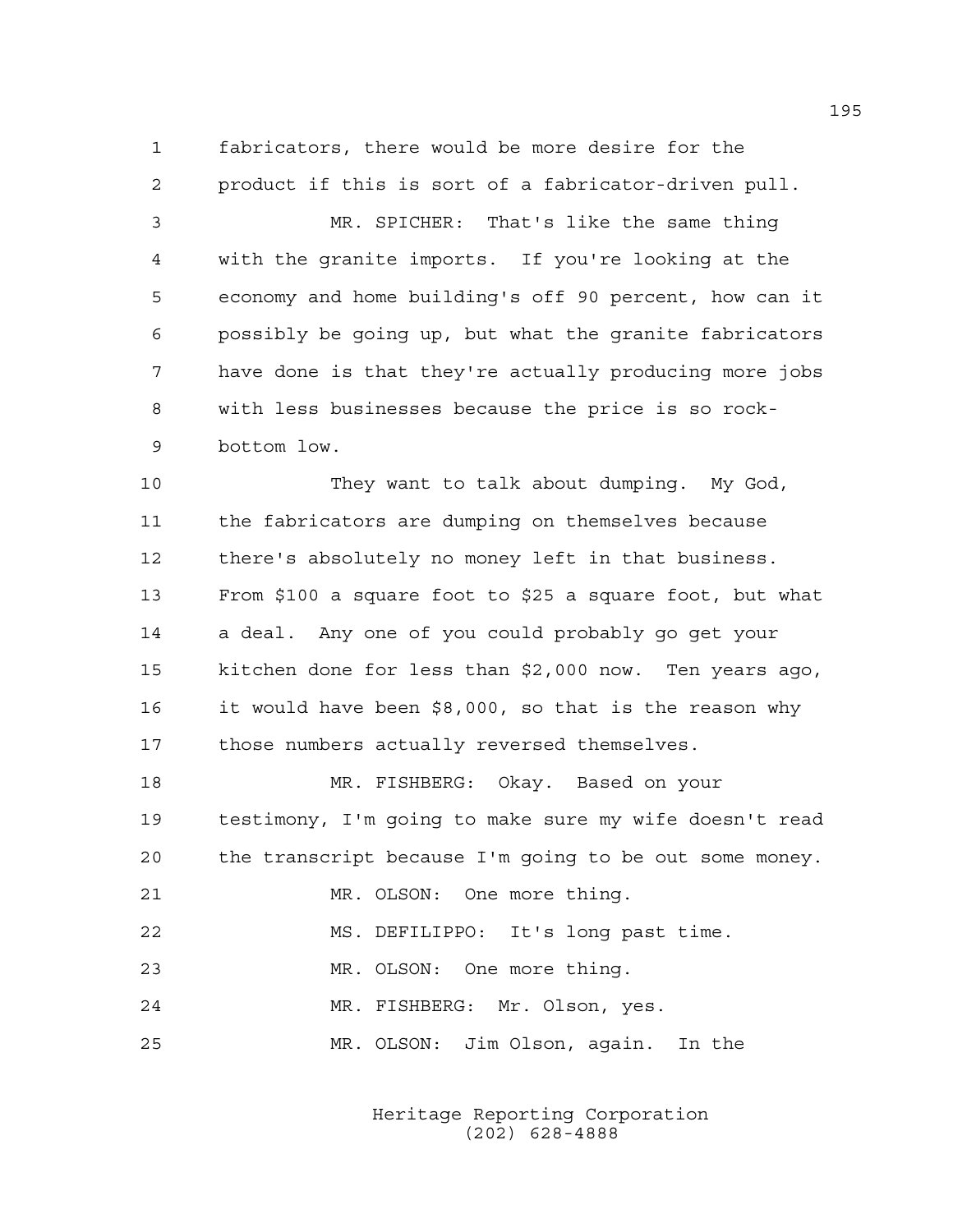fabricators, there would be more desire for the product if this is sort of a fabricator-driven pull.

MR. SPICHER: That's like the same thing with the granite imports. If you're looking at the economy and home building's off 90 percent, how can it possibly be going up, but what the granite fabricators have done is that they're actually producing more jobs with less businesses because the price is so rock-bottom low.

They want to talk about dumping. My God, the fabricators are dumping on themselves because there's absolutely no money left in that business. From $100 a square foot to $25 a square foot, but what a deal. Any one of you could probably go get your kitchen done for less than $2,000 now. Ten years ago, it would have been $8,000, so that is the reason why those numbers actually reversed themselves.

MR. FISHBERG: Okay. Based on your testimony, I'm going to make sure my wife doesn't read the transcript because I'm going to be out some money.

MR. OLSON: One more thing.

MS. DEFILIPPO: It's long past time.

MR. OLSON: One more thing.

MR. FISHBERG: Mr. Olson, yes.

MR. OLSON: Jim Olson, again. In the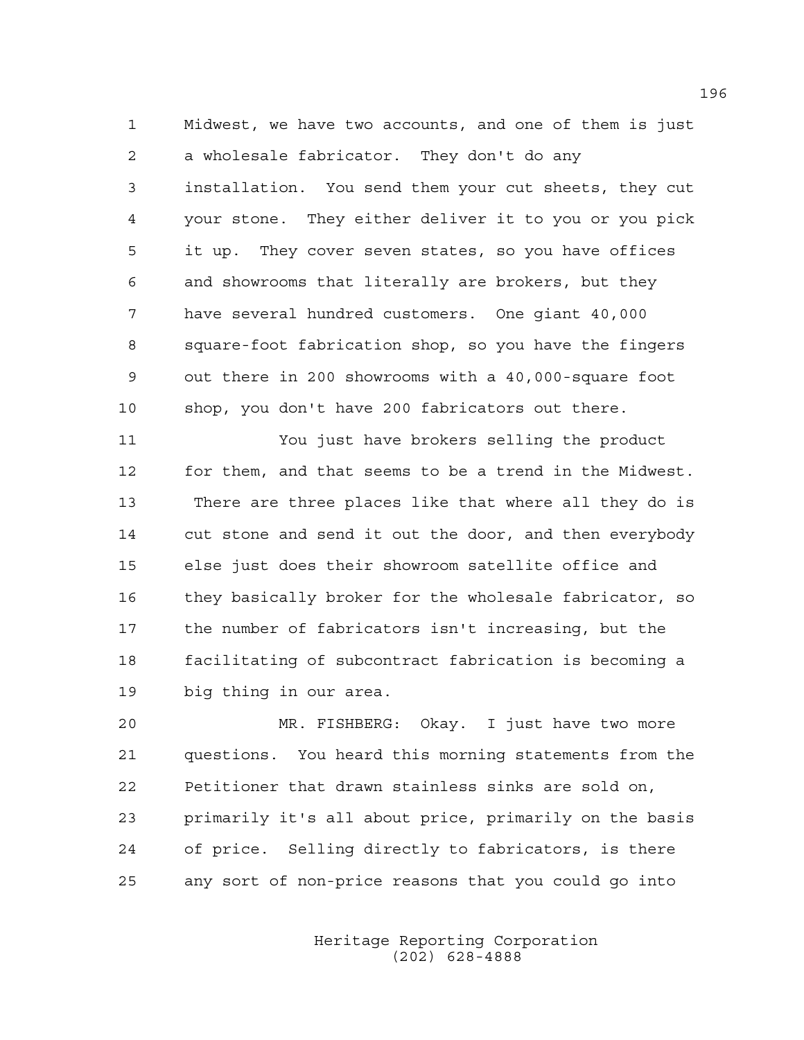Midwest, we have two accounts, and one of them is just a wholesale fabricator. They don't do any installation. You send them your cut sheets, they cut your stone. They either deliver it to you or you pick it up. They cover seven states, so you have offices and showrooms that literally are brokers, but they have several hundred customers. One giant 40,000 square-foot fabrication shop, so you have the fingers out there in 200 showrooms with a 40,000-square foot shop, you don't have 200 fabricators out there.

You just have brokers selling the product for them, and that seems to be a trend in the Midwest. There are three places like that where all they do is cut stone and send it out the door, and then everybody else just does their showroom satellite office and they basically broker for the wholesale fabricator, so the number of fabricators isn't increasing, but the facilitating of subcontract fabrication is becoming a big thing in our area.

MR. FISHBERG: Okay. I just have two more questions. You heard this morning statements from the Petitioner that drawn stainless sinks are sold on, primarily it's all about price, primarily on the basis of price. Selling directly to fabricators, is there any sort of non-price reasons that you could go into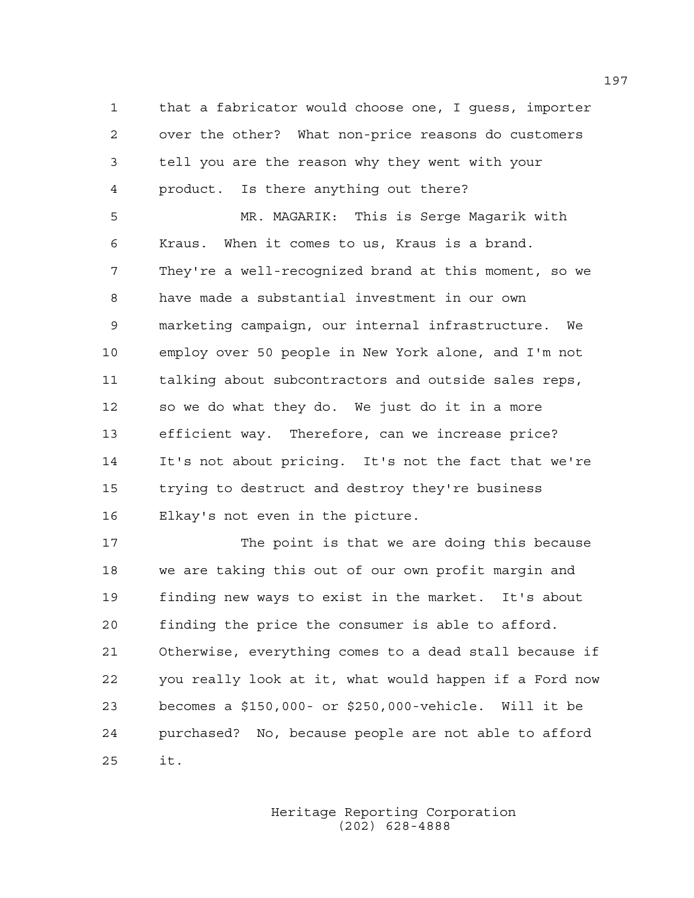that a fabricator would choose one, I guess, importer over the other? What non-price reasons do customers tell you are the reason why they went with your product. Is there anything out there?

MR. MAGARIK: This is Serge Magarik with Kraus. When it comes to us, Kraus is a brand. They're a well-recognized brand at this moment, so we have made a substantial investment in our own marketing campaign, our internal infrastructure. We employ over 50 people in New York alone, and I'm not talking about subcontractors and outside sales reps, so we do what they do. We just do it in a more efficient way. Therefore, can we increase price? It's not about pricing. It's not the fact that we're trying to destruct and destroy they're business Elkay's not even in the picture.

The point is that we are doing this because we are taking this out of our own profit margin and finding new ways to exist in the market. It's about finding the price the consumer is able to afford. Otherwise, everything comes to a dead stall because if you really look at it, what would happen if a Ford now becomes a $150,000- or $250,000-vehicle. Will it be purchased? No, because people are not able to afford it.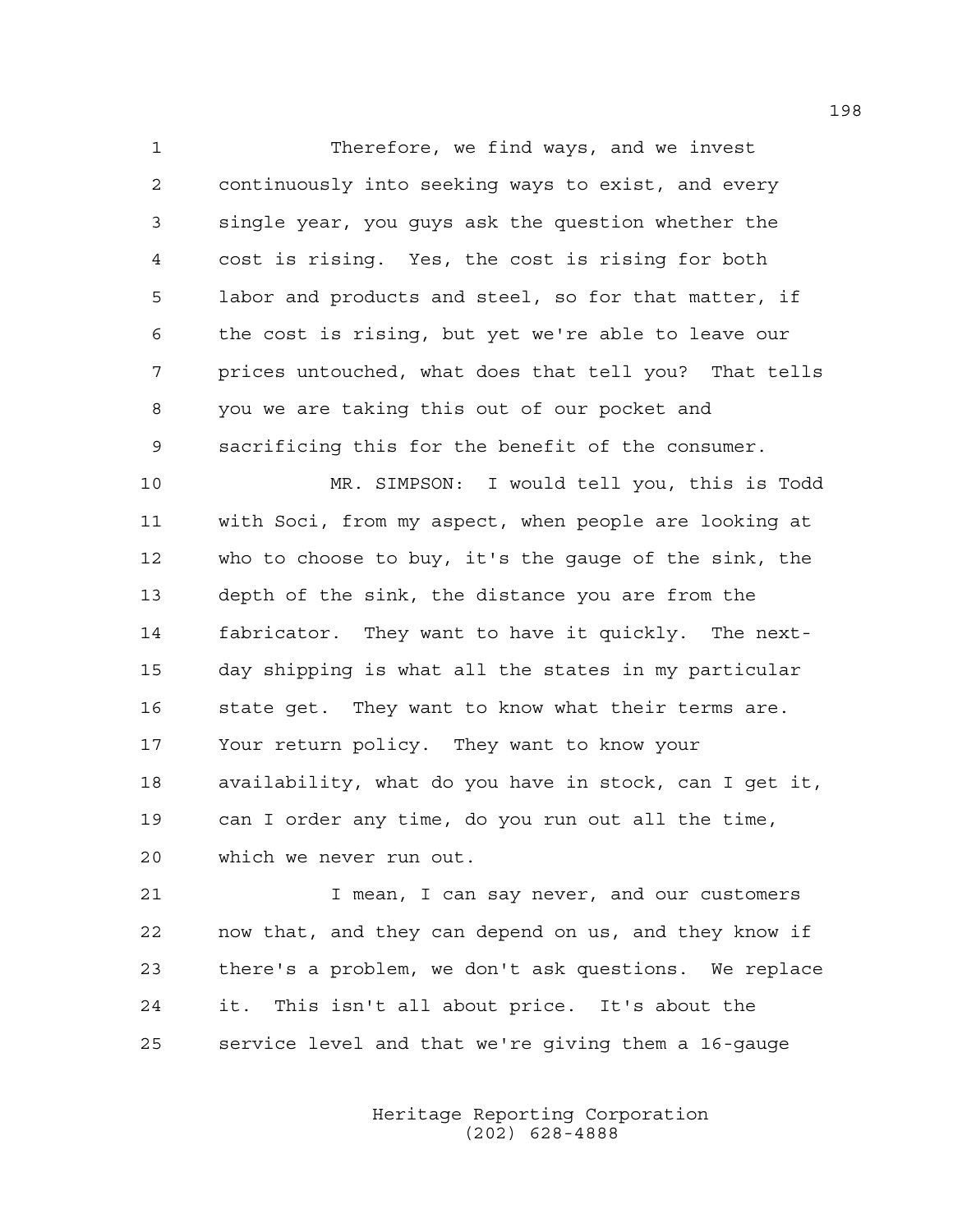Therefore, we find ways, and we invest continuously into seeking ways to exist, and every single year, you guys ask the question whether the cost is rising. Yes, the cost is rising for both labor and products and steel, so for that matter, if the cost is rising, but yet we're able to leave our prices untouched, what does that tell you? That tells you we are taking this out of our pocket and sacrificing this for the benefit of the consumer.

MR. SIMPSON: I would tell you, this is Todd with Soci, from my aspect, when people are looking at who to choose to buy, it's the gauge of the sink, the depth of the sink, the distance you are from the fabricator. They want to have it quickly. The next-day shipping is what all the states in my particular state get. They want to know what their terms are. Your return policy. They want to know your availability, what do you have in stock, can I get it, can I order any time, do you run out all the time, which we never run out.

I mean, I can say never, and our customers now that, and they can depend on us, and they know if there's a problem, we don't ask questions. We replace it. This isn't all about price. It's about the service level and that we're giving them a 16-gauge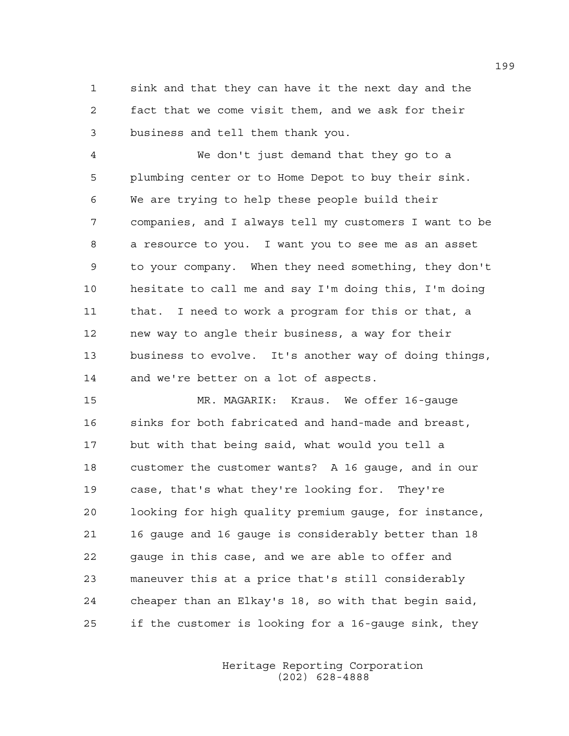sink and that they can have it the next day and the fact that we come visit them, and we ask for their business and tell them thank you.

We don't just demand that they go to a plumbing center or to Home Depot to buy their sink. We are trying to help these people build their companies, and I always tell my customers I want to be a resource to you. I want you to see me as an asset to your company. When they need something, they don't hesitate to call me and say I'm doing this, I'm doing that. I need to work a program for this or that, a new way to angle their business, a way for their business to evolve. It's another way of doing things, and we're better on a lot of aspects.

MR. MAGARIK: Kraus. We offer 16-gauge sinks for both fabricated and hand-made and breast, but with that being said, what would you tell a customer the customer wants? A 16 gauge, and in our case, that's what they're looking for. They're looking for high quality premium gauge, for instance, 16 gauge and 16 gauge is considerably better than 18 gauge in this case, and we are able to offer and maneuver this at a price that's still considerably cheaper than an Elkay's 18, so with that begin said, if the customer is looking for a 16-gauge sink, they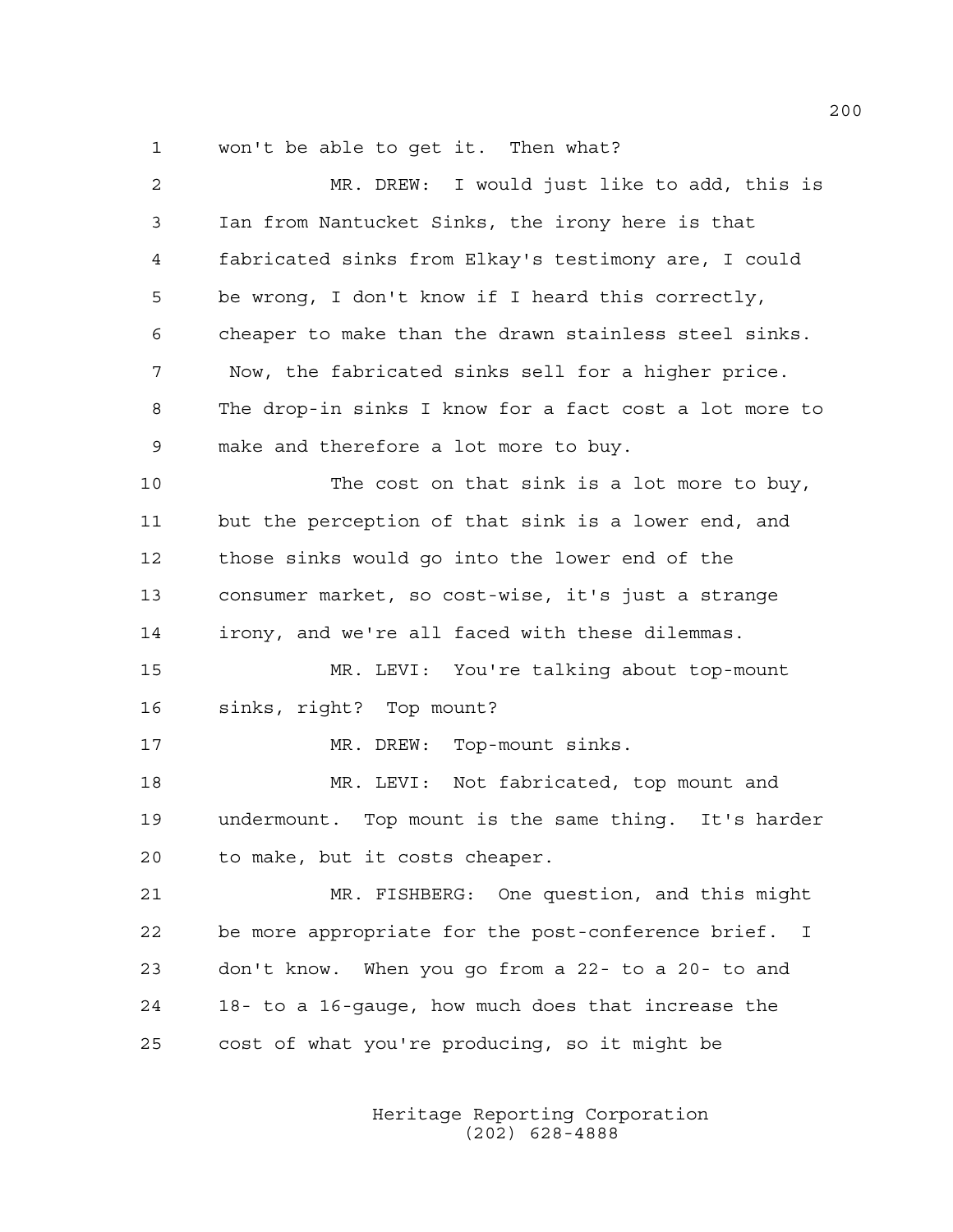won't be able to get it. Then what?

MR. DREW: I would just like to add, this is Ian from Nantucket Sinks, the irony here is that fabricated sinks from Elkay's testimony are, I could be wrong, I don't know if I heard this correctly, cheaper to make than the drawn stainless steel sinks. Now, the fabricated sinks sell for a higher price. The drop-in sinks I know for a fact cost a lot more to make and therefore a lot more to buy.

The cost on that sink is a lot more to buy, but the perception of that sink is a lower end, and those sinks would go into the lower end of the consumer market, so cost-wise, it's just a strange irony, and we're all faced with these dilemmas.

MR. LEVI: You're talking about top-mount sinks, right? Top mount?

MR. DREW: Top-mount sinks.

MR. LEVI: Not fabricated, top mount and undermount. Top mount is the same thing. It's harder to make, but it costs cheaper.

MR. FISHBERG: One question, and this might be more appropriate for the post-conference brief. I don't know. When you go from a 22- to a 20- to and 18- to a 16-gauge, how much does that increase the cost of what you're producing, so it might be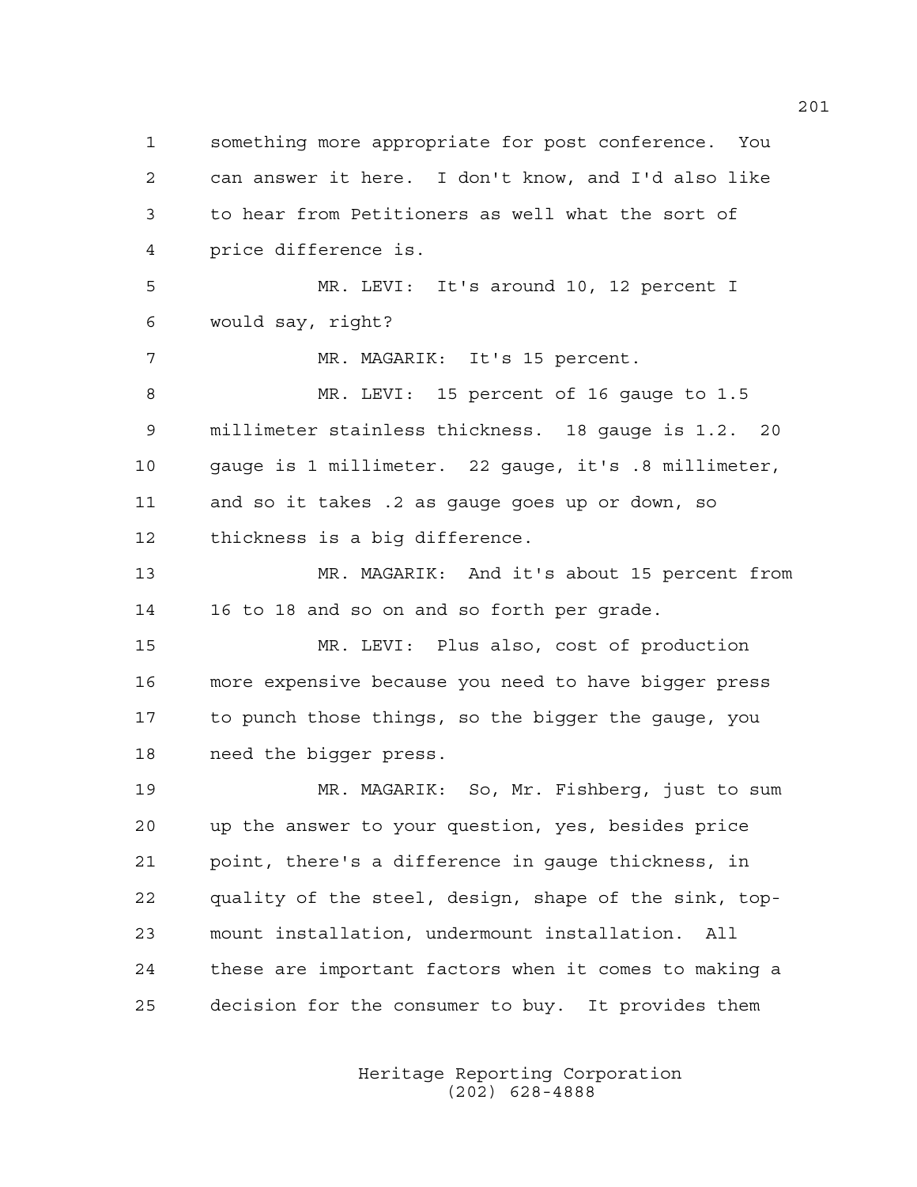something more appropriate for post conference. You can answer it here. I don't know, and I'd also like to hear from Petitioners as well what the sort of price difference is.

MR. LEVI: It's around 10, 12 percent I would say, right?

MR. MAGARIK: It's 15 percent.

MR. LEVI: 15 percent of 16 gauge to 1.5 millimeter stainless thickness. 18 gauge is 1.2. 20 gauge is 1 millimeter. 22 gauge, it's .8 millimeter, and so it takes .2 as gauge goes up or down, so thickness is a big difference.

MR. MAGARIK: And it's about 15 percent from 16 to 18 and so on and so forth per grade.

MR. LEVI: Plus also, cost of production more expensive because you need to have bigger press to punch those things, so the bigger the gauge, you need the bigger press.

MR. MAGARIK: So, Mr. Fishberg, just to sum up the answer to your question, yes, besides price point, there's a difference in gauge thickness, in quality of the steel, design, shape of the sink, top-mount installation, undermount installation. All these are important factors when it comes to making a decision for the consumer to buy. It provides them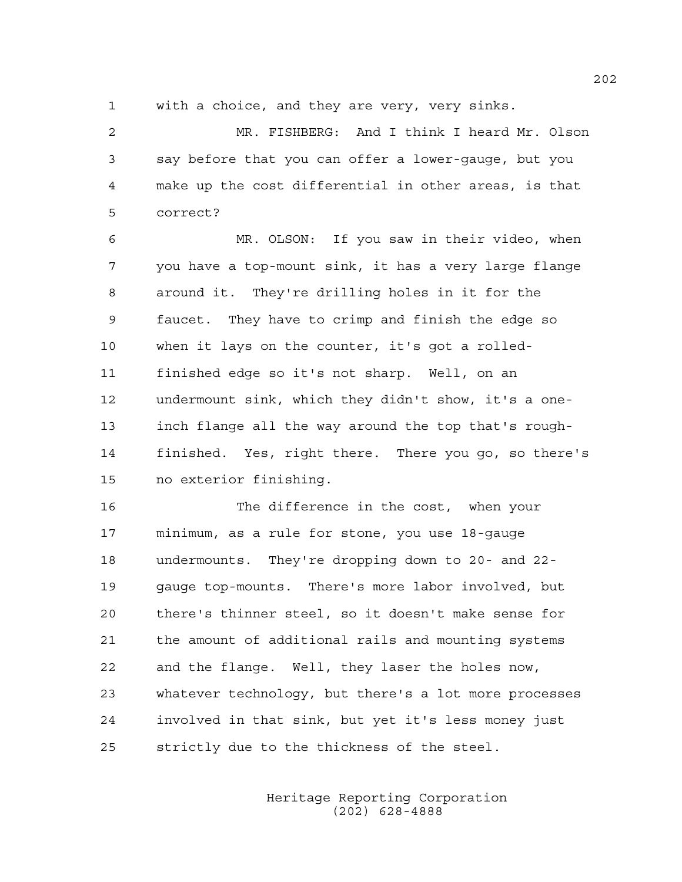with a choice, and they are very, very sinks.

MR. FISHBERG: And I think I heard Mr. Olson say before that you can offer a lower-gauge, but you make up the cost differential in other areas, is that correct?

MR. OLSON: If you saw in their video, when you have a top-mount sink, it has a very large flange around it. They're drilling holes in it for the faucet. They have to crimp and finish the edge so when it lays on the counter, it's got a rolled-finished edge so it's not sharp. Well, on an undermount sink, which they didn't show, it's a one-inch flange all the way around the top that's rough-finished. Yes, right there. There you go, so there's no exterior finishing.

The difference in the cost, when your minimum, as a rule for stone, you use 18-gauge undermounts. They're dropping down to 20- and 22-gauge top-mounts. There's more labor involved, but there's thinner steel, so it doesn't make sense for the amount of additional rails and mounting systems and the flange. Well, they laser the holes now, whatever technology, but there's a lot more processes involved in that sink, but yet it's less money just strictly due to the thickness of the steel.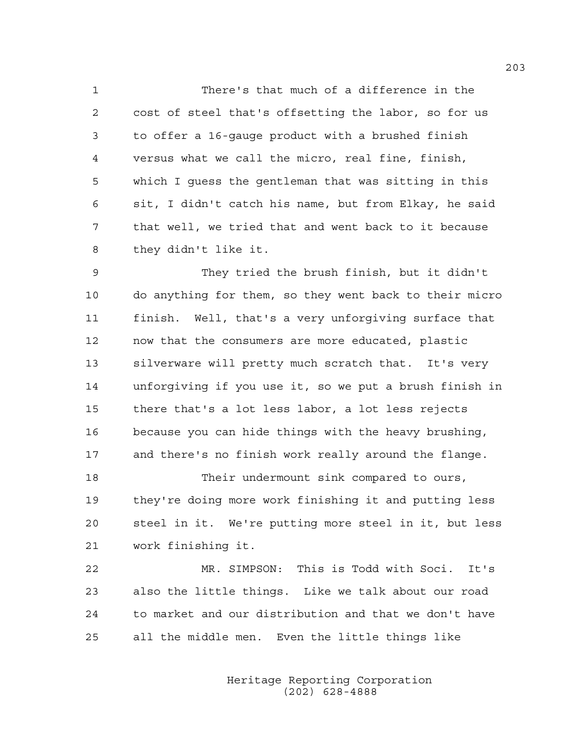There's that much of a difference in the cost of steel that's offsetting the labor, so for us to offer a 16-gauge product with a brushed finish versus what we call the micro, real fine, finish, which I guess the gentleman that was sitting in this sit, I didn't catch his name, but from Elkay, he said that well, we tried that and went back to it because they didn't like it.

They tried the brush finish, but it didn't do anything for them, so they went back to their micro finish. Well, that's a very unforgiving surface that now that the consumers are more educated, plastic silverware will pretty much scratch that. It's very unforgiving if you use it, so we put a brush finish in there that's a lot less labor, a lot less rejects because you can hide things with the heavy brushing, and there's no finish work really around the flange.

Their undermount sink compared to ours, they're doing more work finishing it and putting less steel in it. We're putting more steel in it, but less work finishing it.

MR. SIMPSON: This is Todd with Soci. It's also the little things. Like we talk about our road to market and our distribution and that we don't have all the middle men. Even the little things like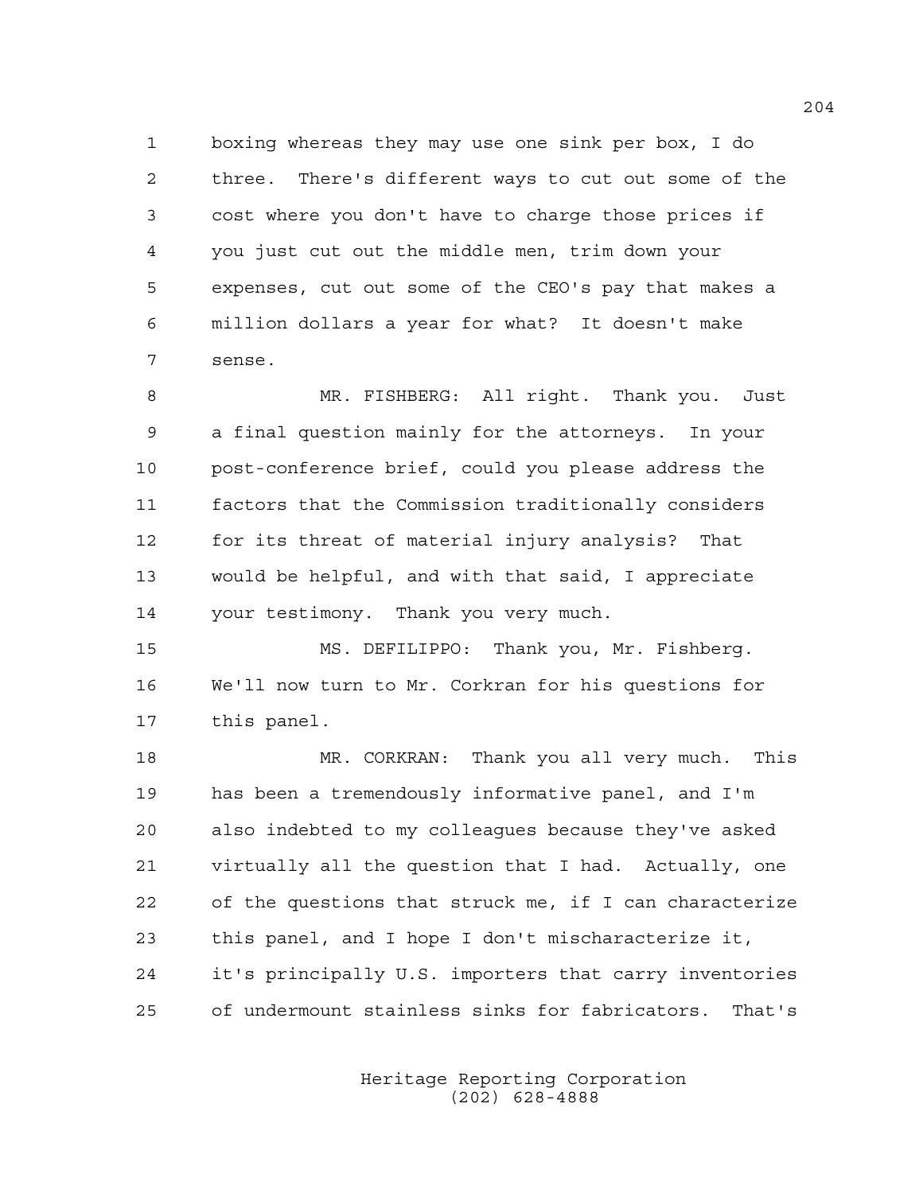boxing whereas they may use one sink per box, I do three. There's different ways to cut out some of the cost where you don't have to charge those prices if you just cut out the middle men, trim down your expenses, cut out some of the CEO's pay that makes a million dollars a year for what? It doesn't make sense.

MR. FISHBERG: All right. Thank you. Just a final question mainly for the attorneys. In your post-conference brief, could you please address the factors that the Commission traditionally considers for its threat of material injury analysis? That would be helpful, and with that said, I appreciate your testimony. Thank you very much.

MS. DEFILIPPO: Thank you, Mr. Fishberg. We'll now turn to Mr. Corkran for his questions for this panel.

MR. CORKRAN: Thank you all very much. This has been a tremendously informative panel, and I'm also indebted to my colleagues because they've asked virtually all the question that I had. Actually, one of the questions that struck me, if I can characterize this panel, and I hope I don't mischaracterize it, it's principally U.S. importers that carry inventories of undermount stainless sinks for fabricators. That's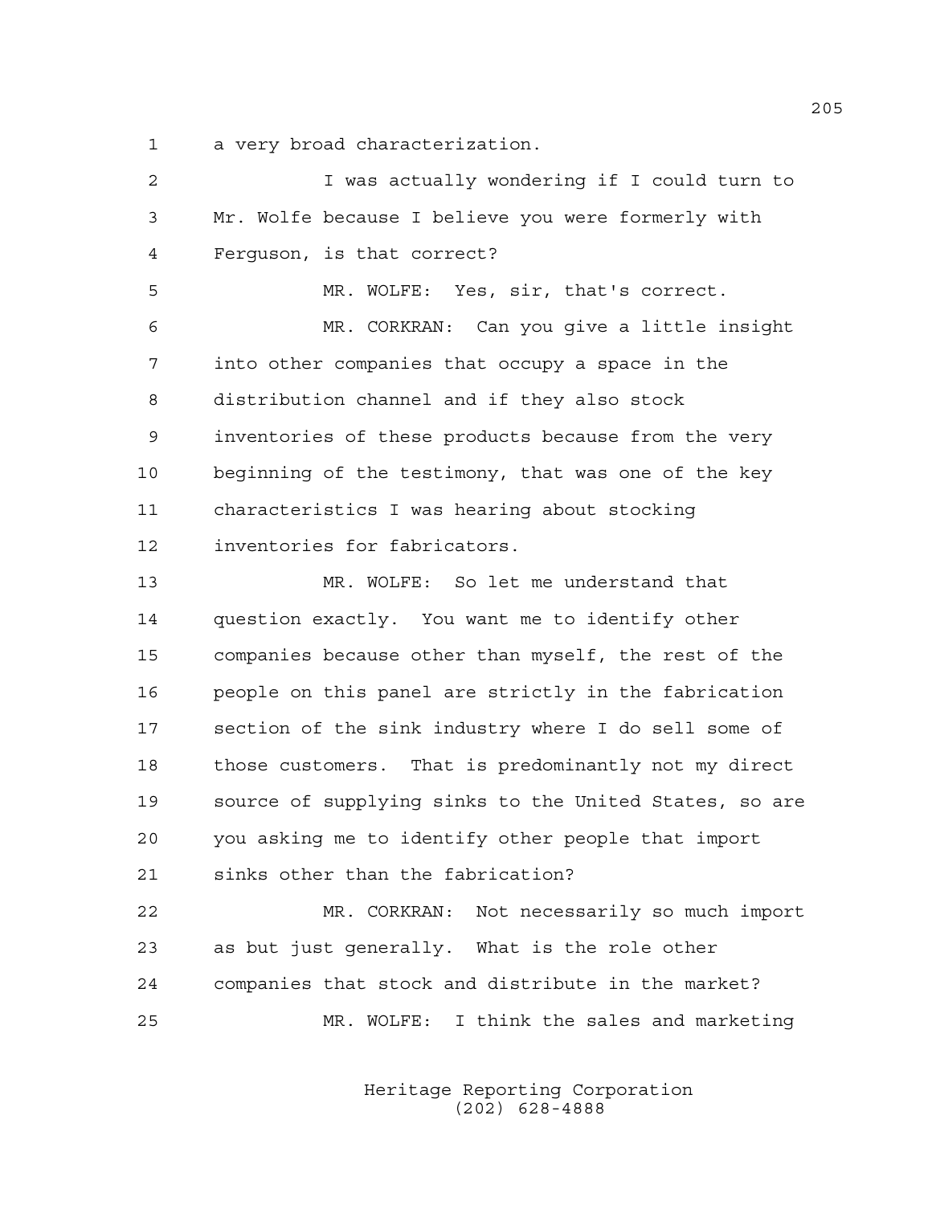a very broad characterization.

I was actually wondering if I could turn to Mr. Wolfe because I believe you were formerly with Ferguson, is that correct?

MR. WOLFE: Yes, sir, that's correct.

MR. CORKRAN: Can you give a little insight into other companies that occupy a space in the distribution channel and if they also stock inventories of these products because from the very beginning of the testimony, that was one of the key characteristics I was hearing about stocking inventories for fabricators.

MR. WOLFE: So let me understand that question exactly. You want me to identify other companies because other than myself, the rest of the people on this panel are strictly in the fabrication section of the sink industry where I do sell some of those customers. That is predominantly not my direct source of supplying sinks to the United States, so are you asking me to identify other people that import sinks other than the fabrication?

MR. CORKRAN: Not necessarily so much import as but just generally. What is the role other companies that stock and distribute in the market?

MR. WOLFE: I think the sales and marketing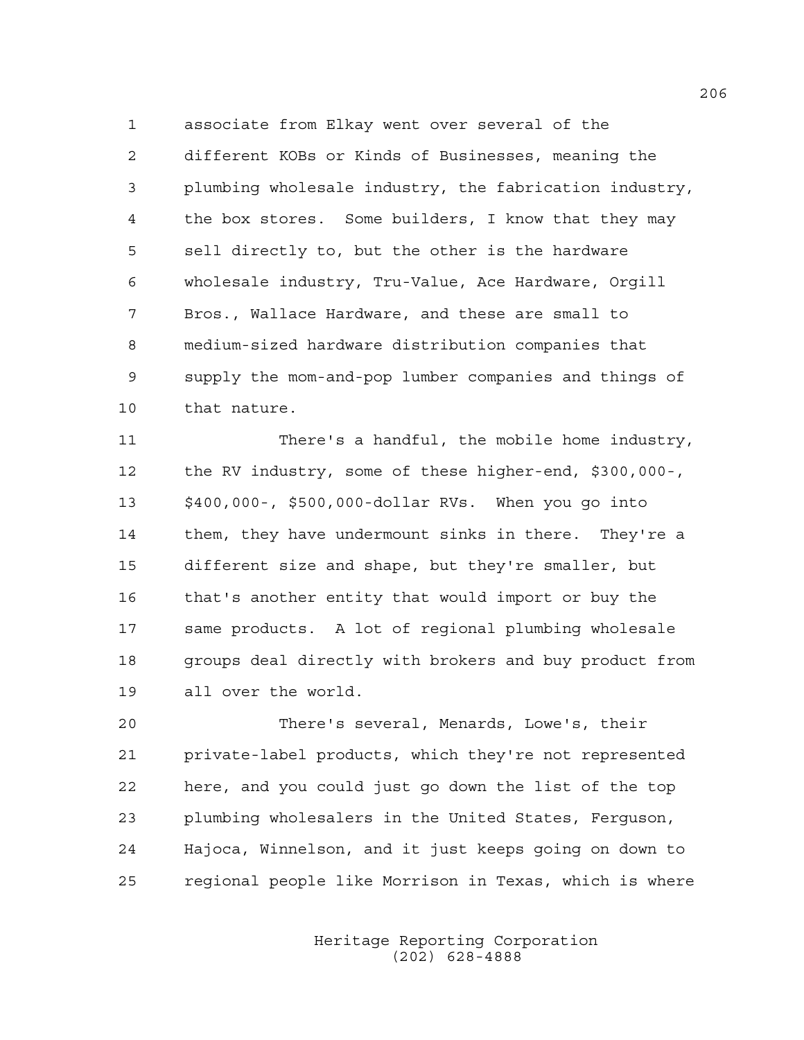associate from Elkay went over several of the different KOBs or Kinds of Businesses, meaning the plumbing wholesale industry, the fabrication industry, the box stores. Some builders, I know that they may sell directly to, but the other is the hardware wholesale industry, Tru-Value, Ace Hardware, Orgill Bros., Wallace Hardware, and these are small to medium-sized hardware distribution companies that supply the mom-and-pop lumber companies and things of that nature.

There's a handful, the mobile home industry, the RV industry, some of these higher-end, $300,000-, $400,000-, $500,000-dollar RVs. When you go into them, they have undermount sinks in there. They're a different size and shape, but they're smaller, but that's another entity that would import or buy the same products. A lot of regional plumbing wholesale groups deal directly with brokers and buy product from all over the world.

There's several, Menards, Lowe's, their private-label products, which they're not represented here, and you could just go down the list of the top plumbing wholesalers in the United States, Ferguson, Hajoca, Winnelson, and it just keeps going on down to regional people like Morrison in Texas, which is where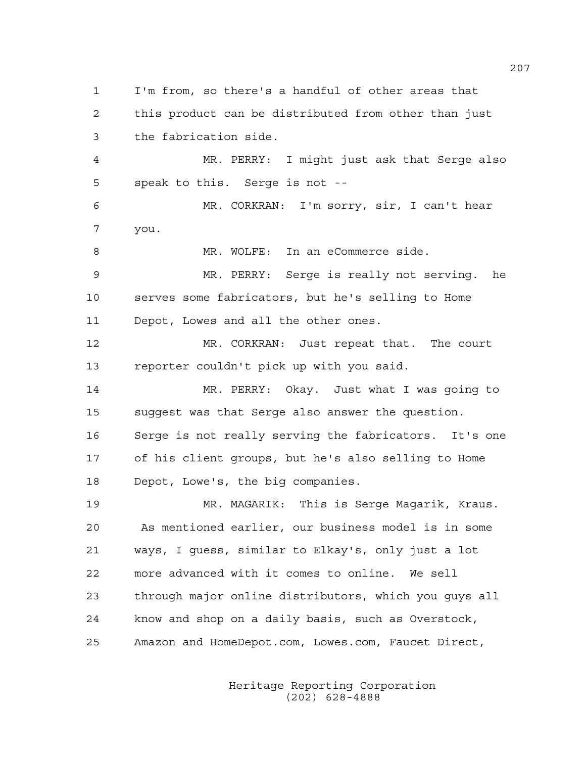1 I'm from, so there's a handful of other areas that
2 this product can be distributed from other than just
3 the fabrication side.
4 MR. PERRY: I might just ask that Serge also
5 speak to this. Serge is not --
6 MR. CORKRAN: I'm sorry, sir, I can't hear
7 you.
8 MR. WOLFE: In an eCommerce side.
9 MR. PERRY: Serge is really not serving. he
10 serves some fabricators, but he's selling to Home
11 Depot, Lowes and all the other ones.
12 MR. CORKRAN: Just repeat that. The court
13 reporter couldn't pick up with you said.
14 MR. PERRY: Okay. Just what I was going to
15 suggest was that Serge also answer the question.
16 Serge is not really serving the fabricators. It's one
17 of his client groups, but he's also selling to Home
18 Depot, Lowe's, the big companies.
19 MR. MAGARIK: This is Serge Magarik, Kraus.
20 As mentioned earlier, our business model is in some
21 ways, I guess, similar to Elkay's, only just a lot
22 more advanced with it comes to online. We sell
23 through major online distributors, which you guys all
24 know and shop on a daily basis, such as Overstock,
25 Amazon and HomeDepot.com, Lowes.com, Faucet Direct,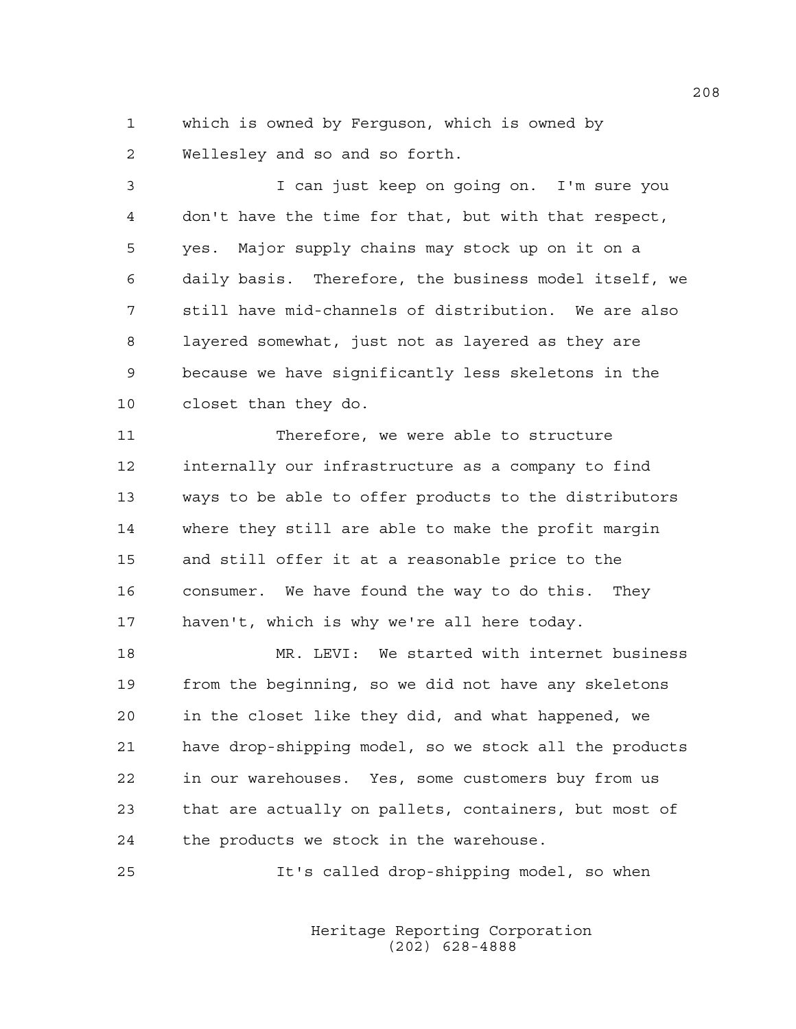which is owned by Ferguson, which is owned by Wellesley and so and so forth.

I can just keep on going on. I'm sure you don't have the time for that, but with that respect, yes. Major supply chains may stock up on it on a daily basis. Therefore, the business model itself, we still have mid-channels of distribution. We are also layered somewhat, just not as layered as they are because we have significantly less skeletons in the closet than they do.

Therefore, we were able to structure internally our infrastructure as a company to find ways to be able to offer products to the distributors where they still are able to make the profit margin and still offer it at a reasonable price to the consumer. We have found the way to do this. They haven't, which is why we're all here today.

MR. LEVI: We started with internet business from the beginning, so we did not have any skeletons in the closet like they did, and what happened, we have drop-shipping model, so we stock all the products in our warehouses. Yes, some customers buy from us that are actually on pallets, containers, but most of the products we stock in the warehouse.

It's called drop-shipping model, so when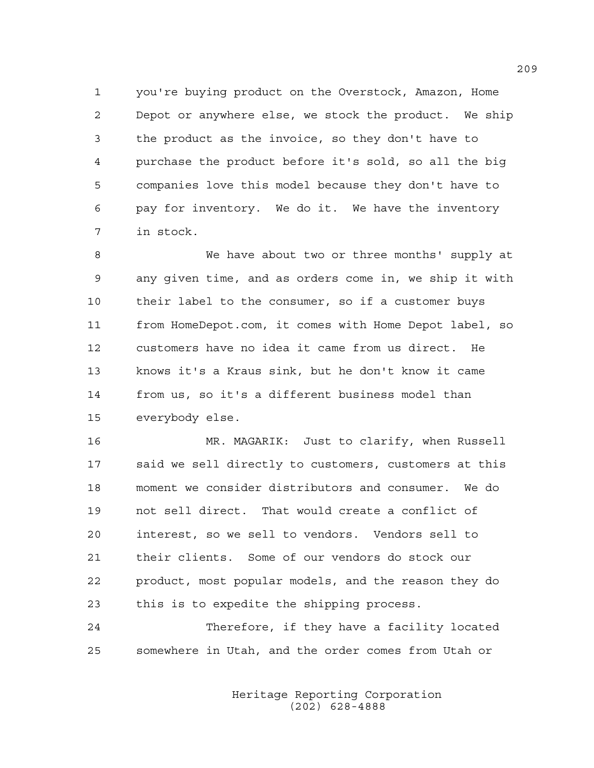you're buying product on the Overstock, Amazon, Home Depot or anywhere else, we stock the product. We ship the product as the invoice, so they don't have to purchase the product before it's sold, so all the big companies love this model because they don't have to pay for inventory. We do it. We have the inventory in stock.

We have about two or three months' supply at any given time, and as orders come in, we ship it with their label to the consumer, so if a customer buys from HomeDepot.com, it comes with Home Depot label, so customers have no idea it came from us direct. He knows it's a Kraus sink, but he don't know it came from us, so it's a different business model than everybody else.

MR. MAGARIK: Just to clarify, when Russell said we sell directly to customers, customers at this moment we consider distributors and consumer. We do not sell direct. That would create a conflict of interest, so we sell to vendors. Vendors sell to their clients. Some of our vendors do stock our product, most popular models, and the reason they do this is to expedite the shipping process.

Therefore, if they have a facility located somewhere in Utah, and the order comes from Utah or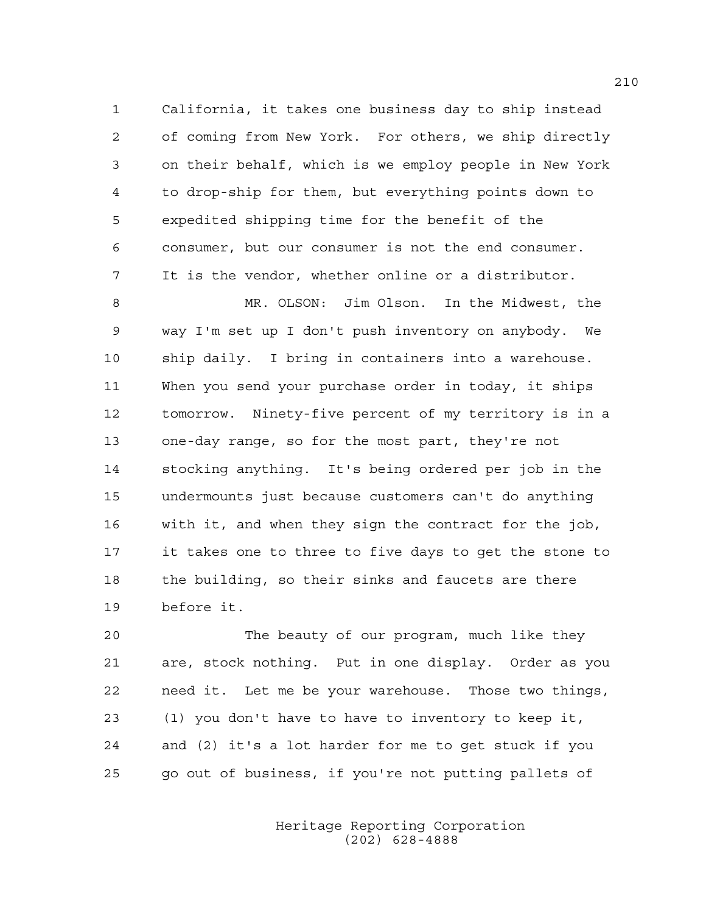California, it takes one business day to ship instead of coming from New York. For others, we ship directly on their behalf, which is we employ people in New York to drop-ship for them, but everything points down to expedited shipping time for the benefit of the consumer, but our consumer is not the end consumer. It is the vendor, whether online or a distributor.

MR. OLSON: Jim Olson. In the Midwest, the way I'm set up I don't push inventory on anybody. We ship daily. I bring in containers into a warehouse. When you send your purchase order in today, it ships tomorrow. Ninety-five percent of my territory is in a one-day range, so for the most part, they're not stocking anything. It's being ordered per job in the undermounts just because customers can't do anything with it, and when they sign the contract for the job, it takes one to three to five days to get the stone to the building, so their sinks and faucets are there before it.

The beauty of our program, much like they are, stock nothing. Put in one display. Order as you need it. Let me be your warehouse. Those two things, (1) you don't have to have to inventory to keep it, and (2) it's a lot harder for me to get stuck if you go out of business, if you're not putting pallets of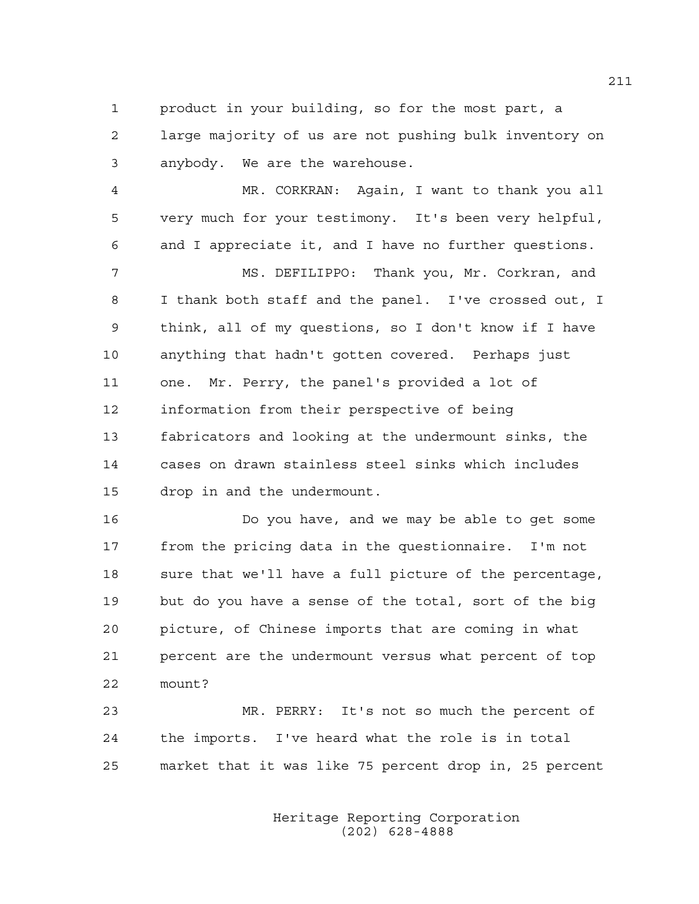product in your building, so for the most part, a large majority of us are not pushing bulk inventory on anybody. We are the warehouse.

MR. CORKRAN: Again, I want to thank you all very much for your testimony. It's been very helpful, and I appreciate it, and I have no further questions.

MS. DEFILIPPO: Thank you, Mr. Corkran, and I thank both staff and the panel. I've crossed out, I think, all of my questions, so I don't know if I have anything that hadn't gotten covered. Perhaps just one. Mr. Perry, the panel's provided a lot of information from their perspective of being fabricators and looking at the undermount sinks, the cases on drawn stainless steel sinks which includes drop in and the undermount.

Do you have, and we may be able to get some from the pricing data in the questionnaire. I'm not sure that we'll have a full picture of the percentage, but do you have a sense of the total, sort of the big picture, of Chinese imports that are coming in what percent are the undermount versus what percent of top mount?

MR. PERRY: It's not so much the percent of the imports. I've heard what the role is in total market that it was like 75 percent drop in, 25 percent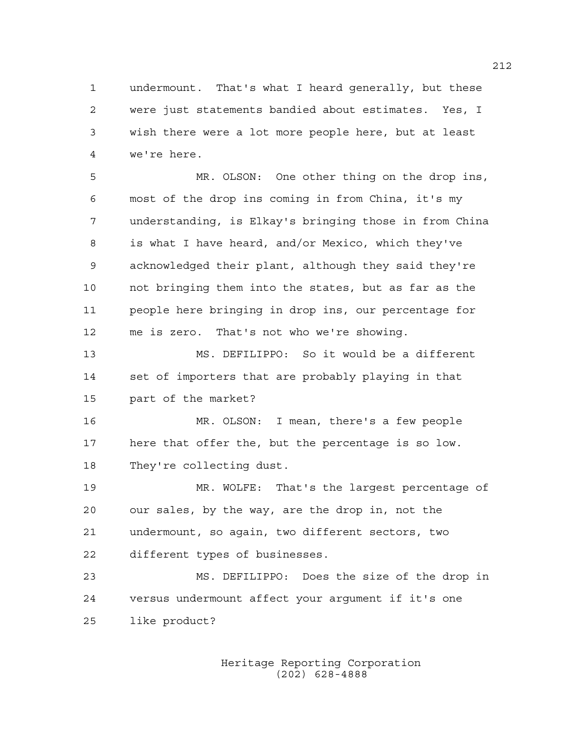undermount. That's what I heard generally, but these were just statements bandied about estimates. Yes, I wish there were a lot more people here, but at least we're here.

MR. OLSON: One other thing on the drop ins, most of the drop ins coming in from China, it's my understanding, is Elkay's bringing those in from China is what I have heard, and/or Mexico, which they've acknowledged their plant, although they said they're not bringing them into the states, but as far as the people here bringing in drop ins, our percentage for me is zero. That's not who we're showing.

MS. DEFILIPPO: So it would be a different set of importers that are probably playing in that part of the market?

MR. OLSON: I mean, there's a few people here that offer the, but the percentage is so low. They're collecting dust.

MR. WOLFE: That's the largest percentage of our sales, by the way, are the drop in, not the undermount, so again, two different sectors, two different types of businesses.

MS. DEFILIPPO: Does the size of the drop in versus undermount affect your argument if it's one like product?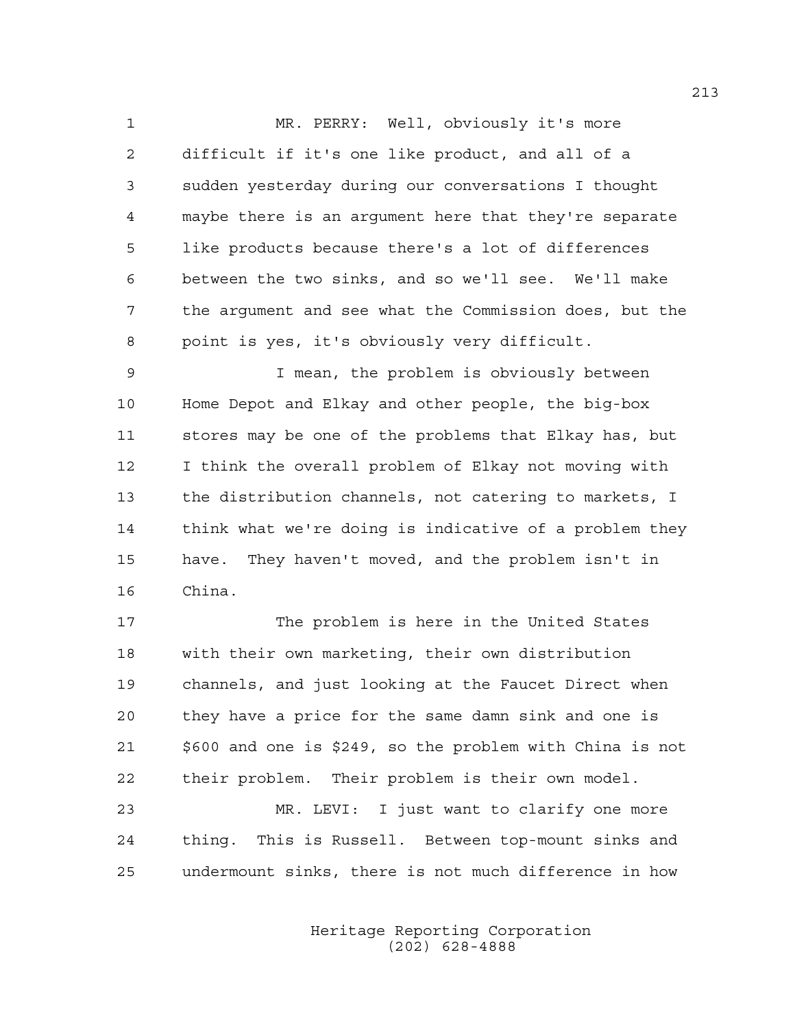MR. PERRY: Well, obviously it's more difficult if it's one like product, and all of a sudden yesterday during our conversations I thought maybe there is an argument here that they're separate like products because there's a lot of differences between the two sinks, and so we'll see. We'll make the argument and see what the Commission does, but the point is yes, it's obviously very difficult.

I mean, the problem is obviously between Home Depot and Elkay and other people, the big-box stores may be one of the problems that Elkay has, but I think the overall problem of Elkay not moving with the distribution channels, not catering to markets, I think what we're doing is indicative of a problem they have. They haven't moved, and the problem isn't in China.

The problem is here in the United States with their own marketing, their own distribution channels, and just looking at the Faucet Direct when they have a price for the same damn sink and one is $600 and one is $249, so the problem with China is not their problem. Their problem is their own model.

MR. LEVI: I just want to clarify one more thing. This is Russell. Between top-mount sinks and undermount sinks, there is not much difference in how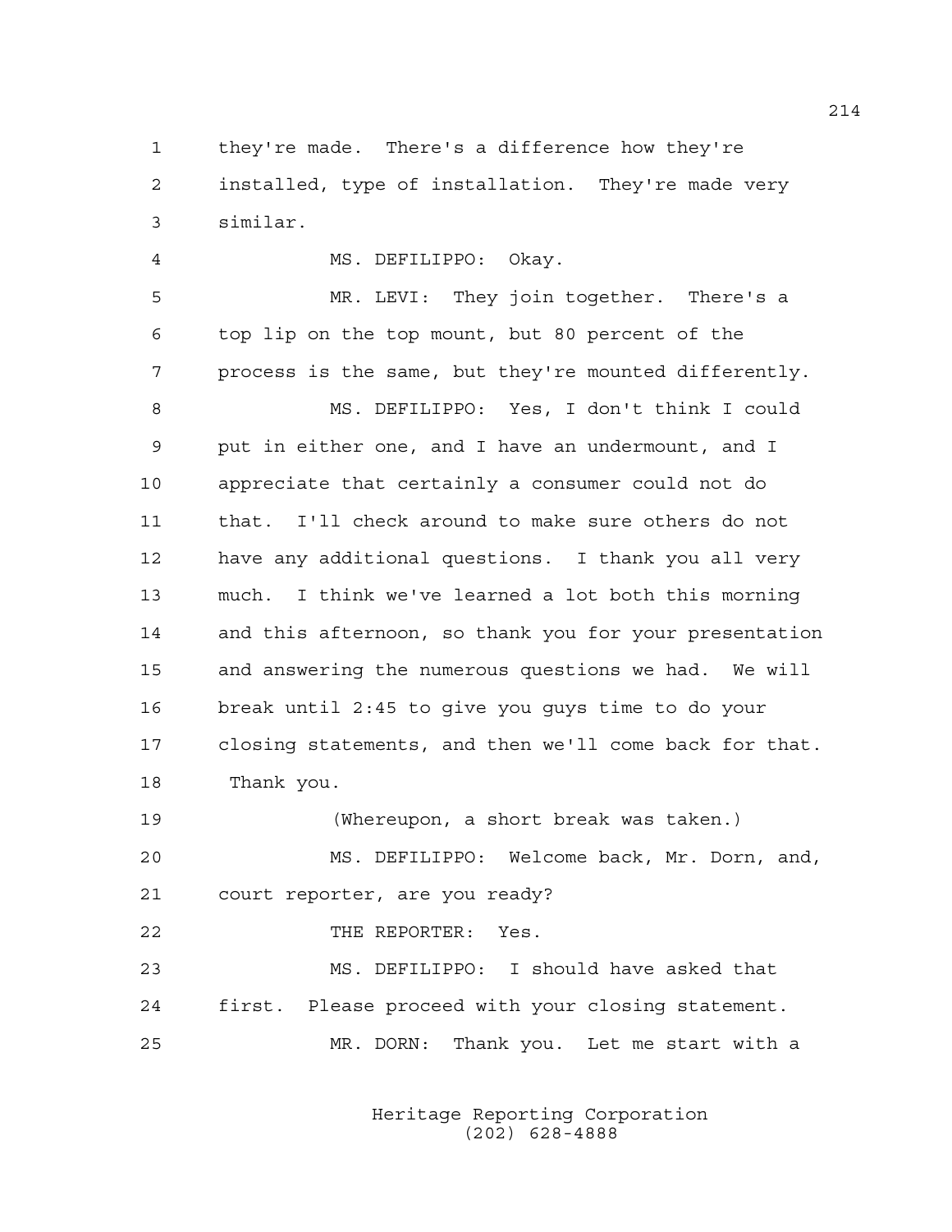they're made. There's a difference how they're installed, type of installation. They're made very similar.

MS. DEFILIPPO: Okay.

MR. LEVI: They join together. There's a top lip on the top mount, but 80 percent of the process is the same, but they're mounted differently.

MS. DEFILIPPO: Yes, I don't think I could put in either one, and I have an undermount, and I appreciate that certainly a consumer could not do that. I'll check around to make sure others do not have any additional questions. I thank you all very much. I think we've learned a lot both this morning and this afternoon, so thank you for your presentation and answering the numerous questions we had. We will break until 2:45 to give you guys time to do your closing statements, and then we'll come back for that. Thank you.

(Whereupon, a short break was taken.)

MS. DEFILIPPO: Welcome back, Mr. Dorn, and, court reporter, are you ready?

THE REPORTER: Yes.

MS. DEFILIPPO: I should have asked that first. Please proceed with your closing statement.

MR. DORN: Thank you. Let me start with a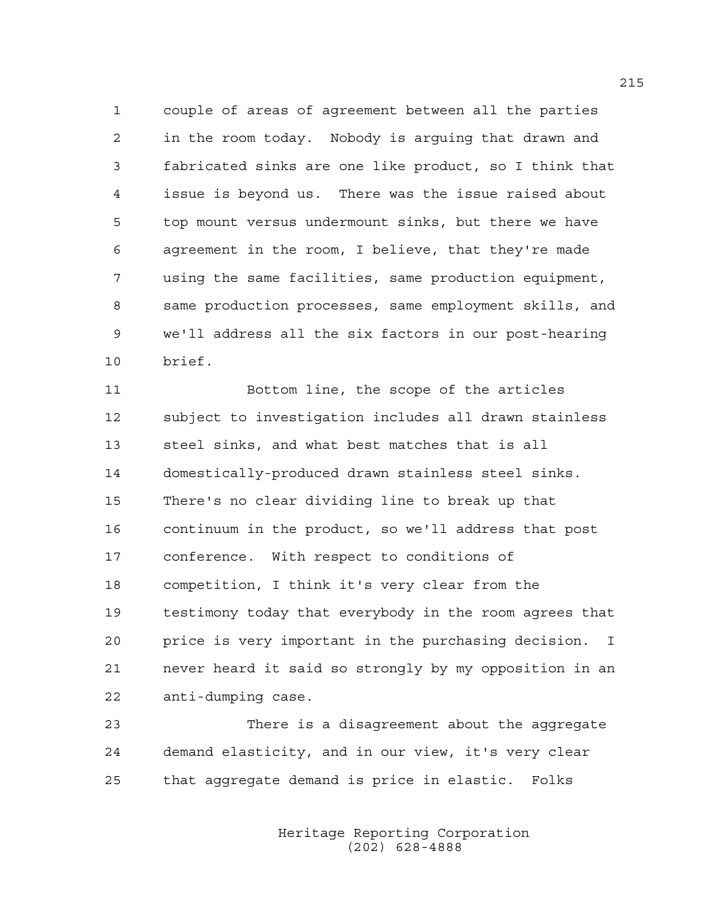couple of areas of agreement between all the parties in the room today. Nobody is arguing that drawn and fabricated sinks are one like product, so I think that issue is beyond us. There was the issue raised about top mount versus undermount sinks, but there we have agreement in the room, I believe, that they're made using the same facilities, same production equipment, same production processes, same employment skills, and we'll address all the six factors in our post-hearing brief.

Bottom line, the scope of the articles subject to investigation includes all drawn stainless steel sinks, and what best matches that is all domestically-produced drawn stainless steel sinks. There's no clear dividing line to break up that continuum in the product, so we'll address that post conference. With respect to conditions of competition, I think it's very clear from the testimony today that everybody in the room agrees that price is very important in the purchasing decision. I never heard it said so strongly by my opposition in an anti-dumping case.

There is a disagreement about the aggregate demand elasticity, and in our view, it's very clear that aggregate demand is price in elastic. Folks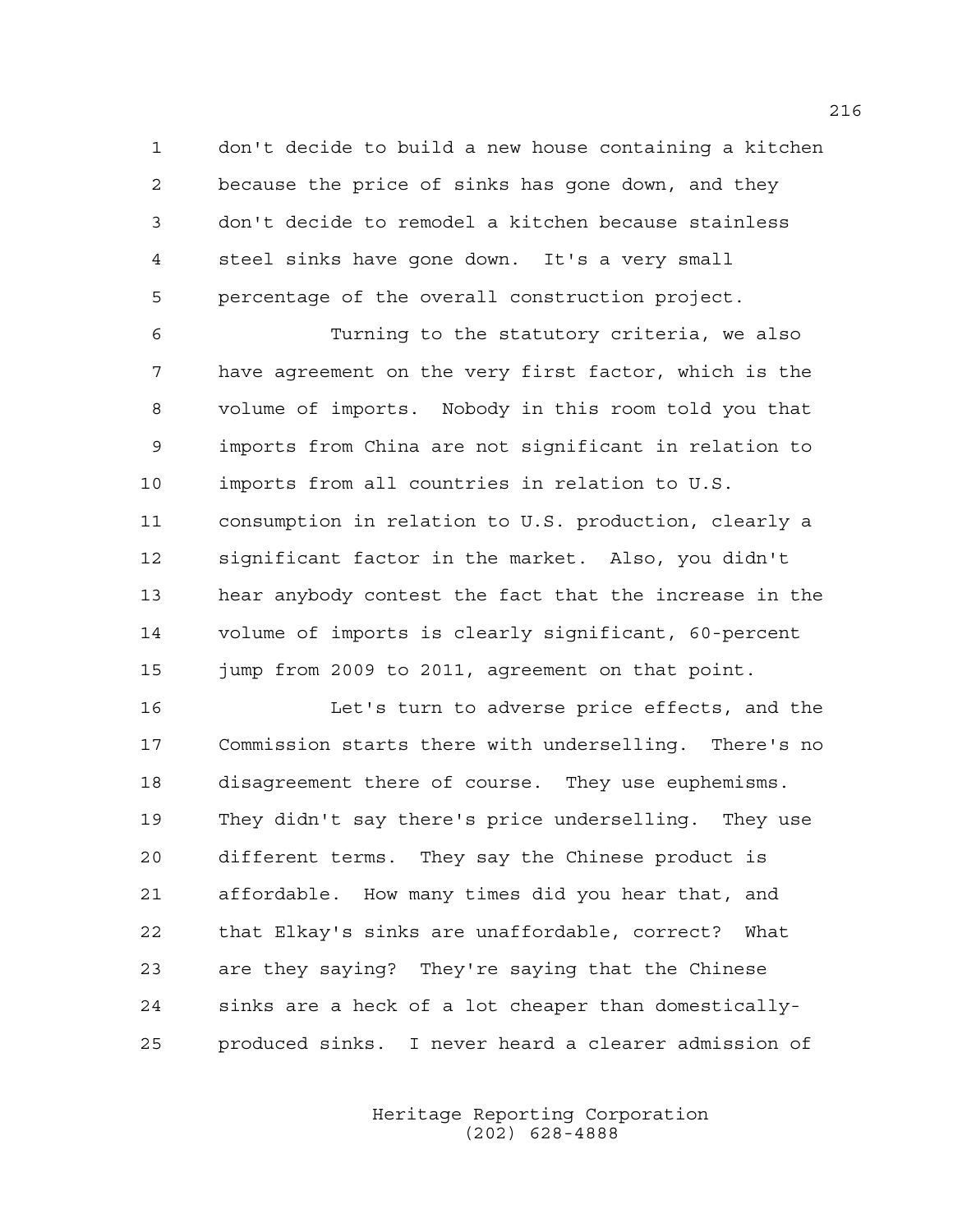don't decide to build a new house containing a kitchen because the price of sinks has gone down, and they don't decide to remodel a kitchen because stainless steel sinks have gone down. It's a very small percentage of the overall construction project.

Turning to the statutory criteria, we also have agreement on the very first factor, which is the volume of imports. Nobody in this room told you that imports from China are not significant in relation to imports from all countries in relation to U.S. consumption in relation to U.S. production, clearly a significant factor in the market. Also, you didn't hear anybody contest the fact that the increase in the volume of imports is clearly significant, 60-percent jump from 2009 to 2011, agreement on that point.

Let's turn to adverse price effects, and the Commission starts there with underselling. There's no disagreement there of course. They use euphemisms. They didn't say there's price underselling. They use different terms. They say the Chinese product is affordable. How many times did you hear that, and that Elkay's sinks are unaffordable, correct? What are they saying? They're saying that the Chinese sinks are a heck of a lot cheaper than domestically-produced sinks. I never heard a clearer admission of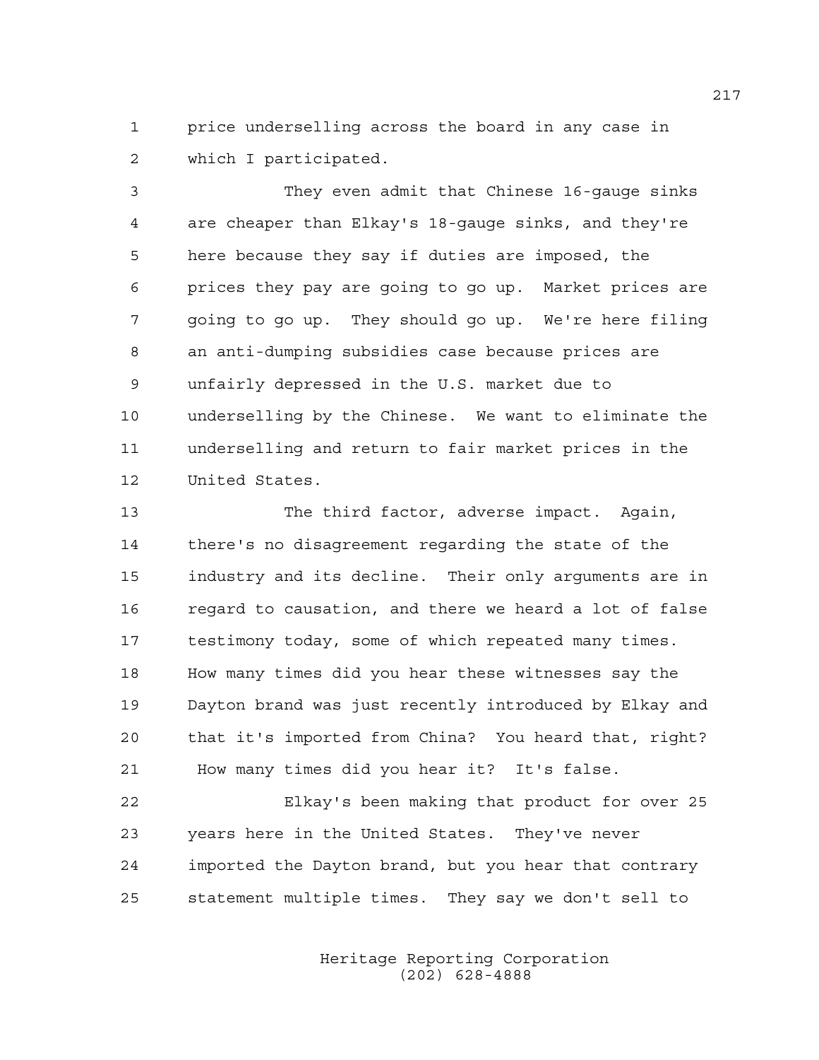price underselling across the board in any case in which I participated.

They even admit that Chinese 16-gauge sinks are cheaper than Elkay's 18-gauge sinks, and they're here because they say if duties are imposed, the prices they pay are going to go up. Market prices are going to go up. They should go up. We're here filing an anti-dumping subsidies case because prices are unfairly depressed in the U.S. market due to underselling by the Chinese. We want to eliminate the underselling and return to fair market prices in the United States.

The third factor, adverse impact. Again, there's no disagreement regarding the state of the industry and its decline. Their only arguments are in regard to causation, and there we heard a lot of false testimony today, some of which repeated many times. How many times did you hear these witnesses say the Dayton brand was just recently introduced by Elkay and that it's imported from China? You heard that, right? How many times did you hear it? It's false.

Elkay's been making that product for over 25 years here in the United States. They've never imported the Dayton brand, but you hear that contrary statement multiple times. They say we don't sell to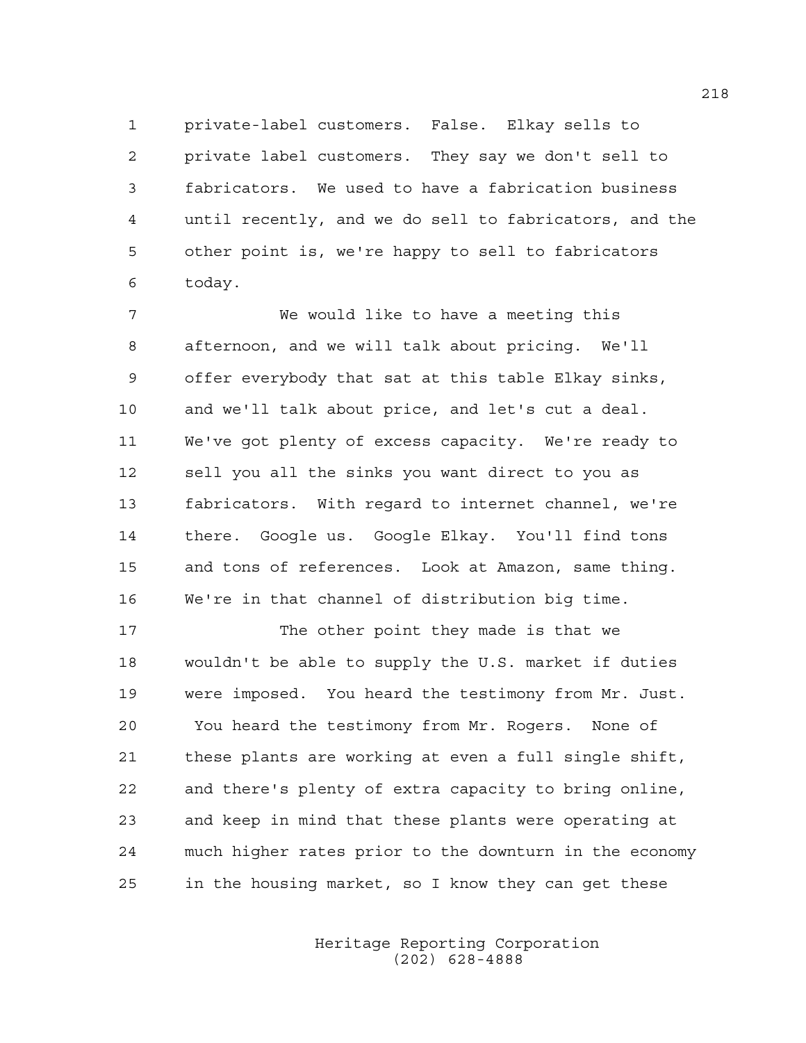private-label customers. False. Elkay sells to private label customers. They say we don't sell to fabricators. We used to have a fabrication business until recently, and we do sell to fabricators, and the other point is, we're happy to sell to fabricators today.

We would like to have a meeting this afternoon, and we will talk about pricing. We'll offer everybody that sat at this table Elkay sinks, and we'll talk about price, and let's cut a deal. We've got plenty of excess capacity. We're ready to sell you all the sinks you want direct to you as fabricators. With regard to internet channel, we're there. Google us. Google Elkay. You'll find tons and tons of references. Look at Amazon, same thing. We're in that channel of distribution big time.

The other point they made is that we wouldn't be able to supply the U.S. market if duties were imposed. You heard the testimony from Mr. Just. You heard the testimony from Mr. Rogers. None of these plants are working at even a full single shift, and there's plenty of extra capacity to bring online, and keep in mind that these plants were operating at much higher rates prior to the downturn in the economy in the housing market, so I know they can get these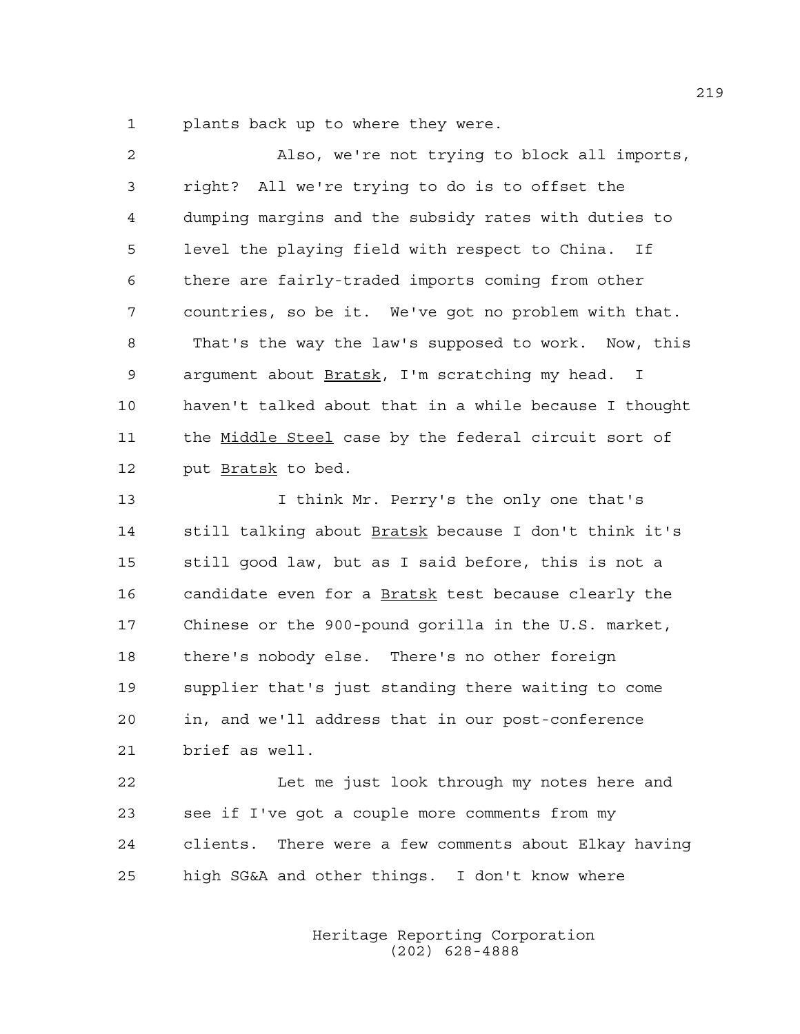plants back up to where they were.

Also, we're not trying to block all imports, right? All we're trying to do is to offset the dumping margins and the subsidy rates with duties to level the playing field with respect to China. If there are fairly-traded imports coming from other countries, so be it. We've got no problem with that. That's the way the law's supposed to work. Now, this argument about Bratsk, I'm scratching my head. I haven't talked about that in a while because I thought the Middle Steel case by the federal circuit sort of put Bratsk to bed.

I think Mr. Perry's the only one that's still talking about Bratsk because I don't think it's still good law, but as I said before, this is not a candidate even for a Bratsk test because clearly the Chinese or the 900-pound gorilla in the U.S. market, there's nobody else. There's no other foreign supplier that's just standing there waiting to come in, and we'll address that in our post-conference brief as well.

Let me just look through my notes here and see if I've got a couple more comments from my clients. There were a few comments about Elkay having high SG&A and other things. I don't know where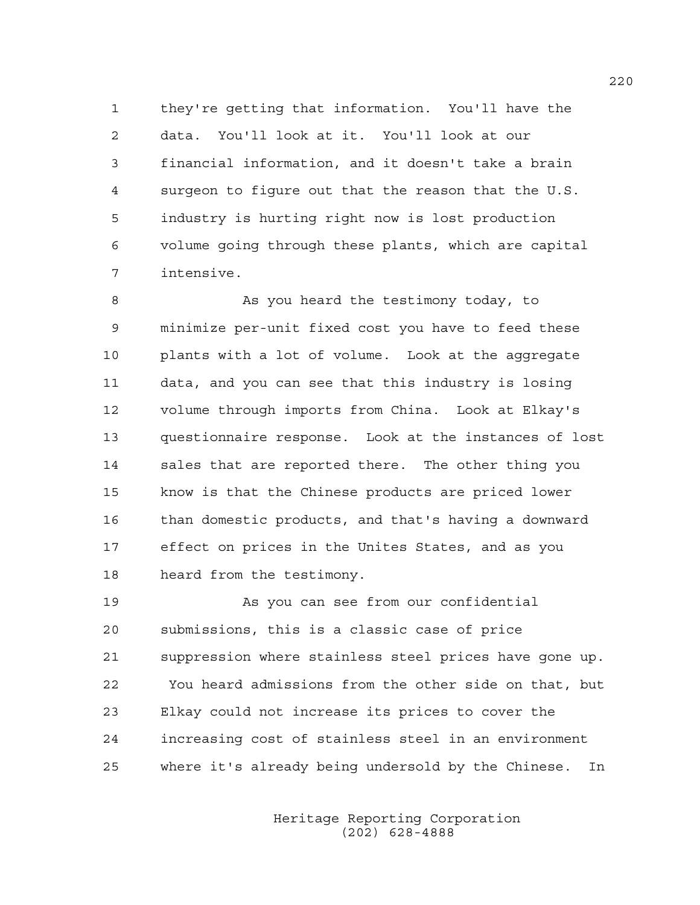they're getting that information. You'll have the data. You'll look at it. You'll look at our financial information, and it doesn't take a brain surgeon to figure out that the reason that the U.S. industry is hurting right now is lost production volume going through these plants, which are capital intensive.

As you heard the testimony today, to minimize per-unit fixed cost you have to feed these plants with a lot of volume. Look at the aggregate data, and you can see that this industry is losing volume through imports from China. Look at Elkay's questionnaire response. Look at the instances of lost sales that are reported there. The other thing you know is that the Chinese products are priced lower than domestic products, and that's having a downward effect on prices in the Unites States, and as you heard from the testimony.

As you can see from our confidential submissions, this is a classic case of price suppression where stainless steel prices have gone up. You heard admissions from the other side on that, but Elkay could not increase its prices to cover the increasing cost of stainless steel in an environment where it's already being undersold by the Chinese. In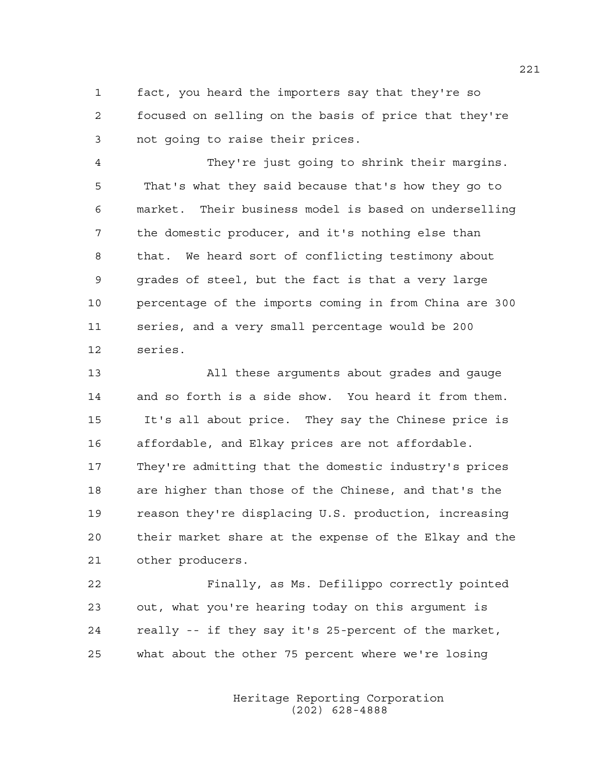fact, you heard the importers say that they're so focused on selling on the basis of price that they're not going to raise their prices.

They're just going to shrink their margins. That's what they said because that's how they go to market. Their business model is based on underselling the domestic producer, and it's nothing else than that. We heard sort of conflicting testimony about grades of steel, but the fact is that a very large percentage of the imports coming in from China are 300 series, and a very small percentage would be 200 series.

All these arguments about grades and gauge and so forth is a side show. You heard it from them. It's all about price. They say the Chinese price is affordable, and Elkay prices are not affordable. They're admitting that the domestic industry's prices are higher than those of the Chinese, and that's the reason they're displacing U.S. production, increasing their market share at the expense of the Elkay and the other producers.

Finally, as Ms. Defilippo correctly pointed out, what you're hearing today on this argument is really -- if they say it's 25-percent of the market, what about the other 75 percent where we're losing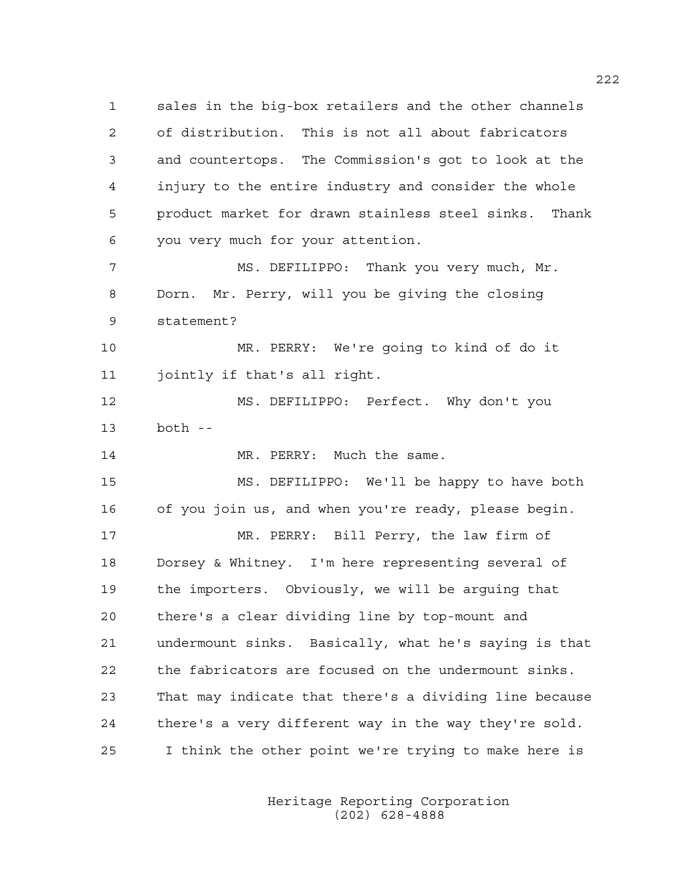sales in the big-box retailers and the other channels of distribution. This is not all about fabricators and countertops. The Commission's got to look at the injury to the entire industry and consider the whole product market for drawn stainless steel sinks. Thank you very much for your attention.

MS. DEFILIPPO: Thank you very much, Mr. Dorn. Mr. Perry, will you be giving the closing statement?

MR. PERRY: We're going to kind of do it jointly if that's all right.

MS. DEFILIPPO: Perfect. Why don't you both --

MR. PERRY: Much the same.

MS. DEFILIPPO: We'll be happy to have both of you join us, and when you're ready, please begin.

MR. PERRY: Bill Perry, the law firm of Dorsey & Whitney. I'm here representing several of the importers. Obviously, we will be arguing that there's a clear dividing line by top-mount and undermount sinks. Basically, what he's saying is that the fabricators are focused on the undermount sinks. That may indicate that there's a dividing line because there's a very different way in the way they're sold. I think the other point we're trying to make here is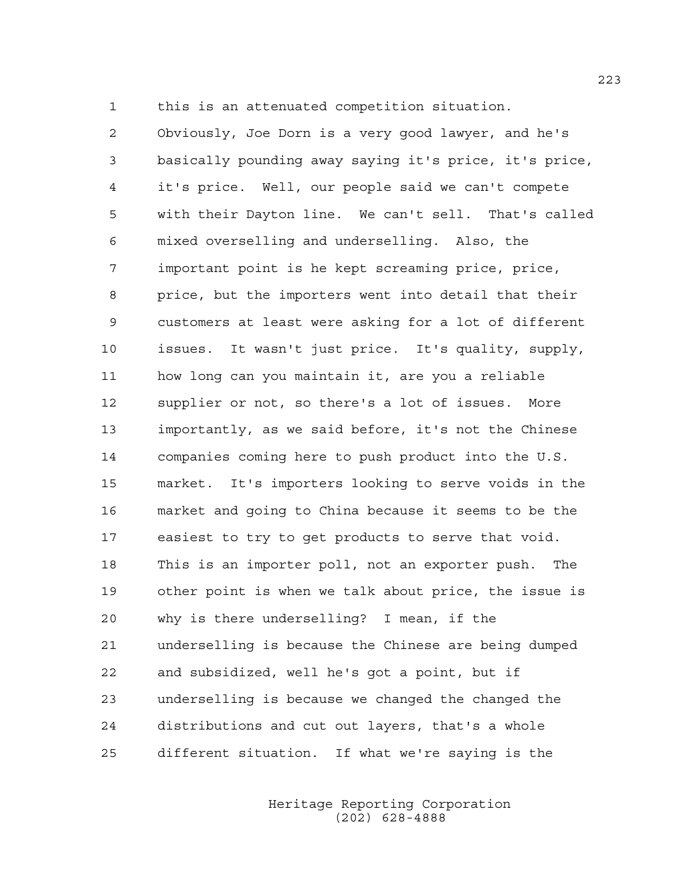this is an attenuated competition situation. Obviously, Joe Dorn is a very good lawyer, and he's basically pounding away saying it's price, it's price, it's price. Well, our people said we can't compete with their Dayton line. We can't sell. That's called mixed overselling and underselling. Also, the important point is he kept screaming price, price, price, but the importers went into detail that their customers at least were asking for a lot of different issues. It wasn't just price. It's quality, supply, how long can you maintain it, are you a reliable supplier or not, so there's a lot of issues. More importantly, as we said before, it's not the Chinese companies coming here to push product into the U.S. market. It's importers looking to serve voids in the market and going to China because it seems to be the easiest to try to get products to serve that void. This is an importer poll, not an exporter push. The other point is when we talk about price, the issue is why is there underselling? I mean, if the underselling is because the Chinese are being dumped and subsidized, well he's got a point, but if underselling is because we changed the changed the distributions and cut out layers, that's a whole different situation. If what we're saying is the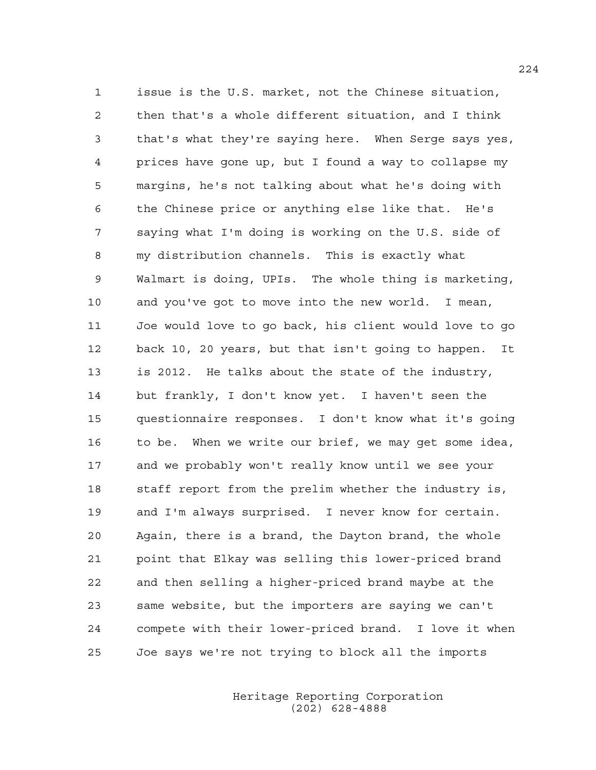1 issue is the U.S. market, not the Chinese situation,
2 then that's a whole different situation, and I think
3 that's what they're saying here. When Serge says yes,
4 prices have gone up, but I found a way to collapse my
5 margins, he's not talking about what he's doing with
6 the Chinese price or anything else like that. He's
7 saying what I'm doing is working on the U.S. side of
8 my distribution channels. This is exactly what
9 Walmart is doing, UPIs. The whole thing is marketing,
10 and you've got to move into the new world. I mean,
11 Joe would love to go back, his client would love to go
12 back 10, 20 years, but that isn't going to happen. It
13 is 2012. He talks about the state of the industry,
14 but frankly, I don't know yet. I haven't seen the
15 questionnaire responses. I don't know what it's going
16 to be. When we write our brief, we may get some idea,
17 and we probably won't really know until we see your
18 staff report from the prelim whether the industry is,
19 and I'm always surprised. I never know for certain.
20 Again, there is a brand, the Dayton brand, the whole
21 point that Elkay was selling this lower-priced brand
22 and then selling a higher-priced brand maybe at the
23 same website, but the importers are saying we can't
24 compete with their lower-priced brand. I love it when
25 Joe says we're not trying to block all the imports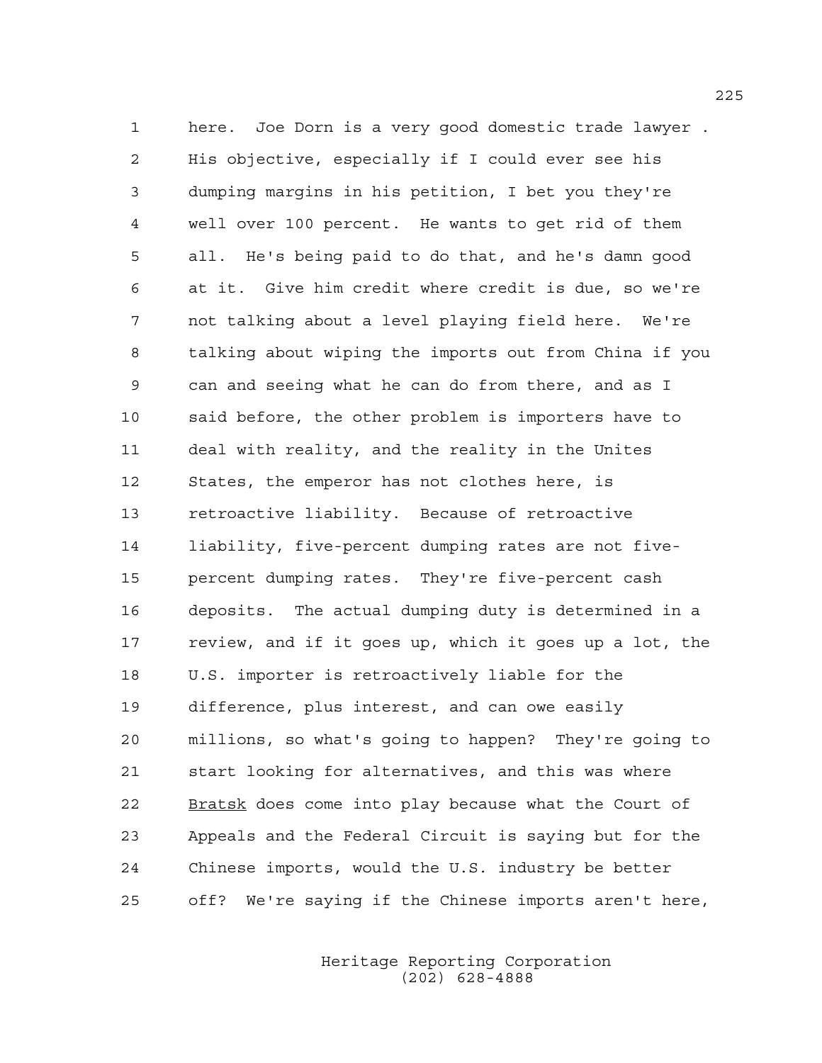1 here. Joe Dorn is a very good domestic trade lawyer .
2 His objective, especially if I could ever see his
3 dumping margins in his petition, I bet you they're
4 well over 100 percent. He wants to get rid of them
5 all. He's being paid to do that, and he's damn good
6 at it. Give him credit where credit is due, so we're
7 not talking about a level playing field here. We're
8 talking about wiping the imports out from China if you
9 can and seeing what he can do from there, and as I
10 said before, the other problem is importers have to
11 deal with reality, and the reality in the Unites
12 States, the emperor has not clothes here, is
13 retroactive liability. Because of retroactive
14 liability, five-percent dumping rates are not five-
15 percent dumping rates. They're five-percent cash
16 deposits. The actual dumping duty is determined in a
17 review, and if it goes up, which it goes up a lot, the
18 U.S. importer is retroactively liable for the
19 difference, plus interest, and can owe easily
20 millions, so what's going to happen? They're going to
21 start looking for alternatives, and this was where
22 Bratsk does come into play because what the Court of
23 Appeals and the Federal Circuit is saying but for the
24 Chinese imports, would the U.S. industry be better
25 off? We're saying if the Chinese imports aren't here,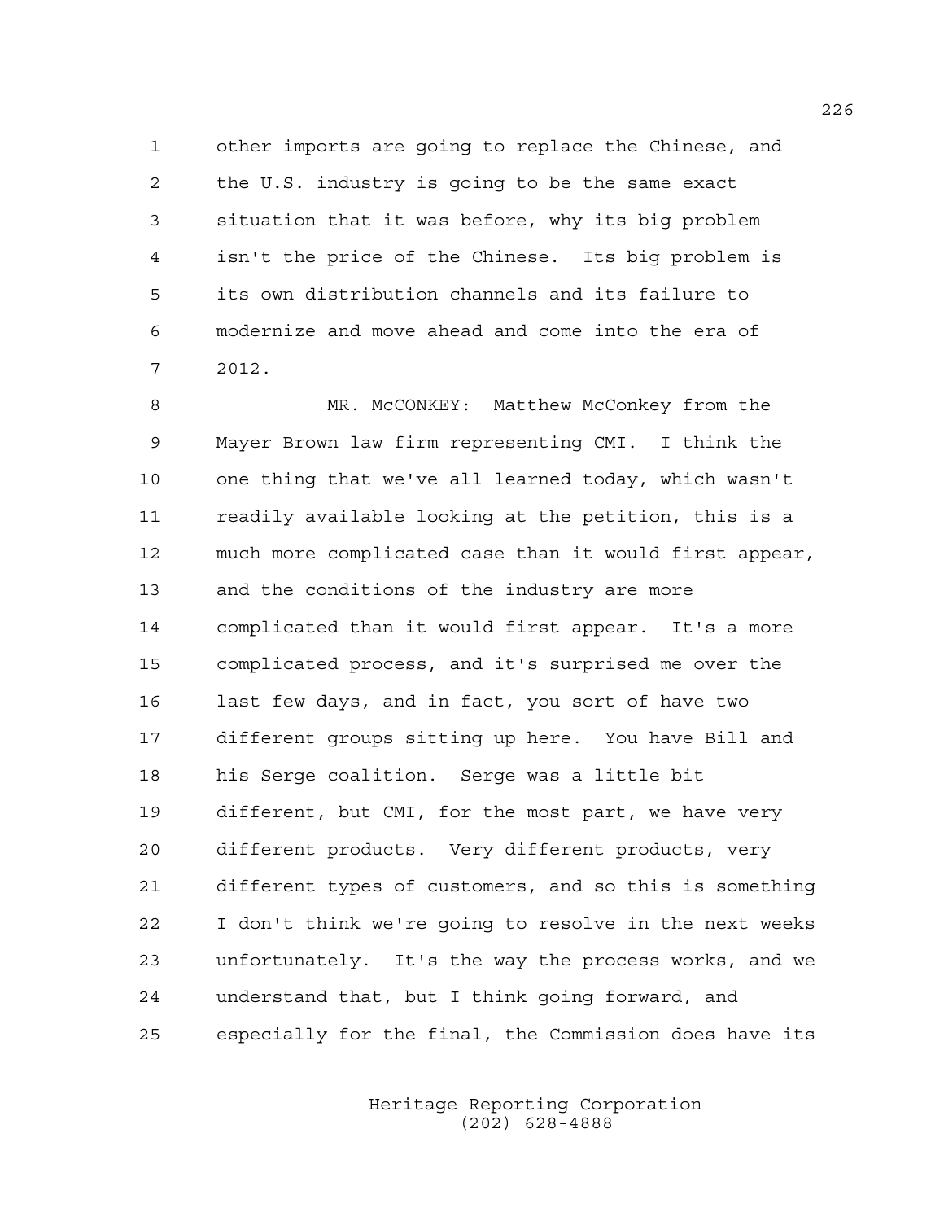other imports are going to replace the Chinese, and the U.S. industry is going to be the same exact situation that it was before, why its big problem isn't the price of the Chinese. Its big problem is its own distribution channels and its failure to modernize and move ahead and come into the era of 2012.

MR. McCONKEY: Matthew McConkey from the Mayer Brown law firm representing CMI. I think the one thing that we've all learned today, which wasn't readily available looking at the petition, this is a much more complicated case than it would first appear, and the conditions of the industry are more complicated than it would first appear. It's a more complicated process, and it's surprised me over the last few days, and in fact, you sort of have two different groups sitting up here. You have Bill and his Serge coalition. Serge was a little bit different, but CMI, for the most part, we have very different products. Very different products, very different types of customers, and so this is something I don't think we're going to resolve in the next weeks unfortunately. It's the way the process works, and we understand that, but I think going forward, and especially for the final, the Commission does have its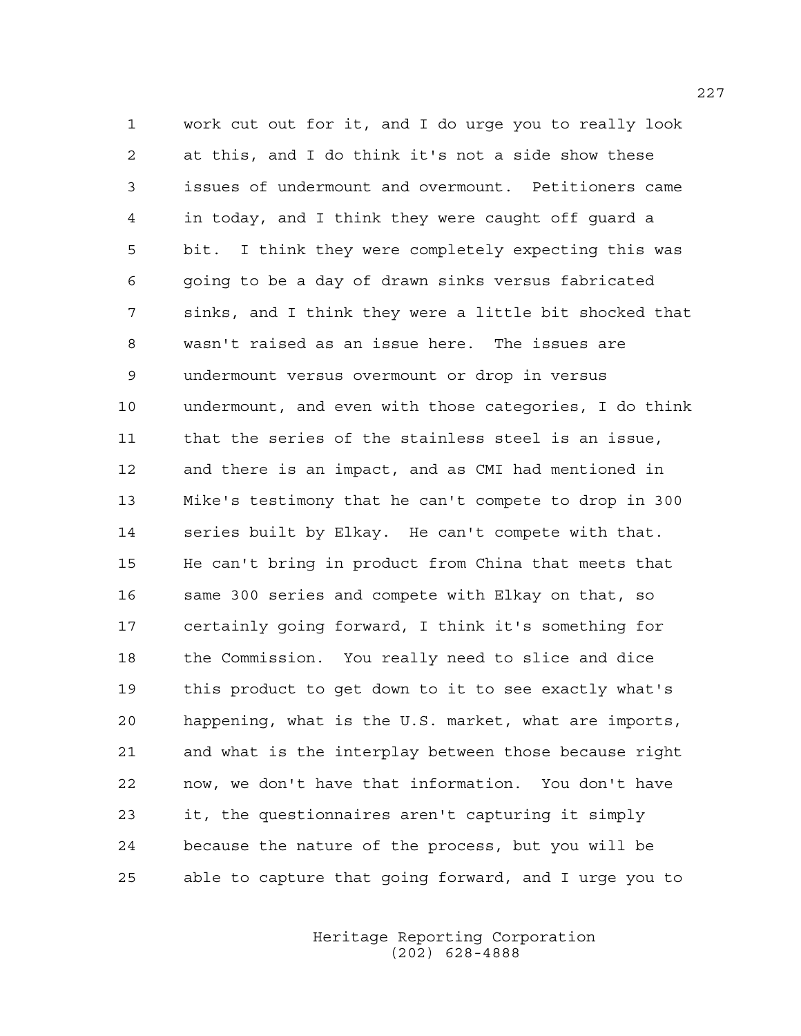work cut out for it, and I do urge you to really look at this, and I do think it's not a side show these issues of undermount and overmount. Petitioners came in today, and I think they were caught off guard a bit. I think they were completely expecting this was going to be a day of drawn sinks versus fabricated sinks, and I think they were a little bit shocked that wasn't raised as an issue here. The issues are undermount versus overmount or drop in versus undermount, and even with those categories, I do think that the series of the stainless steel is an issue, and there is an impact, and as CMI had mentioned in Mike's testimony that he can't compete to drop in 300 series built by Elkay. He can't compete with that. He can't bring in product from China that meets that same 300 series and compete with Elkay on that, so certainly going forward, I think it's something for the Commission. You really need to slice and dice this product to get down to it to see exactly what's happening, what is the U.S. market, what are imports, and what is the interplay between those because right now, we don't have that information. You don't have it, the questionnaires aren't capturing it simply because the nature of the process, but you will be able to capture that going forward, and I urge you to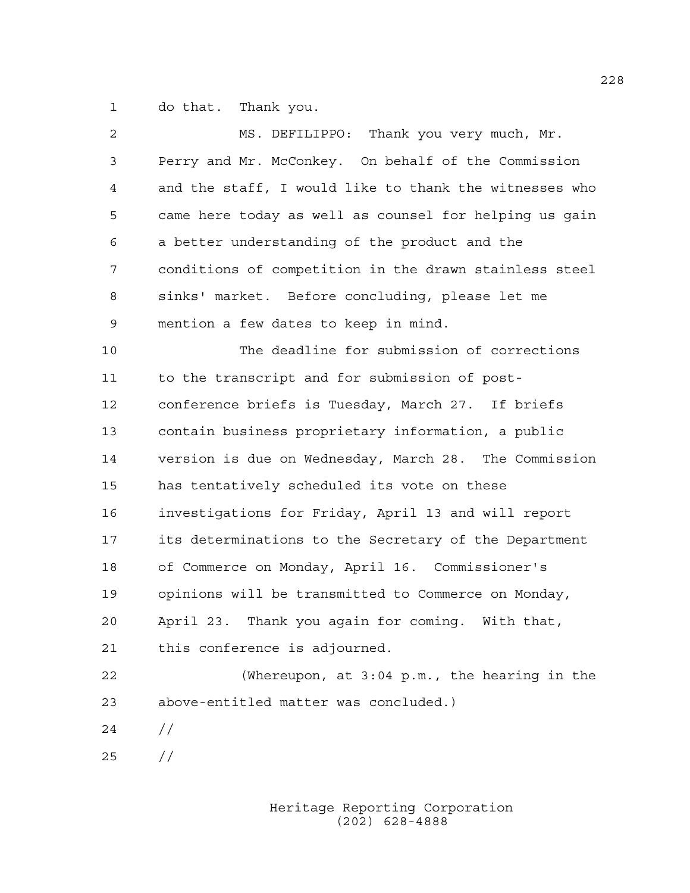do that. Thank you.

MS. DEFILIPPO: Thank you very much, Mr. Perry and Mr. McConkey. On behalf of the Commission and the staff, I would like to thank the witnesses who came here today as well as counsel for helping us gain a better understanding of the product and the conditions of competition in the drawn stainless steel sinks' market. Before concluding, please let me mention a few dates to keep in mind.

The deadline for submission of corrections to the transcript and for submission of post-conference briefs is Tuesday, March 27. If briefs contain business proprietary information, a public version is due on Wednesday, March 28. The Commission has tentatively scheduled its vote on these investigations for Friday, April 13 and will report its determinations to the Secretary of the Department of Commerce on Monday, April 16. Commissioner's opinions will be transmitted to Commerce on Monday, April 23. Thank you again for coming. With that, this conference is adjourned.

(Whereupon, at 3:04 p.m., the hearing in the above-entitled matter was concluded.)

//

//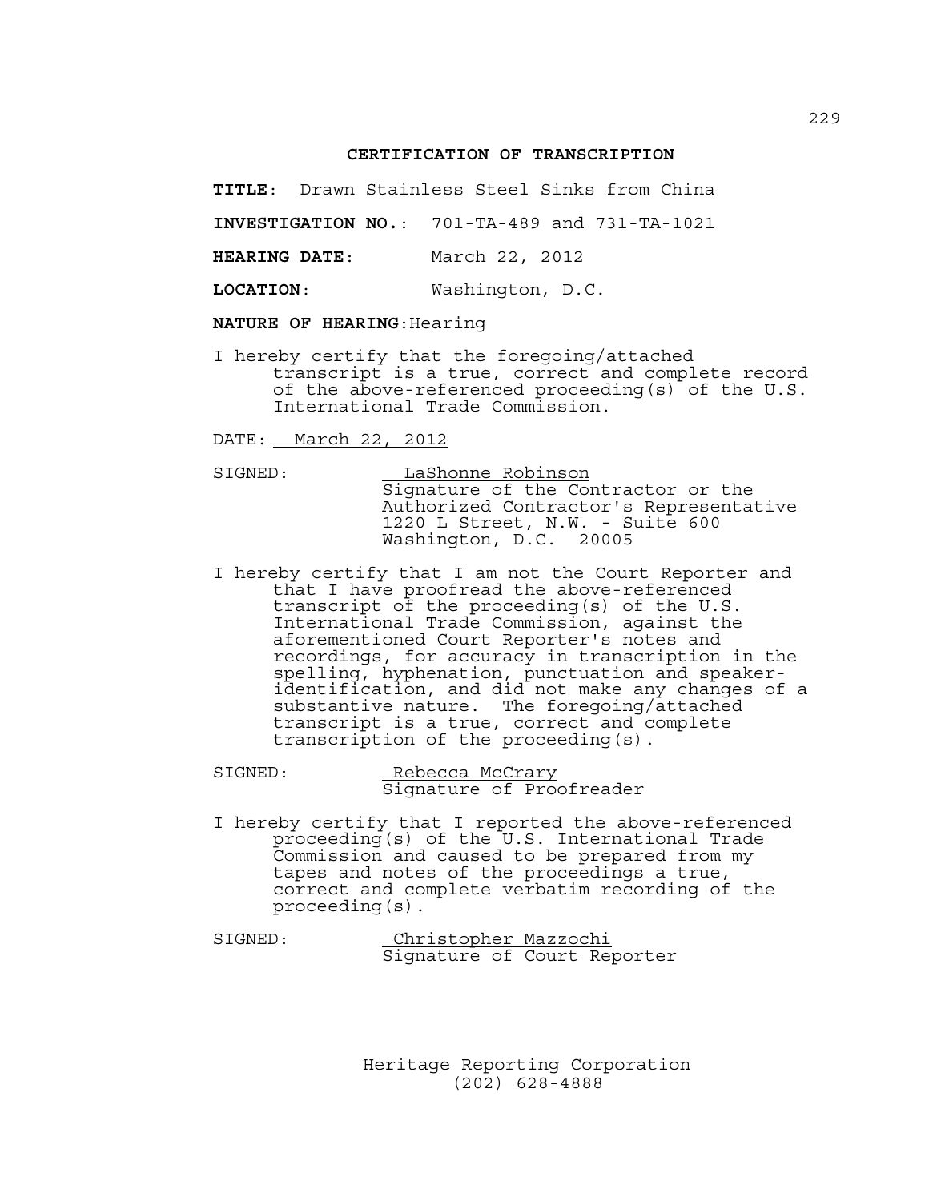# CERTIFICATION OF TRANSCRIPTION

**TITLE**: Drawn Stainless Steel Sinks from China

**INVESTIGATION NO.**: 701-TA-489 and 731-TA-1021

**HEARING DATE**: March 22, 2012

**LOCATION**: Washington, D.C.

**NATURE OF HEARING**: Hearing

I hereby certify that the foregoing/attached transcript is a true, correct and complete record of the above-referenced proceeding(s) of the U.S. International Trade Commission.

DATE: March 22, 2012

SIGNED: LaShonne Robinson
Signature of the Contractor or the Authorized Contractor's Representative
1220 L Street, N.W. - Suite 600
Washington, D.C. 20005

I hereby certify that I am not the Court Reporter and that I have proofread the above-referenced transcript of the proceeding(s) of the U.S. International Trade Commission, against the aforementioned Court Reporter's notes and recordings, for accuracy in transcription in the spelling, hyphenation, punctuation and speaker-identification, and did not make any changes of a substantive nature. The foregoing/attached transcript is a true, correct and complete transcription of the proceeding(s).

SIGNED: Rebecca McCrary
Signature of Proofreader

I hereby certify that I reported the above-referenced proceeding(s) of the U.S. International Trade Commission and caused to be prepared from my tapes and notes of the proceedings a true, correct and complete verbatim recording of the proceeding(s).

SIGNED: Christopher Mazzochi
Signature of Court Reporter